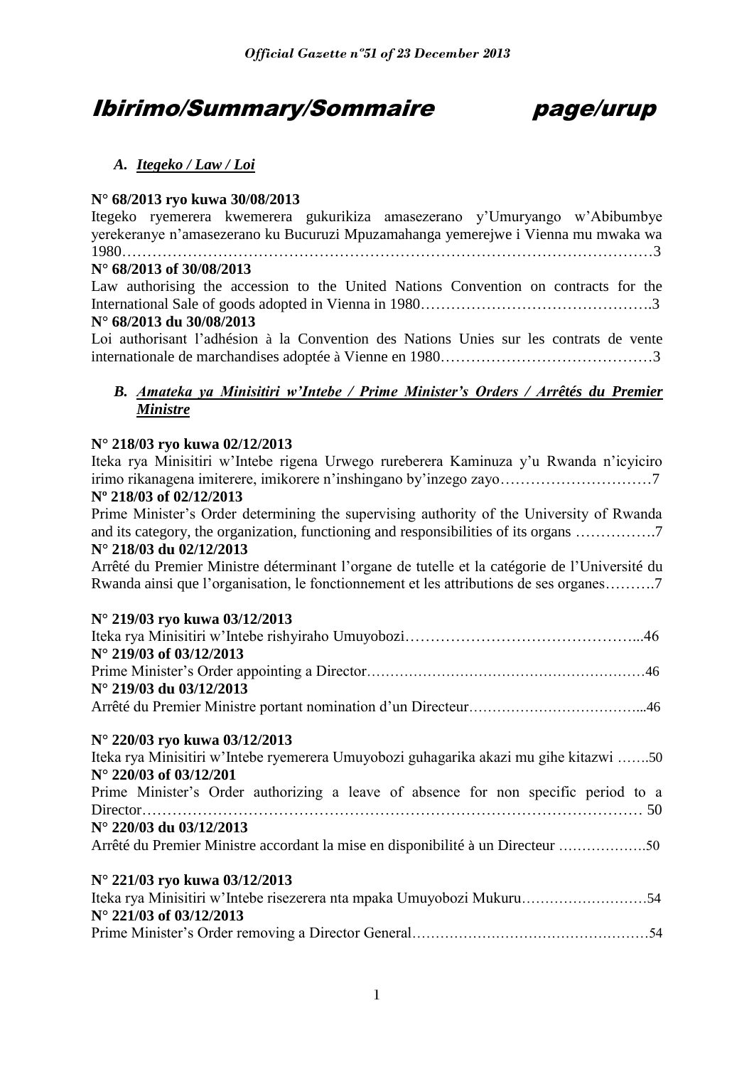# Ibirimo/Summary/Sommaire page/urup

## *A. Itegeko / Law / Loi*

**N° 68/2013 ryo kuwa 30/08/2013**

Itegeko ryemerera kwemerera gukurikiza amasezerano y'Umuryango w'Abibumbye yerekeranye n'amasezerano ku Bucuruzi Mpuzamahanga yemerejwe i Vienna mu mwaka wa 1980………………………………………………………………………………………3

**N° 68/2013 of 30/08/2013**

Law authorising the accession to the United Nations Convention on contracts for the International Sale of goods adopted in Vienna in 1980……………………………………….3

**N° 68/2013 du 30/08/2013**

Loi authorisant l'adhésion à la Convention des Nations Unies sur les contrats de vente internationale de marchandises adoptée à Vienne en 1980……………………………………3

## *B. Amateka ya Minisitiri w'Intebe / Prime Minister's Orders / Arrêtés du Premier Ministre*

**N° 218/03 ryo kuwa 02/12/2013**

Iteka rya Minisitiri w'Intebe rigena Urwego rureberera Kaminuza y'u Rwanda n'icyiciro irimo rikanagena imiterere, imikorere n'inshingano by'inzego zayo…………………………7

**Nº 218/03 of 02/12/2013**

Prime Minister's Order determining the supervising authority of the University of Rwanda and its category, the organization, functioning and responsibilities of its organs …………….7

**N° 218/03 du 02/12/2013**

Arrêté du Premier Ministre déterminant l'organe de tutelle et la catégorie de l'Université du Rwanda ainsi que l'organisation, le fonctionnement et les attributions de ses organes……….7

**N° 219/03 ryo kuwa 03/12/2013**

Iteka rya Minisitiri w'Intebe rishyiraho Umuyobozi………………………………………...46

**N° 219/03 of 03/12/2013**

Prime Minister's Order appointing a Director……………………………………………………46

**N° 219/03 du 03/12/2013**

Arrêté du Premier Ministre portant nomination d'un Directeur……………………………...46

**N° 220/03 ryo kuwa 03/12/2013**

Iteka rya Minisitiri w'Intebe ryemerera Umuyobozi guhagarika akazi mu gihe kitazwi …….50

**N° 220/03 of 03/12/201**

Prime Minister's Order authorizing a leave of absence for non specific period to a Director…………………………………………………………………………………… 50

**N° 220/03 du 03/12/2013**

Arrêté du Premier Ministre accordant la mise en disponibilité à un Directeur ……………….50

**N° 221/03 ryo kuwa 03/12/2013**

Iteka rya Minisitiri w'Intebe risezerera nta mpaka Umuyobozi Mukuru………………………54

**N° 221/03 of 03/12/2013**

Prime Minister's Order removing a Director General…………………………………………54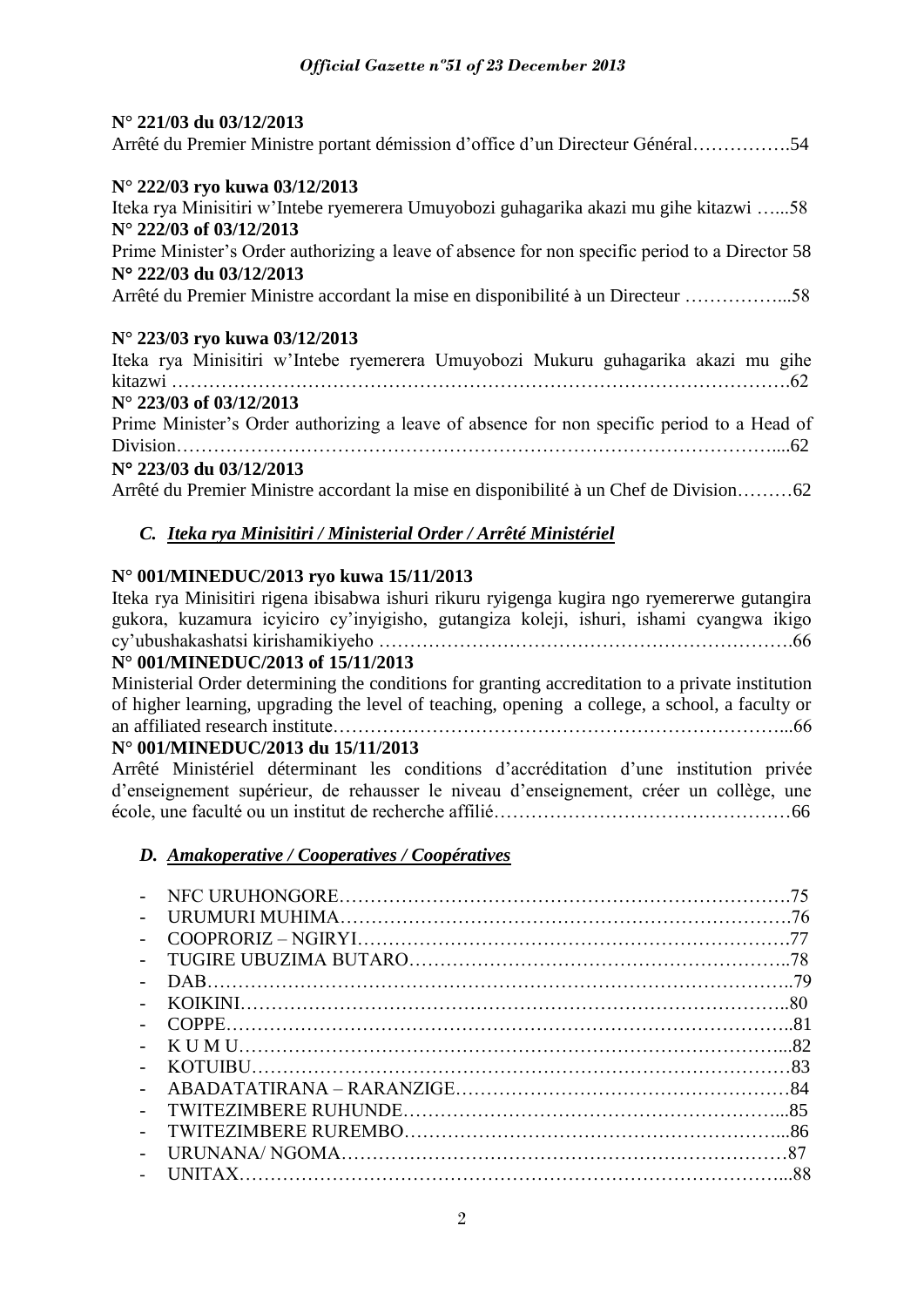**N° 221/03 du 03/12/2013**

Arrêté du Premier Ministre portant démission d'office d'un Directeur Général…………….54

**N° 222/03 ryo kuwa 03/12/2013**

Iteka rya Minisitiri w'Intebe ryemerera Umuyobozi guhagarika akazi mu gihe kitazwi …...58

**N° 222/03 of 03/12/2013**

Prime Minister's Order authorizing a leave of absence for non specific period to a Director 58

**N° 222/03 du 03/12/2013**

Arrêté du Premier Ministre accordant la mise en disponibilité à un Directeur ……………...58

**N° 223/03 ryo kuwa 03/12/2013**

Iteka rya Minisitiri w'Intebe ryemerera Umuyobozi Mukuru guhagarika akazi mu gihe kitazwi ……………………………………………………………………………………….62

**N° 223/03 of 03/12/2013**

Prime Minister's Order authorizing a leave of absence for non specific period to a Head of Division………………………………………………………………………………………...62

**N° 223/03 du 03/12/2013**

Arrêté du Premier Ministre accordant la mise en disponibilité à un Chef de Division………62

### *C. Iteka rya Minisitiri / Ministerial Order / Arrêté Ministériel*

**N° 001/MINEDUC/2013 ryo kuwa 15/11/2013**

Iteka rya Minisitiri rigena ibisabwa ishuri rikuru ryigenga kugira ngo ryemererwe gutangira gukora, kuzamura icyiciro cy'inyigisho, gutangiza koleji, ishuri, ishami cyangwa ikigo cy'ubushakashatsi kirishamikiyeho ………………………………………………………….66

**N° 001/MINEDUC/2013 of 15/11/2013**

Ministerial Order determining the conditions for granting accreditation to a private institution of higher learning, upgrading the level of teaching, opening a college, a school, a faculty or an affiliated research institute………………………………………………………………...66

**N° 001/MINEDUC/2013 du 15/11/2013**

Arrêté Ministériel déterminant les conditions d'accréditation d'une institution privée d'enseignement supérieur, de rehausser le niveau d'enseignement, créer un collège, une école, une faculté ou un institut de recherche affilié…………………………………………66

### *D. Amakoperative / Cooperatives / Coopératives*

- NFC URUHONGORE……………………………………………………………….75
- URUMURI MUHIMA……………………………………………………………….76
- COOPRORIZ – NGIRYI…………………………………………………………….77
- TUGIRE UBUZIMA BUTARO……………………………………………………..78
- DAB………………………………………………………………………………..79
- KOIKINI……………………………………………………………………………..80
- COPPE………………………………………………………………………………..81
- K U M U……………………………………………………………………………...82
- KOTUIBU……………………………………………………………………………83
- ABADATATIRANA – RARANZIGE……………………………………………84
- TWITEZIMBERE RUHUNDE………………………………………………….....85
- TWITEZIMBERE RUREMBO……………………………………………………...86
- URUNANA/ NGOMA……………………………………………………………87
- UNITAX……………………………………………………………………………...88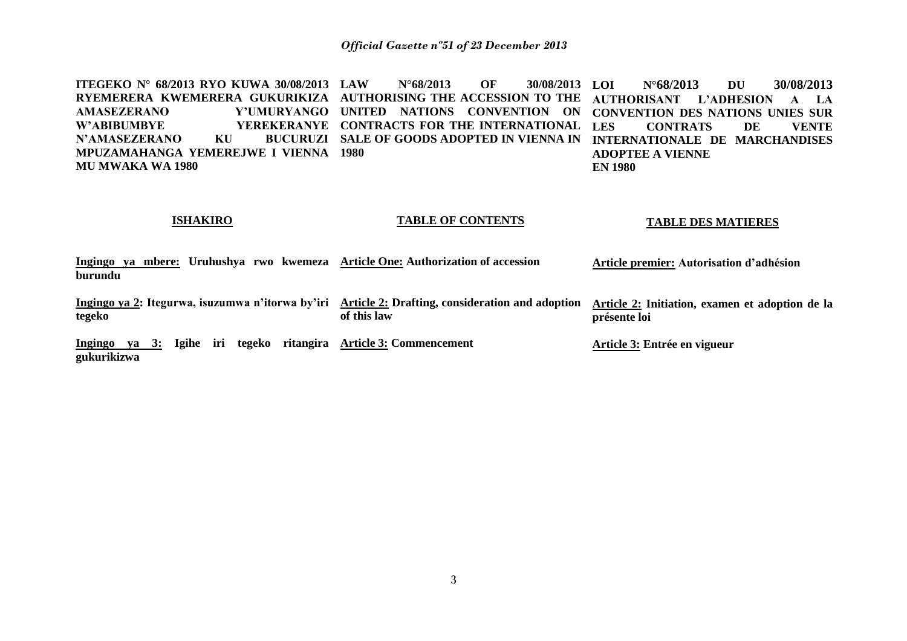**ITEGEKO N° 68/2013 RYO KUWA 30/08/2013 RYEMERERA KWEMERERA GUKURIKIZA AMASEZERANO Y'UMURYANGO W'ABIBUMBYE YEREKERANYE N'AMASEZERANO KU BUCURUZI MPUZAMAHANGA YEMEREJWE I VIENNA MU MWAKA WA 1980**

**ISHAKIRO**

**Ingingo ya mbere:** Uruhushya rwo kwemeza burundu

**Ingingo ya 2:** Itegurwa, isuzumwa n'itorwa by'iri tegeko

**Ingingo ya 3:** Igihe iri tegeko ritangira gukurikizwa

**LAW N°68/2013 OF 30/08/2013 AUTHORISING THE ACCESSION TO THE UNITED NATIONS CONVENTION ON CONTRACTS FOR THE INTERNATIONAL SALE OF GOODS ADOPTED IN VIENNA IN 1980**

**TABLE OF CONTENTS**

**Article One:** Authorization of accession

**Article 2:** Drafting, consideration and adoption of this law

**Article 3:** Commencement

**LOI N°68/2013 DU 30/08/2013 AUTHORISANT L'ADHESION A LA CONVENTION DES NATIONS UNIES SUR LES CONTRATS DE VENTE INTERNATIONALE DE MARCHANDISES ADOPTEE A VIENNE EN 1980**

**TABLE DES MATIERES**

**Article premier:** Autorisation d'adhésion

**Article 2:** Initiation, examen et adoption de la présente loi

**Article 3:** Entrée en vigueur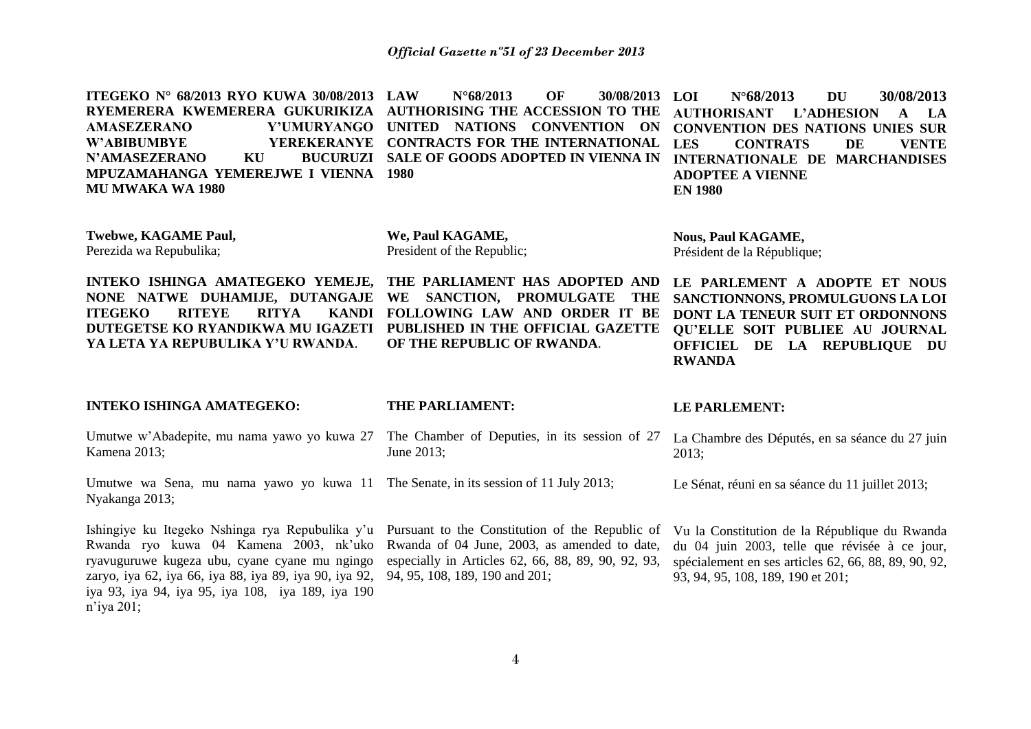**ITEGEKO N° 68/2013 RYO KUWA 30/08/2013 RYEMERERA KWEMERERA GUKURIKIZA AMASEZERANO Y'UMURYANGO W'ABIBUMBYE YEREKERANYE N'AMASEZERANO KU BUCURUZI MPUZAMAHANGA YEMEREJWE I VIENNA MU MWAKA WA 1980**

**Twebwe, KAGAME Paul,**
Perezida wa Repubulika;

**INTEKO ISHINGA AMATEGEKO YEMEJE, NONE NATWE DUHAMIJE, DUTANGAJE ITEGEKO RITEYE RITYA KANDI DUTEGETSE KO RYANDIKWA MU IGAZETI YA LETA YA REPUBULIKA Y'U RWANDA**.

**INTEKO ISHINGA AMATEGEKO:**

Umutwe w'Abadepite, mu nama yawo yo kuwa 27 Kamena 2013;

Umutwe wa Sena, mu nama yawo yo kuwa 11 Nyakanga 2013;

Ishingiye ku Itegeko Nshinga rya Repubulika y'u Rwanda ryo kuwa 04 Kamena 2003, nk'uko ryavuguruwe kugeza ubu, cyane cyane mu ngingo zaryo, iya 62, iya 66, iya 88, iya 89, iya 90, iya 92, iya 93, iya 94, iya 95, iya 108, iya 189, iya 190 n'iya 201;

**LAW N°68/2013 OF 30/08/2013 AUTHORISING THE ACCESSION TO THE UNITED NATIONS CONVENTION ON CONTRACTS FOR THE INTERNATIONAL SALE OF GOODS ADOPTED IN VIENNA IN 1980**

**We, Paul KAGAME,**
President of the Republic;

**THE PARLIAMENT HAS ADOPTED AND WE SANCTION, PROMULGATE THE FOLLOWING LAW AND ORDER IT BE PUBLISHED IN THE OFFICIAL GAZETTE OF THE REPUBLIC OF RWANDA**.

**THE PARLIAMENT:**

The Chamber of Deputies, in its session of 27 June 2013;

The Senate, in its session of 11 July 2013;

Pursuant to the Constitution of the Republic of Rwanda of 04 June, 2003, as amended to date, especially in Articles 62, 66, 88, 89, 90, 92, 93, 94, 95, 108, 189, 190 and 201;

**LOI N°68/2013 DU 30/08/2013 AUTHORISANT L'ADHESION A LA CONVENTION DES NATIONS UNIES SUR LES CONTRATS DE VENTE INTERNATIONALE DE MARCHANDISES ADOPTEE A VIENNE EN 1980**

**Nous, Paul KAGAME,**
Président de la République;

**LE PARLEMENT A ADOPTE ET NOUS SANCTIONNONS, PROMULGUONS LA LOI DONT LA TENEUR SUIT ET ORDONNONS QU'ELLE SOIT PUBLIEE AU JOURNAL OFFICIEL DE LA REPUBLIQUE DU RWANDA**

**LE PARLEMENT:**

La Chambre des Députés, en sa séance du 27 juin 2013;

Le Sénat, réuni en sa séance du 11 juillet 2013;

Vu la Constitution de la République du Rwanda du 04 juin 2003, telle que révisée à ce jour, spécialement en ses articles 62, 66, 88, 89, 90, 92, 93, 94, 95, 108, 189, 190 et 201;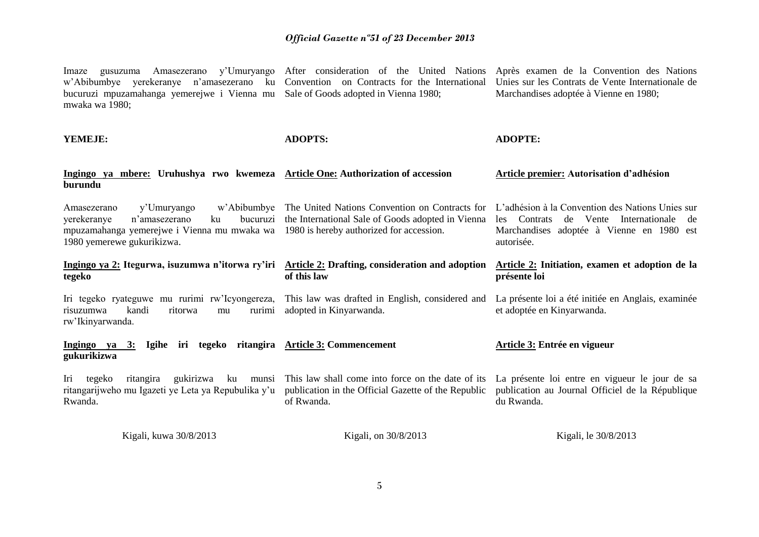Imaze gusuzuma Amasezerano y'Umuryango w'Abibumbye yerekeranye n'amasezerano ku bucuruzi mpuzamahanga yemerejwe i Vienna mu mwaka wa 1980;

**YEMEJE:**

**Ingingo ya mbere: Uruhushya rwo kwemeza burundu**

Amasezerano y'Umuryango w'Abibumbye yerekeranye n'amasezerano ku bucuruzi mpuzamahanga yemerejwe i Vienna mu mwaka wa 1980 yemerewe gukurikizwa.

**Ingingo ya 2: Itegurwa, isuzumwa n'itorwa ry'iri tegeko**

Iri tegeko ryateguwe mu rurimi rw'Icyongereza, risuzumwa kandi ritorwa mu rurimi rw'Ikinyarwanda.

**Ingingo ya 3: Igihe iri tegeko ritangira gukurikizwa**

Iri tegeko ritangira gukirizwa ku munsi ritangarijweho mu Igazeti ye Leta ya Repubulika y'u Rwanda.

Kigali, kuwa 30/8/2013

After consideration of the United Nations Convention on Contracts for the International Sale of Goods adopted in Vienna 1980;

**ADOPTS:**

**Article One: Authorization of accession**

The United Nations Convention on Contracts for the International Sale of Goods adopted in Vienna 1980 is hereby authorized for accession.

**Article 2: Drafting, consideration and adoption of this law**

This law was drafted in English, considered and adopted in Kinyarwanda.

**Article 3: Commencement**

This law shall come into force on the date of its publication in the Official Gazette of the Republic of Rwanda.

Kigali, on 30/8/2013

Après examen de la Convention des Nations Unies sur les Contrats de Vente Internationale de Marchandises adoptée à Vienne en 1980;

**ADOPTE:**

**Article premier: Autorisation d'adhésion**

L'adhésion à la Convention des Nations Unies sur les Contrats de Vente Internationale de Marchandises adoptée à Vienne en 1980 est autorisée.

**Article 2: Initiation, examen et adoption de la présente loi**

La présente loi a été initiée en Anglais, examinée et adoptée en Kinyarwanda.

**Article 3: Entrée en vigueur**

La présente loi entre en vigueur le jour de sa publication au Journal Officiel de la République du Rwanda.

Kigali, le 30/8/2013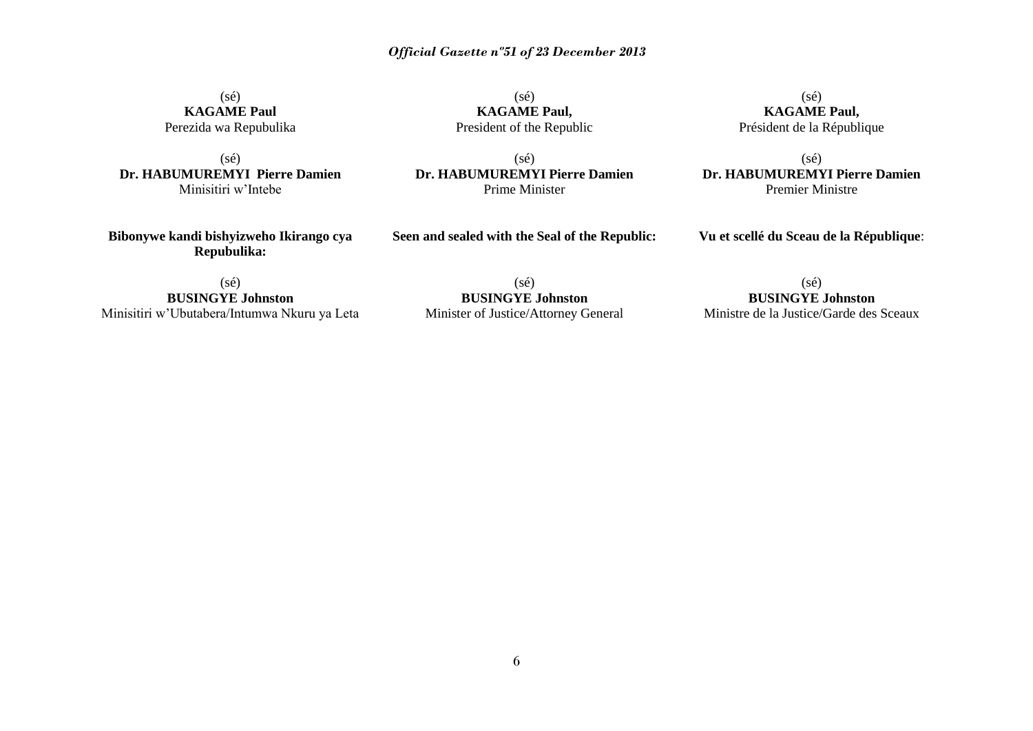(sé)
**KAGAME Paul**
Perezida wa Repubulika

(sé)
**Dr. HABUMUREMYI Pierre Damien**
Minisitiri w'Intebe

**Bibonywe kandi bishyizweho Ikirango cya Repubulika:**

(sé)
**BUSINGYE Johnston**
Minisitiri w'Ubutabera/Intumwa Nkuru ya Leta

(sé)
**KAGAME Paul,**
President of the Republic

(sé)
**Dr. HABUMUREMYI Pierre Damien**
Prime Minister

**Seen and sealed with the Seal of the Republic:**

(sé)
**BUSINGYE Johnston**
Minister of Justice/Attorney General

(sé)
**KAGAME Paul,**
Président de la République

(sé)
**Dr. HABUMUREMYI Pierre Damien**
Premier Ministre

**Vu et scellé du Sceau de la République**:

(sé)
**BUSINGYE Johnston**
Ministre de la Justice/Garde des Sceaux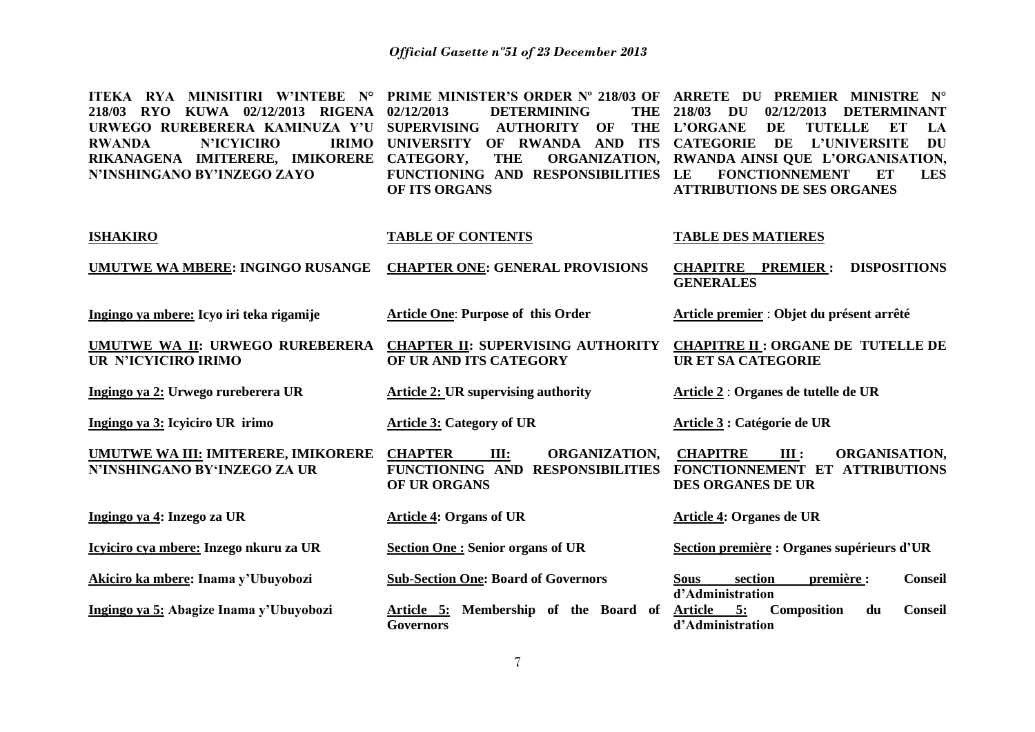**ITEKA RYA MINISITIRI W'INTEBE N° 218/03 RYO KUWA 02/12/2013 RIGENA URWEGO RUREBERERA KAMINUZA Y'U RWANDA N'ICYICIRO IRIMO RIKANAGENA IMITERERE, IMIKORERE N'INSHINGANO BY'INZEGO ZAYO**

**ISHAKIRO**

**UMUTWE WA MBERE: INGINGO RUSANGE**

**Ingingo ya mbere: Icyo iri teka rigamije**

**UMUTWE WA II: URWEGO RUREBERERA UR N'ICYICIRO IRIMO**

**Ingingo ya 2: Urwego rureberera UR**

**Ingingo ya 3: Icyiciro UR irimo**

**UMUTWE WA III: IMITERERE, IMIKORERE N'INSHINGANO BY'INZEGO ZA UR**

**Ingingo ya 4: Inzego za UR**

**Icyiciro cya mbere: Inzego nkuru za UR**

**Akiciro ka mbere: Inama y'Ubuyobozi**

**Ingingo ya 5: Abagize Inama y'Ubuyobozi**

**PRIME MINISTER'S ORDER Nº 218/03 OF 02/12/2013 DETERMINING THE SUPERVISING AUTHORITY OF THE UNIVERSITY OF RWANDA AND ITS CATEGORY, THE ORGANIZATION, FUNCTIONING AND RESPONSIBILITIES OF ITS ORGANS**

**TABLE OF CONTENTS**

**CHAPTER ONE: GENERAL PROVISIONS**

**Article One: Purpose of this Order**

**CHAPTER II: SUPERVISING AUTHORITY OF UR AND ITS CATEGORY**

**Article 2: UR supervising authority**

**Article 3: Category of UR**

**CHAPTER III: ORGANIZATION, FUNCTIONING AND RESPONSIBILITIES OF UR ORGANS**

**Article 4: Organs of UR**

**Section One : Senior organs of UR**

**Sub-Section One: Board of Governors**

**Article 5: Membership of the Board of Governors**

**ARRETE DU PREMIER MINISTRE N° 218/03 DU 02/12/2013 DETERMINANT L'ORGANE DE TUTELLE ET LA CATEGORIE DE L'UNIVERSITE DU RWANDA AINSI QUE L'ORGANISATION, LE FONCTIONNEMENT ET LES ATTRIBUTIONS DE SES ORGANES**

**TABLE DES MATIERES**

**CHAPITRE PREMIER : DISPOSITIONS GENERALES**

**Article premier : Objet du présent arrêté**

**CHAPITRE II : ORGANE DE TUTELLE DE UR ET SA CATEGORIE**

**Article 2 : Organes de tutelle de UR**

**Article 3 : Catégorie de UR**

**CHAPITRE III : ORGANISATION, FONCTIONNEMENT ET ATTRIBUTIONS DES ORGANES DE UR**

**Article 4: Organes de UR**

**Section première : Organes supérieurs d'UR**

**Sous section première : Conseil d'Administration**

**Article 5: Composition du Conseil d'Administration**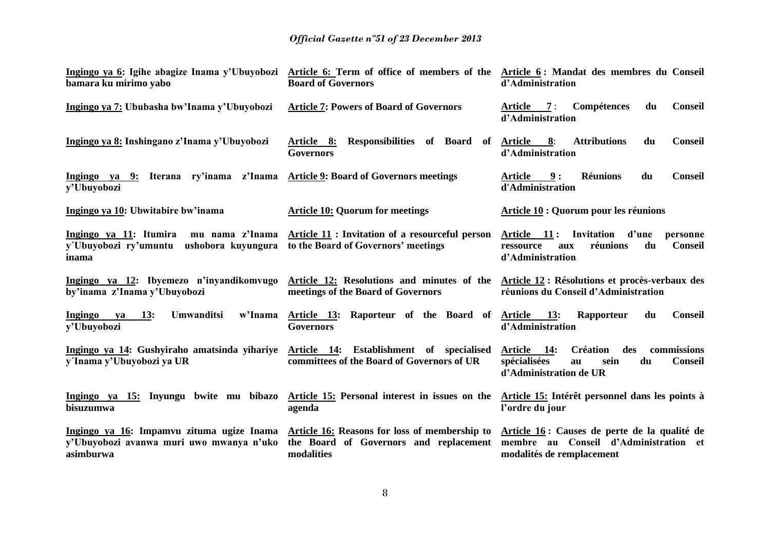| | | |
|---|---|---|
| **Ingingo ya 6: Igihe abagize Inama y'Ubuyobozi bamara ku mirimo yabo** | **Article 6: Term of office of members of the Board of Governors** | **Article 6 : Mandat des membres du Conseil d'Administration** |
| **Ingingo ya 7: Ububasha bw'Inama y'Ubuyobozi** | **Article 7: Powers of Board of Governors** | **Article 7 : Compétences du Conseil d'Administration** |
| **Ingingo ya 8: Inshingano z'Inama y'Ubuyobozi** | **Article 8: Responsibilities of Board of Governors** | **Article 8: Attributions du Conseil d'Administration** |
| **Ingingo ya 9: Iterana ry'inama z'Inama y'Ubuyobozi** | **Article 9: Board of Governors meetings** | **Article 9 : Réunions du Conseil d'Administration** |
| **Ingingo ya 10: Ubwitabire bw'inama** | **Article 10: Quorum for meetings** | **Article 10 : Quorum pour les réunions** |
| **Ingingo ya 11: Itumira mu nama z'Inama y´Ubuyobozi ry'umuntu ushobora kuyungura inama** | **Article 11 : Invitation of a resourceful person to the Board of Governors' meetings** | **Article 11 : Invitation d'une personne ressource aux réunions du Conseil d'Administration** |
| **Ingingo ya 12: Ibyemezo n'inyandikomvugo by'inama z'Inama y'Ubuyobozi** | **Article 12: Resolutions and minutes of the meetings of the Board of Governors** | **Article 12 : Résolutions et procès-verbaux des réunions du Conseil d'Administration** |
| **Ingingo ya 13: Umwanditsi w'Inama y'Ubuyobozi** | **Article 13: Raporteur of the Board of Governors** | **Article 13: Rapporteur du Conseil d'Administration** |
| **Ingingo ya 14: Gushyiraho amatsinda yihariye y´Inama y'Ubuyobozi ya UR** | **Article 14: Establishment of specialised committees of the Board of Governors of UR** | **Article 14: Création des commissions spécialisées au sein du Conseil d'Administration de UR** |
| **Ingingo ya 15: Inyungu bwite mu bibazo bisuzumwa** | **Article 15: Personal interest in issues on the agenda** | **Article 15: Intérêt personnel dans les points à l'ordre du jour** |
| **Ingingo ya 16: Impamvu zituma ugize Inama y'Ubuyobozi avanwa muri uwo mwanya n'uko asimburwa** | **Article 16: Reasons for loss of membership to the Board of Governors and replacement modalities** | **Article 16 : Causes de perte de la qualité de membre au Conseil d'Administration et modalités de remplacement** |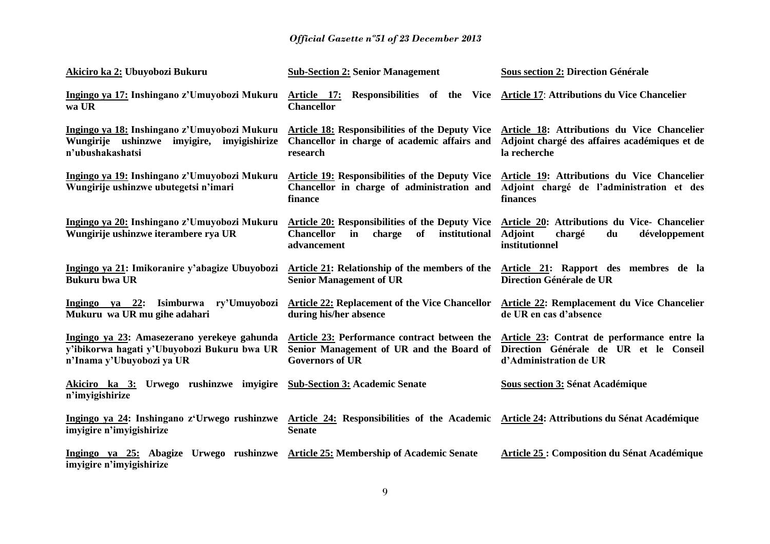| Akiciro ka 2: Ubuyobozi Bukuru | Sub-Section 2: Senior Management | Sous section 2: Direction Générale |
|---|---|---|
| **Ingingo ya 17: Inshingano z'Umuyobozi Mukuru wa UR** | **Article 17: Responsibilities of the Vice Chancellor** | **Article 17: Attributions du Vice Chancelier** |
| **Ingingo ya 18: Inshingano z'Umuyobozi Mukuru Wungirije ushinzwe imyigire, imyigishirize n'ubushakashatsi** | **Article 18: Responsibilities of the Deputy Vice Chancellor in charge of academic affairs and research** | **Article 18: Attributions du Vice Chancelier Adjoint chargé des affaires académiques et de la recherche** |
| **Ingingo ya 19: Inshingano z'Umuyobozi Mukuru Wungirije ushinzwe ubutegetsi n'imari** | **Article 19: Responsibilities of the Deputy Vice Chancellor in charge of administration and finance** | **Article 19: Attributions du Vice Chancelier Adjoint chargé de l'administration et des finances** |
| **Ingingo ya 20: Inshingano z'Umuyobozi Mukuru Wungirije ushinzwe iterambere rya UR** | **Article 20: Responsibilities of the Deputy Vice Chancellor in charge of institutional advancement** | **Article 20: Attributions du Vice- Chancelier Adjoint chargé du développement institutionnel** |
| **Ingingo ya 21: Imikoranire y'abagize Ubuyobozi Bukuru bwa UR** | **Article 21: Relationship of the members of the Senior Management of UR** | **Article 21: Rapport des membres de la Direction Générale de UR** |
| **Ingingo ya 22: Isimburwa ry'Umuyobozi Mukuru wa UR mu gihe adahari** | **Article 22: Replacement of the Vice Chancellor during his/her absence** | **Article 22: Remplacement du Vice Chancelier de UR en cas d'absence** |
| **Ingingo ya 23: Amasezerano yerekeye gahunda y'ibikorwa hagati y'Ubuyobozi Bukuru bwa UR n'Inama y'Ubuyobozi ya UR** | **Article 23: Performance contract between the Senior Management of UR and the Board of Governors of UR** | **Article 23: Contrat de performance entre la Direction Générale de UR et le Conseil d'Administration de UR** |
| **Akiciro ka 3: Urwego rushinzwe imyigire n'imyigishirize** | **Sub-Section 3: Academic Senate** | **Sous section 3: Sénat Académique** |
| **Ingingo ya 24: Inshingano z'Urwego rushinzwe imyigire n'imyigishirize** | **Article 24: Responsibilities of the Academic Senate** | **Article 24: Attributions du Sénat Académique** |
| **Ingingo ya 25: Abagize Urwego rushinzwe imyigire n'imyigishirize** | **Article 25: Membership of Academic Senate** | **Article 25 : Composition du Sénat Académique** |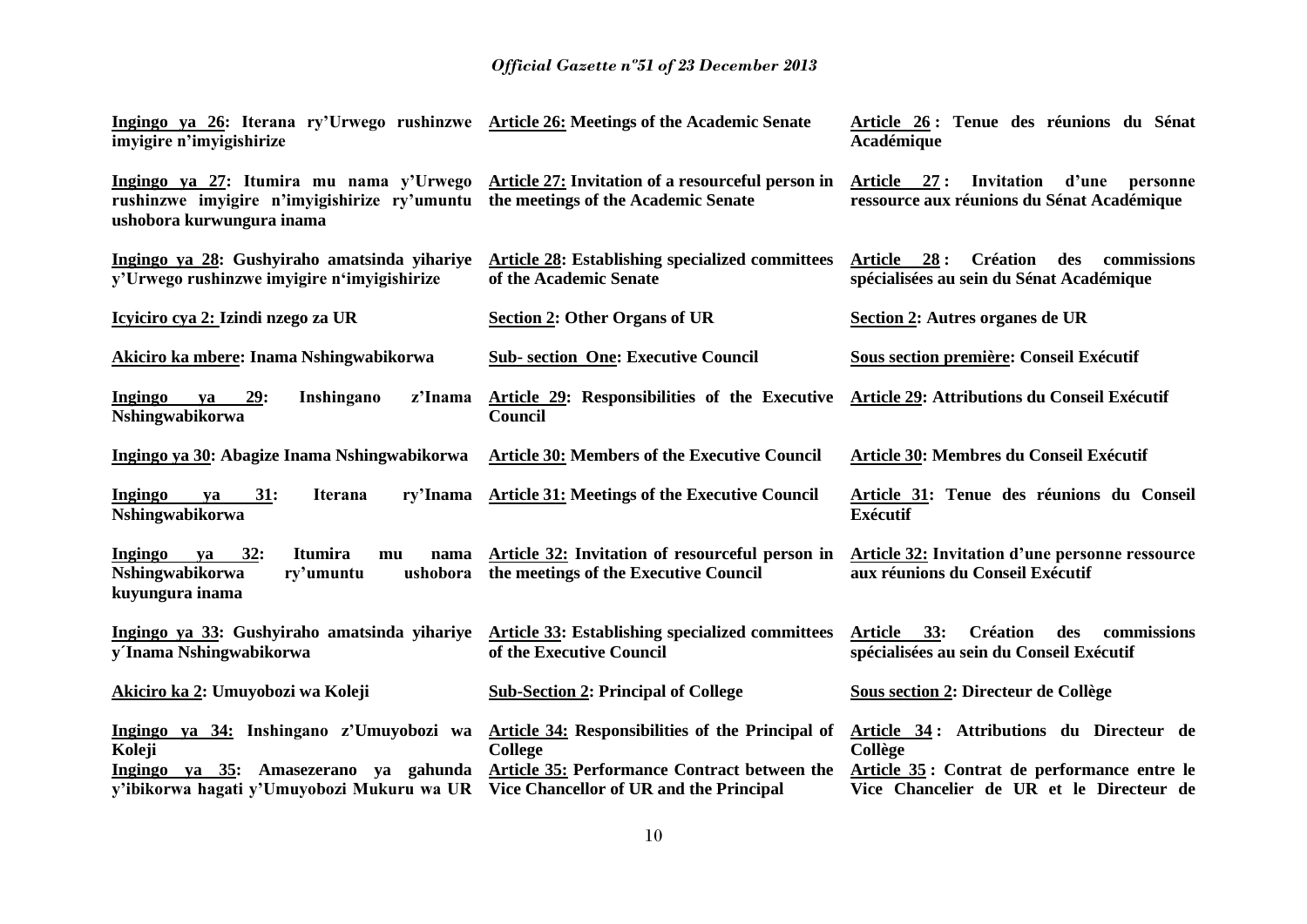| | | |
|---|---|---|
| **Ingingo ya 26: Iterana ry'Urwego rushinzwe imyigire n'imyigishirize** | **Article 26: Meetings of the Academic Senate** | **Article 26 : Tenue des réunions du Sénat Académique** |
| **Ingingo ya 27: Itumira mu nama y'Urwego rushinzwe imyigire n'imyigishirize ry'umuntu ushobora kurwungura inama** | **Article 27: Invitation of a resourceful person in the meetings of the Academic Senate** | **Article 27 : Invitation d'une personne ressource aux réunions du Sénat Académique** |
| **Ingingo ya 28: Gushyiraho amatsinda yihariye y'Urwego rushinzwe imyigire n'imyigishirize** | **Article 28: Establishing specialized committees of the Academic Senate** | **Article 28 : Création des commissions spécialisées au sein du Sénat Académique** |
| **Icyiciro cya 2: Izindi nzego za UR** | **Section 2: Other Organs of UR** | **Section 2: Autres organes de UR** |
| **Akiciro ka mbere: Inama Nshingwabikorwa** | **Sub- section One: Executive Council** | **Sous section première: Conseil Exécutif** |
| **Ingingo ya 29: Inshingano z'Inama Nshingwabikorwa** | **Article 29: Responsibilities of the Executive Council** | **Article 29: Attributions du Conseil Exécutif** |
| **Ingingo ya 30: Abagize Inama Nshingwabikorwa** | **Article 30: Members of the Executive Council** | **Article 30: Membres du Conseil Exécutif** |
| **Ingingo ya 31: Iterana ry'Inama Nshingwabikorwa** | **Article 31: Meetings of the Executive Council** | **Article 31: Tenue des réunions du Conseil Exécutif** |
| **Ingingo ya 32: Itumira mu nama Nshingwabikorwa ry'umuntu ushobora kuyungura inama** | **Article 32: Invitation of resourceful person in the meetings of the Executive Council** | **Article 32: Invitation d'une personne ressource aux réunions du Conseil Exécutif** |
| **Ingingo ya 33: Gushyiraho amatsinda yihariye y´Inama Nshingwabikorwa** | **Article 33: Establishing specialized committees of the Executive Council** | **Article 33: Création des commissions spécialisées au sein du Conseil Exécutif** |
| **Akiciro ka 2: Umuyobozi wa Koleji** | **Sub-Section 2: Principal of College** | **Sous section 2: Directeur de Collège** |
| **Ingingo ya 34: Inshingano z'Umuyobozi wa Koleji** | **Article 34: Responsibilities of the Principal of College** | **Article 34 : Attributions du Directeur de Collège** |
| **Ingingo ya 35: Amasezerano ya gahunda y'ibikorwa hagati y'Umuyobozi Mukuru wa UR** | **Article 35: Performance Contract between the Vice Chancellor of UR and the Principal** | **Article 35 : Contrat de performance entre le Vice Chancelier de UR et le Directeur de** |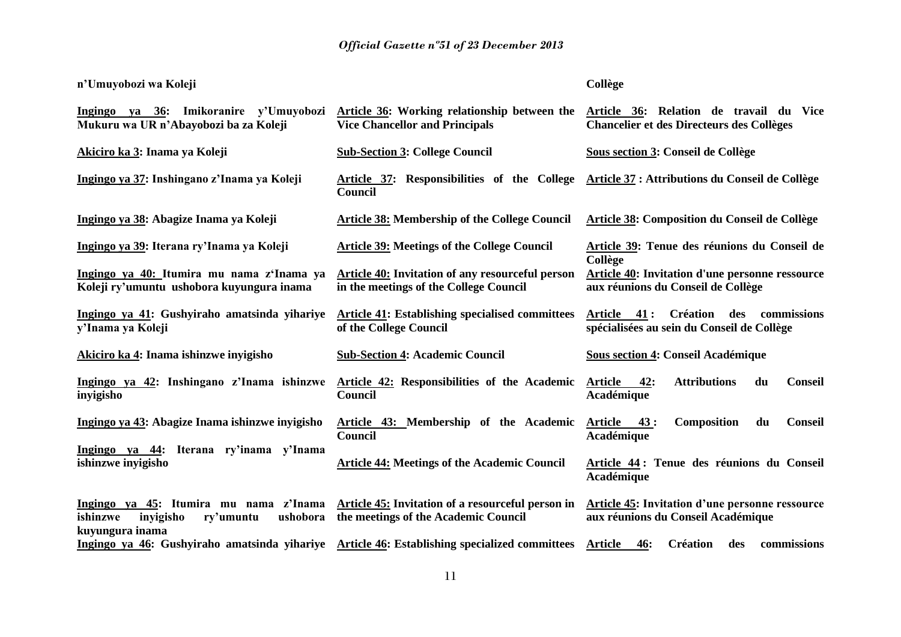| | | |
|---|---|---|
| **n'Umuyobozi wa Koleji** | | **Collège** |
| **Ingingo ya 36: Imikoranire y'Umuyobozi Mukuru wa UR n'Abayobozi ba za Koleji** | **Article 36: Working relationship between the Vice Chancellor and Principals** | **Article 36: Relation de travail du Vice Chancelier et des Directeurs des Collèges** |
| **Akiciro ka 3: Inama ya Koleji** | **Sub-Section 3: College Council** | **Sous section 3: Conseil de Collège** |
| **Ingingo ya 37: Inshingano z'Inama ya Koleji** | **Article 37: Responsibilities of the College Council** | **Article 37 : Attributions du Conseil de Collège** |
| **Ingingo ya 38: Abagize Inama ya Koleji** | **Article 38: Membership of the College Council** | **Article 38: Composition du Conseil de Collège** |
| **Ingingo ya 39: Iterana ry'Inama ya Koleji** | **Article 39: Meetings of the College Council** | **Article 39: Tenue des réunions du Conseil de Collège** |
| **Ingingo ya 40: Itumira mu nama z'Inama ya Koleji ry'umuntu ushobora kuyungura inama** | **Article 40: Invitation of any resourceful person in the meetings of the College Council** | **Article 40: Invitation d'une personne ressource aux réunions du Conseil de Collège** |
| **Ingingo ya 41: Gushyiraho amatsinda yihariye y'Inama ya Koleji** | **Article 41: Establishing specialised committees of the College Council** | **Article 41 : Création des commissions spécialisées au sein du Conseil de Collège** |
| **Akiciro ka 4: Inama ishinzwe inyigisho** | **Sub-Section 4: Academic Council** | **Sous section 4: Conseil Académique** |
| **Ingingo ya 42: Inshingano z'Inama ishinzwe inyigisho** | **Article 42: Responsibilities of the Academic Council** | **Article 42: Attributions du Conseil Académique** |
| **Ingingo ya 43: Abagize Inama ishinzwe inyigisho** | **Article 43: Membership of the Academic Council** | **Article 43 : Composition du Conseil Académique** |
| **Ingingo ya 44: Iterana ry'inama y'Inama ishinzwe inyigisho** | **Article 44: Meetings of the Academic Council** | **Article 44 : Tenue des réunions du Conseil Académique** |
| **Ingingo ya 45: Itumira mu nama z'Inama ishinzwe inyigisho ry'umuntu ushobora kuyungura inama** | **Article 45: Invitation of a resourceful person in the meetings of the Academic Council** | **Article 45: Invitation d'une personne ressource aux réunions du Conseil Académique** |
| **Ingingo ya 46: Gushyiraho amatsinda yihariye** | **Article 46: Establishing specialized committees** | **Article 46: Création des commissions** |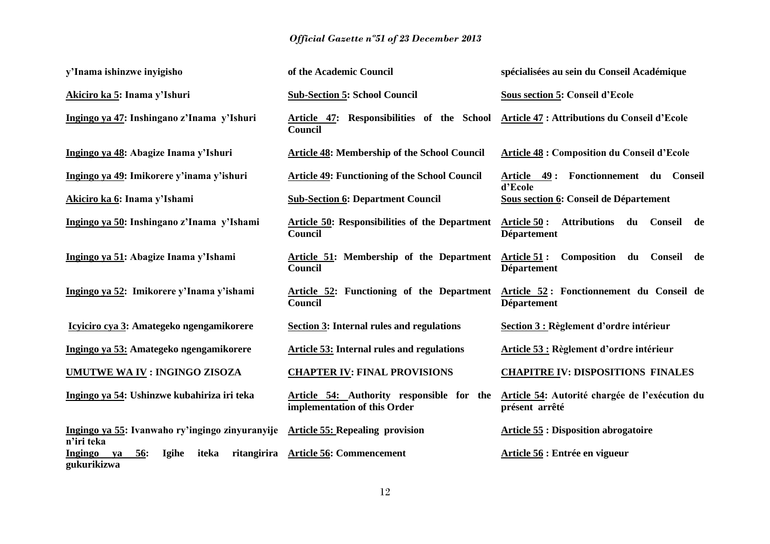| | | |
|---|---|---|
| **y'Inama ishinzwe inyigisho** | **of the Academic Council** | **spécialisées au sein du Conseil Académique** |
| **Akiciro ka 5: Inama y'Ishuri** | **Sub-Section 5: School Council** | **Sous section 5: Conseil d'Ecole** |
| **Ingingo ya 47: Inshingano z'Inama y'Ishuri** | **Article 47: Responsibilities of the School Council** | **Article 47 : Attributions du Conseil d'Ecole** |
| **Ingingo ya 48: Abagize Inama y'Ishuri** | **Article 48: Membership of the School Council** | **Article 48 : Composition du Conseil d'Ecole** |
| **Ingingo ya 49: Imikorere y'inama y'ishuri** | **Article 49: Functioning of the School Council** | **Article 49 : Fonctionnement du Conseil d'Ecole** |
| **Akiciro ka 6: Inama y'Ishami** | **Sub-Section 6: Department Council** | **Sous section 6: Conseil de Département** |
| **Ingingo ya 50: Inshingano z'Inama y'Ishami** | **Article 50: Responsibilities of the Department Council** | **Article 50 : Attributions du Conseil de Département** |
| **Ingingo ya 51: Abagize Inama y'Ishami** | **Article 51: Membership of the Department Council** | **Article 51 : Composition du Conseil de Département** |
| **Ingingo ya 52: Imikorere y'Inama y'ishami** | **Article 52: Functioning of the Department Council** | **Article 52 : Fonctionnement du Conseil de Département** |
| **Icyiciro cya 3: Amategeko ngengamikorere** | **Section 3: Internal rules and regulations** | **Section 3 : Règlement d'ordre intérieur** |
| **Ingingo ya 53: Amategeko ngengamikorere** | **Article 53: Internal rules and regulations** | **Article 53 : Règlement d'ordre intérieur** |
| **UMUTWE WA IV : INGINGO ZISOZA** | **CHAPTER IV: FINAL PROVISIONS** | **CHAPITRE IV: DISPOSITIONS FINALES** |
| **Ingingo ya 54: Ushinzwe kubahiriza iri teka** | **Article 54: Authority responsible for the implementation of this Order** | **Article 54: Autorité chargée de l'exécution du présent arrêté** |
| **Ingingo ya 55: Ivanwaho ry'ingingo zinyuranyije n'iri teka** | **Article 55: Repealing provision** | **Article 55 : Disposition abrogatoire** |
| **Ingingo ya 56: Igihe iteka ritangirira gukurikizwa** | **Article 56: Commencement** | **Article 56 : Entrée en vigueur** |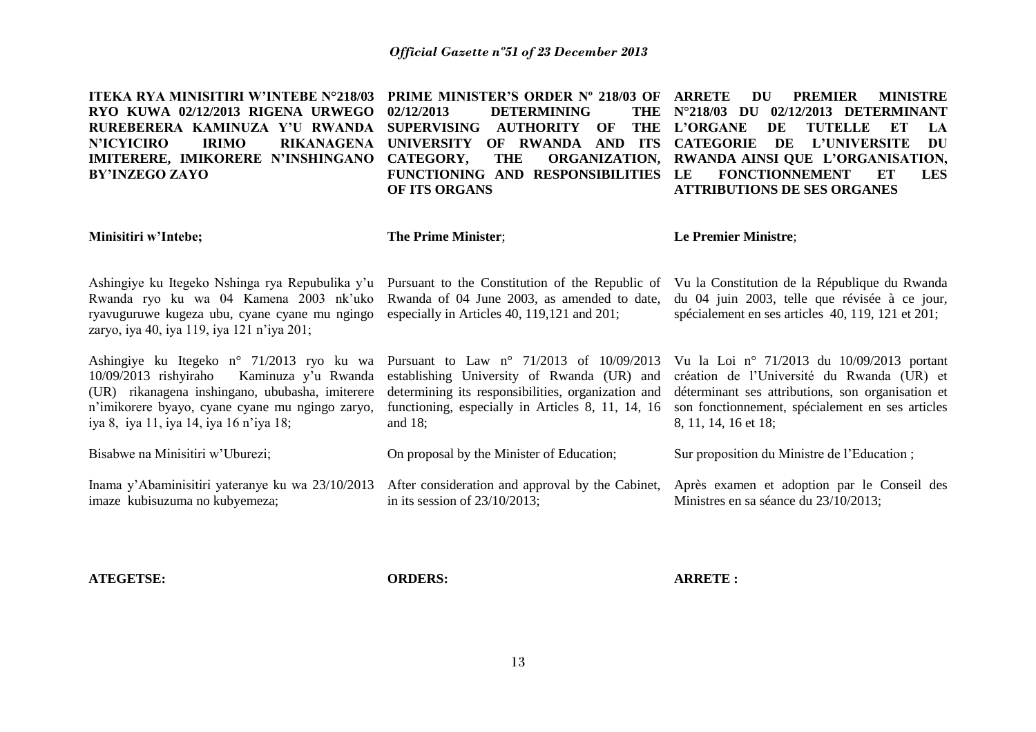**ITEKA RYA MINISITIRI W'INTEBE N°218/03 RYO KUWA 02/12/2013 RIGENA URWEGO RUREBERERA KAMINUZA Y'U RWANDA N'ICYICIRO IRIMO RIKANAGENA IMITERERE, IMIKORERE N'INSHINGANO BY'INZEGO ZAYO**

**Minisitiri w'Intebe;**

Ashingiye ku Itegeko Nshinga rya Repubulika y'u Rwanda ryo ku wa 04 Kamena 2003 nk'uko ryavuguruwe kugeza ubu, cyane cyane mu ngingo zaryo, iya 40, iya 119, iya 121 n'iya 201;

Ashingiye ku Itegeko n° 71/2013 ryo ku wa 10/09/2013 rishyiraho Kaminuza y'u Rwanda (UR) rikanagena inshingano, ububasha, imiterere n'imikorere byayo, cyane cyane mu ngingo zaryo, iya 8, iya 11, iya 14, iya 16 n'iya 18;

Bisabwe na Minisitiri w'Uburezi;

Inama y'Abaminisitiri yateranye ku wa 23/10/2013 imaze kubisuzuma no kubyemeza;

**ATEGETSE:**

**PRIME MINISTER'S ORDER Nº 218/03 OF 02/12/2013 DETERMINING THE SUPERVISING AUTHORITY OF THE UNIVERSITY OF RWANDA AND ITS CATEGORY, THE ORGANIZATION, FUNCTIONING AND RESPONSIBILITIES OF ITS ORGANS**

**The Prime Minister**;

Pursuant to the Constitution of the Republic of Rwanda of 04 June 2003, as amended to date, especially in Articles 40, 119,121 and 201;

Pursuant to Law n° 71/2013 of 10/09/2013 establishing University of Rwanda (UR) and determining its responsibilities, organization and functioning, especially in Articles 8, 11, 14, 16 and 18;

On proposal by the Minister of Education;

After consideration and approval by the Cabinet, in its session of 23/10/2013;

**ORDERS:**

**ARRETE DU PREMIER MINISTRE N°218/03 DU 02/12/2013 DETERMINANT L'ORGANE DE TUTELLE ET LA CATEGORIE DE L'UNIVERSITE DU RWANDA AINSI QUE L'ORGANISATION, LE FONCTIONNEMENT ET LES ATTRIBUTIONS DE SES ORGANES**

**Le Premier Ministre**;

Vu la Constitution de la République du Rwanda du 04 juin 2003, telle que révisée à ce jour, spécialement en ses articles 40, 119, 121 et 201;

Vu la Loi n° 71/2013 du 10/09/2013 portant création de l'Université du Rwanda (UR) et déterminant ses attributions, son organisation et son fonctionnement, spécialement en ses articles 8, 11, 14, 16 et 18;

Sur proposition du Ministre de l'Education ;

Après examen et adoption par le Conseil des Ministres en sa séance du 23/10/2013;

**ARRETE :**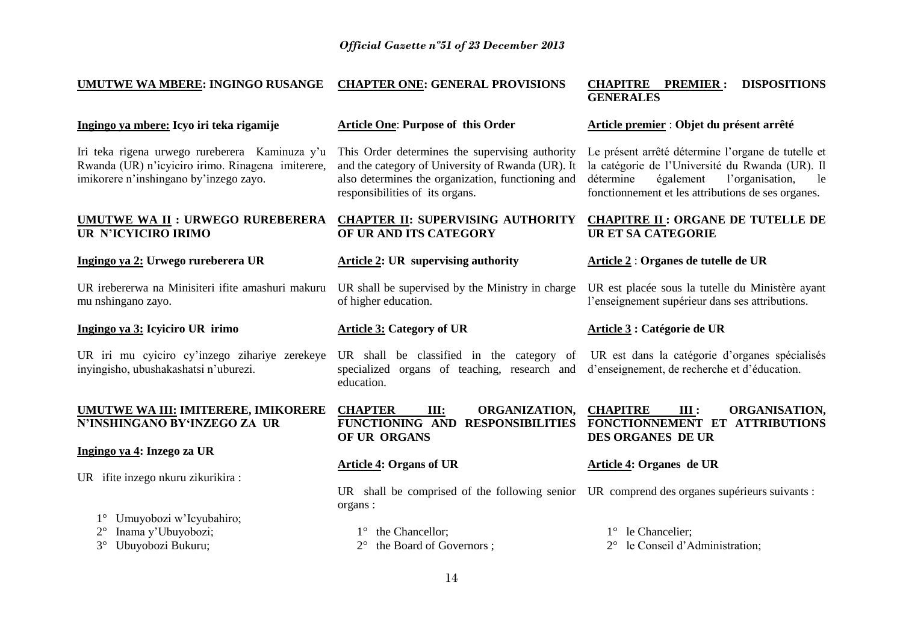**UMUTWE WA MBERE: INGINGO RUSANGE**

**Ingingo ya mbere: Icyo iri teka rigamije**

Iri teka rigena urwego rureberera Kaminuza y'u Rwanda (UR) n'icyiciro irimo. Rinagena imiterere, imikorere n'inshingano by'inzego zayo.

**UMUTWE WA II : URWEGO RUREBERERA UR N'ICYICIRO IRIMO**

**Ingingo ya 2: Urwego rureberera UR**

UR irebererwa na Minisiteri ifite amashuri makuru mu nshingano zayo.

**Ingingo ya 3: Icyiciro UR irimo**

UR iri mu cyiciro cy'inzego zihariye zerekeye inyigisho, ubushakashatsi n'uburezi.

**UMUTWE WA III: IMITERERE, IMIKORERE N'INSHINGANO BY'INZEGO ZA UR**

**Ingingo ya 4: Inzego za UR**

UR ifite inzego nkuru zikurikira :

1° Umuyobozi w'Icyubahiro;
2° Inama y'Ubuyobozi;
3° Ubuyobozi Bukuru;

**CHAPTER ONE: GENERAL PROVISIONS**

**Article One: Purpose of this Order**

This Order determines the supervising authority and the category of University of Rwanda (UR). It also determines the organization, functioning and responsibilities of its organs.

**CHAPTER II: SUPERVISING AUTHORITY OF UR AND ITS CATEGORY**

**Article 2: UR supervising authority**

UR shall be supervised by the Ministry in charge of higher education.

**Article 3: Category of UR**

UR shall be classified in the category of specialized organs of teaching, research and education.

**CHAPTER III: ORGANIZATION, FUNCTIONING AND RESPONSIBILITIES OF UR ORGANS**

**Article 4: Organs of UR**

UR shall be comprised of the following senior organs :

1° the Chancellor;
2° the Board of Governors ;

**CHAPITRE PREMIER : DISPOSITIONS GENERALES**

**Article premier : Objet du présent arrêté**

Le présent arrêté détermine l'organe de tutelle et la catégorie de l'Université du Rwanda (UR). Il détermine également l'organisation, le fonctionnement et les attributions de ses organes.

**CHAPITRE II : ORGANE DE TUTELLE DE UR ET SA CATEGORIE**

**Article 2 : Organes de tutelle de UR**

UR est placée sous la tutelle du Ministère ayant l'enseignement supérieur dans ses attributions.

**Article 3 : Catégorie de UR**

UR est dans la catégorie d'organes spécialisés d'enseignement, de recherche et d'éducation.

**CHAPITRE III : ORGANISATION, FONCTIONNEMENT ET ATTRIBUTIONS DES ORGANES DE UR**

**Article 4: Organes de UR**

UR comprend des organes supérieurs suivants :

1° le Chancelier;
2° le Conseil d'Administration;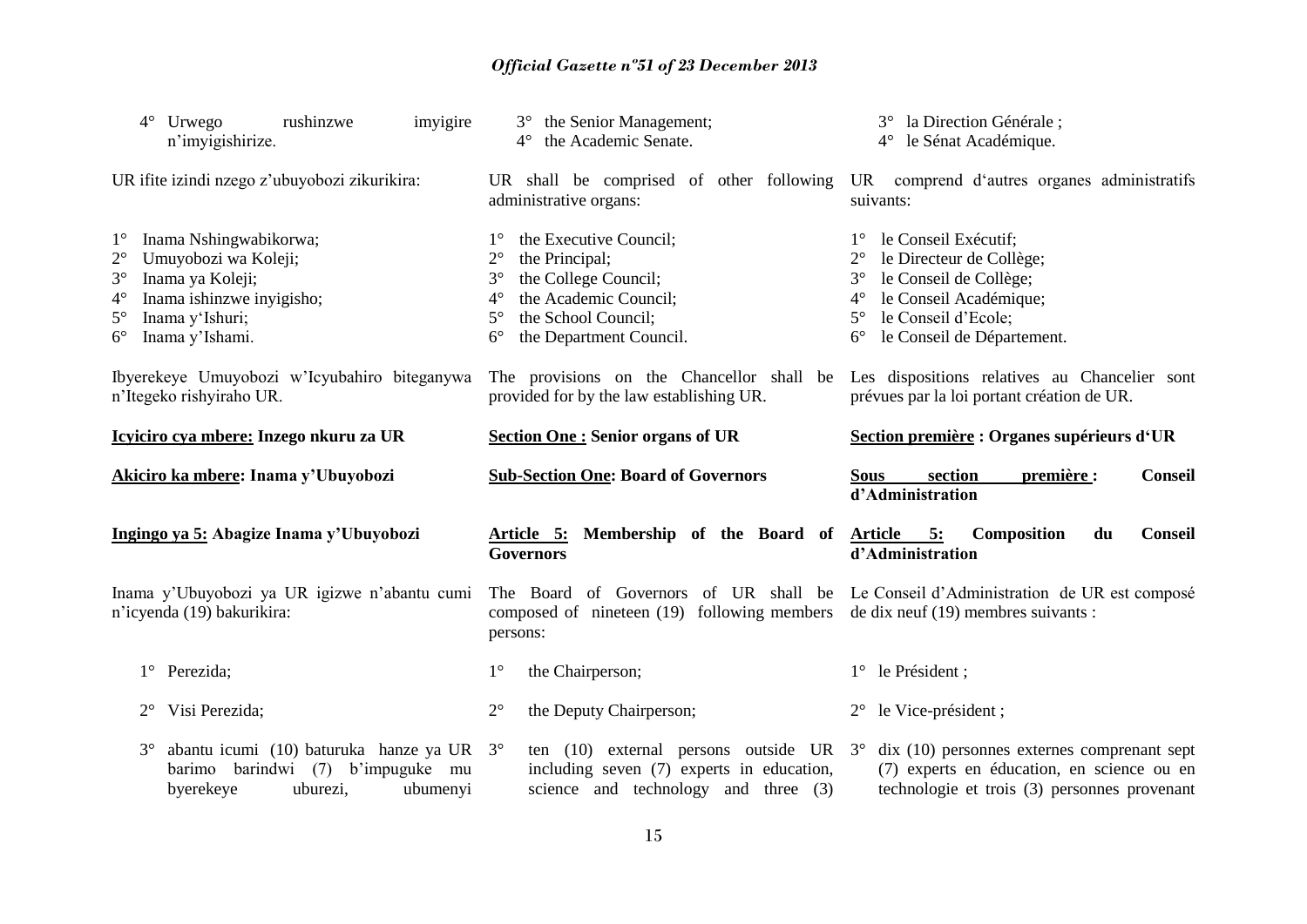4° Urwego rushinzwe imyigire n'imyigishirize.

UR ifite izindi nzego z'ubuyobozi zikurikira:

1° Inama Nshingwabikorwa;
2° Umuyobozi wa Koleji;
3° Inama ya Koleji;
4° Inama ishinzwe inyigisho;
5° Inama y'Ishuri;
6° Inama y'Ishami.

Ibyerekeye Umuyobozi w'Icyubahiro biteganywa n'Itegeko rishyiraho UR.

**Icyiciro cya mbere: Inzego nkuru za UR**

**Akiciro ka mbere: Inama y'Ubuyobozi**

**Ingingo ya 5: Abagize Inama y'Ubuyobozi**

Inama y'Ubuyobozi ya UR igizwe n'abantu cumi n'icyenda (19) bakurikira:

1° Perezida;

2° Visi Perezida;

3° abantu icumi (10) baturuka hanze ya UR barimo barindwi (7) b'impuguke mu byerekeye uburezi, ubumenyi

3° the Senior Management;
4° the Academic Senate.

UR shall be comprised of other following administrative organs:

1° the Executive Council;
2° the Principal;
3° the College Council;
4° the Academic Council;
5° the School Council;
6° the Department Council.

The provisions on the Chancellor shall be provided for by the law establishing UR.

**Section One : Senior organs of UR**

**Sub-Section One: Board of Governors**

**Article 5: Membership of the Board of Governors**

The Board of Governors of UR shall be composed of nineteen (19) following members persons:

1° the Chairperson;

2° the Deputy Chairperson;

3° ten (10) external persons outside UR including seven (7) experts in education, science and technology and three (3)

3° la Direction Générale ;
4° le Sénat Académique.

UR comprend d'autres organes administratifs suivants:

1° le Conseil Exécutif;
2° le Directeur de Collège;
3° le Conseil de Collège;
4° le Conseil Académique;
5° le Conseil d'Ecole;
6° le Conseil de Département.

Les dispositions relatives au Chancelier sont prévues par la loi portant création de UR.

**Section première : Organes supérieurs d'UR**

**Sous section première : Conseil d'Administration**

**Article 5: Composition du Conseil d'Administration**

Le Conseil d'Administration de UR est composé de dix neuf (19) membres suivants :

1° le Président ;

2° le Vice-président ;

3° dix (10) personnes externes comprenant sept (7) experts en éducation, en science ou en technologie et trois (3) personnes provenant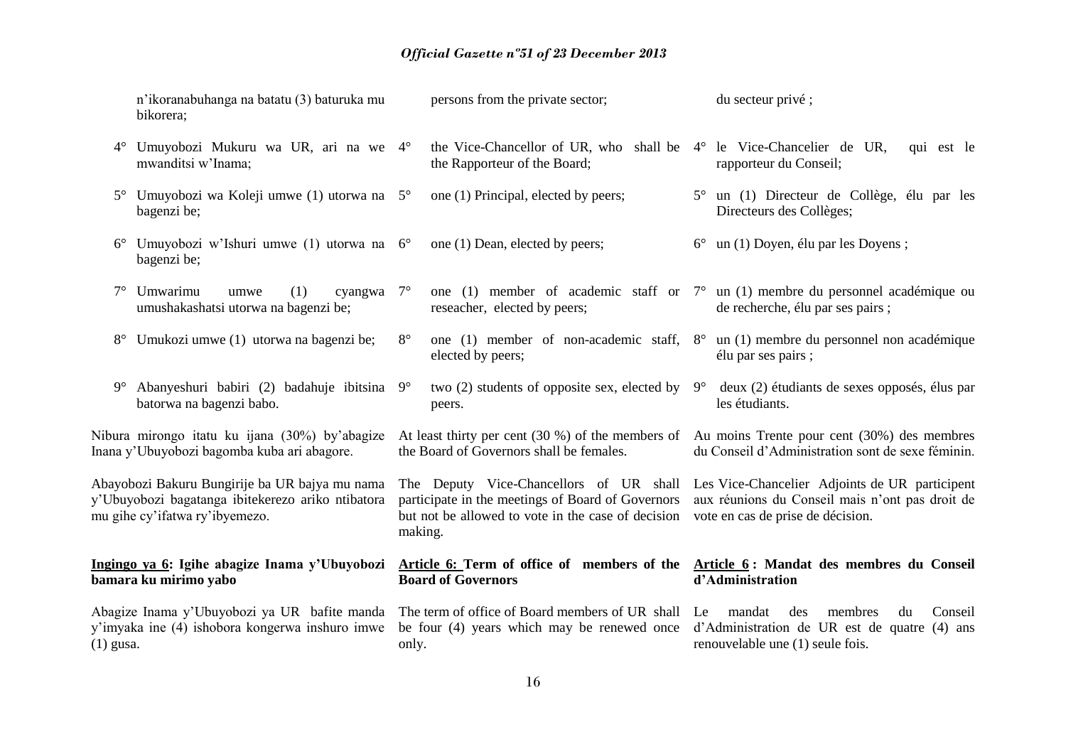n'ikoranabuhanga na batatu (3) baturuka mu bikorera;

4° Umuyobozi Mukuru wa UR, ari na we mwanditsi w'Inama;

5° Umuyobozi wa Koleji umwe (1) utorwa na bagenzi be;

6° Umuyobozi w'Ishuri umwe (1) utorwa na bagenzi be;

7° Umwarimu umwe (1) cyangwa umushakashatsi utorwa na bagenzi be;

8° Umukozi umwe (1) utorwa na bagenzi be;

9° Abanyeshuri babiri (2) badahuje ibitsina batorwa na bagenzi babo.

Nibura mirongo itatu ku ijana (30%) by'abagize Inana y'Ubuyobozi bagomba kuba ari abagore.

Abayobozi Bakuru Bungirije ba UR bajya mu nama y'Ubuyobozi bagatanga ibitekerezo ariko ntibatora mu gihe cy'ifatwa ry'ibyemezo.

**Ingingo ya 6: Igihe abagize Inama y'Ubuyobozi bamara ku mirimo yabo**

Abagize Inama y'Ubuyobozi ya UR bafite manda y'imyaka ine (4) ishobora kongerwa inshuro imwe (1) gusa.

persons from the private sector;

4° the Vice-Chancellor of UR, who shall be the Rapporteur of the Board;

5° one (1) Principal, elected by peers;

6° one (1) Dean, elected by peers;

7° one (1) member of academic staff or reseacher, elected by peers;

8° one (1) member of non-academic staff, elected by peers;

9° two (2) students of opposite sex, elected by peers.

At least thirty per cent (30 %) of the members of the Board of Governors shall be females.

The Deputy Vice-Chancellors of UR shall participate in the meetings of Board of Governors but not be allowed to vote in the case of decision making.

**Article 6: Term of office of members of the Board of Governors**

The term of office of Board members of UR shall be four (4) years which may be renewed once only.

du secteur privé ;

4° le Vice-Chancelier de UR, qui est le rapporteur du Conseil;

5° un (1) Directeur de Collège, élu par les Directeurs des Collèges;

6° un (1) Doyen, élu par les Doyens ;

7° un (1) membre du personnel académique ou de recherche, élu par ses pairs ;

8° un (1) membre du personnel non académique élu par ses pairs ;

9° deux (2) étudiants de sexes opposés, élus par les étudiants.

Au moins Trente pour cent (30%) des membres du Conseil d'Administration sont de sexe féminin.

Les Vice-Chancelier Adjoints de UR participent aux réunions du Conseil mais n'ont pas droit de vote en cas de prise de décision.

**Article 6 : Mandat des membres du Conseil d'Administration**

Le mandat des membres du Conseil d'Administration de UR est de quatre (4) ans renouvelable une (1) seule fois.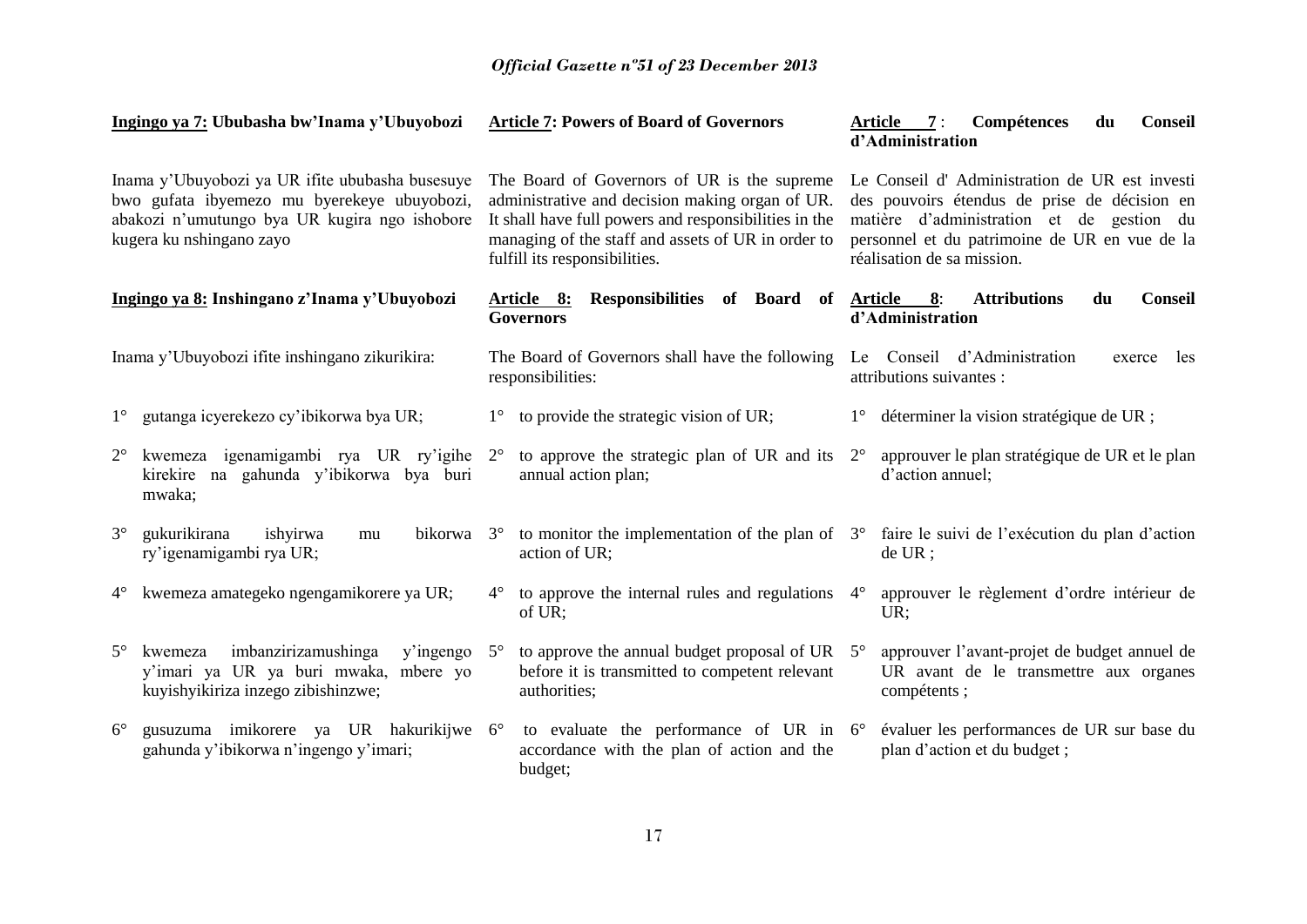**Ingingo ya 7: Ububasha bw'Inama y'Ubuyobozi**

Inama y'Ubuyobozi ya UR ifite ububasha busesuye bwo gufata ibyemezo mu byerekeye ubuyobozi, abakozi n'umutungo bya UR kugira ngo ishobore kugera ku nshingano zayo

**Ingingo ya 8: Inshingano z'Inama y'Ubuyobozi**

Inama y'Ubuyobozi ifite inshingano zikurikira:

1° gutanga icyerekezo cy'ibikorwa bya UR;

2° kwemeza igenamigambi rya UR ry'igihe kirekire na gahunda y'ibikorwa bya buri mwaka;

3° gukurikirana ishyirwa mu bikorwa ry'igenamigambi rya UR;

4° kwemeza amategeko ngengamikorere ya UR;

5° kwemeza imbanzirizamushinga y'ingengo y'imari ya UR ya buri mwaka, mbere yo kuyishyikiriza inzego zibishinzwe;

6° gusuzuma imikorere ya UR hakurikijwe gahunda y'ibikorwa n'ingengo y'imari;

**Article 7: Powers of Board of Governors**

The Board of Governors of UR is the supreme administrative and decision making organ of UR. It shall have full powers and responsibilities in the managing of the staff and assets of UR in order to fulfill its responsibilities.

**Article 8: Responsibilities of Board of Governors**

The Board of Governors shall have the following responsibilities:

1° to provide the strategic vision of UR;

2° to approve the strategic plan of UR and its annual action plan;

3° to monitor the implementation of the plan of action of UR;

4° to approve the internal rules and regulations of UR;

5° to approve the annual budget proposal of UR before it is transmitted to competent relevant authorities;

6° to evaluate the performance of UR in accordance with the plan of action and the budget;

**Article 7 : Compétences du Conseil d'Administration**

Le Conseil d' Administration de UR est investi des pouvoirs étendus de prise de décision en matière d'administration et de gestion du personnel et du patrimoine de UR en vue de la réalisation de sa mission.

**Article 8: Attributions du Conseil d'Administration**

Le Conseil d'Administration exerce les attributions suivantes :

1° déterminer la vision stratégique de UR ;

2° approuver le plan stratégique de UR et le plan d'action annuel;

3° faire le suivi de l'exécution du plan d'action de UR ;

4° approuver le règlement d'ordre intérieur de UR;

5° approuver l'avant-projet de budget annuel de UR avant de le transmettre aux organes compétents ;

6° évaluer les performances de UR sur base du plan d'action et du budget ;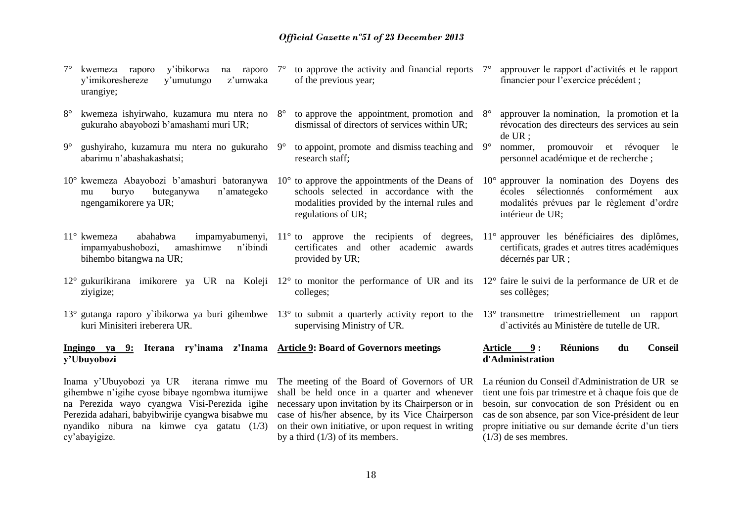7° kwemeza raporo y'ibikorwa na raporo y'imikoreshereze y'umutungo z'umwaka urangiye;

8° kwemeza ishyirwaho, kuzamura mu ntera no gukuraho abayobozi b'amashami muri UR;

9° gushyiraho, kuzamura mu ntera no gukuraho abarimu n'abashakashatsi;

10° kwemeza Abayobozi b'amashuri batoranywa mu buryo buteganywa n'amategeko ngengamikorere ya UR;

11° kwemeza abahabwa impamyabumenyi, impamyabushobozi, amashimwe n'ibindi bihembo bitangwa na UR;

12° gukurikirana imikorere ya UR na Koleji ziyigize;

13° gutanga raporo y`ibikorwa ya buri gihembwe kuri Minisiteri ireberera UR.

**Ingingo ya 9: Iterana ry'inama z'Inama y'Ubuyobozi**

Inama y'Ubuyobozi ya UR iterana rimwe mu gihembwe n'igihe cyose bibaye ngombwa itumijwe na Perezida wayo cyangwa Visi-Perezida igihe Perezida adahari, babyibwirije cyangwa bisabwe mu nyandiko nibura na kimwe cya gatatu (1/3) cy'abayigize.

7° to approve the activity and financial reports of the previous year;

8° to approve the appointment, promotion and dismissal of directors of services within UR;

9° to appoint, promote and dismiss teaching and research staff;

10° to approve the appointments of the Deans of schools selected in accordance with the modalities provided by the internal rules and regulations of UR;

11° to approve the recipients of degrees, certificates and other academic awards provided by UR;

12° to monitor the performance of UR and its colleges;

13° to submit a quarterly activity report to the supervising Ministry of UR.

**Article 9: Board of Governors meetings**

The meeting of the Board of Governors of UR shall be held once in a quarter and whenever necessary upon invitation by its Chairperson or in case of his/her absence, by its Vice Chairperson on their own initiative, or upon request in writing by a third (1/3) of its members.

7° approuver le rapport d'activités et le rapport financier pour l'exercice précédent ;

8° approuver la nomination, la promotion et la révocation des directeurs des services au sein de UR ;

9° nommer, promouvoir et révoquer le personnel académique et de recherche ;

10° approuver la nomination des Doyens des écoles sélectionnés conformément aux modalités prévues par le règlement d'ordre intérieur de UR;

11° approuver les bénéficiaires des diplômes, certificats, grades et autres titres académiques décernés par UR ;

12° faire le suivi de la performance de UR et de ses collèges;

13° transmettre trimestriellement un rapport d`activités au Ministère de tutelle de UR.

**Article 9 : Réunions du Conseil d'Administration**

La réunion du Conseil d'Administration de UR se tient une fois par trimestre et à chaque fois que de besoin, sur convocation de son Président ou en cas de son absence, par son Vice-président de leur propre initiative ou sur demande écrite d'un tiers (1/3) de ses membres.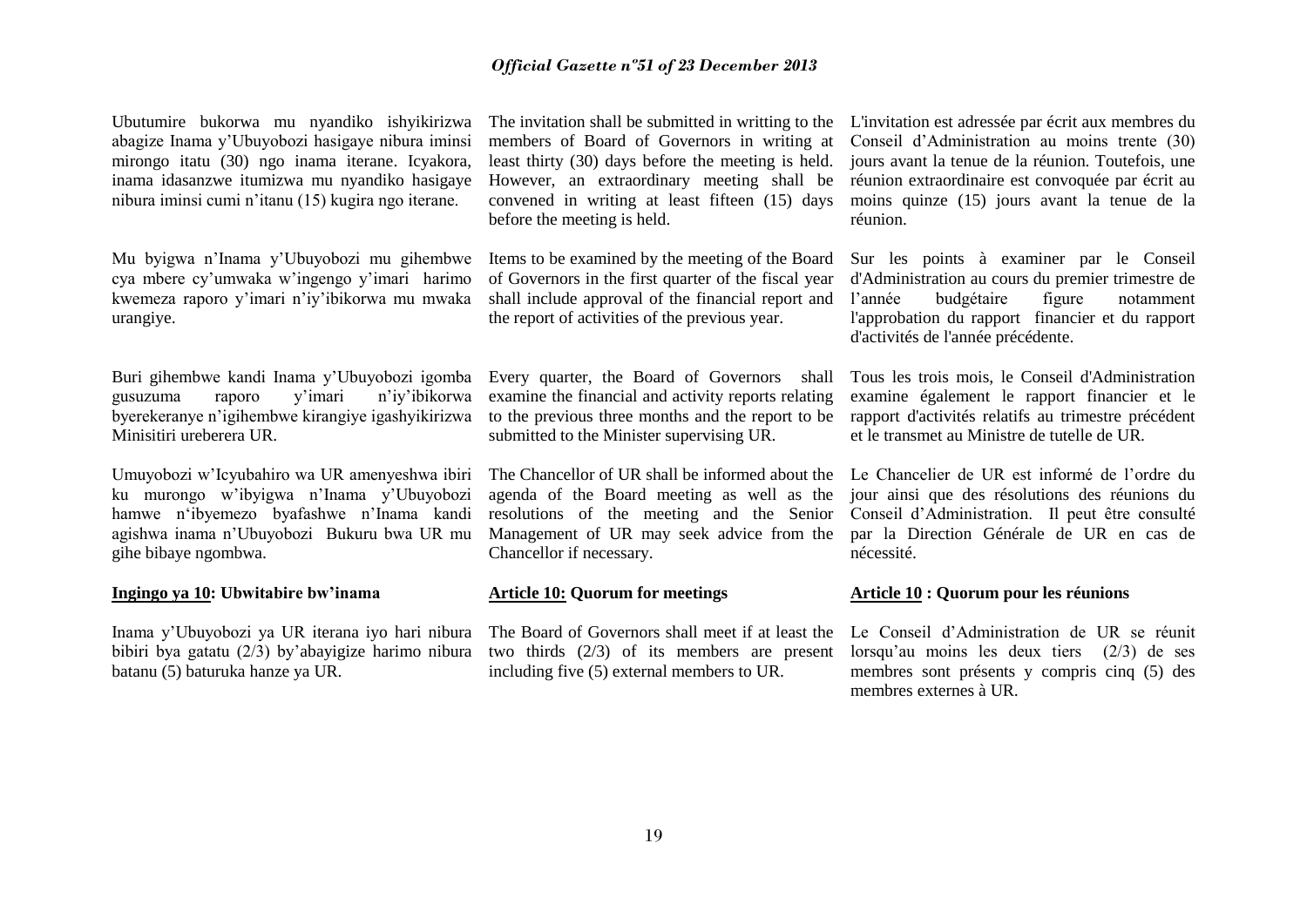Ubutumire bukorwa mu nyandiko ishyikirizwa abagize Inama y'Ubuyobozi hasigaye nibura iminsi mirongo itatu (30) ngo inama iterane. Icyakora, inama idasanzwe itumizwa mu nyandiko hasigaye nibura iminsi cumi n'itanu (15) kugira ngo iterane.

Mu byigwa n'Inama y'Ubuyobozi mu gihembwe cya mbere cy'umwaka w'ingengo y'imari harimo kwemeza raporo y'imari n'iy'ibikorwa mu mwaka urangiye.

Buri gihembwe kandi Inama y'Ubuyobozi igomba gusuzuma raporo y'imari n'iy'ibikorwa byerekeranye n'igihembwe kirangiye igashyikirizwa Minisitiri ureberera UR.

Umuyobozi w'Icyubahiro wa UR amenyeshwa ibiri ku murongo w'ibyigwa n'Inama y'Ubuyobozi hamwe n'ibyemezo byafashwe n'Inama kandi agishwa inama n'Ubuyobozi Bukuru bwa UR mu gihe bibaye ngombwa.

**Ingingo ya 10: Ubwitabire bw'inama**

Inama y'Ubuyobozi ya UR iterana iyo hari nibura bibiri bya gatatu (2/3) by'abayigize harimo nibura batanu (5) baturuka hanze ya UR.

The invitation shall be submitted in writting to the members of Board of Governors in writing at least thirty (30) days before the meeting is held. However, an extraordinary meeting shall be convened in writing at least fifteen (15) days before the meeting is held.

Items to be examined by the meeting of the Board of Governors in the first quarter of the fiscal year shall include approval of the financial report and the report of activities of the previous year.

Every quarter, the Board of Governors shall examine the financial and activity reports relating to the previous three months and the report to be submitted to the Minister supervising UR.

The Chancellor of UR shall be informed about the agenda of the Board meeting as well as the resolutions of the meeting and the Senior Management of UR may seek advice from the Chancellor if necessary.

**Article 10: Quorum for meetings**

The Board of Governors shall meet if at least the two thirds (2/3) of its members are present including five (5) external members to UR.

L'invitation est adressée par écrit aux membres du Conseil d'Administration au moins trente (30) jours avant la tenue de la réunion. Toutefois, une réunion extraordinaire est convoquée par écrit au moins quinze (15) jours avant la tenue de la réunion.

Sur les points à examiner par le Conseil d'Administration au cours du premier trimestre de l'année budgétaire figure notamment l'approbation du rapport financier et du rapport d'activités de l'année précédente.

Tous les trois mois, le Conseil d'Administration examine également le rapport financier et le rapport d'activités relatifs au trimestre précédent et le transmet au Ministre de tutelle de UR.

Le Chancelier de UR est informé de l'ordre du jour ainsi que des résolutions des réunions du Conseil d'Administration. Il peut être consulté par la Direction Générale de UR en cas de nécessité.

**Article 10 : Quorum pour les réunions**

Le Conseil d'Administration de UR se réunit lorsqu'au moins les deux tiers (2/3) de ses membres sont présents y compris cinq (5) des membres externes à UR.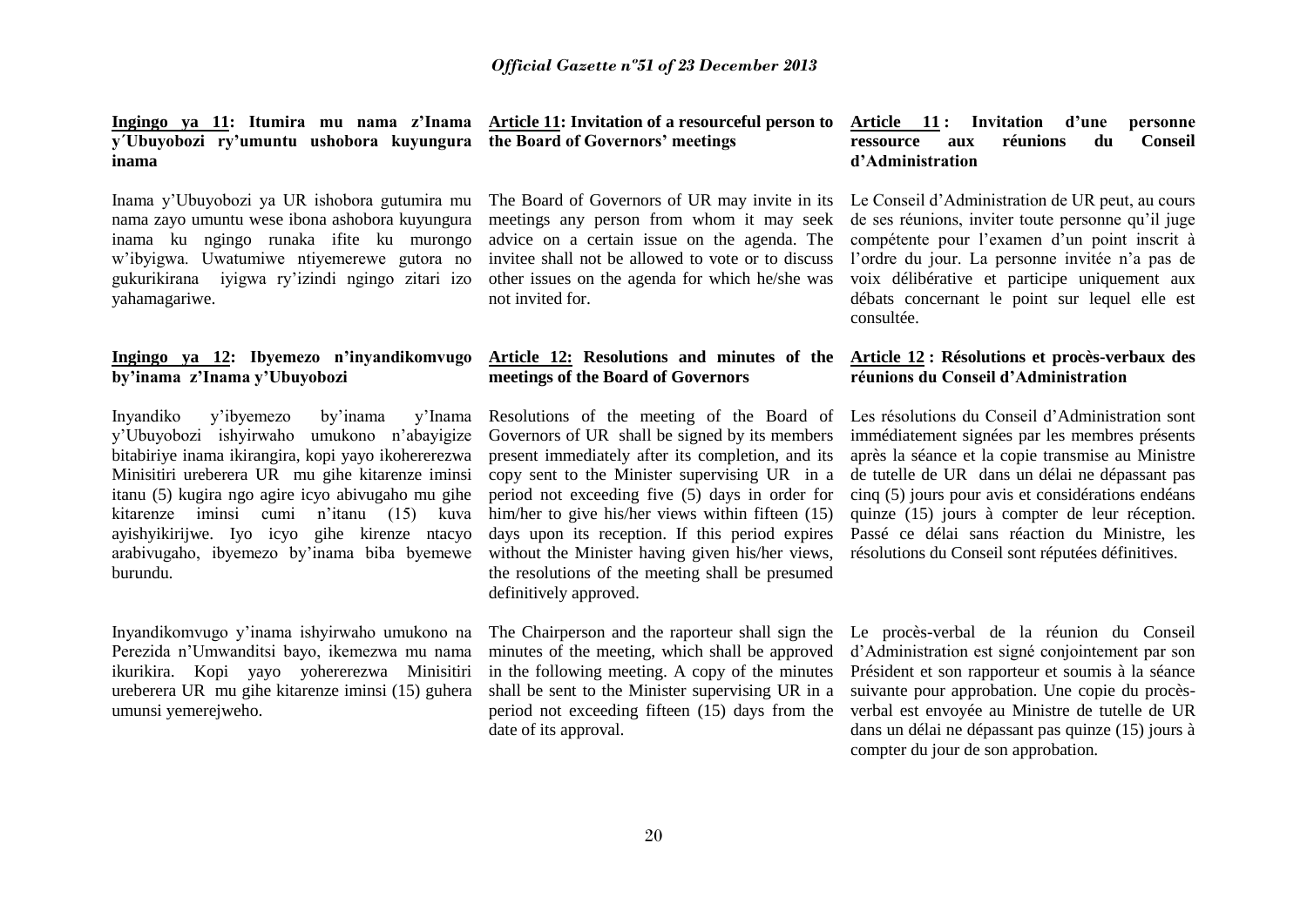**Ingingo ya 11: Itumira mu nama z'Inama y´Ubuyobozi ry'umuntu ushobora kuyungura inama**

Inama y'Ubuyobozi ya UR ishobora gutumira mu nama zayo umuntu wese ibona ashobora kuyungura inama ku ngingo runaka ifite ku murongo w'ibyigwa. Uwatumiwe ntiyemerewe gutora no gukurikirana iyigwa ry'izindi ngingo zitari izo yahamagariwe.

**Ingingo ya 12: Ibyemezo n'inyandikomvugo by'inama z'Inama y'Ubuyobozi**

Inyandiko y'ibyemezo by'inama y'Inama y'Ubuyobozi ishyirwaho umukono n'abayigize bitabiriye inama ikirangira, kopi yayo ikohererezwa Minisitiri ureberera UR mu gihe kitarenze iminsi itanu (5) kugira ngo agire icyo abivugaho mu gihe kitarenze iminsi cumi n'itanu (15) kuva ayishyikirijwe. Iyo icyo gihe kirenze ntacyo arabivugaho, ibyemezo by'inama biba byemewe burundu.

Inyandikomvugo y'inama ishyirwaho umukono na Perezida n'Umwanditsi bayo, ikemezwa mu nama ikurikira. Kopi yayo yohererezwa Minisitiri ureberera UR mu gihe kitarenze iminsi (15) guhera umunsi yemerejweho.

**Article 11: Invitation of a resourceful person to the Board of Governors' meetings**

The Board of Governors of UR may invite in its meetings any person from whom it may seek advice on a certain issue on the agenda. The invitee shall not be allowed to vote or to discuss other issues on the agenda for which he/she was not invited for.

**Article 12: Resolutions and minutes of the meetings of the Board of Governors**

Resolutions of the meeting of the Board of Governors of UR shall be signed by its members present immediately after its completion, and its copy sent to the Minister supervising UR in a period not exceeding five (5) days in order for him/her to give his/her views within fifteen (15) days upon its reception. If this period expires without the Minister having given his/her views, the resolutions of the meeting shall be presumed definitively approved.

The Chairperson and the raporteur shall sign the minutes of the meeting, which shall be approved in the following meeting. A copy of the minutes shall be sent to the Minister supervising UR in a period not exceeding fifteen (15) days from the date of its approval.

**Article 11 : Invitation d'une personne ressource aux réunions du Conseil d'Administration**

Le Conseil d'Administration de UR peut, au cours de ses réunions, inviter toute personne qu'il juge compétente pour l'examen d'un point inscrit à l'ordre du jour. La personne invitée n'a pas de voix délibérative et participe uniquement aux débats concernant le point sur lequel elle est consultée.

**Article 12 : Résolutions et procès-verbaux des réunions du Conseil d'Administration**

Les résolutions du Conseil d'Administration sont immédiatement signées par les membres présents après la séance et la copie transmise au Ministre de tutelle de UR dans un délai ne dépassant pas cinq (5) jours pour avis et considérations endéans quinze (15) jours à compter de leur réception. Passé ce délai sans réaction du Ministre, les résolutions du Conseil sont réputées définitives.

Le procès-verbal de la réunion du Conseil d'Administration est signé conjointement par son Président et son rapporteur et soumis à la séance suivante pour approbation. Une copie du procès-verbal est envoyée au Ministre de tutelle de UR dans un délai ne dépassant pas quinze (15) jours à compter du jour de son approbation.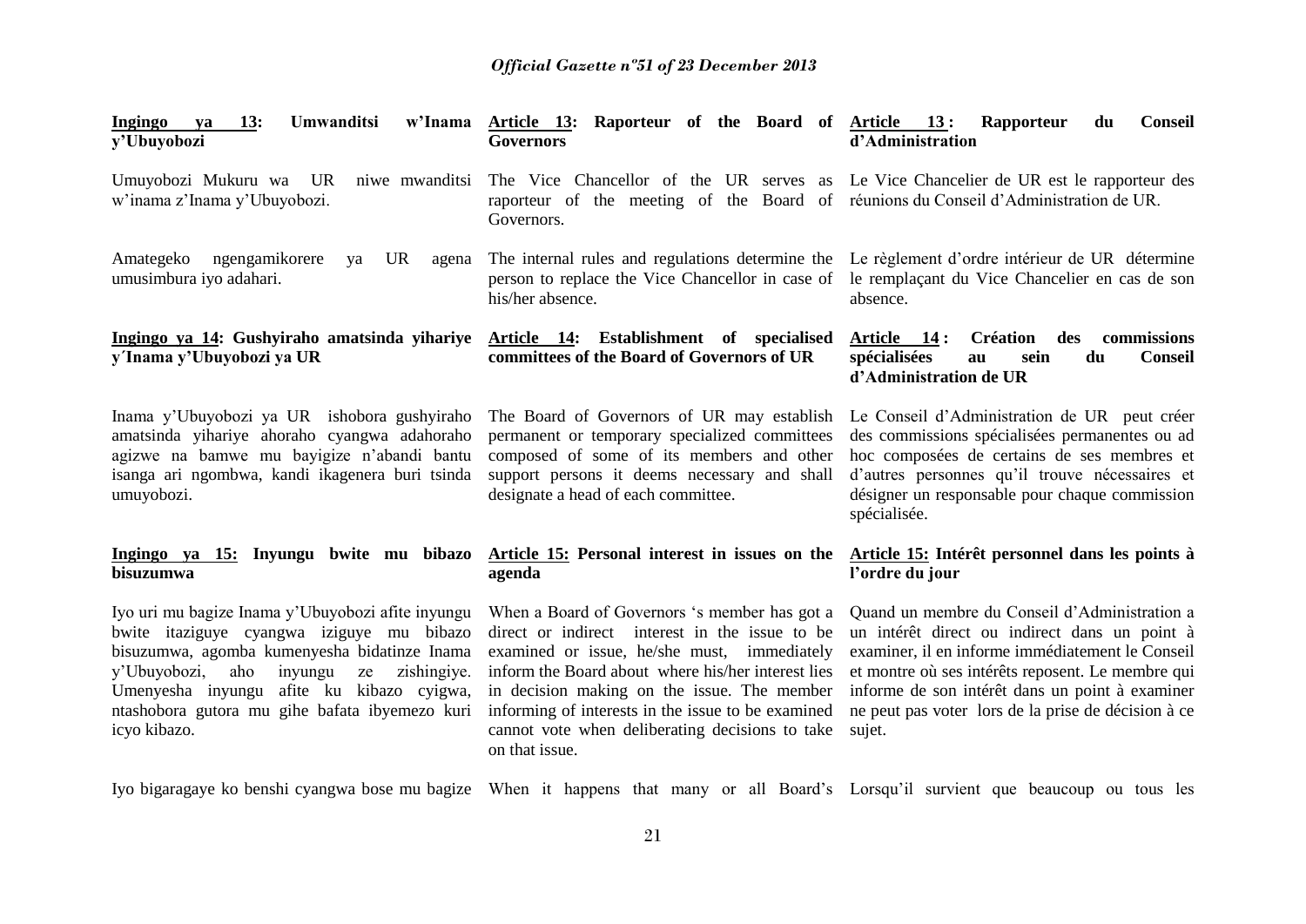**Ingingo ya 13: Umwanditsi w'Inama y'Ubuyobozi**

Umuyobozi Mukuru wa UR niwe mwanditsi w'inama z'Inama y'Ubuyobozi.

Amategeko ngengamikorere ya UR agena umusimbura iyo adahari.

**Ingingo ya 14: Gushyiraho amatsinda yihariye y'Inama y'Ubuyobozi ya UR**

Inama y'Ubuyobozi ya UR ishobora gushyiraho amatsinda yihariye ahoraho cyangwa adahoraho agizwe na bamwe mu bayigize n'abandi bantu isanga ari ngombwa, kandi ikagenera buri tsinda umuyobozi.

**Ingingo ya 15: Inyungu bwite mu bibazo bisuzumwa**

Iyo uri mu bagize Inama y'Ubuyobozi afite inyungu bwite itaziguye cyangwa iziguye mu bibazo bisuzumwa, agomba kumenyesha bidatinze Inama y'Ubuyobozi, aho inyungu ze zishingiye. Umenyesha inyungu afite ku kibazo cyigwa, ntashobora gutora mu gihe bafata ibyemezo kuri icyo kibazo.

Iyo bigaragaye ko benshi cyangwa bose mu bagize

**Article 13: Raporteur of the Board of Governors**

The Vice Chancellor of the UR serves as raporteur of the meeting of the Board of Governors.

The internal rules and regulations determine the person to replace the Vice Chancellor in case of his/her absence.

**Article 14: Establishment of specialised committees of the Board of Governors of UR**

The Board of Governors of UR may establish permanent or temporary specialized committees composed of some of its members and other support persons it deems necessary and shall designate a head of each committee.

**Article 15: Personal interest in issues on the agenda**

When a Board of Governors 's member has got a direct or indirect interest in the issue to be examined or issue, he/she must, immediately inform the Board about where his/her interest lies in decision making on the issue. The member informing of interests in the issue to be examined cannot vote when deliberating decisions to take on that issue.

When it happens that many or all Board's

**Article 13 : Rapporteur du Conseil d'Administration**

Le Vice Chancelier de UR est le rapporteur des réunions du Conseil d'Administration de UR.

Le règlement d'ordre intérieur de UR détermine le remplaçant du Vice Chancelier en cas de son absence.

**Article 14 : Création des commissions spécialisées au sein du Conseil d'Administration de UR**

Le Conseil d'Administration de UR peut créer des commissions spécialisées permanentes ou ad hoc composées de certains de ses membres et d'autres personnes qu'il trouve nécessaires et désigner un responsable pour chaque commission spécialisée.

**Article 15: Intérêt personnel dans les points à l'ordre du jour**

Quand un membre du Conseil d'Administration a un intérêt direct ou indirect dans un point à examiner, il en informe immédiatement le Conseil et montre où ses intérêts reposent. Le membre qui informe de son intérêt dans un point à examiner ne peut pas voter lors de la prise de décision à ce sujet.

Lorsqu'il survient que beaucoup ou tous les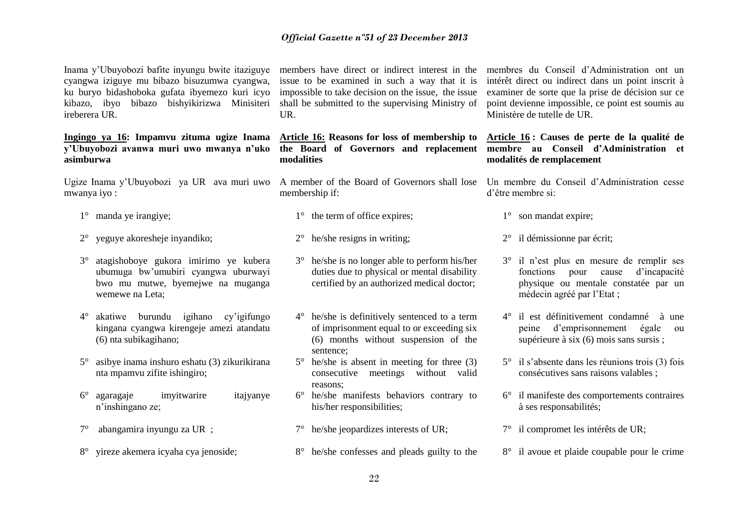Inama y'Ubuyobozi bafite inyungu bwite itaziguye cyangwa iziguye mu bibazo bisuzumwa cyangwa, ku buryo bidashoboka gufata ibyemezo kuri icyo kibazo, ibyo bibazo bishyikirizwa Minisiteri ireberera UR.

**Ingingo ya 16: Impamvu zituma ugize Inama y'Ubuyobozi avanwa muri uwo mwanya n'uko asimburwa**

Ugize Inama y'Ubuyobozi ya UR ava muri uwo mwanya iyo :

1° manda ye irangiye;

2° yeguye akoresheje inyandiko;

3° atagishoboye gukora imirimo ye kubera ubumuga bw'umubiri cyangwa uburwayi bwo mu mutwe, byemejwe na muganga wemewe na Leta;

4° akatiwe burundu igihano cy'igifungo kingana cyangwa kirengeje amezi atandatu (6) nta subikagihano;

5° asibye inama inshuro eshatu (3) zikurikirana nta mpamvu zifite ishingiro;

6° agaragaje imyitwarire itajyanye n'inshingano ze;

7° abangamira inyungu za UR ;

8° yireze akemera icyaha cya jenoside;

members have direct or indirect interest in the issue to be examined in such a way that it is impossible to take decision on the issue, the issue shall be submitted to the supervising Ministry of UR.

**Article 16: Reasons for loss of membership to the Board of Governors and replacement modalities**

A member of the Board of Governors shall lose membership if:

1° the term of office expires;

2° he/she resigns in writing;

3° he/she is no longer able to perform his/her duties due to physical or mental disability certified by an authorized medical doctor;

4° he/she is definitively sentenced to a term of imprisonment equal to or exceeding six (6) months without suspension of the sentence;

5° he/she is absent in meeting for three (3) consecutive meetings without valid reasons;

6° he/she manifests behaviors contrary to his/her responsibilities;

7° he/she jeopardizes interests of UR;

8° he/she confesses and pleads guilty to the

membres du Conseil d'Administration ont un intérêt direct ou indirect dans un point inscrit à examiner de sorte que la prise de décision sur ce point devienne impossible, ce point est soumis au Ministère de tutelle de UR.

**Article 16 : Causes de perte de la qualité de membre au Conseil d'Administration et modalités de remplacement**

Un membre du Conseil d'Administration cesse d'être membre si:

1° son mandat expire;

2° il démissionne par écrit;

3° il n'est plus en mesure de remplir ses fonctions pour cause d'incapacité physique ou mentale constatée par un médecin agréé par l'Etat ;

4° il est définitivement condamné à une peine d'emprisonnement égale ou supérieure à six (6) mois sans sursis ;

5° il s'absente dans les réunions trois (3) fois consécutives sans raisons valables ;

6° il manifeste des comportements contraires à ses responsabilités;

7° il compromet les intérêts de UR;

8° il avoue et plaide coupable pour le crime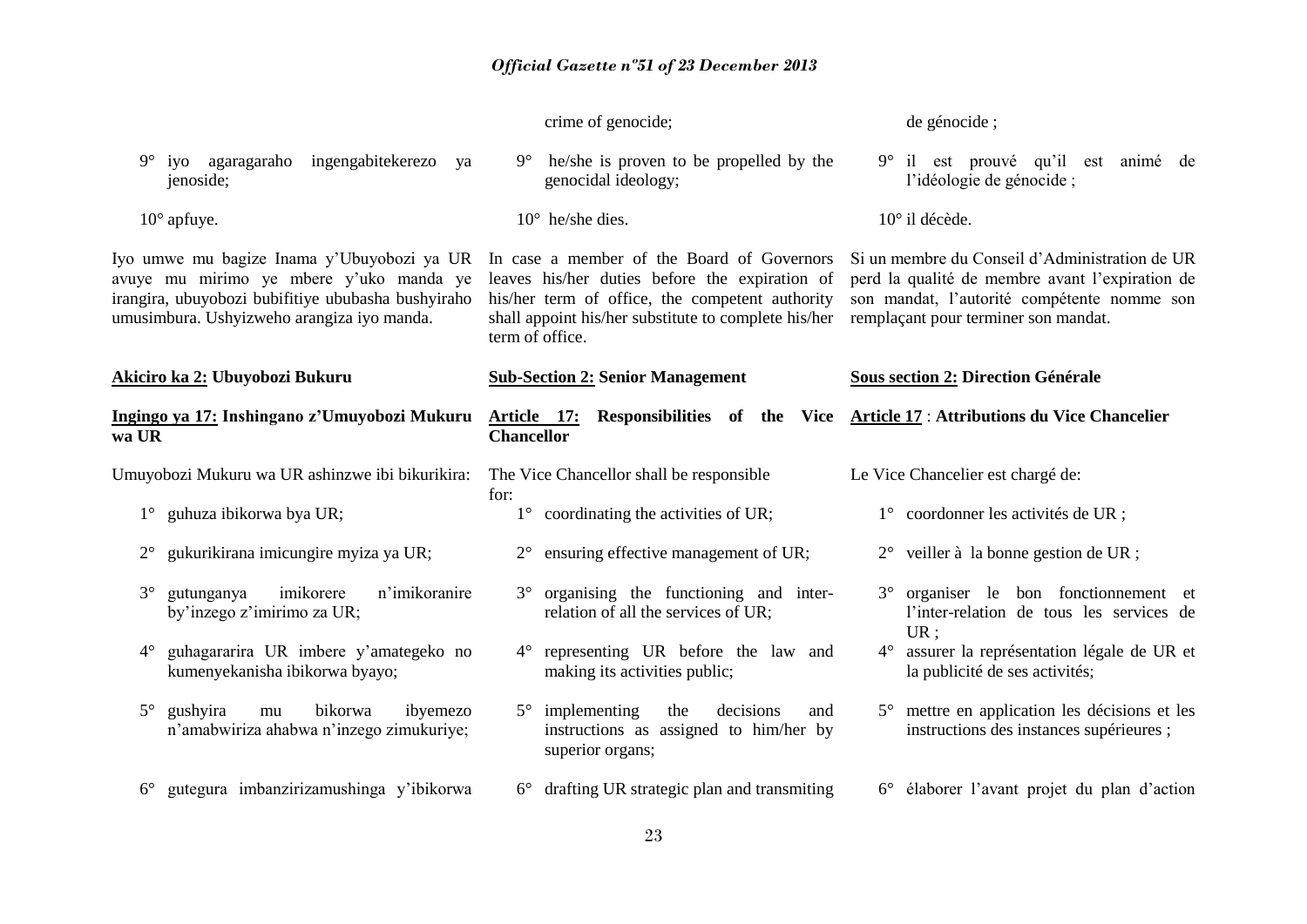9° iyo agaragaraho ingengabitekerezo ya jenoside;

10° apfuye.

Iyo umwe mu bagize Inama y'Ubuyobozi ya UR avuye mu mirimo ye mbere y'uko manda ye irangira, ubuyobozi bubifitiye ububasha bushyiraho umusimbura. Ushyizweho arangiza iyo manda.

**Akiciro ka 2: Ubuyobozi Bukuru**

**Ingingo ya 17: Inshingano z'Umuyobozi Mukuru wa UR**

Umuyobozi Mukuru wa UR ashinzwe ibi bikurikira:

1° guhuza ibikorwa bya UR;

2° gukurikirana imicungire myiza ya UR;

3° gutunganya imikorere n'imikoranire by'inzego z'imirimo za UR;

4° guhagararira UR imbere y'amategeko no kumenyekanisha ibikorwa byayo;

5° gushyira mu bikorwa ibyemezo n'amabwiriza ahabwa n'inzego zimukuriye;

6° gutegura imbanzirizamushinga y'ibikorwa

crime of genocide;

9° he/she is proven to be propelled by the genocidal ideology;

10° he/she dies.

In case a member of the Board of Governors leaves his/her duties before the expiration of his/her term of office, the competent authority shall appoint his/her substitute to complete his/her term of office.

**Sub-Section 2: Senior Management**

**Article 17: Responsibilities of the Vice Chancellor**

The Vice Chancellor shall be responsible for:

1° coordinating the activities of UR;

2° ensuring effective management of UR;

3° organising the functioning and inter-relation of all the services of UR;

4° representing UR before the law and making its activities public;

5° implementing the decisions and instructions as assigned to him/her by superior organs;

6° drafting UR strategic plan and transmiting

de génocide ;

9° il est prouvé qu'il est animé de l'idéologie de génocide ;

10° il décède.

Si un membre du Conseil d'Administration de UR perd la qualité de membre avant l'expiration de son mandat, l'autorité compétente nomme son remplaçant pour terminer son mandat.

**Sous section 2: Direction Générale**

**Article 17 : Attributions du Vice Chancelier**

Le Vice Chancelier est chargé de:

1° coordonner les activités de UR ;

2° veiller à la bonne gestion de UR ;

3° organiser le bon fonctionnement et l'inter-relation de tous les services de UR ;

4° assurer la représentation légale de UR et la publicité de ses activités;

5° mettre en application les décisions et les instructions des instances supérieures ;

6° élaborer l'avant projet du plan d'action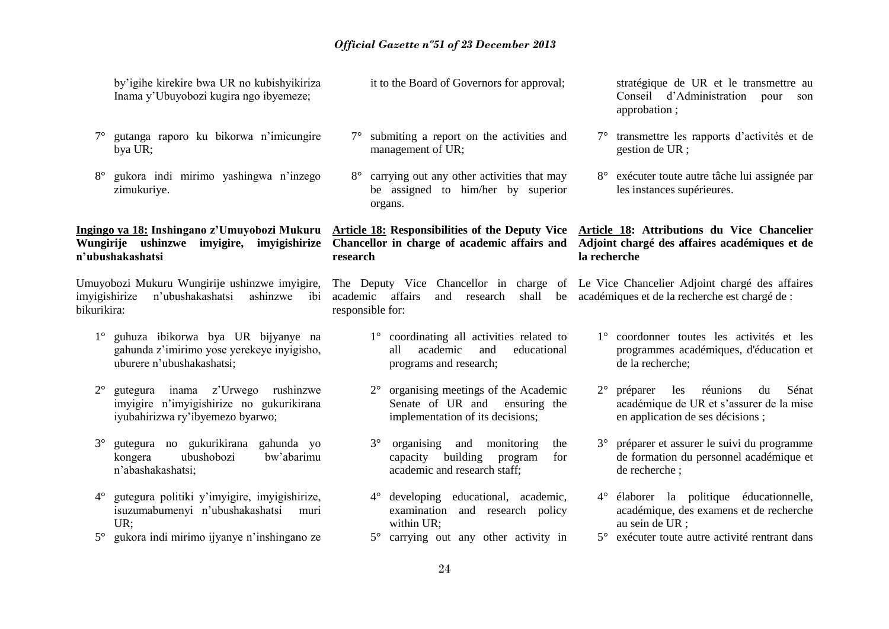by'igihe kirekire bwa UR no kubishyikiriza Inama y'Ubuyobozi kugira ngo ibyemeze;

7° gutanga raporo ku bikorwa n'imicungire bya UR;

8° gukora indi mirimo yashingwa n'inzego zimukuriye.

**Ingingo ya 18: Inshingano z'Umuyobozi Mukuru Wungirije ushinzwe imyigire, imyigishirize n'ubushakashatsi**

Umuyobozi Mukuru Wungirije ushinzwe imyigire, imyigishirize n'ubushakashatsi ashinzwe ibi bikurikira:

1° guhuza ibikorwa bya UR bijyanye na gahunda z'imirimo yose yerekeye inyigisho, uburere n'ubushakashatsi;

2° gutegura inama z'Urwego rushinzwe imyigire n'imyigishirize no gukurikirana iyubahirizwa ry'ibyemezo byarwo;

3° gutegura no gukurikirana gahunda yo kongera ubushobozi bw'abarimu n'abashakashatsi;

4° gutegura politiki y'imyigire, imyigishirize, isuzumabumenyi n'ubushakashatsi muri UR;

5° gukora indi mirimo ijyanye n'inshingano ze

it to the Board of Governors for approval;

7° submiting a report on the activities and management of UR;

8° carrying out any other activities that may be assigned to him/her by superior organs.

**Article 18: Responsibilities of the Deputy Vice Chancellor in charge of academic affairs and research**

The Deputy Vice Chancellor in charge of academic affairs and research shall be responsible for:

1° coordinating all activities related to all academic and educational programs and research;

2° organising meetings of the Academic Senate of UR and ensuring the implementation of its decisions;

3° organising and monitoring the capacity building program for academic and research staff;

4° developing educational, academic, examination and research policy within UR;

5° carrying out any other activity in

stratégique de UR et le transmettre au Conseil d'Administration pour son approbation ;

7° transmettre les rapports d'activités et de gestion de UR ;

8° exécuter toute autre tâche lui assignée par les instances supérieures.

**Article 18: Attributions du Vice Chancelier Adjoint chargé des affaires académiques et de la recherche**

Le Vice Chancelier Adjoint chargé des affaires académiques et de la recherche est chargé de :

1° coordonner toutes les activités et les programmes académiques, d'éducation et de la recherche;

2° préparer les réunions du Sénat académique de UR et s'assurer de la mise en application de ses décisions ;

3° préparer et assurer le suivi du programme de formation du personnel académique et de recherche ;

4° élaborer la politique éducationnelle, académique, des examens et de recherche au sein de UR ;

5° exécuter toute autre activité rentrant dans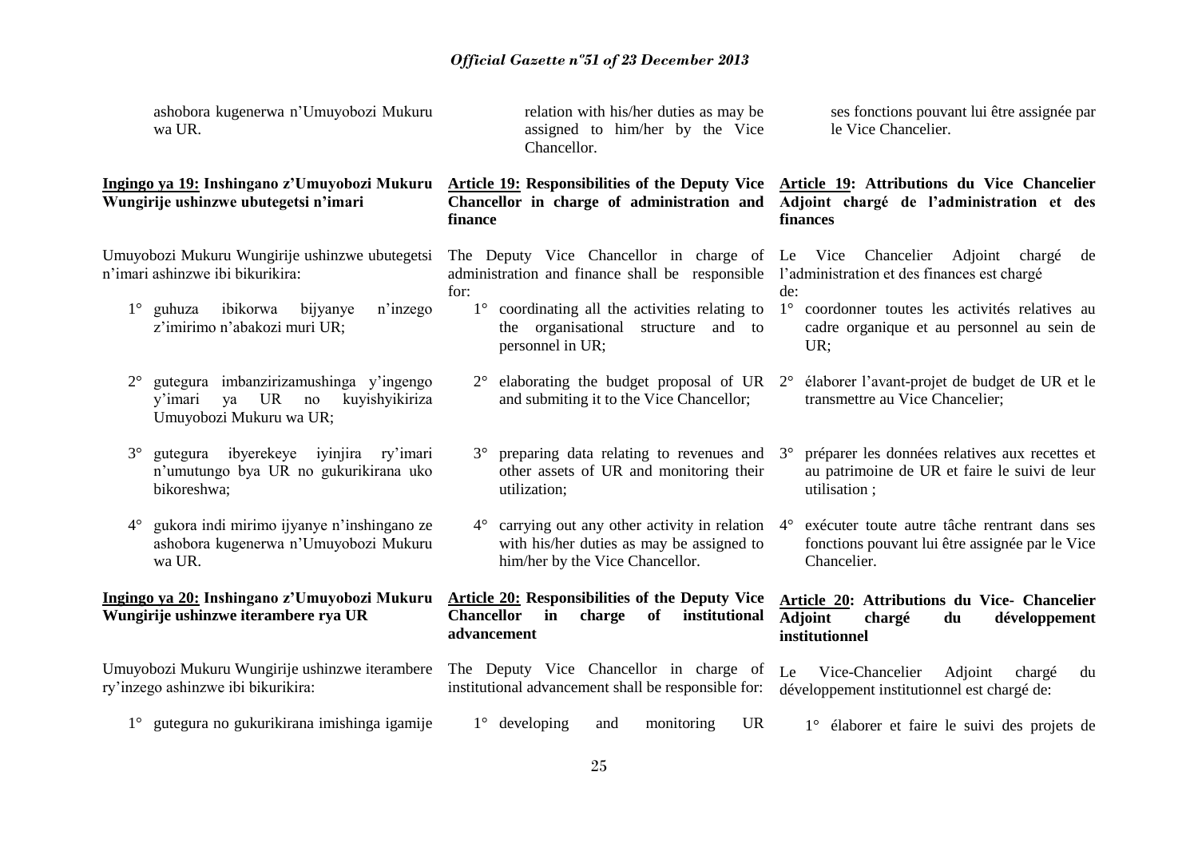ashobora kugenerwa n'Umuyobozi Mukuru wa UR.

**Ingingo ya 19: Inshingano z'Umuyobozi Mukuru Wungirije ushinzwe ubutegetsi n'imari**

Umuyobozi Mukuru Wungirije ushinzwe ubutegetsi n'imari ashinzwe ibi bikurikira:

1° guhuza ibikorwa bijyanye n'inzego z'imirimo n'abakozi muri UR;

2° gutegura imbanzirizamushinga y'ingengo y'imari ya UR no kuyishyikiriza Umuyobozi Mukuru wa UR;

3° gutegura ibyerekeye iyinjira ry'imari n'umutungo bya UR no gukurikirana uko bikoreshwa;

4° gukora indi mirimo ijyanye n'inshingano ze ashobora kugenerwa n'Umuyobozi Mukuru wa UR.

**Ingingo ya 20: Inshingano z'Umuyobozi Mukuru Wungirije ushinzwe iterambere rya UR**

Umuyobozi Mukuru Wungirije ushinzwe iterambere ry'inzego ashinzwe ibi bikurikira:

1° gutegura no gukurikirana imishinga igamije

relation with his/her duties as may be assigned to him/her by the Vice Chancellor.

**Article 19: Responsibilities of the Deputy Vice Chancellor in charge of administration and finance**

The Deputy Vice Chancellor in charge of administration and finance shall be responsible for:

1° coordinating all the activities relating to the organisational structure and to personnel in UR;

2° elaborating the budget proposal of UR and submiting it to the Vice Chancellor;

3° preparing data relating to revenues and other assets of UR and monitoring their utilization;

4° carrying out any other activity in relation with his/her duties as may be assigned to him/her by the Vice Chancellor.

**Article 20: Responsibilities of the Deputy Vice Chancellor in charge of institutional advancement**

The Deputy Vice Chancellor in charge of institutional advancement shall be responsible for:

1° developing and monitoring UR

ses fonctions pouvant lui être assignée par le Vice Chancelier.

**Article 19: Attributions du Vice Chancelier Adjoint chargé de l'administration et des finances**

Le Vice Chancelier Adjoint chargé de l'administration et des finances est chargé de:

1° coordonner toutes les activités relatives au cadre organique et au personnel au sein de UR;

2° élaborer l'avant-projet de budget de UR et le transmettre au Vice Chancelier;

3° préparer les données relatives aux recettes et au patrimoine de UR et faire le suivi de leur utilisation ;

4° exécuter toute autre tâche rentrant dans ses fonctions pouvant lui être assignée par le Vice Chancelier.

**Article 20: Attributions du Vice- Chancelier Adjoint chargé du développement institutionnel**

Le Vice-Chancelier Adjoint chargé du développement institutionnel est chargé de:

1° élaborer et faire le suivi des projets de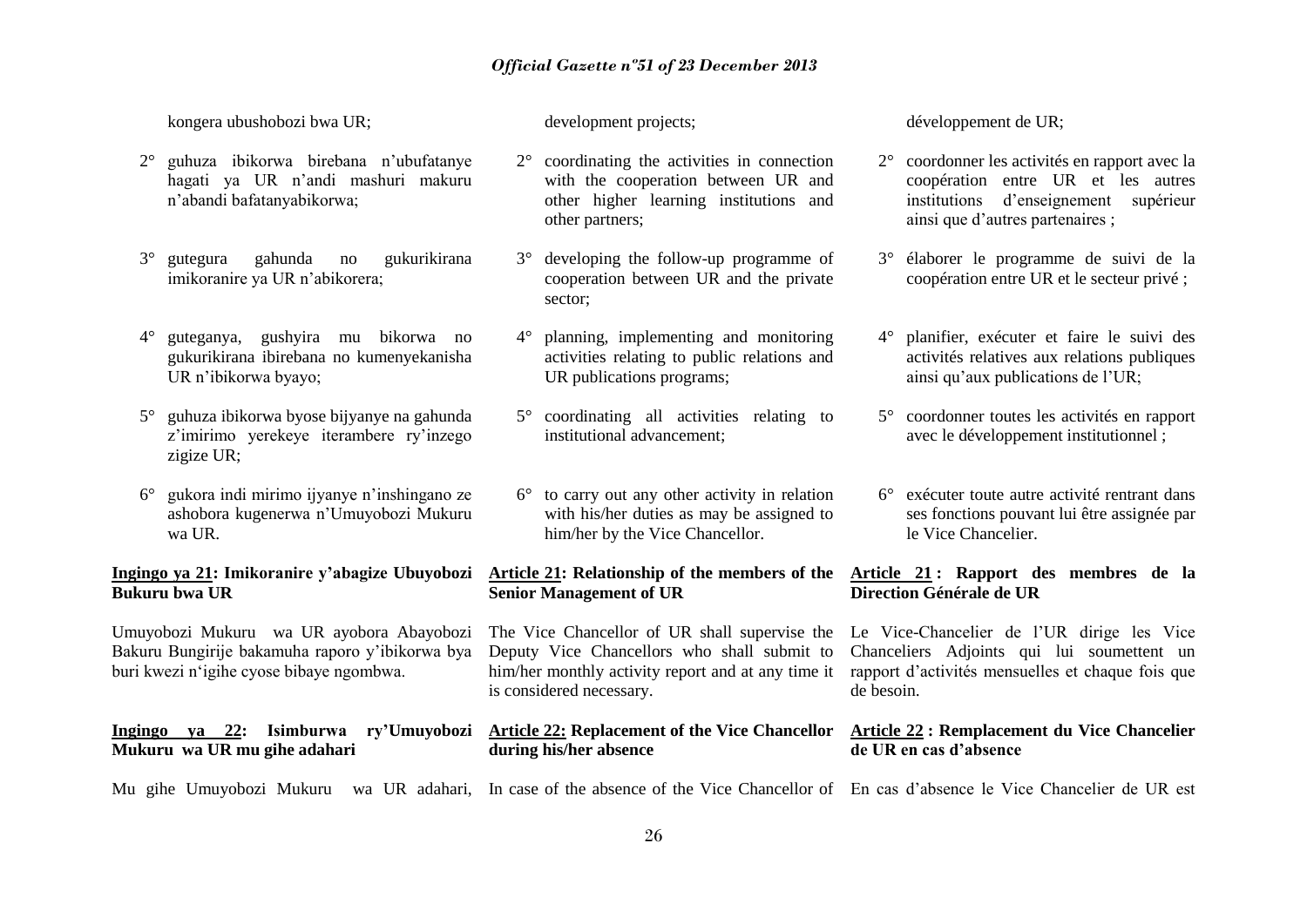kongera ubushobozi bwa UR;

2° guhuza ibikorwa birebana n'ubufatanye hagati ya UR n'andi mashuri makuru n'abandi bafatanyabikorwa;

3° gutegura gahunda no gukurikirana imikoranire ya UR n'abikorera;

4° guteganya, gushyira mu bikorwa no gukurikirana ibirebana no kumenyekanisha UR n'ibikorwa byayo;

5° guhuza ibikorwa byose bijyanye na gahunda z'imirimo yerekeye iterambere ry'inzego zigize UR;

6° gukora indi mirimo ijyanye n'inshingano ze ashobora kugenerwa n'Umuyobozi Mukuru wa UR.

**Ingingo ya 21: Imikoranire y'abagize Ubuyobozi Bukuru bwa UR**

Umuyobozi Mukuru wa UR ayobora Abayobozi Bakuru Bungirije bakamuha raporo y'ibikorwa bya buri kwezi n'igihe cyose bibaye ngombwa.

**Ingingo ya 22: Isimburwa ry'Umuyobozi Mukuru wa UR mu gihe adahari**

Mu gihe Umuyobozi Mukuru wa UR adahari,

development projects;

2° coordinating the activities in connection with the cooperation between UR and other higher learning institutions and other partners;

3° developing the follow-up programme of cooperation between UR and the private sector;

4° planning, implementing and monitoring activities relating to public relations and UR publications programs;

5° coordinating all activities relating to institutional advancement;

6° to carry out any other activity in relation with his/her duties as may be assigned to him/her by the Vice Chancellor.

**Article 21: Relationship of the members of the Senior Management of UR**

The Vice Chancellor of UR shall supervise the Deputy Vice Chancellors who shall submit to him/her monthly activity report and at any time it is considered necessary.

**Article 22: Replacement of the Vice Chancellor during his/her absence**

In case of the absence of the Vice Chancellor of

développement de UR;

2° coordonner les activités en rapport avec la coopération entre UR et les autres institutions d'enseignement supérieur ainsi que d'autres partenaires ;

3° élaborer le programme de suivi de la coopération entre UR et le secteur privé ;

4° planifier, exécuter et faire le suivi des activités relatives aux relations publiques ainsi qu'aux publications de l'UR;

5° coordonner toutes les activités en rapport avec le développement institutionnel ;

6° exécuter toute autre activité rentrant dans ses fonctions pouvant lui être assignée par le Vice Chancelier.

**Article 21 : Rapport des membres de la Direction Générale de UR**

Le Vice-Chancelier de l'UR dirige les Vice Chanceliers Adjoints qui lui soumettent un rapport d'activités mensuelles et chaque fois que de besoin.

**Article 22 : Remplacement du Vice Chancelier de UR en cas d'absence**

En cas d'absence le Vice Chancelier de UR est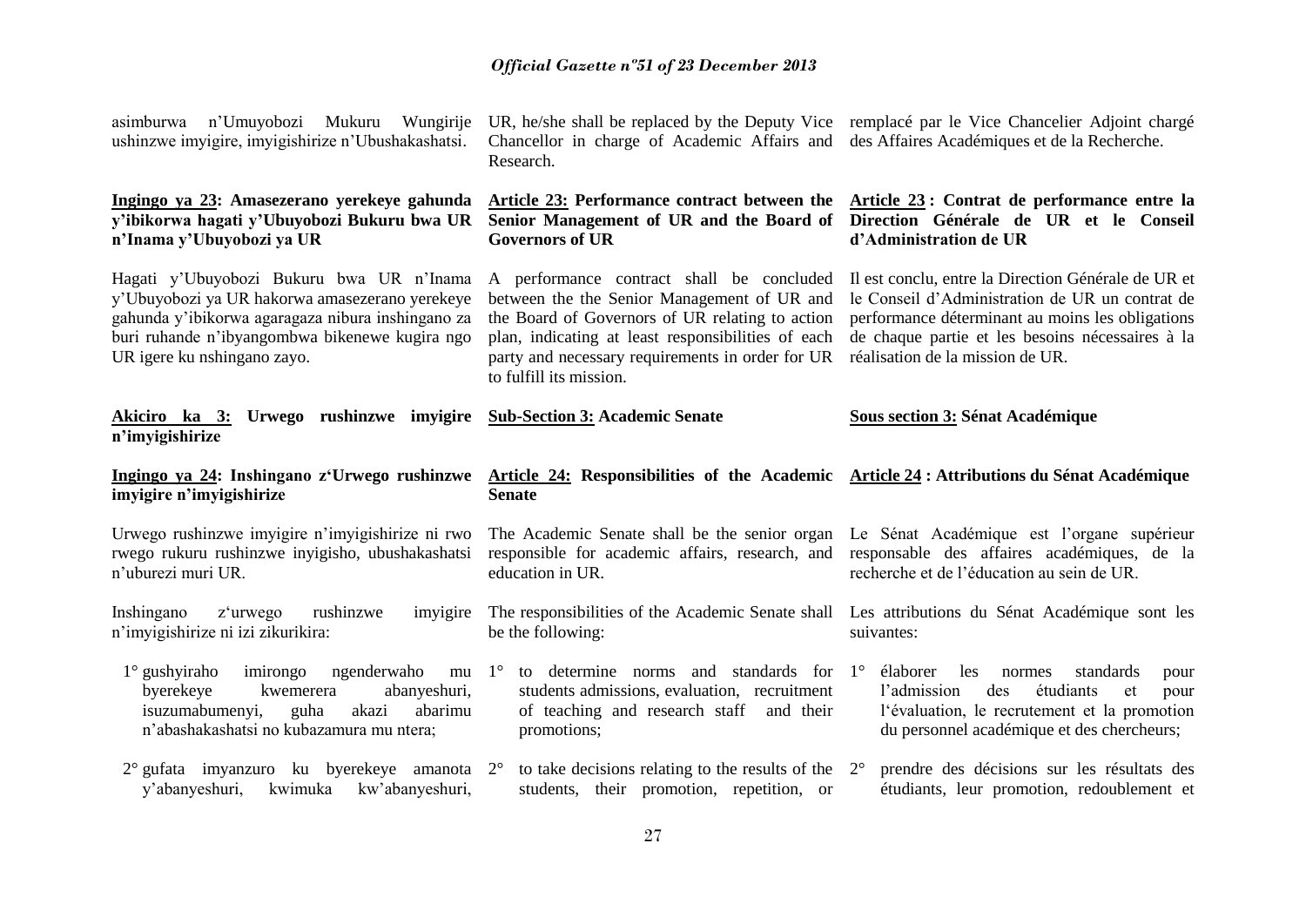asimburwa n'Umuyobozi Mukuru Wungirije ushinzwe imyigire, imyigishirize n'Ubushakashatsi.

**Ingingo ya 23: Amasezerano yerekeye gahunda y'ibikorwa hagati y'Ubuyobozi Bukuru bwa UR n'Inama y'Ubuyobozi ya UR**

Hagati y'Ubuyobozi Bukuru bwa UR n'Inama y'Ubuyobozi ya UR hakorwa amasezerano yerekeye gahunda y'ibikorwa agaragaza nibura inshingano za buri ruhande n'ibyangombwa bikenewe kugira ngo UR igere ku nshingano zayo.

**Akiciro ka 3: Urwego rushinzwe imyigire n'imyigishirize**

**Ingingo ya 24: Inshingano z'Urwego rushinzwe imyigire n'imyigishirize**

Urwego rushinzwe imyigire n'imyigishirize ni rwo rwego rukuru rushinzwe inyigisho, ubushakashatsi n'uburezi muri UR.

Inshingano z'urwego rushinzwe imyigire n'imyigishirize ni izi zikurikira:

1° gushyiraho imirongo ngenderwaho mu byerekeye kwemerera abanyeshuri, isuzumabumenyi, guha akazi abarimu n'abashakashatsi no kubazamura mu ntera;

2° gufata imyanzuro ku byerekeye amanota y'abanyeshuri, kwimuka kw'abanyeshuri,

UR, he/she shall be replaced by the Deputy Vice Chancellor in charge of Academic Affairs and Research.

**Article 23: Performance contract between the Senior Management of UR and the Board of Governors of UR**

A performance contract shall be concluded between the the Senior Management of UR and the Board of Governors of UR relating to action plan, indicating at least responsibilities of each party and necessary requirements in order for UR to fulfill its mission.

**Sub-Section 3: Academic Senate**

**Article 24: Responsibilities of the Academic Senate**

The Academic Senate shall be the senior organ responsible for academic affairs, research, and education in UR.

The responsibilities of the Academic Senate shall be the following:

1° to determine norms and standards for students admissions, evaluation, recruitment of teaching and research staff and their promotions;

2° to take decisions relating to the results of the students, their promotion, repetition, or

remplacé par le Vice Chancelier Adjoint chargé des Affaires Académiques et de la Recherche.

**Article 23 : Contrat de performance entre la Direction Générale de UR et le Conseil d'Administration de UR**

Il est conclu, entre la Direction Générale de UR et le Conseil d'Administration de UR un contrat de performance déterminant au moins les obligations de chaque partie et les besoins nécessaires à la réalisation de la mission de UR.

**Sous section 3: Sénat Académique**

**Article 24 : Attributions du Sénat Académique**

Le Sénat Académique est l'organe supérieur responsable des affaires académiques, de la recherche et de l'éducation au sein de UR.

Les attributions du Sénat Académique sont les suivantes:

1° élaborer les normes standards pour l'admission des étudiants et pour l'évaluation, le recrutement et la promotion du personnel académique et des chercheurs;

2° prendre des décisions sur les résultats des étudiants, leur promotion, redoublement et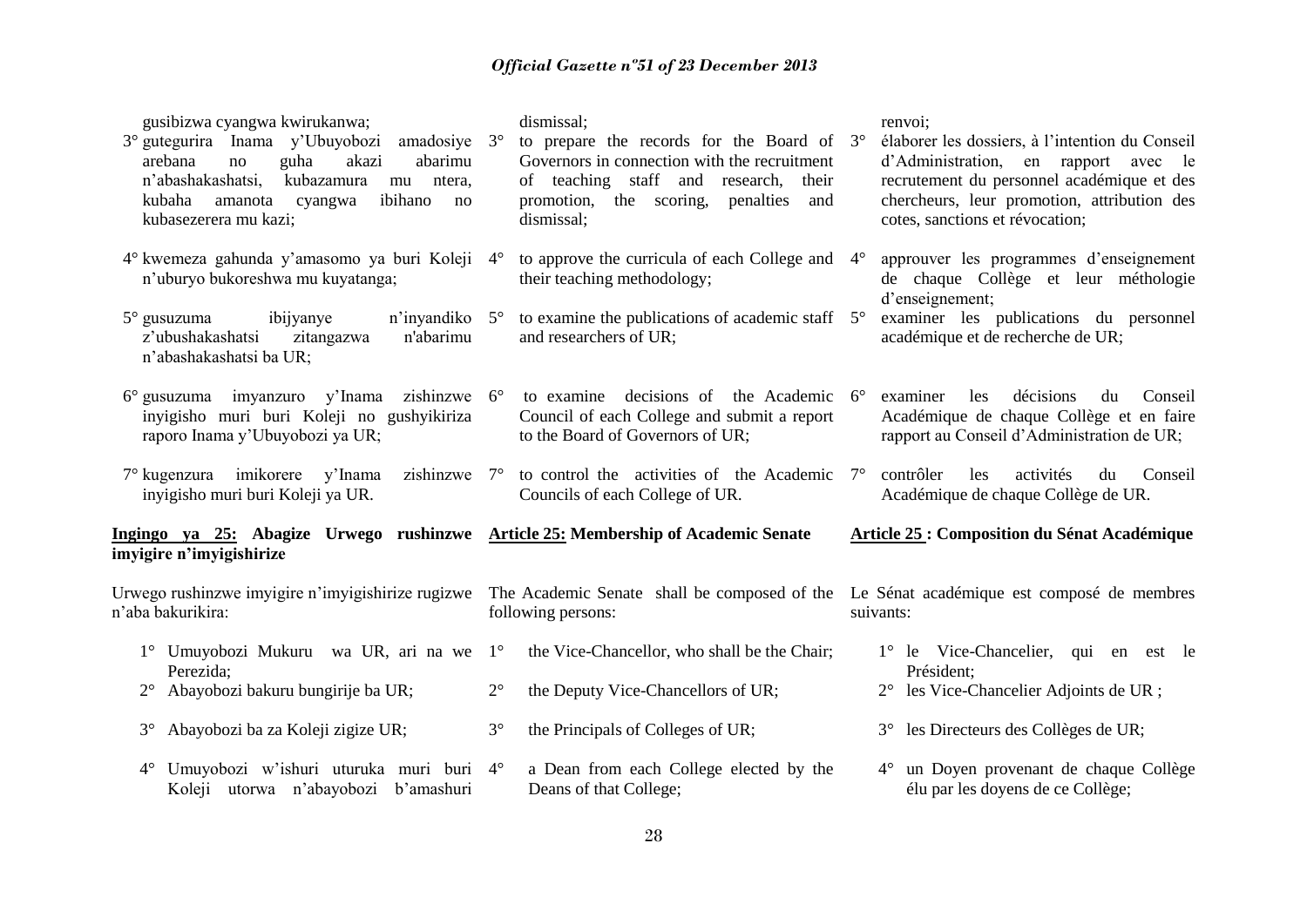gusibizwa cyangwa kwirukanwa;

3° gutegurira Inama y'Ubuyobozi amadosiye arebana no guha akazi abarimu n'abashakashatsi, kubazamura mu ntera, kubaha amanota cyangwa ibihano no kubasezerera mu kazi;

4° kwemeza gahunda y'amasomo ya buri Koleji n'uburyo bukoreshwa mu kuyatanga;

5° gusuzuma ibijyanye n'inyandiko z'ubushakashatsi zitangazwa n'abarimu n'abashakashatsi ba UR;

6° gusuzuma imyanzuro y'Inama zishinzwe inyigisho muri buri Koleji no gushyikiriza raporo Inama y'Ubuyobozi ya UR;

7° kugenzura imikorere y'Inama zishinzwe inyigisho muri buri Koleji ya UR.

**Ingingo ya 25: Abagize Urwego rushinzwe imyigire n'imyigishirize**

Urwego rushinzwe imyigire n'imyigishirize rugizwe n'aba bakurikira:

1° Umuyobozi Mukuru wa UR, ari na we Perezida;

2° Abayobozi bakuru bungirije ba UR;

3° Abayobozi ba za Koleji zigize UR;

4° Umuyobozi w'ishuri uturuka muri buri Koleji utorwa n'abayobozi b'amashuri

dismissal;

3° to prepare the records for the Board of Governors in connection with the recruitment of teaching staff and research, their promotion, the scoring, penalties and dismissal;

4° to approve the curricula of each College and their teaching methodology;

5° to examine the publications of academic staff and researchers of UR;

6° to examine decisions of the Academic Council of each College and submit a report to the Board of Governors of UR;

7° to control the activities of the Academic Councils of each College of UR.

**Article 25: Membership of Academic Senate**

The Academic Senate shall be composed of the following persons:

1° the Vice-Chancellor, who shall be the Chair;

2° the Deputy Vice-Chancellors of UR;

3° the Principals of Colleges of UR;

4° a Dean from each College elected by the Deans of that College;

renvoi;

3° élaborer les dossiers, à l'intention du Conseil d'Administration, en rapport avec le recrutement du personnel académique et des chercheurs, leur promotion, attribution des cotes, sanctions et révocation;

4° approuver les programmes d'enseignement de chaque Collège et leur méthologie d'enseignement;

5° examiner les publications du personnel académique et de recherche de UR;

6° examiner les décisions du Conseil Académique de chaque Collège et en faire rapport au Conseil d'Administration de UR;

7° contrôler les activités du Conseil Académique de chaque Collège de UR.

**Article 25 : Composition du Sénat Académique**

Le Sénat académique est composé de membres suivants:

1° le Vice-Chancelier, qui en est le Président;

2° les Vice-Chancelier Adjoints de UR ;

3° les Directeurs des Collèges de UR;

4° un Doyen provenant de chaque Collège élu par les doyens de ce Collège;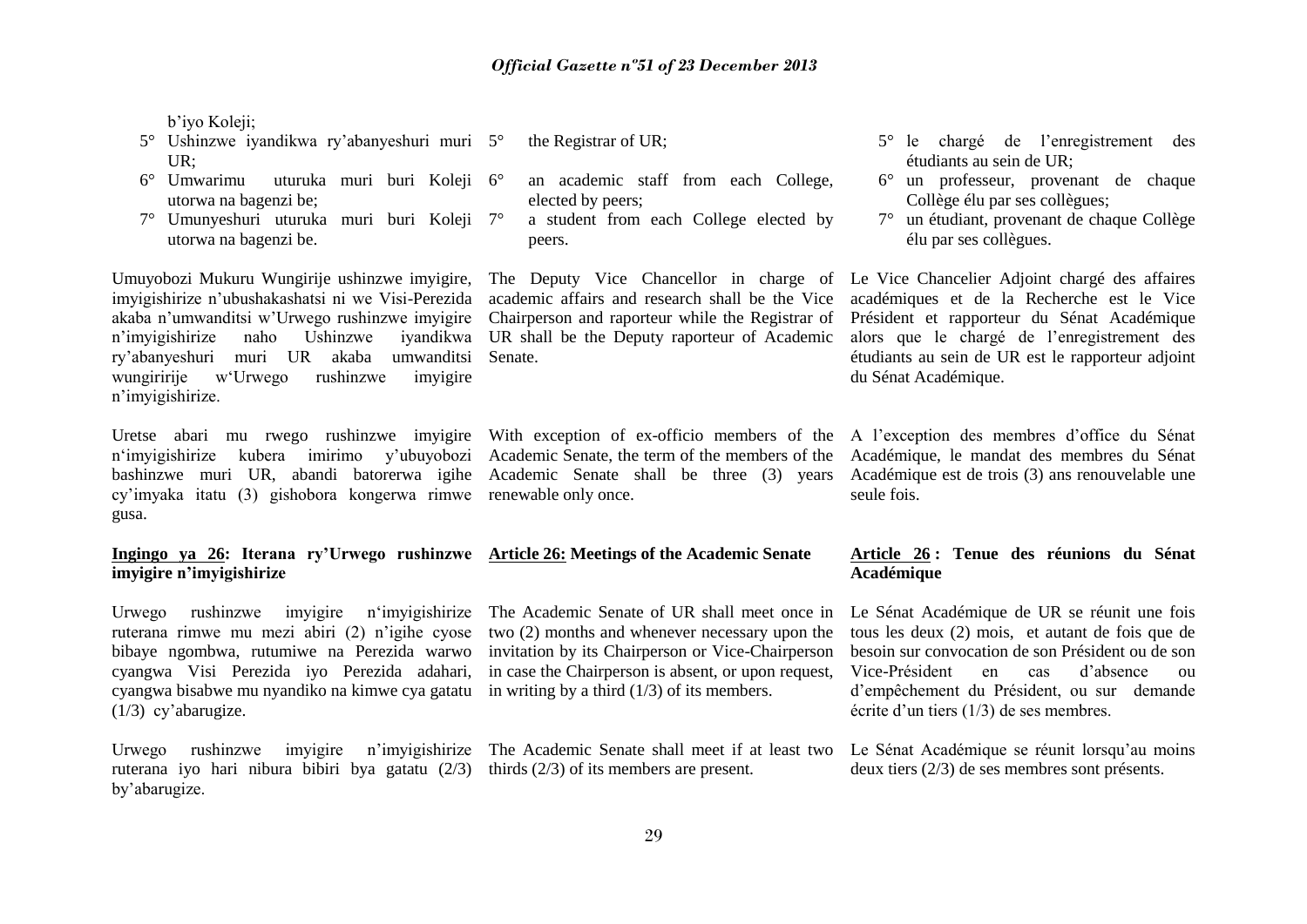b'iyo Koleji;

5° Ushinzwe iyandikwa ry'abanyeshuri muri UR;
6° Umwarimu uturuka muri buri Koleji utorwa na bagenzi be;
7° Umunyeshuri uturuka muri buri Koleji utorwa na bagenzi be.

Umuyobozi Mukuru Wungirije ushinzwe imyigire, imyigishirize n'ubushakashatsi ni we Visi-Perezida akaba n'umwanditsi w'Urwego rushinzwe imyigire n'imyigishirize naho Ushinzwe iyandikwa ry'abanyeshuri muri UR akaba umwanditsi wungirirje w'Urwego rushinzwe imyigire n'imyigishirize.

Uretse abari mu rwego rushinzwe imyigire n'imyigishirize kubera imirimo y'ubuyobozi bashinzwe muri UR, abandi batorerwa igihe cy'imyaka itatu (3) gishobora kongerwa rimwe gusa.

**Ingingo ya 26: Iterana ry'Urwego rushinzwe imyigire n'imyigishirize**

Urwego rushinzwe imyigire n'imyigishirize ruterana rimwe mu mezi abiri (2) n'igihe cyose bibaye ngombwa, rutumiwe na Perezida warwo cyangwa Visi Perezida iyo Perezida adahari, cyangwa bisabwe mu nyandiko na kimwe cya gatatu (1/3) cy'abarugize.

Urwego rushinzwe imyigire n'imyigishirize ruterana iyo hari nibura bibiri bya gatatu (2/3) by'abarugize.

5° the Registrar of UR;
6° an academic staff from each College, elected by peers;
7° a student from each College elected by peers.

The Deputy Vice Chancellor in charge of academic affairs and research shall be the Vice Chairperson and raporteur while the Registrar of UR shall be the Deputy raporteur of Academic Senate.

With exception of ex-officio members of the Academic Senate, the term of the members of the Academic Senate shall be three (3) years renewable only once.

**Article 26: Meetings of the Academic Senate**

The Academic Senate of UR shall meet once in two (2) months and whenever necessary upon the invitation by its Chairperson or Vice-Chairperson in case the Chairperson is absent, or upon request, in writing by a third (1/3) of its members.

The Academic Senate shall meet if at least two thirds (2/3) of its members are present.

5° le chargé de l'enregistrement des étudiants au sein de UR;
6° un professeur, provenant de chaque Collège élu par ses collègues;
7° un étudiant, provenant de chaque Collège élu par ses collègues.

Le Vice Chancelier Adjoint chargé des affaires académiques et de la Recherche est le Vice Président et rapporteur du Sénat Académique alors que le chargé de l'enregistrement des étudiants au sein de UR est le rapporteur adjoint du Sénat Académique.

A l'exception des membres d'office du Sénat Académique, le mandat des membres du Sénat Académique est de trois (3) ans renouvelable une seule fois.

**Article 26 : Tenue des réunions du Sénat Académique**

Le Sénat Académique de UR se réunit une fois tous les deux (2) mois, et autant de fois que de besoin sur convocation de son Président ou de son Vice-Président en cas d'absence ou d'empêchement du Président, ou sur demande écrite d'un tiers (1/3) de ses membres.

Le Sénat Académique se réunit lorsqu'au moins deux tiers (2/3) de ses membres sont présents.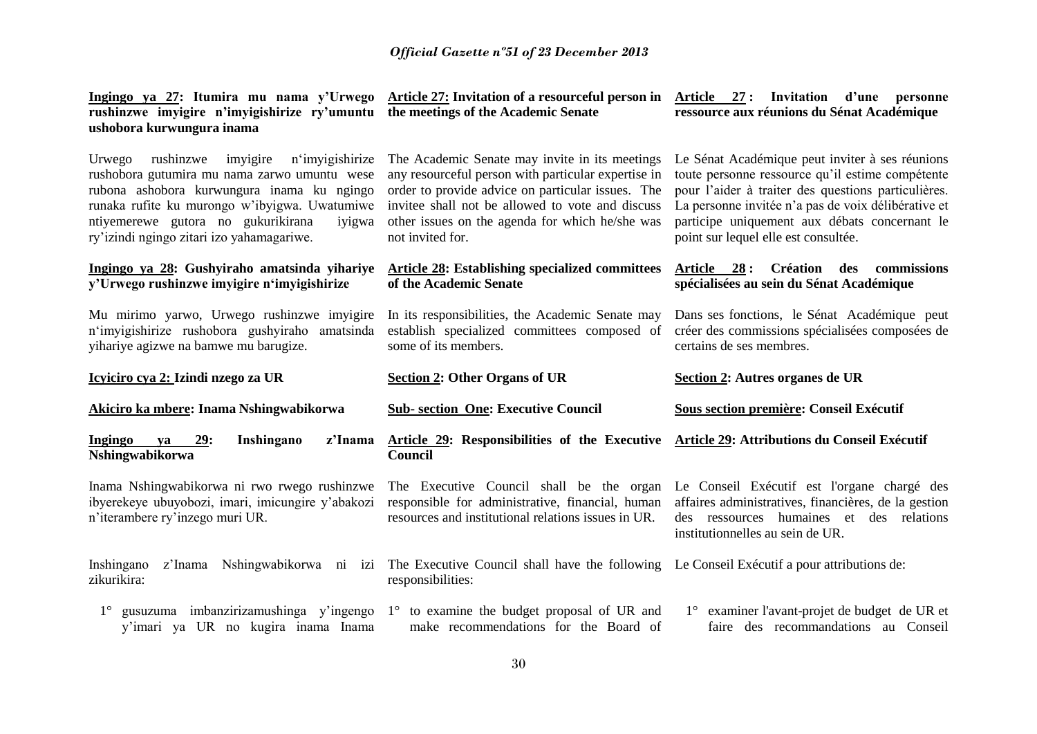**Ingingo ya 27: Itumira mu nama y'Urwego rushinzwe imyigire n'imyigishirize ry'umuntu ushobora kurwungura inama**

Urwego rushinzwe imyigire n'imyigishirize rushobora gutumira mu nama zarwo umuntu wese rubona ashobora kurwungura inama ku ngingo runaka rufite ku murongo w'ibyigwa. Uwatumiwe ntiyemerewe gutora no gukurikirana iyigwa ry'izindi ngingo zitari izo yahamagariwe.

**Ingingo ya 28: Gushyiraho amatsinda yihariye y'Urwego rushinzwe imyigire n'imyigishirize**

Mu mirimo yarwo, Urwego rushinzwe imyigire n'imyigishirize rushobora gushyiraho amatsinda yihariye agizwe na bamwe mu barugize.

**Icyiciro cya 2: Izindi nzego za UR**

**Akiciro ka mbere: Inama Nshingwabikorwa**

**Ingingo ya 29: Inshingano z'Inama Nshingwabikorwa**

Inama Nshingwabikorwa ni rwo rwego rushinzwe ibyerekeye ubuyobozi, imari, imicungire y'abakozi n'iterambere ry'inzego muri UR.

Inshingano z'Inama Nshingwabikorwa ni izi zikurikira:

1° gusuzuma imbanzirizamushinga y'ingengo y'imari ya UR no kugira inama Inama

**Article 27: Invitation of a resourceful person in the meetings of the Academic Senate**

The Academic Senate may invite in its meetings any resourceful person with particular expertise in order to provide advice on particular issues. The invitee shall not be allowed to vote and discuss other issues on the agenda for which he/she was not invited for.

**Article 28: Establishing specialized committees of the Academic Senate**

In its responsibilities, the Academic Senate may establish specialized committees composed of some of its members.

**Section 2: Other Organs of UR**

**Sub- section One: Executive Council**

**Article 29: Responsibilities of the Executive Council**

The Executive Council shall be the organ responsible for administrative, financial, human resources and institutional relations issues in UR.

The Executive Council shall have the following responsibilities:

1° to examine the budget proposal of UR and make recommendations for the Board of

**Article 27 : Invitation d'une personne ressource aux réunions du Sénat Académique**

Le Sénat Académique peut inviter à ses réunions toute personne ressource qu'il estime compétente pour l'aider à traiter des questions particulières. La personne invitée n'a pas de voix délibérative et participe uniquement aux débats concernant le point sur lequel elle est consultée.

**Article 28 : Création des commissions spécialisées au sein du Sénat Académique**

Dans ses fonctions, le Sénat Académique peut créer des commissions spécialisées composées de certains de ses membres.

**Section 2: Autres organes de UR**

**Sous section première: Conseil Exécutif**

**Article 29: Attributions du Conseil Exécutif**

Le Conseil Exécutif est l'organe chargé des affaires administratives, financières, de la gestion des ressources humaines et des relations institutionnelles au sein de UR.

Le Conseil Exécutif a pour attributions de:

1° examiner l'avant-projet de budget de UR et faire des recommandations au Conseil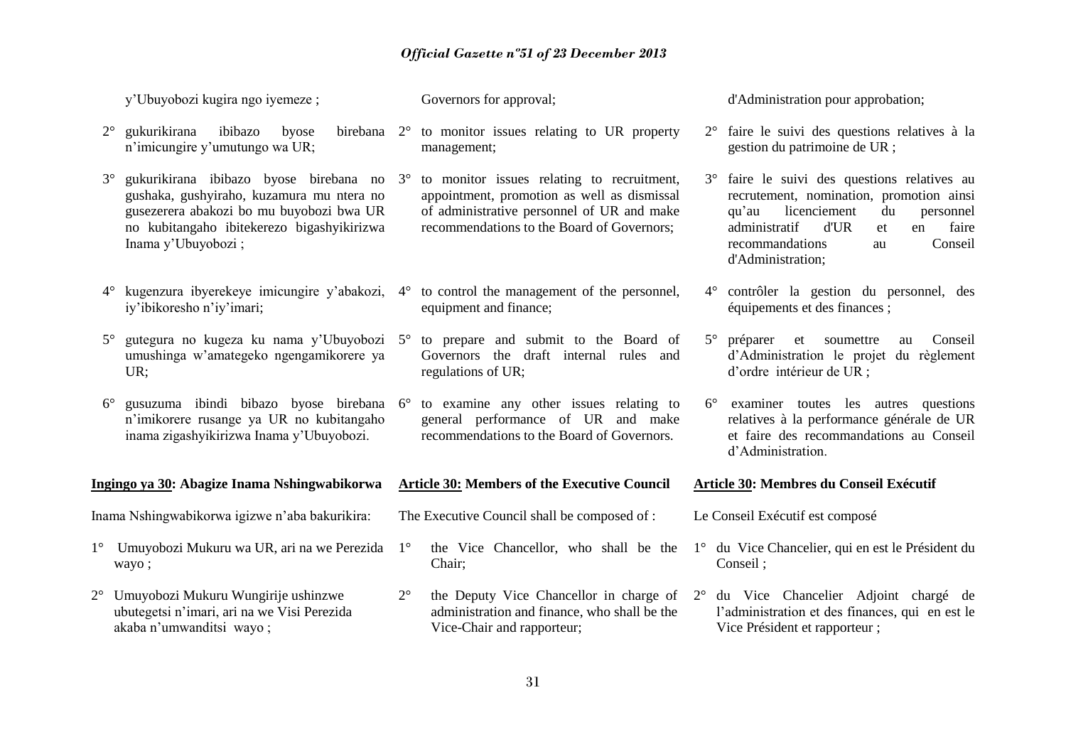y'Ubuyobozi kugira ngo iyemeze ;

2° gukurikirana ibibazo byose birebana n'imicungire y'umutungo wa UR;

3° gukurikirana ibibazo byose birebana no gushaka, gushyiraho, kuzamura mu ntera no gusezerera abakozi bo mu buyobozi bwa UR no kubitangaho ibitekerezo bigashyikirizwa Inama y'Ubuyobozi ;

4° kugenzura ibyerekeye imicungire y'abakozi, iy'ibikoresho n'iy'imari;

5° gutegura no kugeza ku nama y'Ubuyobozi umushinga w'amategeko ngengamikorere ya UR;

6° gusuzuma ibindi bibazo byose birebana n'imikorere rusange ya UR no kubitangaho inama zigashyikirizwa Inama y'Ubuyobozi.

**Ingingo ya 30: Abagize Inama Nshingwabikorwa**

Inama Nshingwabikorwa igizwe n'aba bakurikira:

1° Umuyobozi Mukuru wa UR, ari na we Perezida wayo ;

2° Umuyobozi Mukuru Wungirije ushinzwe ubutegetsi n'imari, ari na we Visi Perezida akaba n'umwanditsi wayo ;

Governors for approval;

2° to monitor issues relating to UR property management;

3° to monitor issues relating to recruitment, appointment, promotion as well as dismissal of administrative personnel of UR and make recommendations to the Board of Governors;

4° to control the management of the personnel, equipment and finance;

5° to prepare and submit to the Board of Governors the draft internal rules and regulations of UR;

6° to examine any other issues relating to general performance of UR and make recommendations to the Board of Governors.

**Article 30: Members of the Executive Council**

The Executive Council shall be composed of :

1° the Vice Chancellor, who shall be the Chair;

2° the Deputy Vice Chancellor in charge of administration and finance, who shall be the Vice-Chair and rapporteur;

d'Administration pour approbation;

2° faire le suivi des questions relatives à la gestion du patrimoine de UR ;

3° faire le suivi des questions relatives au recrutement, nomination, promotion ainsi qu'au licenciement du personnel administratif d'UR et en faire recommandations au Conseil d'Administration;

4° contrôler la gestion du personnel, des équipements et des finances ;

5° préparer et soumettre au Conseil d'Administration le projet du règlement d'ordre intérieur de UR ;

6° examiner toutes les autres questions relatives à la performance générale de UR et faire des recommandations au Conseil d'Administration.

**Article 30: Membres du Conseil Exécutif**

Le Conseil Exécutif est composé

1° du Vice Chancelier, qui en est le Président du Conseil ;

2° du Vice Chancelier Adjoint chargé de l'administration et des finances, qui en est le Vice Président et rapporteur ;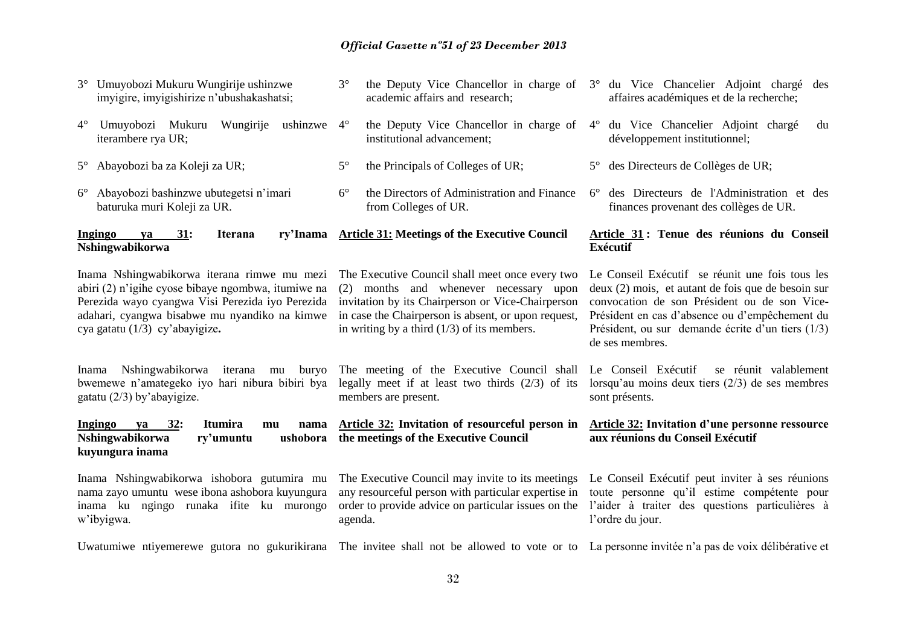3° Umuyobozi Mukuru Wungirije ushinzwe imyigire, imyigishirize n'ubushakashatsi;

4° Umuyobozi Mukuru Wungirije ushinzwe iterambere rya UR;

5° Abayobozi ba za Koleji za UR;

6° Abayobozi bashinzwe ubutegetsi n'imari baturuka muri Koleji za UR.

**Ingingo ya 31: Iterana ry'Inama Nshingwabikorwa**

Inama Nshingwabikorwa iterana rimwe mu mezi abiri (2) n'igihe cyose bibaye ngombwa, itumiwe na Perezida wayo cyangwa Visi Perezida iyo Perezida adahari, cyangwa bisabwe mu nyandiko na kimwe cya gatatu (1/3) cy'abayigize**.**

Inama Nshingwabikorwa iterana mu buryo bwemewe n'amategeko iyo hari nibura bibiri bya gatatu (2/3) by'abayigize.

**Ingingo ya 32: Itumira mu nama Nshingwabikorwa ry'umuntu ushobora kuyungura inama**

Inama Nshingwabikorwa ishobora gutumira mu nama zayo umuntu wese ibona ashobora kuyungura inama ku ngingo runaka ifite ku murongo w'ibyigwa.

Uwatumiwe ntiyemerewe gutora no gukurikirana

3° the Deputy Vice Chancellor in charge of academic affairs and research;

4° the Deputy Vice Chancellor in charge of institutional advancement;

5° the Principals of Colleges of UR;

6° the Directors of Administration and Finance from Colleges of UR.

**Article 31: Meetings of the Executive Council**

The Executive Council shall meet once every two (2) months and whenever necessary upon invitation by its Chairperson or Vice-Chairperson in case the Chairperson is absent, or upon request, in writing by a third (1/3) of its members.

The meeting of the Executive Council shall legally meet if at least two thirds (2/3) of its members are present.

**Article 32: Invitation of resourceful person in the meetings of the Executive Council**

The Executive Council may invite to its meetings any resourceful person with particular expertise in order to provide advice on particular issues on the agenda.

The invitee shall not be allowed to vote or to

3° du Vice Chancelier Adjoint chargé des affaires académiques et de la recherche;

4° du Vice Chancelier Adjoint chargé du développement institutionnel;

5° des Directeurs de Collèges de UR;

6° des Directeurs de l'Administration et des finances provenant des collèges de UR.

**Article 31 : Tenue des réunions du Conseil Exécutif**

Le Conseil Exécutif se réunit une fois tous les deux (2) mois, et autant de fois que de besoin sur convocation de son Président ou de son Vice-Président en cas d'absence ou d'empêchement du Président, ou sur demande écrite d'un tiers (1/3) de ses membres.

Le Conseil Exécutif se réunit valablement lorsqu'au moins deux tiers (2/3) de ses membres sont présents.

**Article 32: Invitation d'une personne ressource aux réunions du Conseil Exécutif**

Le Conseil Exécutif peut inviter à ses réunions toute personne qu'il estime compétente pour l'aider à traiter des questions particulières à l'ordre du jour.

La personne invitée n'a pas de voix délibérative et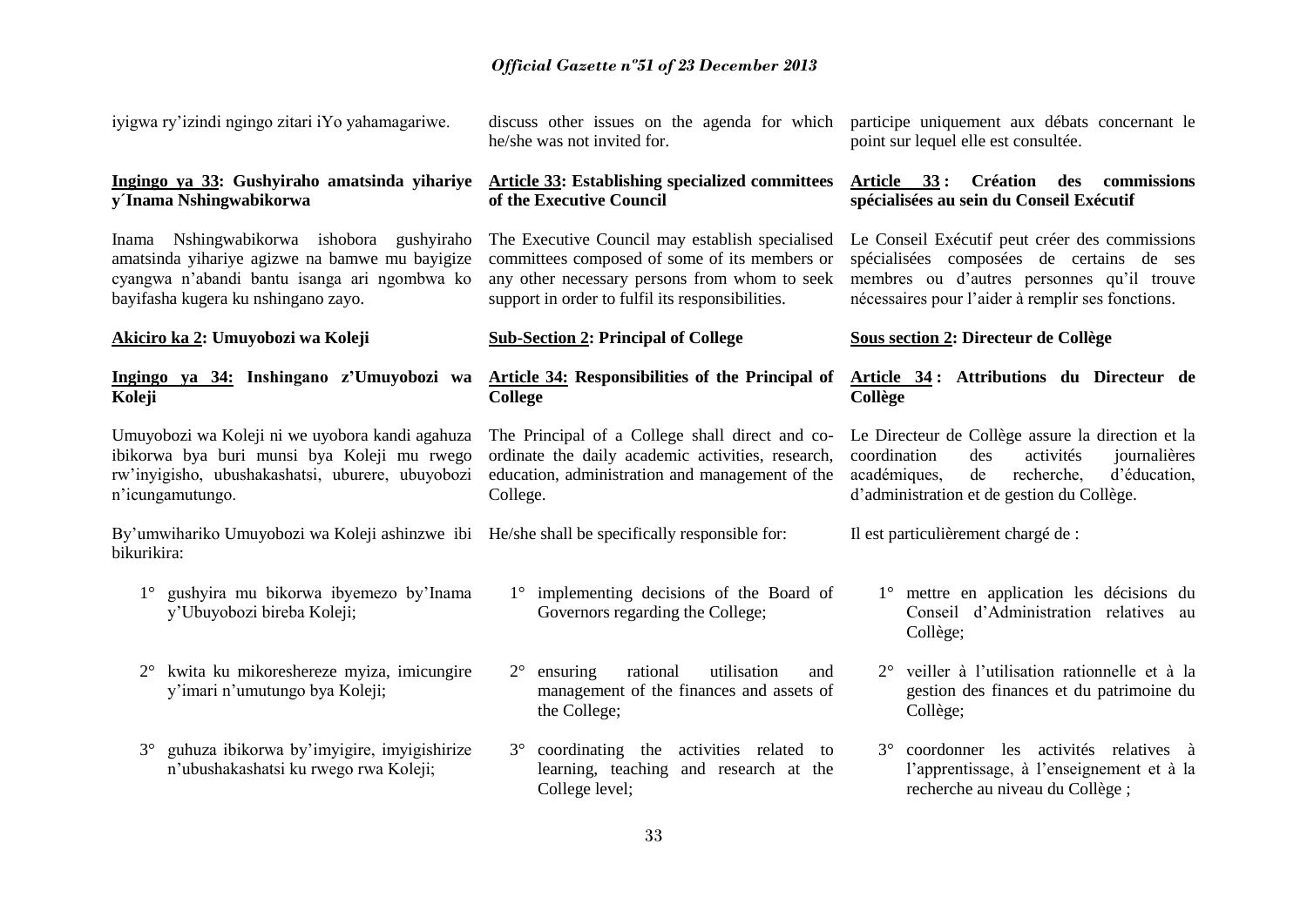iyigwa ry'izindi ngingo zitari iYo yahamagariwe.

discuss other issues on the agenda for which he/she was not invited for.

participe uniquement aux débats concernant le point sur lequel elle est consultée.

**Ingingo ya 33: Gushyiraho amatsinda yihariye y´Inama Nshingwabikorwa**

Inama Nshingwabikorwa ishobora gushyiraho amatsinda yihariye agizwe na bamwe mu bayigize cyangwa n'abandi bantu isanga ari ngombwa ko bayifasha kugera ku nshingano zayo.

**Akiciro ka 2: Umuyobozi wa Koleji**

**Ingingo ya 34: Inshingano z'Umuyobozi wa Koleji**

Umuyobozi wa Koleji ni we uyobora kandi agahuza ibikorwa bya buri munsi bya Koleji mu rwego rw'inyigisho, ubushakashatsi, uburere, ubuyobozi n'icungamutungo.

By'umwihariko Umuyobozi wa Koleji ashinzwe ibi bikurikira:

1° gushyira mu bikorwa ibyemezo by'Inama y'Ubuyobozi bireba Koleji;

2° kwita ku mikoreshereze myiza, imicungire y'imari n'umutungo bya Koleji;

3° guhuza ibikorwa by'imyigire, imyigishirize n'ubushakashatsi ku rwego rwa Koleji;

**Article 33: Establishing specialized committees of the Executive Council**

The Executive Council may establish specialised committees composed of some of its members or any other necessary persons from whom to seek support in order to fulfil its responsibilities.

**Sub-Section 2: Principal of College**

**Article 34: Responsibilities of the Principal of College**

The Principal of a College shall direct and co-ordinate the daily academic activities, research, education, administration and management of the College.

He/she shall be specifically responsible for:

1° implementing decisions of the Board of Governors regarding the College;

2° ensuring rational utilisation and management of the finances and assets of the College;

3° coordinating the activities related to learning, teaching and research at the College level;

**Article 33 : Création des commissions spécialisées au sein du Conseil Exécutif**

Le Conseil Exécutif peut créer des commissions spécialisées composées de certains de ses membres ou d'autres personnes qu'il trouve nécessaires pour l'aider à remplir ses fonctions.

**Sous section 2: Directeur de Collège**

**Article 34 : Attributions du Directeur de Collège**

Le Directeur de Collège assure la direction et la coordination des activités journalières académiques, de recherche, d'éducation, d'administration et de gestion du Collège.

Il est particulièrement chargé de :

1° mettre en application les décisions du Conseil d'Administration relatives au Collège;

2° veiller à l'utilisation rationnelle et à la gestion des finances et du patrimoine du Collège;

3° coordonner les activités relatives à l'apprentissage, à l'enseignement et à la recherche au niveau du Collège ;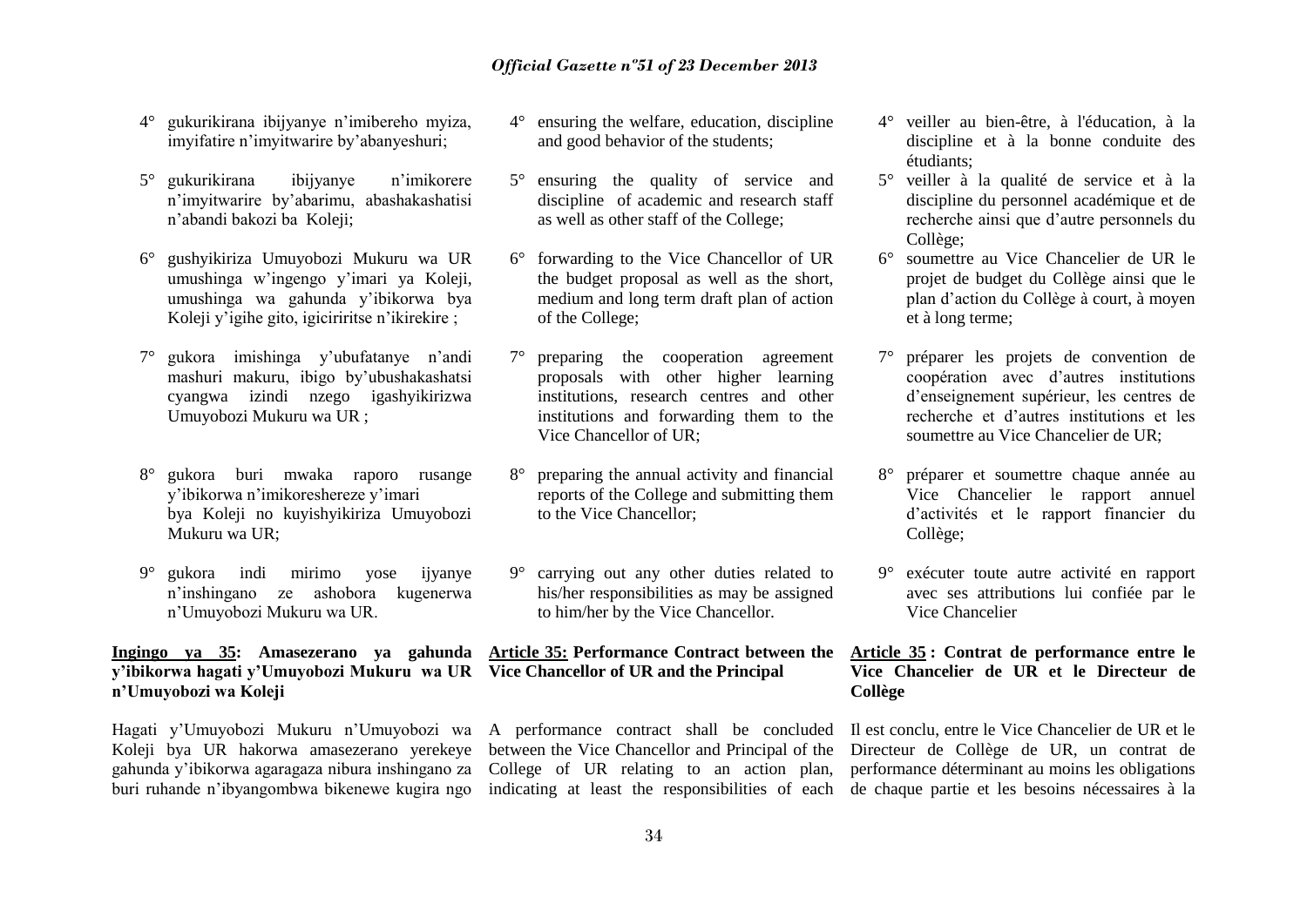4° gukurikirana ibijyanye n'imibereho myiza, imyifatire n'imyitwarire by'abanyeshuri;

5° gukurikirana ibijyanye n'imikorere n'imyitwarire by'abarimu, abashakashatisi n'abandi bakozi ba Koleji;

6° gushyikiriza Umuyobozi Mukuru wa UR umushinga w'ingengo y'imari ya Koleji, umushinga wa gahunda y'ibikorwa bya Koleji y'igihe gito, igiciriritse n'ikirekire ;

7° gukora imishinga y'ubufatanye n'andi mashuri makuru, ibigo by'ubushakashatsi cyangwa izindi nzego igashyikirizwa Umuyobozi Mukuru wa UR ;

8° gukora buri mwaka raporo rusange y'ibikorwa n'imikoreshereze y'imari bya Koleji no kuyishyikiriza Umuyobozi Mukuru wa UR;

9° gukora indi mirimo yose ijyanye n'inshingano ze ashobora kugenerwa n'Umuyobozi Mukuru wa UR.

**Ingingo ya 35: Amasezerano ya gahunda y'ibikorwa hagati y'Umuyobozi Mukuru wa UR n'Umuyobozi wa Koleji**

Hagati y'Umuyobozi Mukuru n'Umuyobozi wa Koleji bya UR hakorwa amasezerano yerekeye gahunda y'ibikorwa agaragaza nibura inshingano za buri ruhande n'ibyangombwa bikenewe kugira ngo

4° ensuring the welfare, education, discipline and good behavior of the students;

5° ensuring the quality of service and discipline of academic and research staff as well as other staff of the College;

6° forwarding to the Vice Chancellor of UR the budget proposal as well as the short, medium and long term draft plan of action of the College;

7° preparing the cooperation agreement proposals with other higher learning institutions, research centres and other institutions and forwarding them to the Vice Chancellor of UR;

8° preparing the annual activity and financial reports of the College and submitting them to the Vice Chancellor;

9° carrying out any other duties related to his/her responsibilities as may be assigned to him/her by the Vice Chancellor.

**Article 35: Performance Contract between the Vice Chancellor of UR and the Principal**

A performance contract shall be concluded between the Vice Chancellor and Principal of the College of UR relating to an action plan, indicating at least the responsibilities of each

4° veiller au bien-être, à l'éducation, à la discipline et à la bonne conduite des étudiants;

5° veiller à la qualité de service et à la discipline du personnel académique et de recherche ainsi que d'autre personnels du Collège;

6° soumettre au Vice Chancelier de UR le projet de budget du Collège ainsi que le plan d'action du Collège à court, à moyen et à long terme;

7° préparer les projets de convention de coopération avec d'autres institutions d'enseignement supérieur, les centres de recherche et d'autres institutions et les soumettre au Vice Chancelier de UR;

8° préparer et soumettre chaque année au Vice Chancelier le rapport annuel d'activités et le rapport financier du Collège;

9° exécuter toute autre activité en rapport avec ses attributions lui confiée par le Vice Chancelier

**Article 35 : Contrat de performance entre le Vice Chancelier de UR et le Directeur de Collège**

Il est conclu, entre le Vice Chancelier de UR et le Directeur de Collège de UR, un contrat de performance déterminant au moins les obligations de chaque partie et les besoins nécessaires à la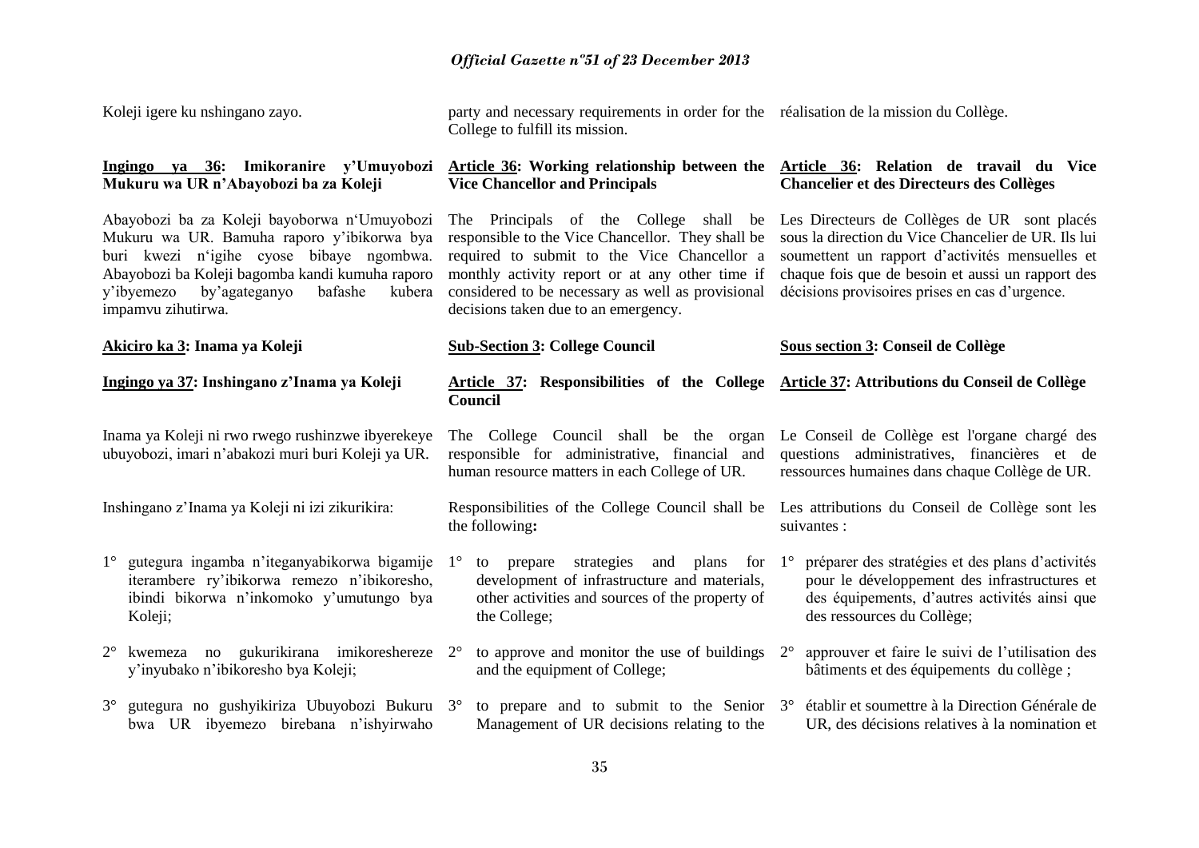Koleji igere ku nshingano zayo.

party and necessary requirements in order for the College to fulfill its mission.

réalisation de la mission du Collège.

**Ingingo ya 36: Imikoranire y'Umuyobozi Mukuru wa UR n'Abayobozi ba za Koleji**

Abayobozi ba za Koleji bayoborwa n'Umuyobozi Mukuru wa UR. Bamuha raporo y'ibikorwa bya buri kwezi n'igihe cyose bibaye ngombwa. Abayobozi ba Koleji bagomba kandi kumuha raporo y'ibyemezo by'agateganyo bafashe kubera impamvu zihutirwa.

**Article 36: Working relationship between the Vice Chancellor and Principals**

The Principals of the College shall be responsible to the Vice Chancellor. They shall be required to submit to the Vice Chancellor a monthly activity report or at any other time if considered to be necessary as well as provisional decisions taken due to an emergency.

**Article 36: Relation de travail du Vice Chancelier et des Directeurs des Collèges**

Les Directeurs de Collèges de UR sont placés sous la direction du Vice Chancelier de UR. Ils lui soumettent un rapport d'activités mensuelles et chaque fois que de besoin et aussi un rapport des décisions provisoires prises en cas d'urgence.

**Akiciro ka 3: Inama ya Koleji**

**Ingingo ya 37: Inshingano z'Inama ya Koleji**

Inama ya Koleji ni rwo rwego rushinzwe ibyerekeye ubuyobozi, imari n'abakozi muri buri Koleji ya UR.

Inshingano z'Inama ya Koleji ni izi zikurikira:

1° gutegura ingamba n'iteganyabikorwa bigamije iterambere ry'ibikorwa remezo n'ibikoresho, ibindi bikorwa n'inkomoko y'umutungo bya Koleji;

2° kwemeza no gukurikirana imikoreshereze y'inyubako n'ibikoresho bya Koleji;

3° gutegura no gushyikiriza Ubuyobozi Bukuru bwa UR ibyemezo birebana n'ishyirwaho

**Sub-Section 3: College Council**

**Article 37: Responsibilities of the College Council**

The College Council shall be the organ responsible for administrative, financial and human resource matters in each College of UR.

Responsibilities of the College Council shall be the following**:**

1° to prepare strategies and plans for development of infrastructure and materials, other activities and sources of the property of the College;

2° to approve and monitor the use of buildings and the equipment of College;

3° to prepare and to submit to the Senior Management of UR decisions relating to the

**Sous section 3: Conseil de Collège**

**Article 37: Attributions du Conseil de Collège**

Le Conseil de Collège est l'organe chargé des questions administratives, financières et de ressources humaines dans chaque Collège de UR.

Les attributions du Conseil de Collège sont les suivantes :

1° préparer des stratégies et des plans d'activités pour le développement des infrastructures et des équipements, d'autres activités ainsi que des ressources du Collège;

2° approuver et faire le suivi de l'utilisation des bâtiments et des équipements du collège ;

3° établir et soumettre à la Direction Générale de UR, des décisions relatives à la nomination et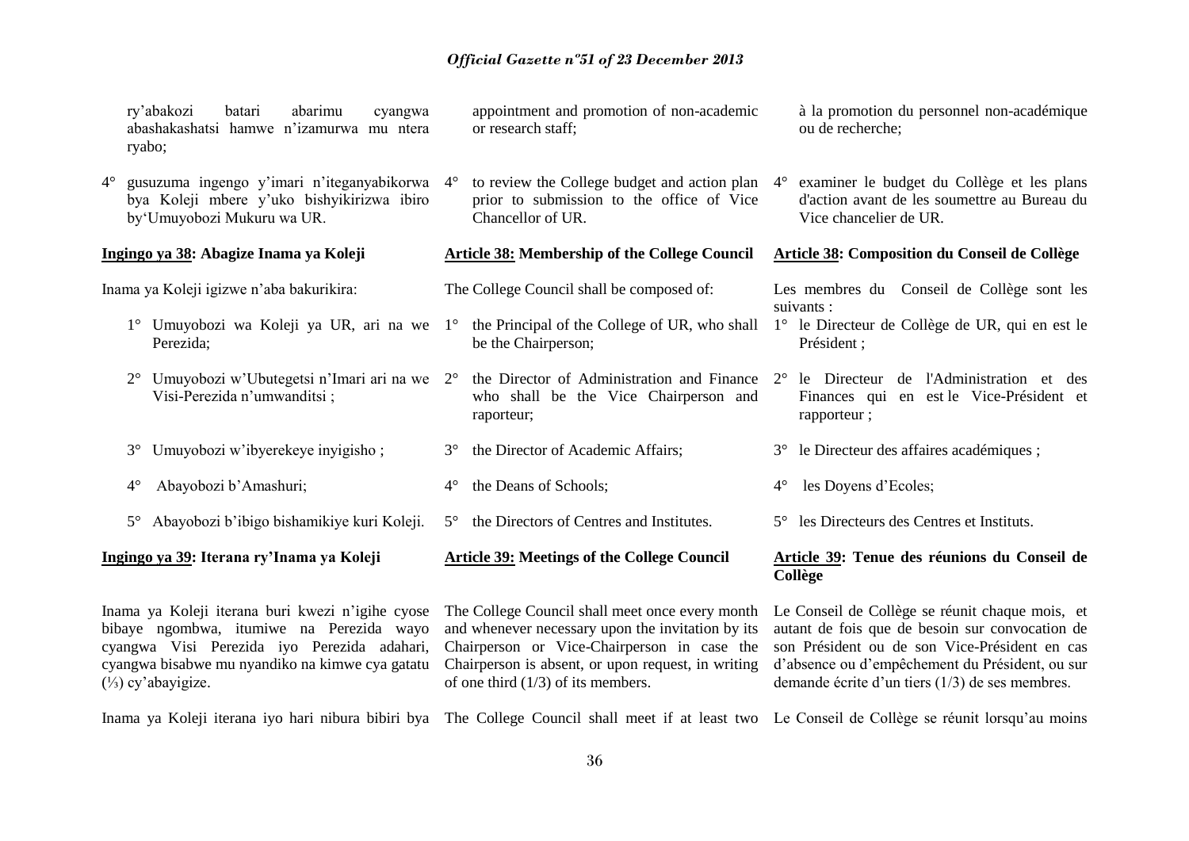ry'abakozi batari abarimu cyangwa abashakashatsi hamwe n'izamurwa mu ntera ryabo;

4° gusuzuma ingengo y'imari n'iteganyabikorwa bya Koleji mbere y'uko bishyikirizwa ibiro by'Umuyobozi Mukuru wa UR.

**Ingingo ya 38: Abagize Inama ya Koleji**

Inama ya Koleji igizwe n'aba bakurikira:

1° Umuyobozi wa Koleji ya UR, ari na we Perezida;

2° Umuyobozi w'Ubutegetsi n'Imari ari na we Visi-Perezida n'umwanditsi ;

3° Umuyobozi w'ibyerekeye inyigisho ;

4° Abayobozi b'Amashuri;

5° Abayobozi b'ibigo bishamikiye kuri Koleji.

**Ingingo ya 39: Iterana ry'Inama ya Koleji**

Inama ya Koleji iterana buri kwezi n'igihe cyose bibaye ngombwa, itumiwe na Perezida wayo cyangwa Visi Perezida iyo Perezida adahari, cyangwa bisabwe mu nyandiko na kimwe cya gatatu (⅓) cy'abayigize.

Inama ya Koleji iterana iyo hari nibura bibiri bya

appointment and promotion of non-academic or research staff;

4° to review the College budget and action plan prior to submission to the office of Vice Chancellor of UR.

**Article 38: Membership of the College Council**

The College Council shall be composed of:

1° the Principal of the College of UR, who shall be the Chairperson;

2° the Director of Administration and Finance who shall be the Vice Chairperson and raporteur;

3° the Director of Academic Affairs;

4° the Deans of Schools;

5° the Directors of Centres and Institutes.

**Article 39: Meetings of the College Council**

The College Council shall meet once every month and whenever necessary upon the invitation by its Chairperson or Vice-Chairperson in case the Chairperson is absent, or upon request, in writing of one third (1/3) of its members.

The College Council shall meet if at least two

à la promotion du personnel non-académique ou de recherche;

4° examiner le budget du Collège et les plans d'action avant de les soumettre au Bureau du Vice chancelier de UR.

**Article 38: Composition du Conseil de Collège**

Les membres du Conseil de Collège sont les suivants :

1° le Directeur de Collège de UR, qui en est le Président ;

2° le Directeur de l'Administration et des Finances qui en est le Vice-Président et rapporteur ;

3° le Directeur des affaires académiques ;

4° les Doyens d'Ecoles;

5° les Directeurs des Centres et Instituts.

**Article 39: Tenue des réunions du Conseil de Collège**

Le Conseil de Collège se réunit chaque mois, et autant de fois que de besoin sur convocation de son Président ou de son Vice-Président en cas d'absence ou d'empêchement du Président, ou sur demande écrite d'un tiers (1/3) de ses membres.

Le Conseil de Collège se réunit lorsqu'au moins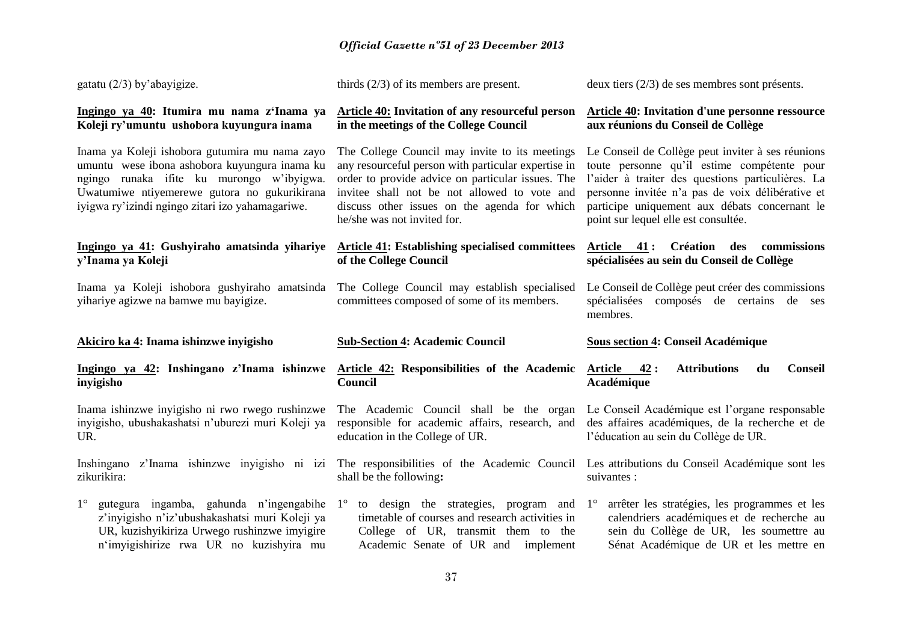gatatu (2/3) by'abayigize.

thirds (2/3) of its members are present.

deux tiers (2/3) de ses membres sont présents.

**Ingingo ya 40: Itumira mu nama z'Inama ya Koleji ry'umuntu ushobora kuyungura inama**

Inama ya Koleji ishobora gutumira mu nama zayo umuntu wese ibona ashobora kuyungura inama ku ngingo runaka ifite ku murongo w'ibyigwa. Uwatumiwe ntiyemerewe gutora no gukurikirana iyigwa ry'izindi ngingo zitari izo yahamagariwe.

**Article 40: Invitation of any resourceful person in the meetings of the College Council**

The College Council may invite to its meetings any resourceful person with particular expertise in order to provide advice on particular issues. The invitee shall not be not allowed to vote and discuss other issues on the agenda for which he/she was not invited for.

**Article 40: Invitation d'une personne ressource aux réunions du Conseil de Collège**

Le Conseil de Collège peut inviter à ses réunions toute personne qu'il estime compétente pour l'aider à traiter des questions particulières. La personne invitée n'a pas de voix délibérative et participe uniquement aux débats concernant le point sur lequel elle est consultée.

**Ingingo ya 41: Gushyiraho amatsinda yihariye y'Inama ya Koleji**

Inama ya Koleji ishobora gushyiraho amatsinda yihariye agizwe na bamwe mu bayigize.

**Article 41: Establishing specialised committees of the College Council**

The College Council may establish specialised committees composed of some of its members.

**Article 41 : Création des commissions spécialisées au sein du Conseil de Collège**

Le Conseil de Collège peut créer des commissions spécialisées composés de certains de ses membres.

**Akiciro ka 4: Inama ishinzwe inyigisho**

**Sub-Section 4: Academic Council**

**Sous section 4: Conseil Académique**

**Ingingo ya 42: Inshingano z'Inama ishinzwe inyigisho**

Inama ishinzwe inyigisho ni rwo rwego rushinzwe inyigisho, ubushakashatsi n'uburezi muri Koleji ya UR.

Inshingano z'Inama ishinzwe inyigisho ni izi zikurikira:

1° gutegura ingamba, gahunda n'ingengabihe z'inyigisho n'iz'ubushakashatsi muri Koleji ya UR, kuzishyikiriza Urwego rushinzwe imyigire n'imyigishirize rwa UR no kuzishyira mu

**Article 42: Responsibilities of the Academic Council**

The Academic Council shall be the organ responsible for academic affairs, research, and education in the College of UR.

The responsibilities of the Academic Council shall be the following**:**

1° to design the strategies, program and timetable of courses and research activities in College of UR, transmit them to the Academic Senate of UR and implement

**Article 42 : Attributions du Conseil Académique**

Le Conseil Académique est l'organe responsable des affaires académiques, de la recherche et de l'éducation au sein du Collège de UR.

Les attributions du Conseil Académique sont les suivantes :

1° arrêter les stratégies, les programmes et les calendriers académiques et de recherche au sein du Collège de UR, les soumettre au Sénat Académique de UR et les mettre en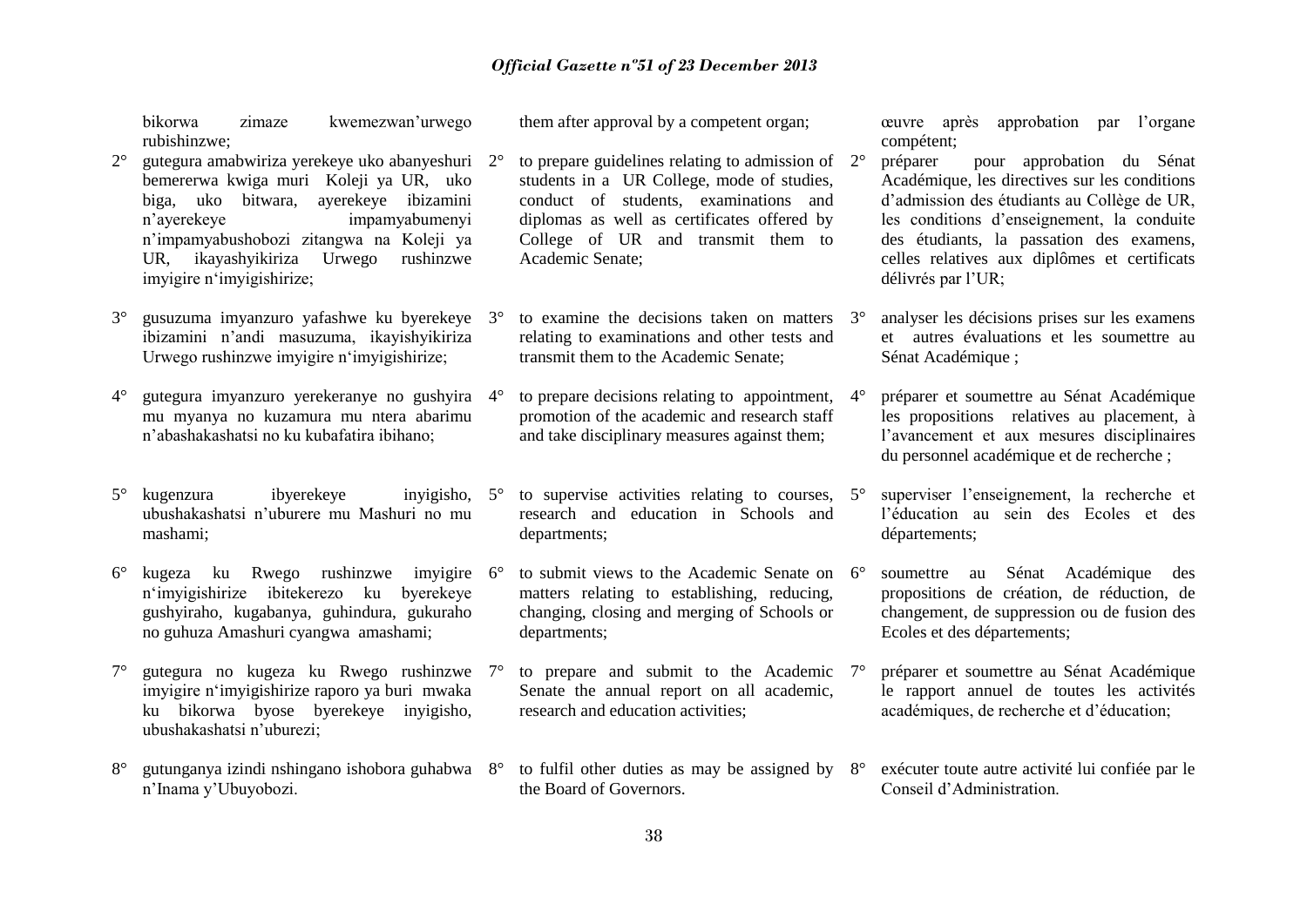bikorwa zimaze kwemezwan'urwego rubishinzwe;

2° gutegura amabwiriza yerekeye uko abanyeshuri bemererwa kwiga muri Koleji ya UR, uko biga, uko bitwara, ayerekeye ibizamini n'ayerekeye impamyabumenyi n'impamyabushobozi zitangwa na Koleji ya UR, ikayashyikiriza Urwego rushinzwe imyigire n'imyigishirize;

3° gusuzuma imyanzuro yafashwe ku byerekeye ibizamini n'andi masuzuma, ikayishyikiriza Urwego rushinzwe imyigire n'imyigishirize;

4° gutegura imyanzuro yerekeranye no gushyira mu myanya no kuzamura mu ntera abarimu n'abashakashatsi no ku kubafatira ibihano;

5° kugenzura ibyerekeye inyigisho, ubushakashatsi n'uburere mu Mashuri no mu mashami;

6° kugeza ku Rwego rushinzwe imyigire n'imyigishirize ibitekerezo ku byerekeye gushyiraho, kugabanya, guhindura, gukuraho no guhuza Amashuri cyangwa amashami;

7° gutegura no kugeza ku Rwego rushinzwe imyigire n'imyigishirize raporo ya buri mwaka ku bikorwa byose byerekeye inyigisho, ubushakashatsi n'uburezi;

8° gutunganya izindi nshingano ishobora guhabwa n'Inama y'Ubuyobozi.

them after approval by a competent organ;

2° to prepare guidelines relating to admission of students in a UR College, mode of studies, conduct of students, examinations and diplomas as well as certificates offered by College of UR and transmit them to Academic Senate;

3° to examine the decisions taken on matters relating to examinations and other tests and transmit them to the Academic Senate;

4° to prepare decisions relating to appointment, promotion of the academic and research staff and take disciplinary measures against them;

5° to supervise activities relating to courses, research and education in Schools and departments;

6° to submit views to the Academic Senate on matters relating to establishing, reducing, changing, closing and merging of Schools or departments;

7° to prepare and submit to the Academic Senate the annual report on all academic, research and education activities;

8° to fulfil other duties as may be assigned by the Board of Governors.

œuvre après approbation par l'organe compétent;

2° préparer pour approbation du Sénat Académique, les directives sur les conditions d'admission des étudiants au Collège de UR, les conditions d'enseignement, la conduite des étudiants, la passation des examens, celles relatives aux diplômes et certificats délivrés par l'UR;

3° analyser les décisions prises sur les examens et autres évaluations et les soumettre au Sénat Académique ;

4° préparer et soumettre au Sénat Académique les propositions relatives au placement, à l'avancement et aux mesures disciplinaires du personnel académique et de recherche ;

5° superviser l'enseignement, la recherche et l'éducation au sein des Ecoles et des départements;

6° soumettre au Sénat Académique des propositions de création, de réduction, de changement, de suppression ou de fusion des Ecoles et des départements;

7° préparer et soumettre au Sénat Académique le rapport annuel de toutes les activités académiques, de recherche et d'éducation;

8° exécuter toute autre activité lui confiée par le Conseil d'Administration.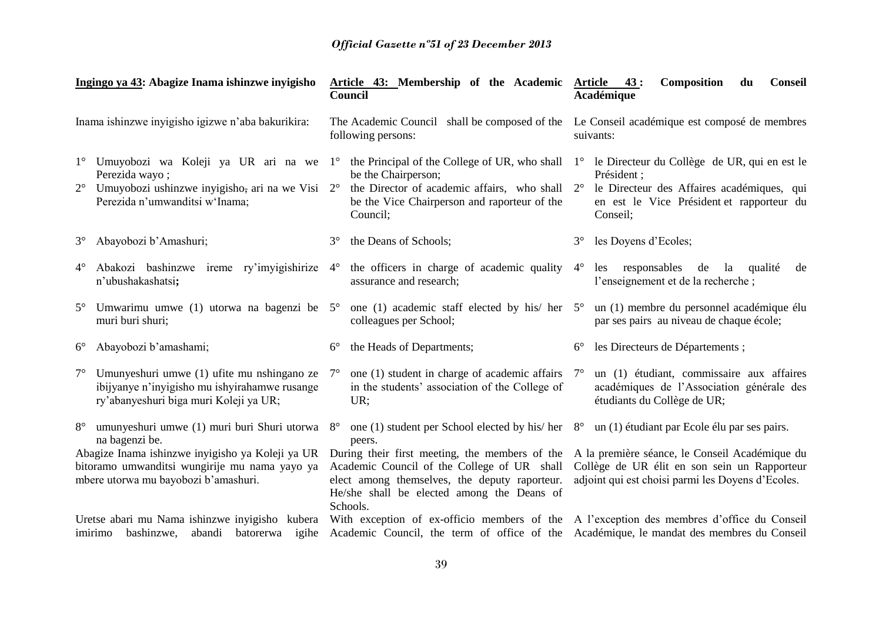**Ingingo ya 43: Abagize Inama ishinzwe inyigisho**

Inama ishinzwe inyigisho igizwe n'aba bakurikira:

1° Umuyobozi wa Koleji ya UR ari na we Perezida wayo ;
2° Umuyobozi ushinzwe inyigisho, ari na we Visi Perezida n'umwanditsi w'Inama;
3° Abayobozi b'Amashuri;
4° Abakozi bashinzwe ireme ry'imyigishirize n'ubushakashatsi**;**
5° Umwarimu umwe (1) utorwa na bagenzi be muri buri shuri;
6° Abayobozi b'amashami;
7° Umunyeshuri umwe (1) ufite mu nshingano ze ibijyanye n'inyigisho mu ishyirahamwe rusange ry'abanyeshuri biga muri Koleji ya UR;
8° umunyeshuri umwe (1) muri buri Shuri utorwa na bagenzi be.

Abagize Inama ishinzwe inyigisho ya Koleji ya UR bitoramo umwanditsi wungirije mu nama yayo ya mbere utorwa mu bayobozi b'amashuri.

Uretse abari mu Nama ishinzwe inyigisho kubera imirimo bashinzwe, abandi batorerwa igihe

**Article 43: Membership of the Academic Council**

The Academic Council shall be composed of the following persons:

1° the Principal of the College of UR, who shall be the Chairperson;
2° the Director of academic affairs, who shall be the Vice Chairperson and raporteur of the Council;
3° the Deans of Schools;
4° the officers in charge of academic quality assurance and research;
5° one (1) academic staff elected by his/ her colleagues per School;
6° the Heads of Departments;
7° one (1) student in charge of academic affairs in the students' association of the College of UR;
8° one (1) student per School elected by his/ her peers.

During their first meeting, the members of the Academic Council of the College of UR shall elect among themselves, the deputy raporteur. He/she shall be elected among the Deans of Schools.

With exception of ex-officio members of the Academic Council, the term of office of the

**Article 43 : Composition du Conseil Académique**

Le Conseil académique est composé de membres suivants:

1° le Directeur du Collège de UR, qui en est le Président ;
2° le Directeur des Affaires académiques, qui en est le Vice Président et rapporteur du Conseil;
3° les Doyens d'Ecoles;
4° les responsables de la qualité de l'enseignement et de la recherche ;
5° un (1) membre du personnel académique élu par ses pairs au niveau de chaque école;
6° les Directeurs de Départements ;
7° un (1) étudiant, commissaire aux affaires académiques de l'Association générale des étudiants du Collège de UR;
8° un (1) étudiant par Ecole élu par ses pairs.

A la première séance, le Conseil Académique du Collège de UR élit en son sein un Rapporteur adjoint qui est choisi parmi les Doyens d'Ecoles.

A l'exception des membres d'office du Conseil Académique, le mandat des membres du Conseil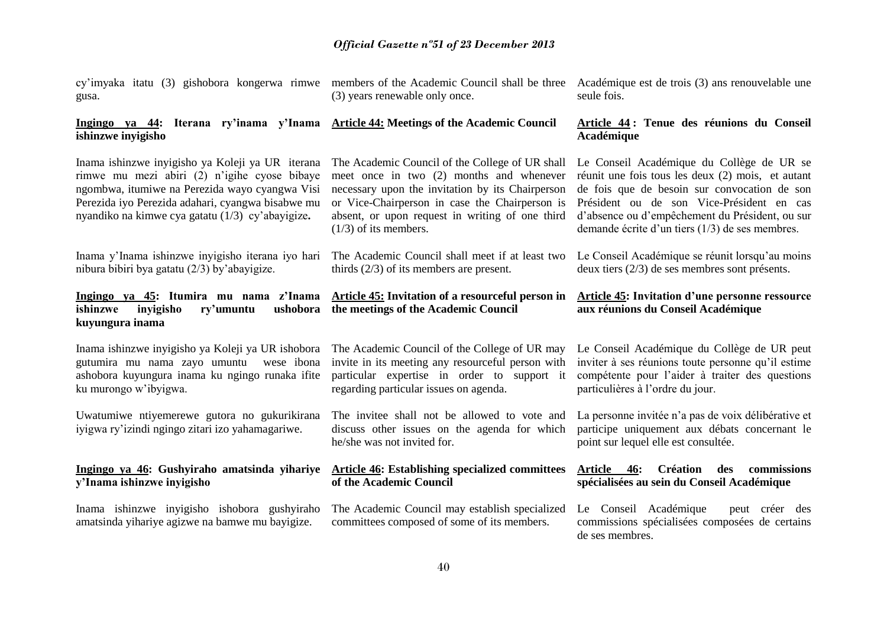cy'imyaka itatu (3) gishobora kongerwa rimwe gusa.

**Ingingo ya 44: Iterana ry'inama y'Inama ishinzwe inyigisho**

Inama ishinzwe inyigisho ya Koleji ya UR iterana rimwe mu mezi abiri (2) n'igihe cyose bibaye ngombwa, itumiwe na Perezida wayo cyangwa Visi Perezida iyo Perezida adahari, cyangwa bisabwe mu nyandiko na kimwe cya gatatu (1/3) cy'abayigize**.**

Inama y'Inama ishinzwe inyigisho iterana iyo hari nibura bibiri bya gatatu (2/3) by'abayigize.

**Ingingo ya 45: Itumira mu nama z'Inama ishinzwe inyigisho ry'umuntu ushobora kuyungura inama**

Inama ishinzwe inyigisho ya Koleji ya UR ishobora gutumira mu nama zayo umuntu wese ibona ashobora kuyungura inama ku ngingo runaka ifite ku murongo w'ibyigwa.

Uwatumiwe ntiyemerewe gutora no gukurikirana iyigwa ry'izindi ngingo zitari izo yahamagariwe.

**Ingingo ya 46: Gushyiraho amatsinda yihariye y'Inama ishinzwe inyigisho**

Inama ishinzwe inyigisho ishobora gushyiraho amatsinda yihariye agizwe na bamwe mu bayigize.

members of the Academic Council shall be three (3) years renewable only once.

**Article 44: Meetings of the Academic Council**

The Academic Council of the College of UR shall meet once in two (2) months and whenever necessary upon the invitation by its Chairperson or Vice-Chairperson in case the Chairperson is absent, or upon request in writing of one third (1/3) of its members.

The Academic Council shall meet if at least two thirds (2/3) of its members are present.

**Article 45: Invitation of a resourceful person in the meetings of the Academic Council**

The Academic Council of the College of UR may invite in its meeting any resourceful person with particular expertise in order to support it regarding particular issues on agenda.

The invitee shall not be allowed to vote and discuss other issues on the agenda for which he/she was not invited for.

**Article 46: Establishing specialized committees of the Academic Council**

The Academic Council may establish specialized committees composed of some of its members.

Académique est de trois (3) ans renouvelable une seule fois.

**Article 44 : Tenue des réunions du Conseil Académique**

Le Conseil Académique du Collège de UR se réunit une fois tous les deux (2) mois, et autant de fois que de besoin sur convocation de son Président ou de son Vice-Président en cas d'absence ou d'empêchement du Président, ou sur demande écrite d'un tiers (1/3) de ses membres.

Le Conseil Académique se réunit lorsqu'au moins deux tiers (2/3) de ses membres sont présents.

**Article 45: Invitation d'une personne ressource aux réunions du Conseil Académique**

Le Conseil Académique du Collège de UR peut inviter à ses réunions toute personne qu'il estime compétente pour l'aider à traiter des questions particulières à l'ordre du jour.

La personne invitée n'a pas de voix délibérative et participe uniquement aux débats concernant le point sur lequel elle est consultée.

**Article 46: Création des commissions spécialisées au sein du Conseil Académique**

Le Conseil Académique peut créer des commissions spécialisées composées de certains de ses membres.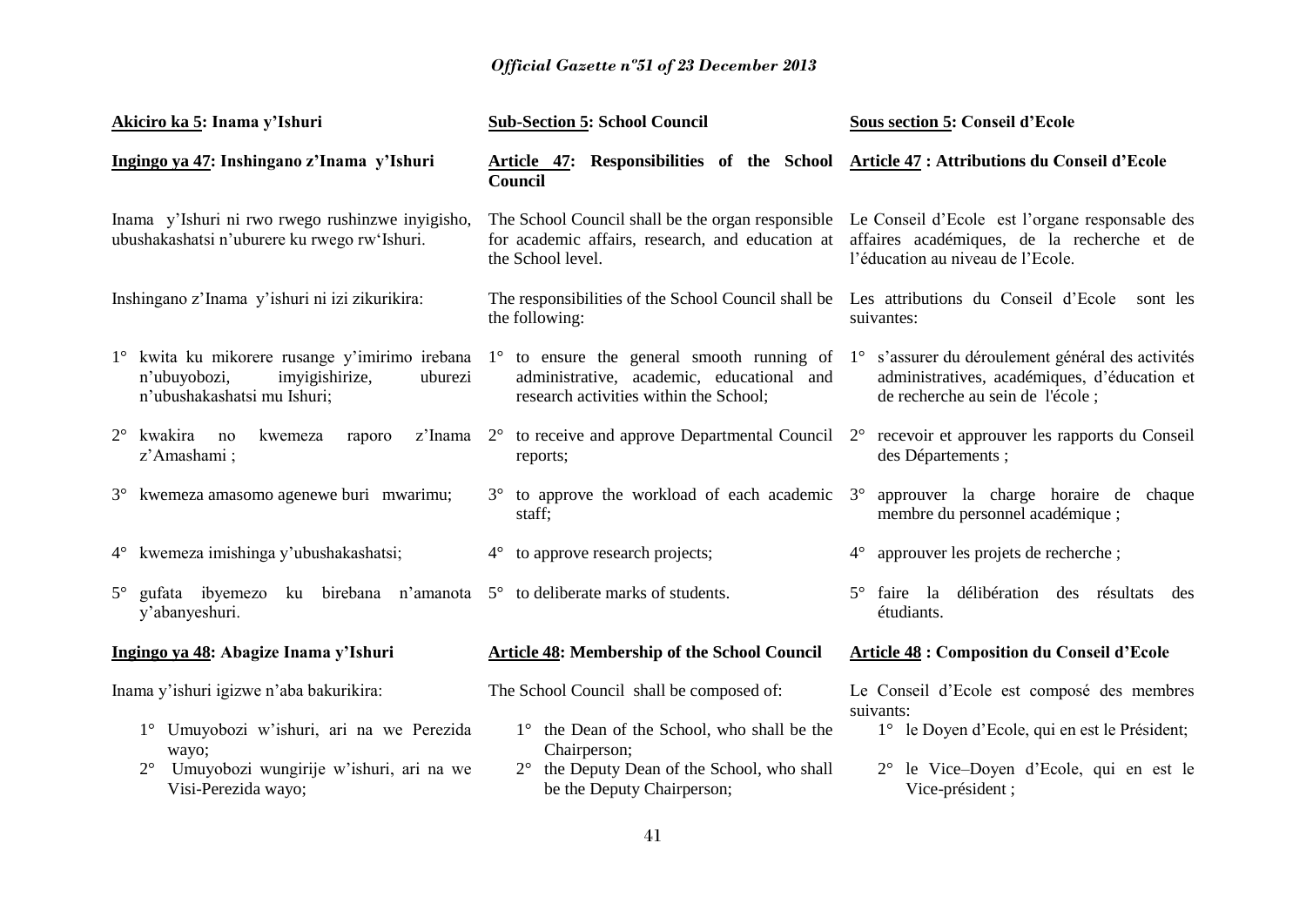**Akiciro ka 5: Inama y'Ishuri**

**Ingingo ya 47: Inshingano z'Inama y'Ishuri**

Inama y'Ishuri ni rwo rwego rushinzwe inyigisho, ubushakashatsi n'uburere ku rwego rw'Ishuri.

Inshingano z'Inama y'ishuri ni izi zikurikira:

1° kwita ku mikorere rusange y'imirimo irebana n'ubuyobozi, imyigishirize, uburezi n'ubushakashatsi mu Ishuri;

2° kwakira no kwemeza raporo z'Inama z'Amashami ;

3° kwemeza amasomo agenewe buri mwarimu;

4° kwemeza imishinga y'ubushakashatsi;

5° gufata ibyemezo ku birebana n'amanota y'abanyeshuri.

**Ingingo ya 48: Abagize Inama y'Ishuri**

Inama y'ishuri igizwe n'aba bakurikira:

1° Umuyobozi w'ishuri, ari na we Perezida wayo;

2° Umuyobozi wungirije w'ishuri, ari na we Visi-Perezida wayo;

**Sub-Section 5: School Council**

**Article 47: Responsibilities of the School Council**

The School Council shall be the organ responsible for academic affairs, research, and education at the School level.

The responsibilities of the School Council shall be the following:

1° to ensure the general smooth running of administrative, academic, educational and research activities within the School;

2° to receive and approve Departmental Council reports;

3° to approve the workload of each academic staff;

4° to approve research projects;

5° to deliberate marks of students.

**Article 48: Membership of the School Council**

The School Council shall be composed of:

1° the Dean of the School, who shall be the Chairperson;

2° the Deputy Dean of the School, who shall be the Deputy Chairperson;

**Sous section 5: Conseil d'Ecole**

**Article 47 : Attributions du Conseil d'Ecole**

Le Conseil d'Ecole est l'organe responsable des affaires académiques, de la recherche et de l'éducation au niveau de l'Ecole.

Les attributions du Conseil d'Ecole sont les suivantes:

1° s'assurer du déroulement général des activités administratives, académiques, d'éducation et de recherche au sein de l'école ;

2° recevoir et approuver les rapports du Conseil des Départements ;

3° approuver la charge horaire de chaque membre du personnel académique ;

4° approuver les projets de recherche ;

5° faire la délibération des résultats des étudiants.

**Article 48 : Composition du Conseil d'Ecole**

Le Conseil d'Ecole est composé des membres suivants:

1° le Doyen d'Ecole, qui en est le Président;

2° le Vice–Doyen d'Ecole, qui en est le Vice-président ;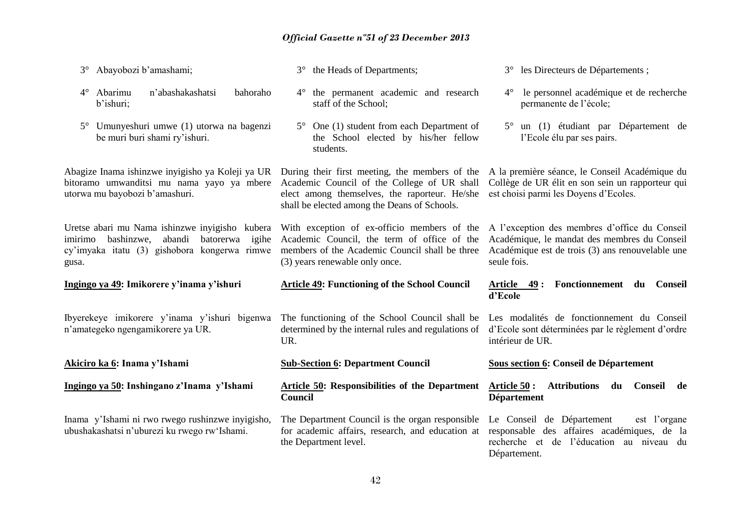3° Abayobozi b'amashami;

4° Abarimu n'abashakashatsi bahoraho b'ishuri;

5° Umunyeshuri umwe (1) utorwa na bagenzi be muri buri shami ry'ishuri.

Abagize Inama ishinzwe inyigisho ya Koleji ya UR bitoramo umwanditsi mu nama yayo ya mbere utorwa mu bayobozi b'amashuri.

Uretse abari mu Nama ishinzwe inyigisho kubera imirimo bashinzwe, abandi batorerwa igihe cy'imyaka itatu (3) gishobora kongerwa rimwe gusa.

**Ingingo ya 49: Imikorere y'inama y'ishuri**

Ibyerekeye imikorere y'inama y'ishuri bigenwa n'amategeko ngengamikorere ya UR.

**Akiciro ka 6: Inama y'Ishami**

**Ingingo ya 50: Inshingano z'Inama y'Ishami**

Inama y'Ishami ni rwo rwego rushinzwe inyigisho, ubushakashatsi n'uburezi ku rwego rw'Ishami.

3° the Heads of Departments;

4° the permanent academic and research staff of the School;

5° One (1) student from each Department of the School elected by his/her fellow students.

During their first meeting, the members of the Academic Council of the College of UR shall elect among themselves, the raporteur. He/she shall be elected among the Deans of Schools.

With exception of ex-officio members of the Academic Council, the term of office of the members of the Academic Council shall be three (3) years renewable only once.

**Article 49: Functioning of the School Council**

The functioning of the School Council shall be determined by the internal rules and regulations of UR.

**Sub-Section 6: Department Council**

**Article 50: Responsibilities of the Department Council**

The Department Council is the organ responsible for academic affairs, research, and education at the Department level.

3° les Directeurs de Départements ;

4° le personnel académique et de recherche permanente de l'école;

5° un (1) étudiant par Département de l'Ecole élu par ses pairs.

A la première séance, le Conseil Académique du Collège de UR élit en son sein un rapporteur qui est choisi parmi les Doyens d'Ecoles.

A l'exception des membres d'office du Conseil Académique, le mandat des membres du Conseil Académique est de trois (3) ans renouvelable une seule fois.

**Article 49 : Fonctionnement du Conseil d'Ecole**

Les modalités de fonctionnement du Conseil d'Ecole sont déterminées par le règlement d'ordre intérieur de UR.

**Sous section 6: Conseil de Département**

**Article 50 : Attributions du Conseil de Département**

Le Conseil de Département est l'organe responsable des affaires académiques, de la recherche et de l'éducation au niveau du Département.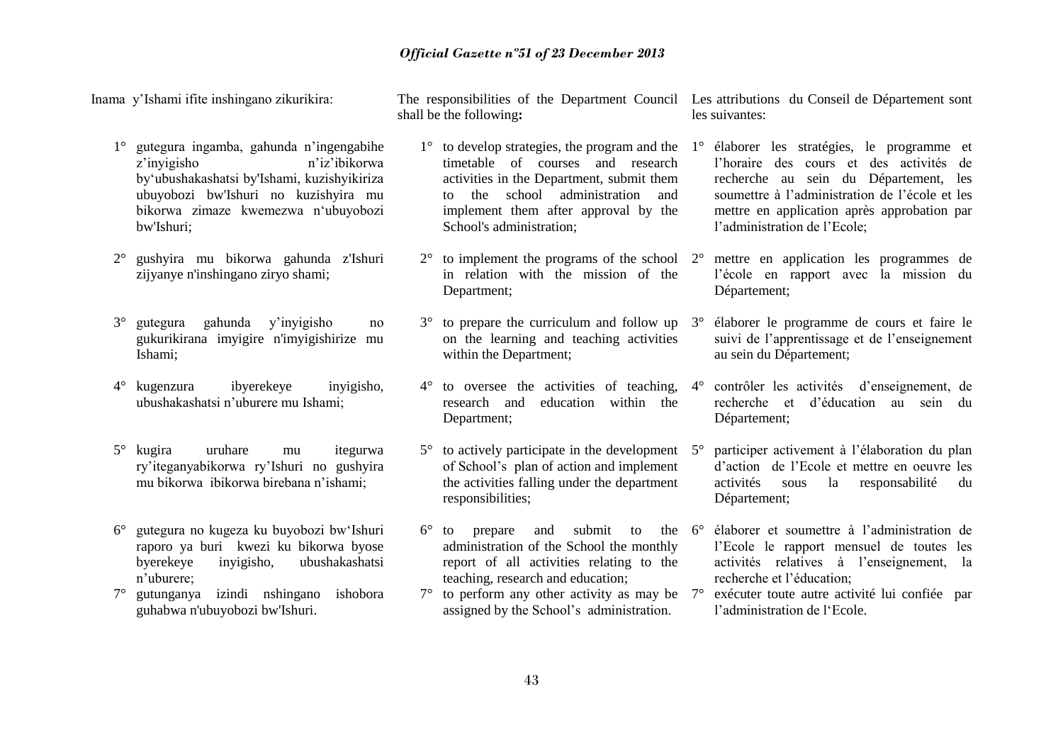Inama y'Ishami ifite inshingano zikurikira:

1° gutegura ingamba, gahunda n'ingengabihe z'inyigisho n'iz'ibikorwa by'ubushakashatsi by'Ishami, kuzishyikiriza ubuyobozi bw'Ishuri no kuzishyira mu bikorwa zimaze kwemezwa n'ubuyobozi bw'Ishuri;

2° gushyira mu bikorwa gahunda z'Ishuri zijyanye n'inshingano ziryo shami;

3° gutegura gahunda y'inyigisho no gukurikirana imyigire n'imyigishirize mu Ishami;

4° kugenzura ibyerekeye inyigisho, ubushakashatsi n'uburere mu Ishami;

5° kugira uruhare mu itegurwa ry'iteganyabikorwa ry'Ishuri no gushyira mu bikorwa ibikorwa birebana n'ishami;

6° gutegura no kugeza ku buyobozi bw'Ishuri raporo ya buri kwezi ku bikorwa byose byerekeye inyigisho, ubushakashatsi n'uburere;

7° gutunganya izindi nshingano ishobora guhabwa n'ubuyobozi bw'Ishuri.

The responsibilities of the Department Council shall be the following**:**

1° to develop strategies, the program and the timetable of courses and research activities in the Department, submit them to the school administration and implement them after approval by the School's administration;

2° to implement the programs of the school in relation with the mission of the Department;

3° to prepare the curriculum and follow up on the learning and teaching activities within the Department;

4° to oversee the activities of teaching, research and education within the Department;

5° to actively participate in the development of School's plan of action and implement the activities falling under the department responsibilities;

6° to prepare and submit to the administration of the School the monthly report of all activities relating to the teaching, research and education;

7° to perform any other activity as may be assigned by the School's administration.

Les attributions du Conseil de Département sont les suivantes:

1° élaborer les stratégies, le programme et l'horaire des cours et des activités de recherche au sein du Département, les soumettre à l'administration de l'école et les mettre en application après approbation par l'administration de l'Ecole;

2° mettre en application les programmes de l'école en rapport avec la mission du Département;

3° élaborer le programme de cours et faire le suivi de l'apprentissage et de l'enseignement au sein du Département;

4° contrôler les activités d'enseignement, de recherche et d'éducation au sein du Département;

5° participer activement à l'élaboration du plan d'action de l'Ecole et mettre en oeuvre les activités sous la responsabilité du Département;

6° élaborer et soumettre à l'administration de l'Ecole le rapport mensuel de toutes les activités relatives à l'enseignement, la recherche et l'éducation;

7° exécuter toute autre activité lui confiée par l'administration de l'Ecole.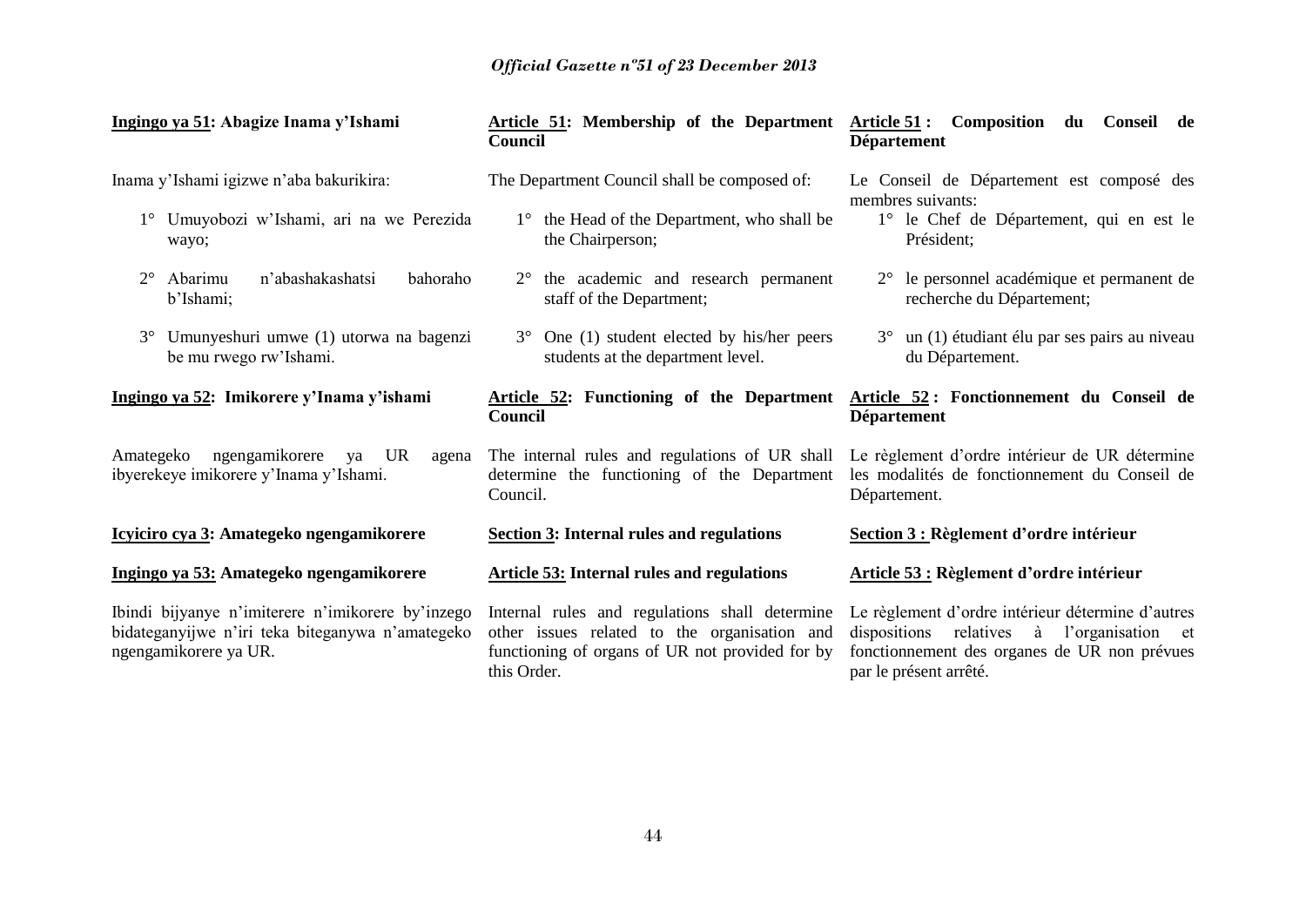**Ingingo ya 51: Abagize Inama y'Ishami**

Inama y'Ishami igizwe n'aba bakurikira:

1° Umuyobozi w'Ishami, ari na we Perezida wayo;

2° Abarimu n'abashakashatsi bahoraho b'Ishami;

3° Umunyeshuri umwe (1) utorwa na bagenzi be mu rwego rw'Ishami.

**Ingingo ya 52: Imikorere y'Inama y'ishami**

Amategeko ngengamikorere ya UR agena ibyerekeye imikorere y'Inama y'Ishami.

**Icyiciro cya 3: Amategeko ngengamikorere**

**Ingingo ya 53: Amategeko ngengamikorere**

Ibindi bijyanye n'imiterere n'imikorere by'inzego bidateganyijwe n'iri teka biteganywa n'amategeko ngengamikorere ya UR.

**Article 51: Membership of the Department Council**

The Department Council shall be composed of:

1° the Head of the Department, who shall be the Chairperson;

2° the academic and research permanent staff of the Department;

3° One (1) student elected by his/her peers students at the department level.

**Article 52: Functioning of the Department Council**

The internal rules and regulations of UR shall determine the functioning of the Department Council.

**Section 3: Internal rules and regulations**

**Article 53: Internal rules and regulations**

Internal rules and regulations shall determine other issues related to the organisation and functioning of organs of UR not provided for by this Order.

**Article 51 : Composition du Conseil de Département**

Le Conseil de Département est composé des membres suivants:

1° le Chef de Département, qui en est le Président;

2° le personnel académique et permanent de recherche du Département;

3° un (1) étudiant élu par ses pairs au niveau du Département.

**Article 52 : Fonctionnement du Conseil de Département**

Le règlement d'ordre intérieur de UR détermine les modalités de fonctionnement du Conseil de Département.

**Section 3 : Règlement d'ordre intérieur**

**Article 53 : Règlement d'ordre intérieur**

Le règlement d'ordre intérieur détermine d'autres dispositions relatives à l'organisation et fonctionnement des organes de UR non prévues par le présent arrêté.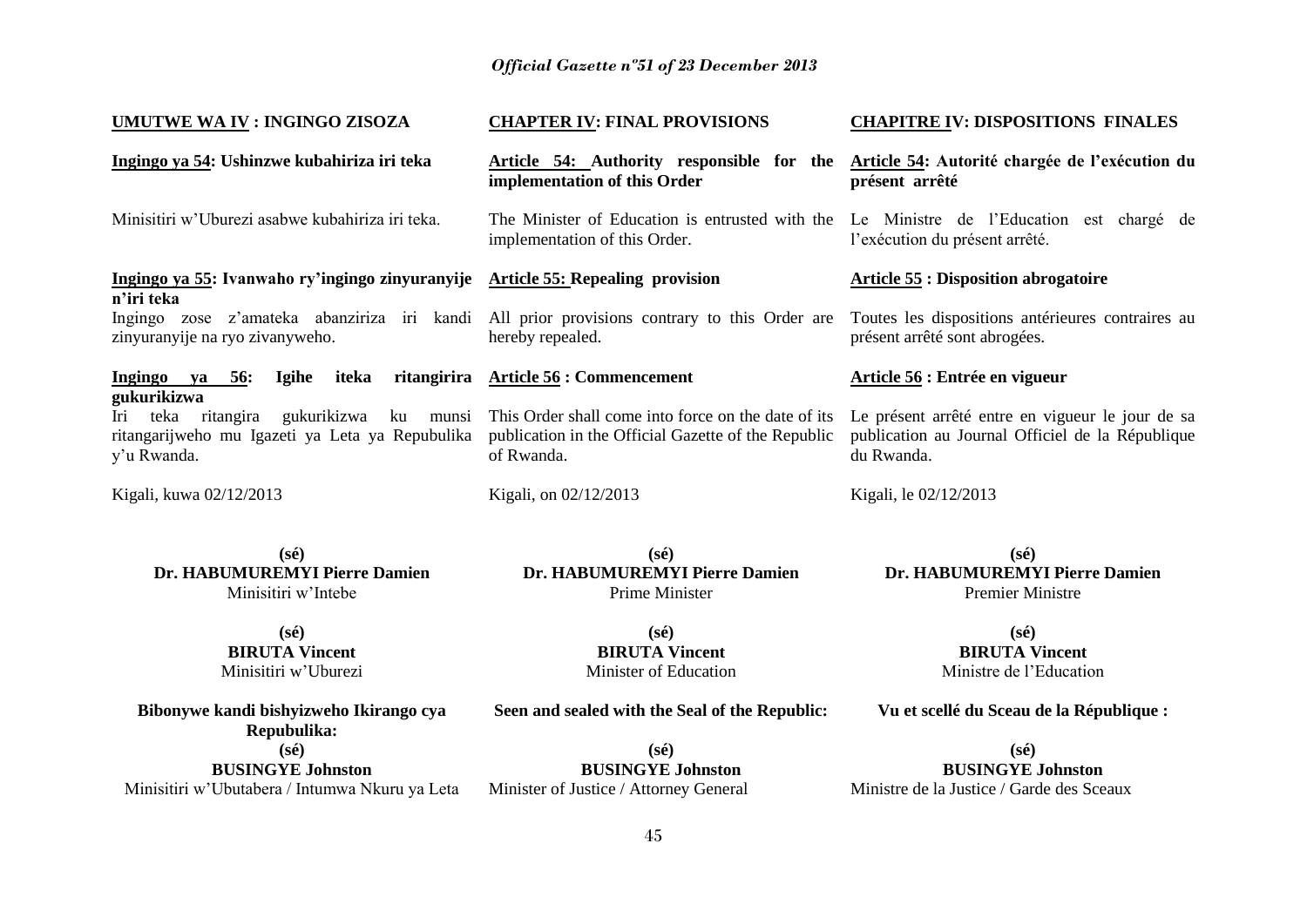**UMUTWE WA IV : INGINGO ZISOZA**

**Ingingo ya 54: Ushinzwe kubahiriza iri teka**

Minisitiri w'Uburezi asabwe kubahiriza iri teka.

**Ingingo ya 55: Ivanwaho ry'ingingo zinyuranyije n'iri teka**

Ingingo zose z'amateka abanziriza iri kandi zinyuranyije na ryo zivanyweho.

**Ingingo ya 56: Igihe iteka ritangirira gukurikizwa**

Iri teka ritangira gukurikizwa ku munsi ritangarijweho mu Igazeti ya Leta ya Repubulika y'u Rwanda.

Kigali, kuwa 02/12/2013

**(sé)**
**Dr. HABUMUREMYI Pierre Damien**
Minisitiri w'Intebe

**(sé)**
**BIRUTA Vincent**
Minisitiri w'Uburezi

**Bibonywe kandi bishyizweho Ikirango cya Repubulika:**

**(sé)**
**BUSINGYE Johnston**
Minisitiri w'Ubutabera / Intumwa Nkuru ya Leta

**CHAPTER IV: FINAL PROVISIONS**

**Article 54: Authority responsible for the implementation of this Order**

The Minister of Education is entrusted with the implementation of this Order.

**Article 55: Repealing provision**

All prior provisions contrary to this Order are hereby repealed.

**Article 56 : Commencement**

This Order shall come into force on the date of its publication in the Official Gazette of the Republic of Rwanda.

Kigali, on 02/12/2013

**(sé)**
**Dr. HABUMUREMYI Pierre Damien**
Prime Minister

**(sé)**
**BIRUTA Vincent**
Minister of Education

**Seen and sealed with the Seal of the Republic:**

**(sé)**
**BUSINGYE Johnston**
Minister of Justice / Attorney General

**CHAPITRE IV: DISPOSITIONS FINALES**

**Article 54: Autorité chargée de l'exécution du présent arrêté**

Le Ministre de l'Education est chargé de l'exécution du présent arrêté.

**Article 55 : Disposition abrogatoire**

Toutes les dispositions antérieures contraires au présent arrêté sont abrogées.

**Article 56 : Entrée en vigueur**

Le présent arrêté entre en vigueur le jour de sa publication au Journal Officiel de la République du Rwanda.

Kigali, le 02/12/2013

**(sé)**
**Dr. HABUMUREMYI Pierre Damien**
Premier Ministre

**(sé)**
**BIRUTA Vincent**
Ministre de l'Education

**Vu et scellé du Sceau de la République :**

**(sé)**
**BUSINGYE Johnston**
Ministre de la Justice / Garde des Sceaux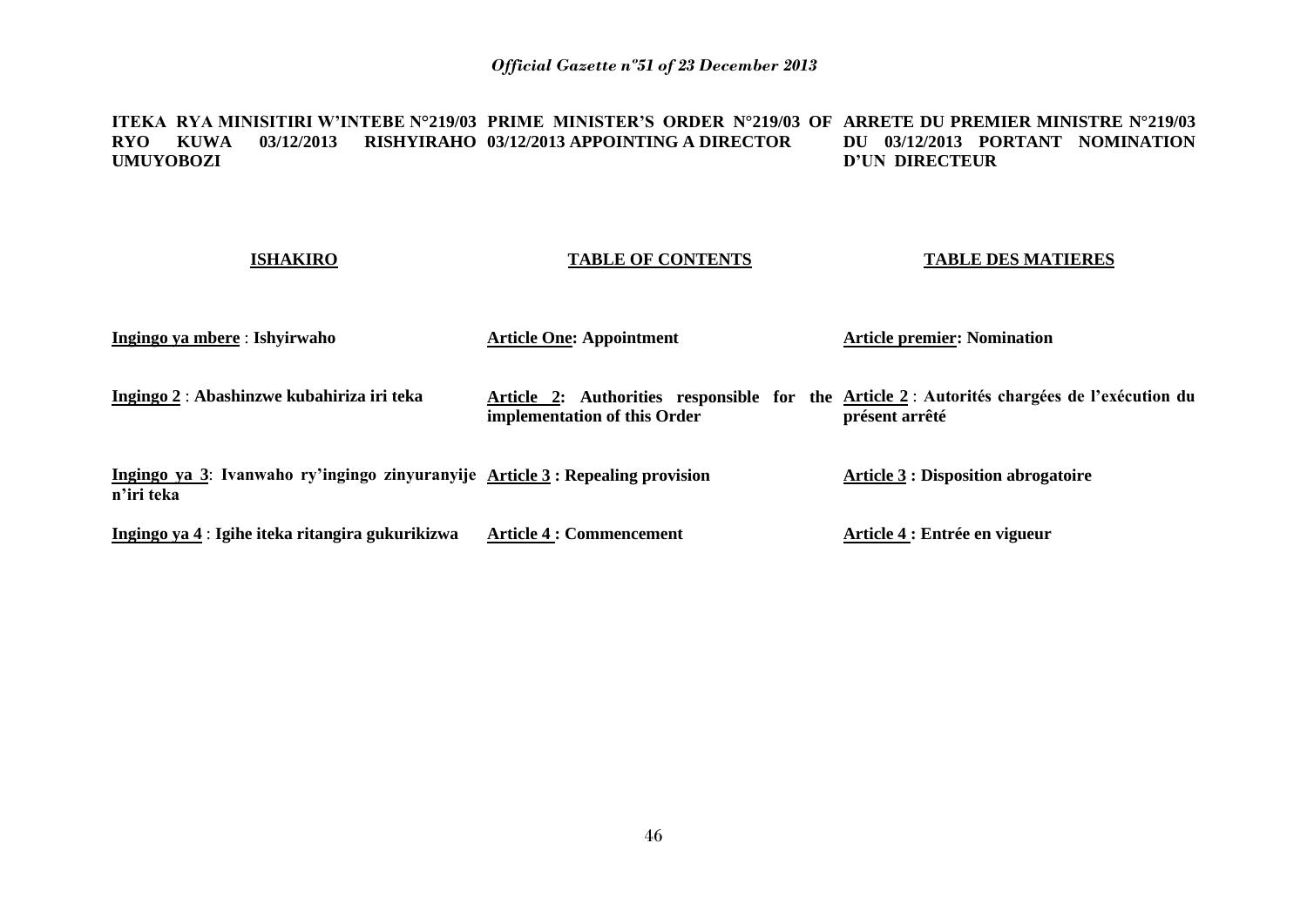**ITEKA RYA MINISITIRI W'INTEBE N°219/03 RYO KUWA 03/12/2013 RISHYIRAHO UMUYOBOZI**

**PRIME MINISTER'S ORDER N°219/03 OF 03/12/2013 APPOINTING A DIRECTOR**

**ARRETE DU PREMIER MINISTRE N°219/03 DU 03/12/2013 PORTANT NOMINATION D'UN DIRECTEUR**

| **ISHAKIRO** | **TABLE OF CONTENTS** | **TABLE DES MATIERES** |
|---|---|---|
| **Ingingo ya mbere : Ishyirwaho** | **Article One: Appointment** | **Article premier: Nomination** |
| **Ingingo 2 : Abashinzwe kubahiriza iri teka** | **Article 2: Authorities responsible for the implementation of this Order** | **Article 2 : Autorités chargées de l'exécution du présent arrêté** |
| **Ingingo ya 3: Ivanwaho ry'ingingo zinyuranyije n'iri teka** | **Article 3 : Repealing provision** | **Article 3 : Disposition abrogatoire** |
| **Ingingo ya 4 : Igihe iteka ritangira gukurikizwa** | **Article 4 : Commencement** | **Article 4 : Entrée en vigueur** |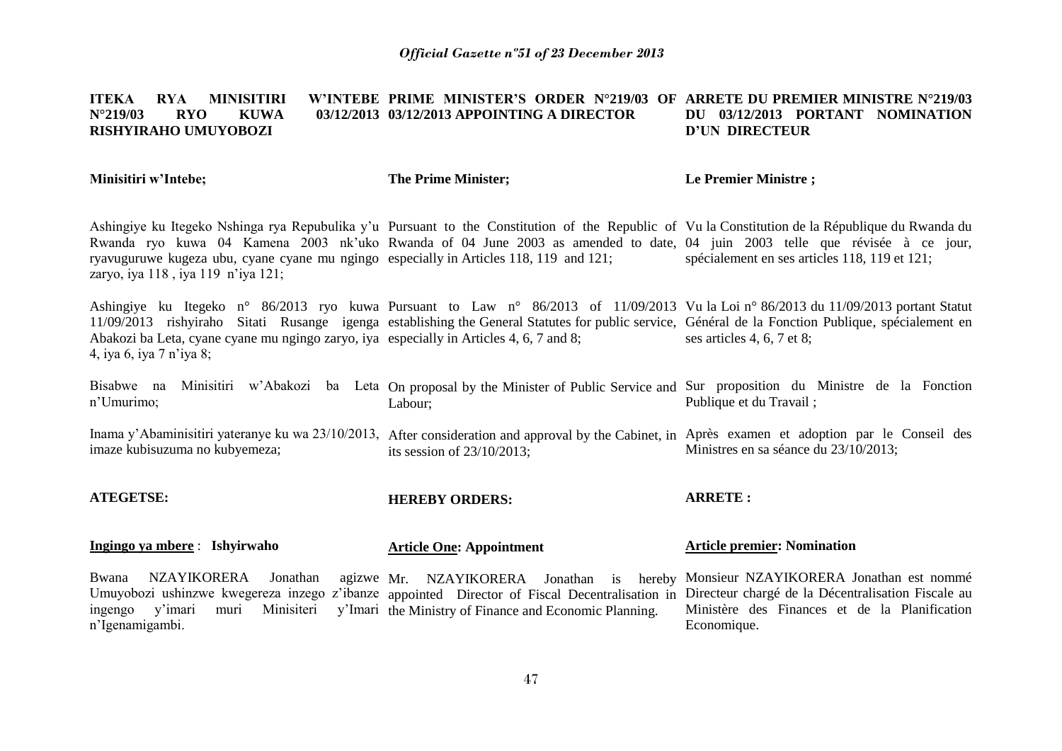**ITEKA RYA MINISITIRI W'INTEBE N°219/03 RYO KUWA 03/12/2013 RISHYIRAHO UMUYOBOZI**

**Minisitiri w'Intebe;**

Ashingiye ku Itegeko Nshinga rya Repubulika y'u Rwanda ryo kuwa 04 Kamena 2003 nk'uko ryavuguruwe kugeza ubu, cyane cyane mu ngingo zaryo, iya 118 , iya 119 n'iya 121;

Ashingiye ku Itegeko n° 86/2013 ryo kuwa 11/09/2013 rishyiraho Sitati Rusange igenga Abakozi ba Leta, cyane cyane mu ngingo zaryo, iya 4, iya 6, iya 7 n'iya 8;

Bisabwe na Minisitiri w'Abakozi ba Leta n'Umurimo;

Inama y'Abaminisitiri yateranye ku wa 23/10/2013, imaze kubisuzuma no kubyemeza;

**ATEGETSE:**

**Ingingo ya mbere** : **Ishyirwaho**

Bwana NZAYIKORERA Jonathan agizwe Umuyobozi ushinzwe kwegereza inzego z'ibanze ingengo y'imari muri Minisiteri y'Imari n'Igenamigambi.

**PRIME MINISTER'S ORDER N°219/03 OF 03/12/2013 APPOINTING A DIRECTOR**

**The Prime Minister;**

Pursuant to the Constitution of the Republic of Rwanda of 04 June 2003 as amended to date, especially in Articles 118, 119 and 121;

Pursuant to Law n° 86/2013 of 11/09/2013 establishing the General Statutes for public service, especially in Articles 4, 6, 7 and 8;

On proposal by the Minister of Public Service and Labour;

After consideration and approval by the Cabinet, in its session of 23/10/2013;

**HEREBY ORDERS:**

**Article One: Appointment**

Mr. NZAYIKORERA Jonathan is hereby appointed Director of Fiscal Decentralisation in the Ministry of Finance and Economic Planning.

**ARRETE DU PREMIER MINISTRE N°219/03 DU 03/12/2013 PORTANT NOMINATION D'UN DIRECTEUR**

**Le Premier Ministre ;**

Vu la Constitution de la République du Rwanda du 04 juin 2003 telle que révisée à ce jour, spécialement en ses articles 118, 119 et 121;

Vu la Loi n° 86/2013 du 11/09/2013 portant Statut Général de la Fonction Publique, spécialement en ses articles 4, 6, 7 et 8;

Sur proposition du Ministre de la Fonction Publique et du Travail ;

Après examen et adoption par le Conseil des Ministres en sa séance du 23/10/2013;

**ARRETE :**

**Article premier: Nomination**

Monsieur NZAYIKORERA Jonathan est nommé Directeur chargé de la Décentralisation Fiscale au Ministère des Finances et de la Planification Economique.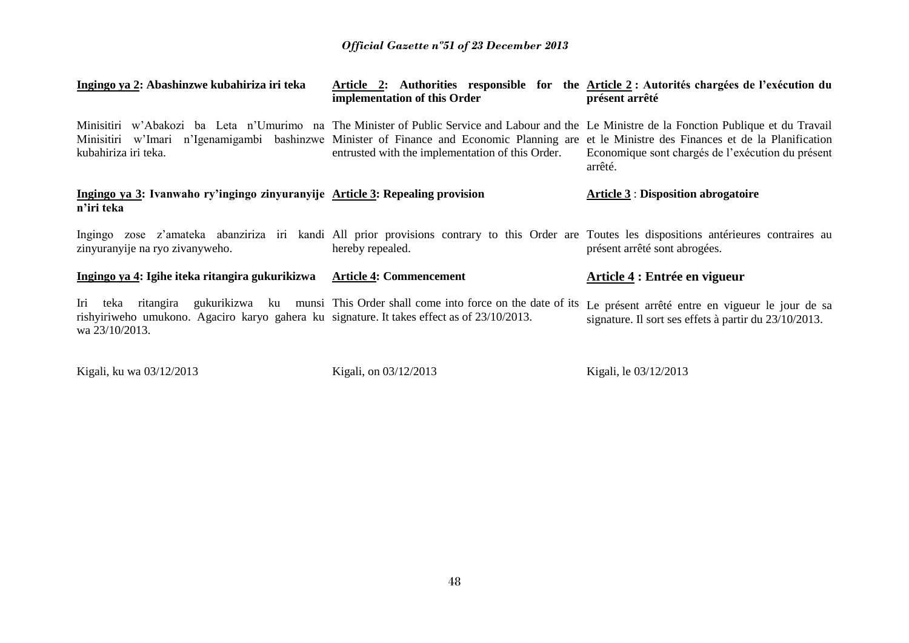**Ingingo ya 2: Abashinzwe kubahiriza iri teka**

Minisitiri w'Abakozi ba Leta n'Umurimo na Minisitiri w'Imari n'Igenamigambi bashinzwe kubahiriza iri teka.

**Ingingo ya 3: Ivanwaho ry'ingingo zinyuranyije n'iri teka**

Ingingo zose z'amateka abanziriza iri kandi zinyuranyije na ryo zivanyweho.

**Ingingo ya 4: Igihe iteka ritangira gukurikizwa**

Iri teka ritangira gukurikizwa ku munsi rishyiriweho umukono. Agaciro karyo gahera ku wa 23/10/2013.

Kigali, ku wa 03/12/2013

**Article 2: Authorities responsible for the implementation of this Order**

The Minister of Public Service and Labour and the Minister of Finance and Economic Planning are entrusted with the implementation of this Order.

**Article 3: Repealing provision**

All prior provisions contrary to this Order are hereby repealed.

**Article 4: Commencement**

This Order shall come into force on the date of its signature. It takes effect as of 23/10/2013.

Kigali, on 03/12/2013

**Article 2 : Autorités chargées de l'exécution du présent arrêté**

Le Ministre de la Fonction Publique et du Travail et le Ministre des Finances et de la Planification Economique sont chargés de l'exécution du présent arrêté.

**Article 3 : Disposition abrogatoire**

Toutes les dispositions antérieures contraires au présent arrêté sont abrogées.

**Article 4 : Entrée en vigueur**

Le présent arrêté entre en vigueur le jour de sa signature. Il sort ses effets à partir du 23/10/2013.

Kigali, le 03/12/2013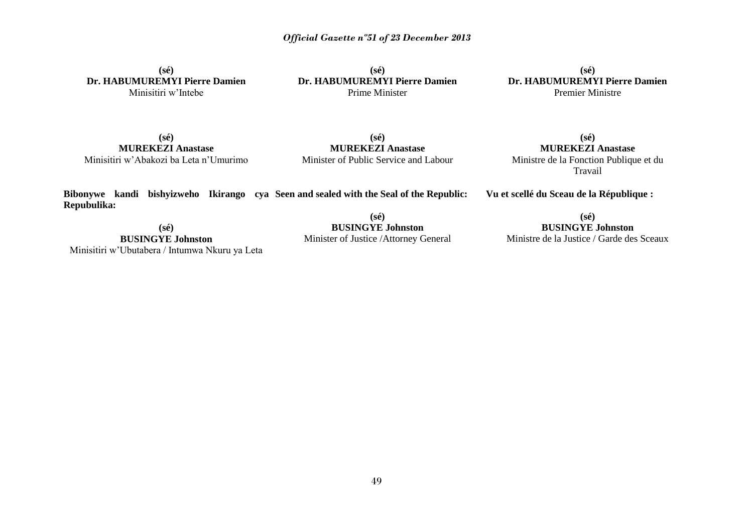**(sé)**
**Dr. HABUMUREMYI Pierre Damien**
Minisitiri w'Intebe

**(sé)**
**Dr. HABUMUREMYI Pierre Damien**
Prime Minister

**(sé)**
**Dr. HABUMUREMYI Pierre Damien**
Premier Ministre

**(sé)**
**MUREKEZI Anastase**
Minisitiri w'Abakozi ba Leta n'Umurimo

**(sé)**
**MUREKEZI Anastase**
Minister of Public Service and Labour

**(sé)**
**MUREKEZI Anastase**
Ministre de la Fonction Publique et du Travail

**Bibonywe kandi bishyizweho Ikirango cya Repubulika:**

**(sé)**
**BUSINGYE Johnston**
Minisitiri w'Ubutabera / Intumwa Nkuru ya Leta

**Seen and sealed with the Seal of the Republic:**

**(sé)**
**BUSINGYE Johnston**
Minister of Justice /Attorney General

**Vu et scellé du Sceau de la République :**

**(sé)**
**BUSINGYE Johnston**
Ministre de la Justice / Garde des Sceaux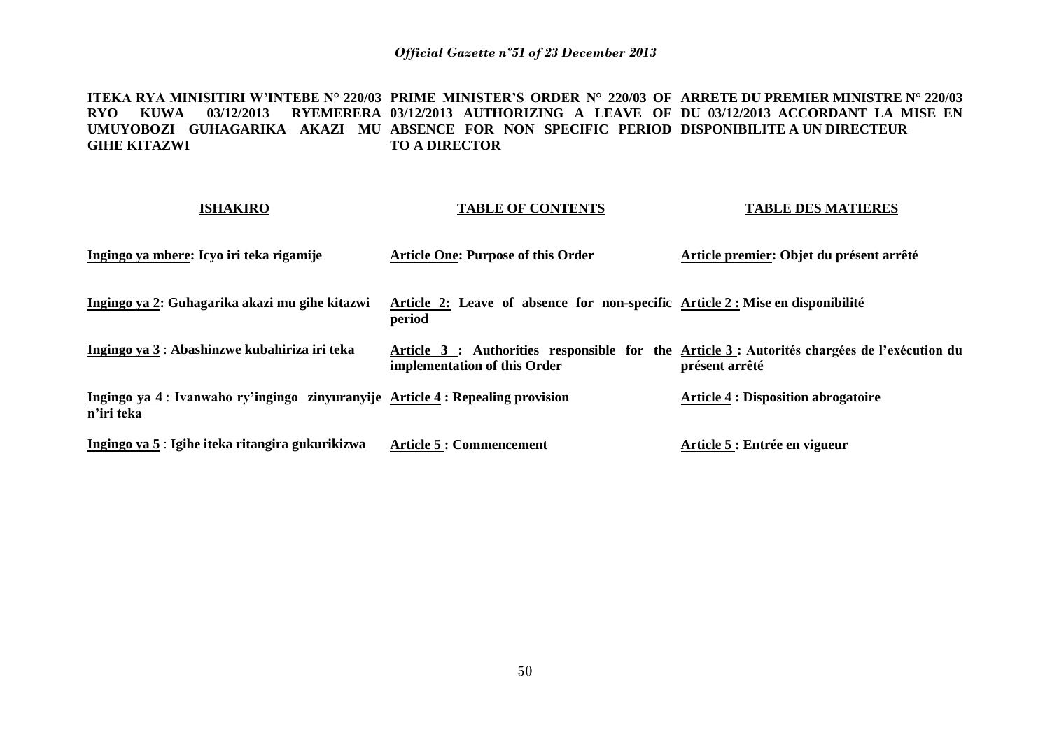**ITEKA RYA MINISITIRI W'INTEBE N° 220/03 RYO KUWA 03/12/2013 RYEMERERA UMUYOBOZI GUHAGARIKA AKAZI MU GIHE KITAZWI**

**PRIME MINISTER'S ORDER N° 220/03 OF 03/12/2013 AUTHORIZING A LEAVE OF ABSENCE FOR NON SPECIFIC PERIOD TO A DIRECTOR**

**ARRETE DU PREMIER MINISTRE N° 220/03 DU 03/12/2013 ACCORDANT LA MISE EN DISPONIBILITE A UN DIRECTEUR**

| **ISHAKIRO** | **TABLE OF CONTENTS** | **TABLE DES MATIERES** |
|---|---|---|
| **Ingingo ya mbere: Icyo iri teka rigamije** | **Article One: Purpose of this Order** | **Article premier: Objet du présent arrêté** |
| **Ingingo ya 2: Guhagarika akazi mu gihe kitazwi** | **Article 2: Leave of absence for non-specific period** | **Article 2 : Mise en disponibilité** |
| **Ingingo ya 3 : Abashinzwe kubahiriza iri teka** | **Article 3 : Authorities responsible for the implementation of this Order** | **Article 3 : Autorités chargées de l'exécution du présent arrêté** |
| **Ingingo ya 4 : Ivanwaho ry'ingingo zinyuranyije n'iri teka** | **Article 4 : Repealing provision** | **Article 4 : Disposition abrogatoire** |
| **Ingingo ya 5 : Igihe iteka ritangira gukurikizwa** | **Article 5 : Commencement** | **Article 5 : Entrée en vigueur** |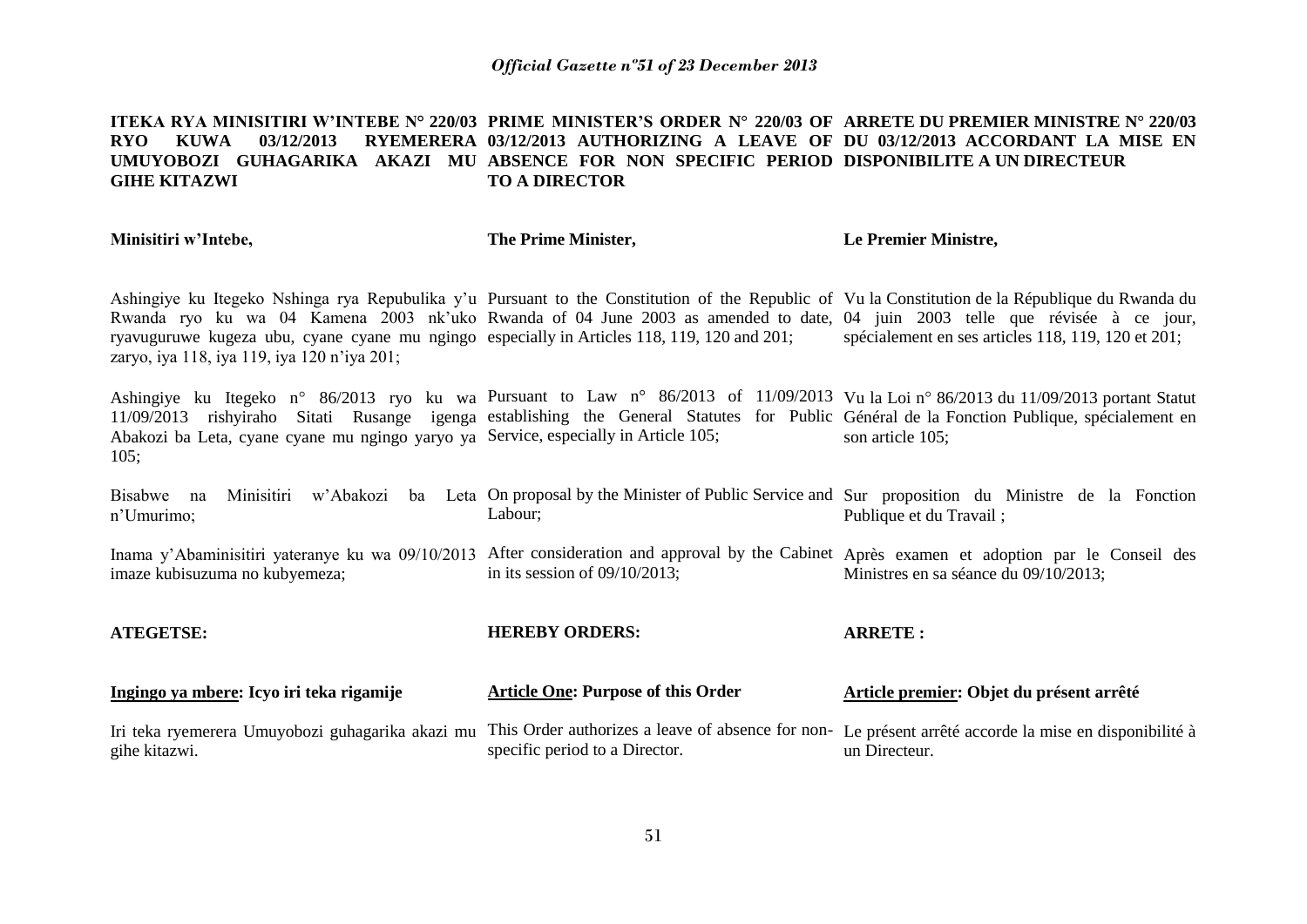*Official Gazette n°51 of 23 December 2013*

**ITEKA RYA MINISITIRI W'INTEBE N° 220/03 RYO KUWA 03/12/2013 RYEMERERA UMUYOBOZI GUHAGARIKA AKAZI MU GIHE KITAZWI**

**Minisitiri w'Intebe,**

Ashingiye ku Itegeko Nshinga rya Repubulika y'u Rwanda ryo ku wa 04 Kamena 2003 nk'uko ryavuguruwe kugeza ubu, cyane cyane mu ngingo zaryo, iya 118, iya 119, iya 120 n'iya 201;

Ashingiye ku Itegeko n° 86/2013 ryo ku wa 11/09/2013 rishyiraho Sitati Rusange igenga Abakozi ba Leta, cyane cyane mu ngingo yaryo ya 105;

Bisabwe na Minisitiri w'Abakozi ba Leta n'Umurimo;

Inama y'Abaminisitiri yateranye ku wa 09/10/2013 imaze kubisuzuma no kubyemeza;

**ATEGETSE:**

**Ingingo ya mbere: Icyo iri teka rigamije**

Iri teka ryemerera Umuyobozi guhagarika akazi mu gihe kitazwi.

**PRIME MINISTER'S ORDER N° 220/03 OF 03/12/2013 AUTHORIZING A LEAVE OF ABSENCE FOR NON SPECIFIC PERIOD TO A DIRECTOR**

**The Prime Minister,**

Pursuant to the Constitution of the Republic of Rwanda of 04 June 2003 as amended to date, especially in Articles 118, 119, 120 and 201;

Pursuant to Law n° 86/2013 of 11/09/2013 establishing the General Statutes for Public Service, especially in Article 105;

On proposal by the Minister of Public Service and Labour;

After consideration and approval by the Cabinet in its session of 09/10/2013;

**HEREBY ORDERS:**

**Article One: Purpose of this Order**

This Order authorizes a leave of absence for non-specific period to a Director.

**ARRETE DU PREMIER MINISTRE N° 220/03 DU 03/12/2013 ACCORDANT LA MISE EN DISPONIBILITE A UN DIRECTEUR**

**Le Premier Ministre,**

Vu la Constitution de la République du Rwanda du 04 juin 2003 telle que révisée à ce jour, spécialement en ses articles 118, 119, 120 et 201;

Vu la Loi n° 86/2013 du 11/09/2013 portant Statut Général de la Fonction Publique, spécialement en son article 105;

Sur proposition du Ministre de la Fonction Publique et du Travail ;

Après examen et adoption par le Conseil des Ministres en sa séance du 09/10/2013;

**ARRETE :**

**Article premier: Objet du présent arrêté**

Le présent arrêté accorde la mise en disponibilité à un Directeur.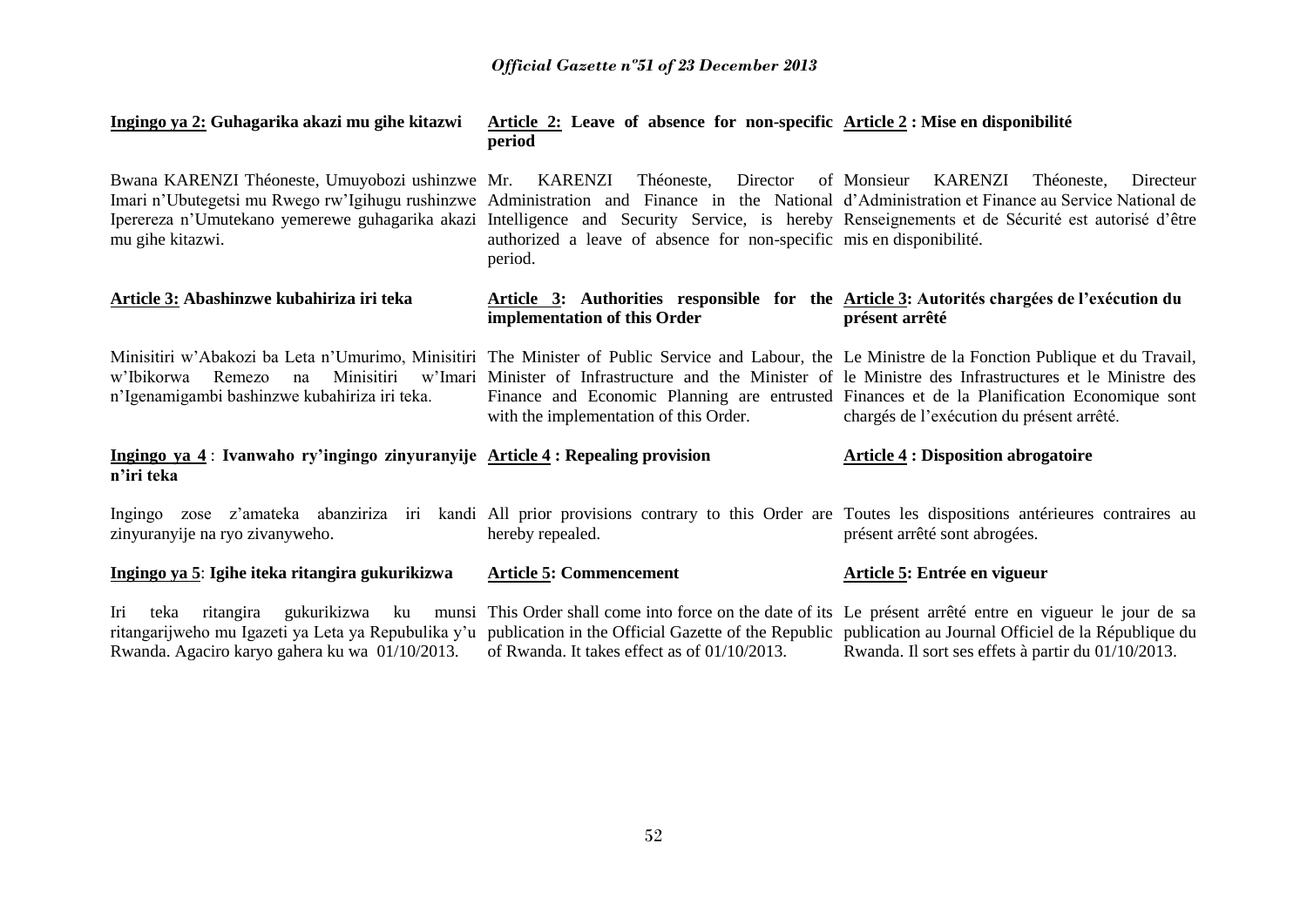**Ingingo ya 2: Guhagarika akazi mu gihe kitazwi**

Bwana KARENZI Théoneste, Umuyobozi ushinzwe Imari n'Ubutegetsi mu Rwego rw'Igihugu rushinzwe Iperereza n'Umutekano yemerewe guhagarika akazi mu gihe kitazwi.

**Article 3: Abashinzwe kubahiriza iri teka**

Minisitiri w'Abakozi ba Leta n'Umurimo, Minisitiri w'Ibikorwa Remezo na Minisitiri w'Imari n'Igenamigambi bashinzwe kubahiriza iri teka.

**Ingingo ya 4 : Ivanwaho ry'ingingo zinyuranyije n'iri teka**

Ingingo zose z'amateka abanziriza iri kandi zinyuranyije na ryo zivanyweho.

**Ingingo ya 5: Igihe iteka ritangira gukurikizwa**

Iri teka ritangira gukurikizwa ku munsi ritangarijweho mu Igazeti ya Leta ya Repubulika y'u Rwanda. Agaciro karyo gahera ku wa 01/10/2013.

**Article 2: Leave of absence for non-specific period**

Mr. KARENZI Théoneste, Director of Administration and Finance in the National Intelligence and Security Service, is hereby authorized a leave of absence for non-specific period.

**Article 3: Authorities responsible for the implementation of this Order**

The Minister of Public Service and Labour, the Minister of Infrastructure and the Minister of Finance and Economic Planning are entrusted with the implementation of this Order.

**Article 4 : Repealing provision**

All prior provisions contrary to this Order are hereby repealed.

**Article 5: Commencement**

This Order shall come into force on the date of its publication in the Official Gazette of the Republic of Rwanda. It takes effect as of 01/10/2013.

**Article 2 : Mise en disponibilité**

Monsieur KARENZI Théoneste, Directeur d'Administration et Finance au Service National de Renseignements et de Sécurité est autorisé d'être mis en disponibilité.

**Article 3: Autorités chargées de l'exécution du présent arrêté**

Le Ministre de la Fonction Publique et du Travail, le Ministre des Infrastructures et le Ministre des Finances et de la Planification Economique sont chargés de l'exécution du présent arrêté.

**Article 4 : Disposition abrogatoire**

Toutes les dispositions antérieures contraires au présent arrêté sont abrogées.

**Article 5: Entrée en vigueur**

Le présent arrêté entre en vigueur le jour de sa publication au Journal Officiel de la République du Rwanda. Il sort ses effets à partir du 01/10/2013.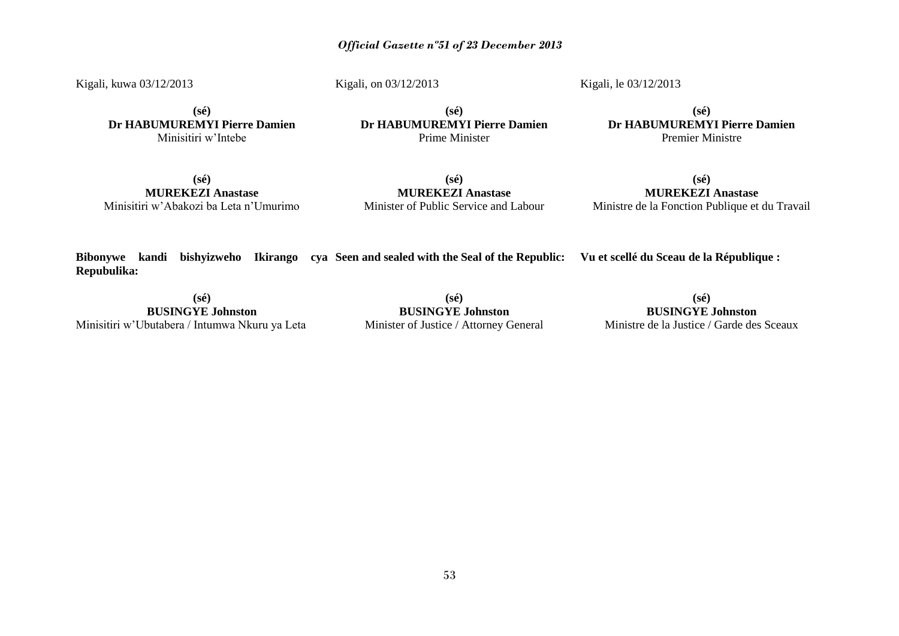Kigali, kuwa 03/12/2013

**(sé)**
**Dr HABUMUREMYI Pierre Damien**
Minisitiri w'Intebe

**(sé)**
**MUREKEZI Anastase**
Minisitiri w'Abakozi ba Leta n'Umurimo

**Bibonywe kandi bishyizweho Ikirango cya Repubulika:**

**(sé)**
**BUSINGYE Johnston**
Minisitiri w'Ubutabera / Intumwa Nkuru ya Leta

Kigali, on 03/12/2013

**(sé)**
**Dr HABUMUREMYI Pierre Damien**
Prime Minister

**(sé)**
**MUREKEZI Anastase**
Minister of Public Service and Labour

**Seen and sealed with the Seal of the Republic:**

**(sé)**
**BUSINGYE Johnston**
Minister of Justice / Attorney General

Kigali, le 03/12/2013

**(sé)**
**Dr HABUMUREMYI Pierre Damien**
Premier Ministre

**(sé)**
**MUREKEZI Anastase**
Ministre de la Fonction Publique et du Travail

**Vu et scellé du Sceau de la République :**

**(sé)**
**BUSINGYE Johnston**
Ministre de la Justice / Garde des Sceaux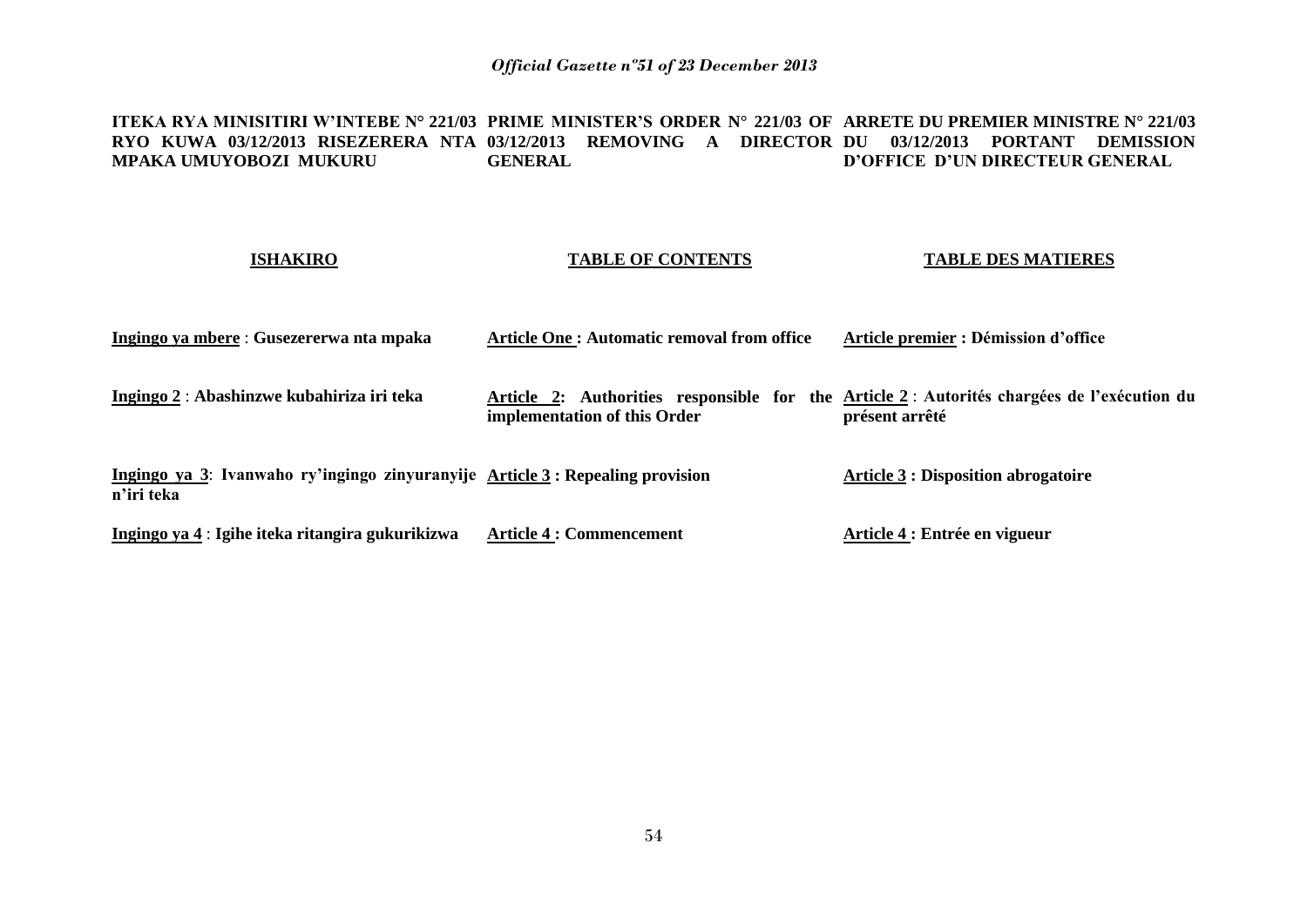*Official Gazette n°51 of 23 December 2013*

| ITEKA RYA MINISITIRI W'INTEBE N° 221/03 RYO KUWA 03/12/2013 RISEZERERA NTA MPAKA UMUYOBOZI MUKURU | PRIME MINISTER'S ORDER N° 221/03 OF 03/12/2013 REMOVING A DIRECTOR GENERAL | ARRETE DU PREMIER MINISTRE N° 221/03 DU 03/12/2013 PORTANT DEMISSION D'OFFICE D'UN DIRECTEUR GENERAL |
|---|---|---|
| **ISHAKIRO** | **TABLE OF CONTENTS** | **TABLE DES MATIERES** |
| **Ingingo ya mbere : Gusezererwa nta mpaka** | **Article One : Automatic removal from office** | **Article premier : Démission d'office** |
| **Ingingo 2 : Abashinzwe kubahiriza iri teka** | **Article 2: Authorities responsible for the implementation of this Order** | **Article 2 : Autorités chargées de l'exécution du présent arrêté** |
| **Ingingo ya 3: Ivanwaho ry'ingingo zinyuranyije n'iri teka** | **Article 3 : Repealing provision** | **Article 3 : Disposition abrogatoire** |
| **Ingingo ya 4 : Igihe iteka ritangira gukurikizwa** | **Article 4 : Commencement** | **Article 4 : Entrée en vigueur** |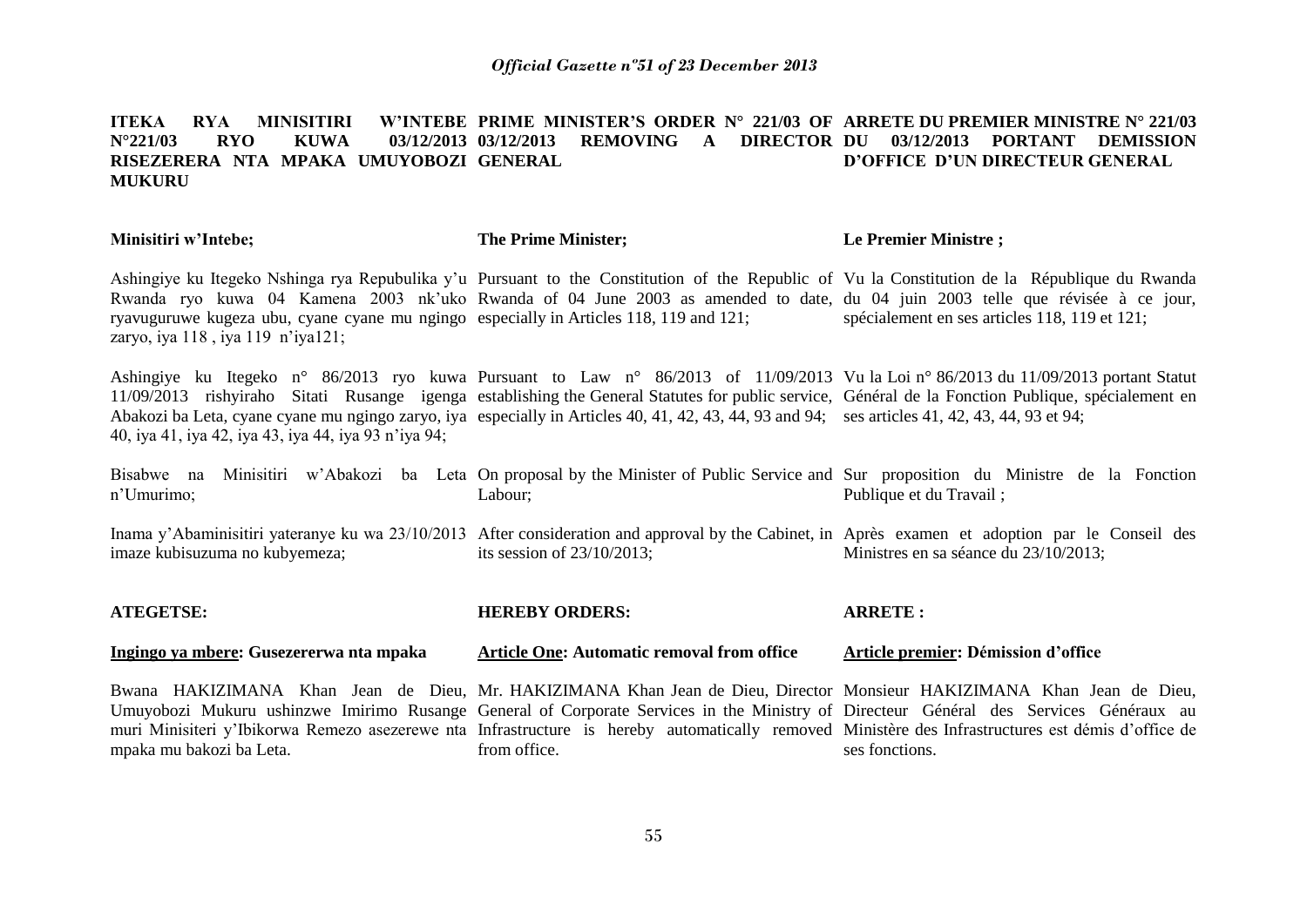**ITEKA RYA MINISITIRI W'INTEBE N°221/03 RYO KUWA 03/12/2013 RISEZERERA NTA MPAKA UMUYOBOZI MUKURU**

**Minisitiri w'Intebe;**

Ashingiye ku Itegeko Nshinga rya Repubulika y'u Rwanda ryo kuwa 04 Kamena 2003 nk'uko ryavuguruwe kugeza ubu, cyane cyane mu ngingo zaryo, iya 118 , iya 119 n'iya121;

Ashingiye ku Itegeko n° 86/2013 ryo kuwa 11/09/2013 rishyiraho Sitati Rusange igenga Abakozi ba Leta, cyane cyane mu ngingo zaryo, iya 40, iya 41, iya 42, iya 43, iya 44, iya 93 n'iya 94;

Bisabwe na Minisitiri w'Abakozi ba Leta n'Umurimo;

Inama y'Abaminisitiri yateranye ku wa 23/10/2013 imaze kubisuzuma no kubyemeza;

**ATEGETSE:**

**<u>Ingingo ya mbere</u>: Gusezererwa nta mpaka**

Bwana HAKIZIMANA Khan Jean de Dieu, Umuyobozi Mukuru ushinzwe Imirimo Rusange muri Minisiteri y'Ibikorwa Remezo asezerewe nta mpaka mu bakozi ba Leta.

**PRIME MINISTER'S ORDER N° 221/03 OF 03/12/2013 REMOVING A DIRECTOR GENERAL**

**The Prime Minister;**

Pursuant to the Constitution of the Republic of Rwanda of 04 June 2003 as amended to date, especially in Articles 118, 119 and 121;

Pursuant to Law n° 86/2013 of 11/09/2013 establishing the General Statutes for public service, especially in Articles 40, 41, 42, 43, 44, 93 and 94;

On proposal by the Minister of Public Service and Labour;

After consideration and approval by the Cabinet, in its session of 23/10/2013;

**HEREBY ORDERS:**

**<u>Article One</u>: Automatic removal from office**

Mr. HAKIZIMANA Khan Jean de Dieu, Director General of Corporate Services in the Ministry of Infrastructure is hereby automatically removed from office.

**ARRETE DU PREMIER MINISTRE N° 221/03 DU 03/12/2013 PORTANT DEMISSION D'OFFICE D'UN DIRECTEUR GENERAL**

**Le Premier Ministre ;**

Vu la Constitution de la République du Rwanda du 04 juin 2003 telle que révisée à ce jour, spécialement en ses articles 118, 119 et 121;

Vu la Loi n° 86/2013 du 11/09/2013 portant Statut Général de la Fonction Publique, spécialement en ses articles 41, 42, 43, 44, 93 et 94;

Sur proposition du Ministre de la Fonction Publique et du Travail ;

Après examen et adoption par le Conseil des Ministres en sa séance du 23/10/2013;

**ARRETE :**

**<u>Article premier</u>: Démission d'office**

Monsieur HAKIZIMANA Khan Jean de Dieu, Directeur Général des Services Généraux au Ministère des Infrastructures est démis d'office de ses fonctions.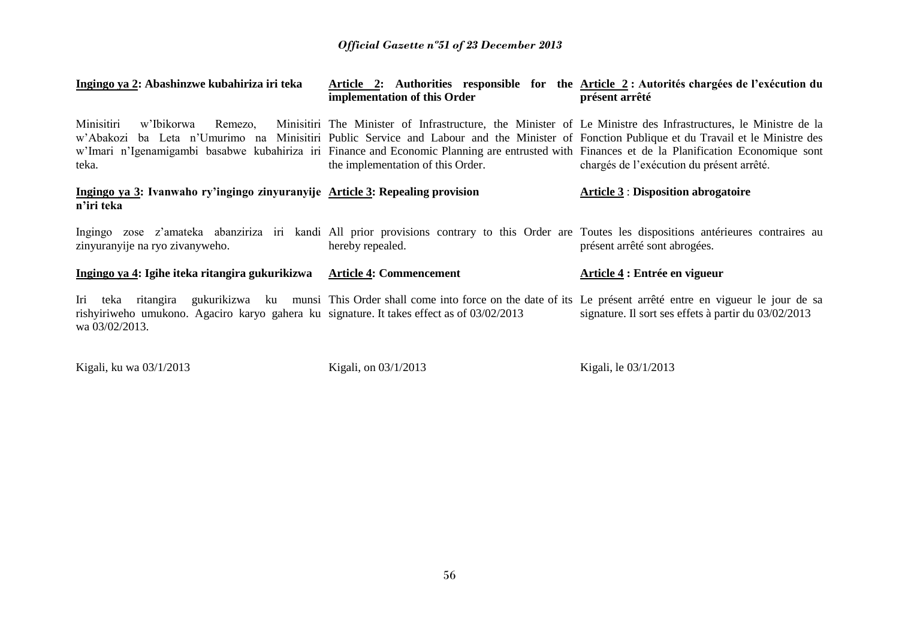**Ingingo ya 2: Abashinzwe kubahiriza iri teka**

Minisitiri w'Ibikorwa Remezo, Minisitiri w'Abakozi ba Leta n'Umurimo na Minisitiri w'Imari n'Igenamigambi basabwe kubahiriza iri teka.

**Ingingo ya 3: Ivanwaho ry'ingingo zinyuranyije n'iri teka**

Ingingo zose z'amateka abanziriza iri kandi zinyuranyije na ryo zivanyweho.

**Ingingo ya 4: Igihe iteka ritangira gukurikizwa**

Iri teka ritangira gukurikizwa ku munsi rishyiriweho umukono. Agaciro karyo gahera ku wa 03/02/2013.

Kigali, ku wa 03/1/2013

**Article 2: Authorities responsible for the implementation of this Order**

The Minister of Infrastructure, the Minister of Public Service and Labour and the Minister of Finance and Economic Planning are entrusted with the implementation of this Order.

**Article 3: Repealing provision**

All prior provisions contrary to this Order are hereby repealed.

**Article 4: Commencement**

This Order shall come into force on the date of its signature. It takes effect as of 03/02/2013

Kigali, on 03/1/2013

**Article 2 : Autorités chargées de l'exécution du présent arrêté**

Le Ministre des Infrastructures, le Ministre de la Fonction Publique et du Travail et le Ministre des Finances et de la Planification Economique sont chargés de l'exécution du présent arrêté.

**Article 3 : Disposition abrogatoire**

Toutes les dispositions antérieures contraires au présent arrêté sont abrogées.

**Article 4 : Entrée en vigueur**

Le présent arrêté entre en vigueur le jour de sa signature. Il sort ses effets à partir du 03/02/2013

Kigali, le 03/1/2013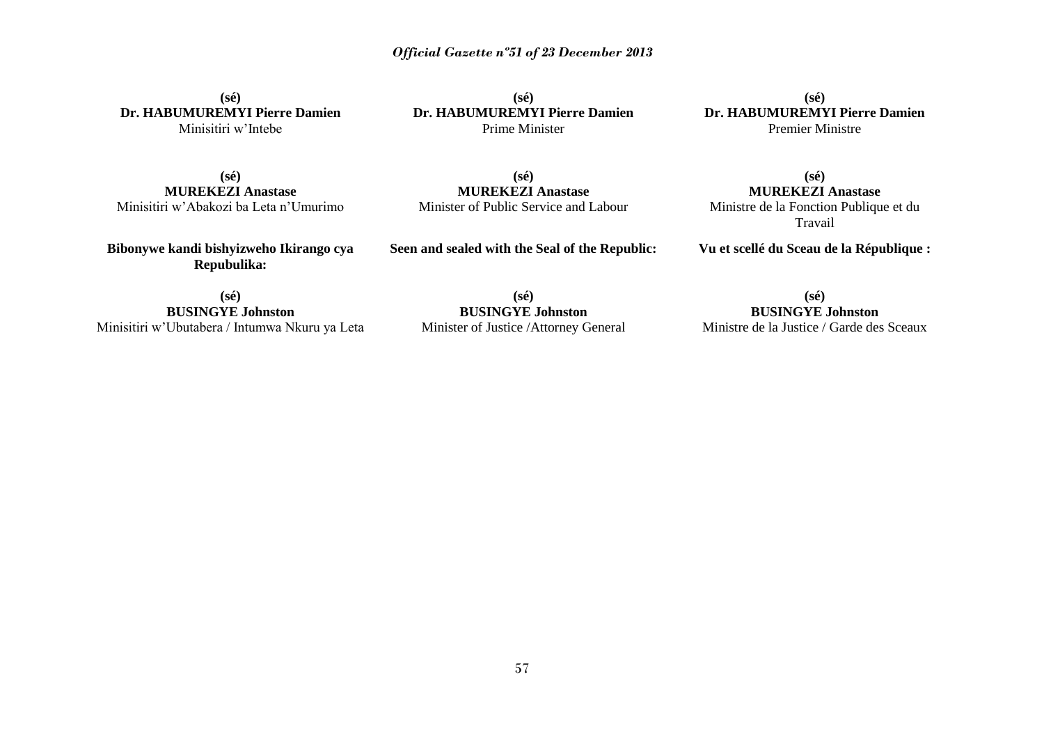**(sé)**
**Dr. HABUMUREMYI Pierre Damien**
Minisitiri w'Intebe

**(sé)**
**MUREKEZI Anastase**
Minisitiri w'Abakozi ba Leta n'Umurimo

**Bibonywe kandi bishyizweho Ikirango cya Repubulika:**

**(sé)**
**BUSINGYE Johnston**
Minisitiri w'Ubutabera / Intumwa Nkuru ya Leta

**(sé)**
**Dr. HABUMUREMYI Pierre Damien**
Prime Minister

**(sé)**
**MUREKEZI Anastase**
Minister of Public Service and Labour

**Seen and sealed with the Seal of the Republic:**

**(sé)**
**BUSINGYE Johnston**
Minister of Justice /Attorney General

**(sé)**
**Dr. HABUMUREMYI Pierre Damien**
Premier Ministre

**(sé)**
**MUREKEZI Anastase**
Ministre de la Fonction Publique et du Travail

**Vu et scellé du Sceau de la République :**

**(sé)**
**BUSINGYE Johnston**
Ministre de la Justice / Garde des Sceaux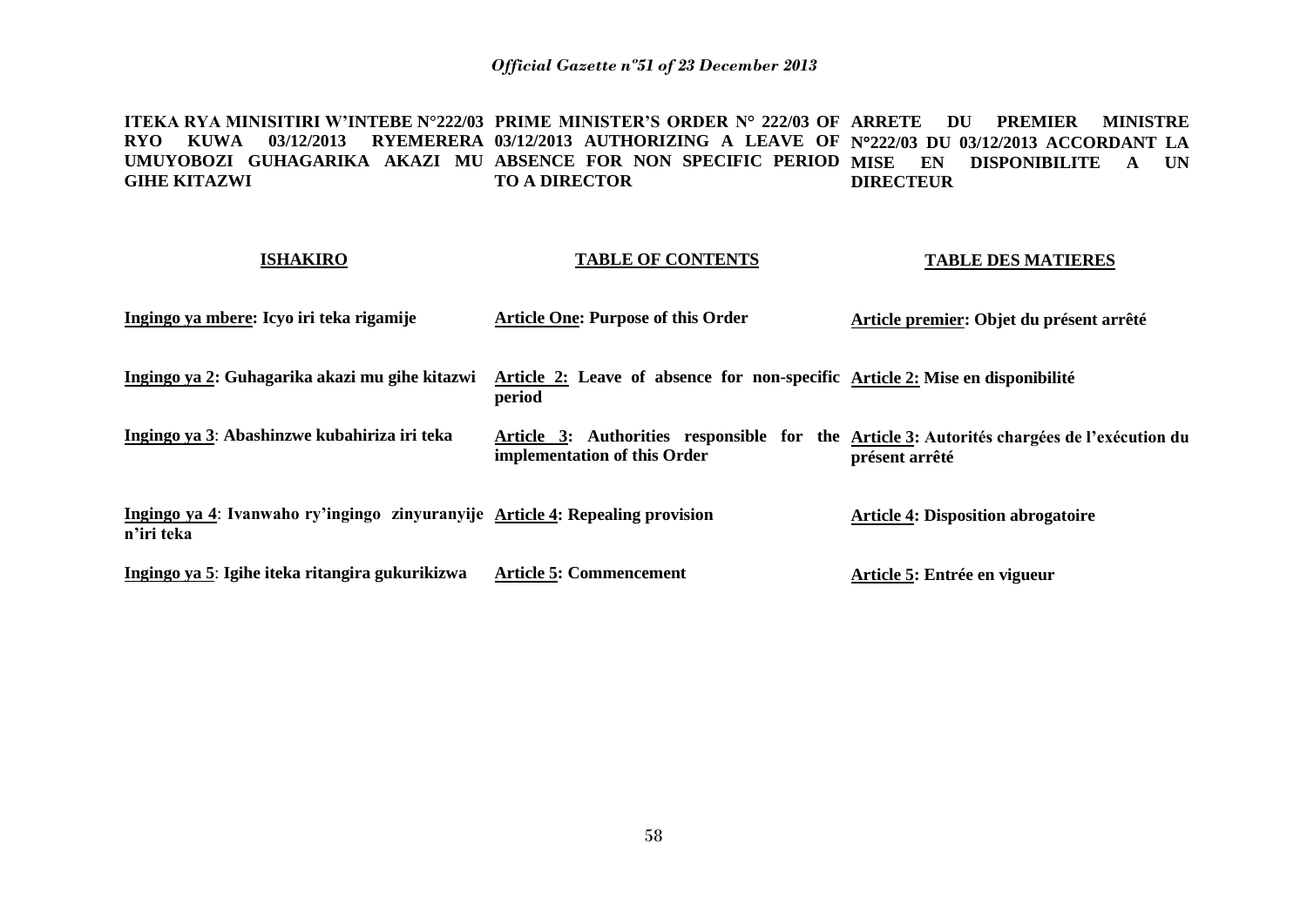**ITEKA RYA MINISITIRI W'INTEBE N°222/03 RYO KUWA 03/12/2013 RYEMERERA UMUYOBOZI GUHAGARIKA AKAZI MU GIHE KITAZWI**

**ISHAKIRO**

**Ingingo ya mbere: Icyo iri teka rigamije**

**Ingingo ya 2: Guhagarika akazi mu gihe kitazwi**

**Ingingo ya 3**: **Abashinzwe kubahiriza iri teka**

**Ingingo ya 4**: **Ivanwaho ry'ingingo zinyuranyije n'iri teka**

**Ingingo ya 5**: **Igihe iteka ritangira gukurikizwa**

**PRIME MINISTER'S ORDER N° 222/03 OF 03/12/2013 AUTHORIZING A LEAVE OF ABSENCE FOR NON SPECIFIC PERIOD TO A DIRECTOR**

**TABLE OF CONTENTS**

**Article One: Purpose of this Order**

**Article 2: Leave of absence for non-specific period**

**Article 3: Authorities responsible for the implementation of this Order**

**Article 4: Repealing provision**

**Article 5: Commencement**

**ARRETE DU PREMIER MINISTRE N°222/03 DU 03/12/2013 ACCORDANT LA MISE EN DISPONIBILITE A UN DIRECTEUR**

**TABLE DES MATIERES**

**Article premier: Objet du présent arrêté**

**Article 2: Mise en disponibilité**

**Article 3: Autorités chargées de l'exécution du présent arrêté**

**Article 4: Disposition abrogatoire**

**Article 5: Entrée en vigueur**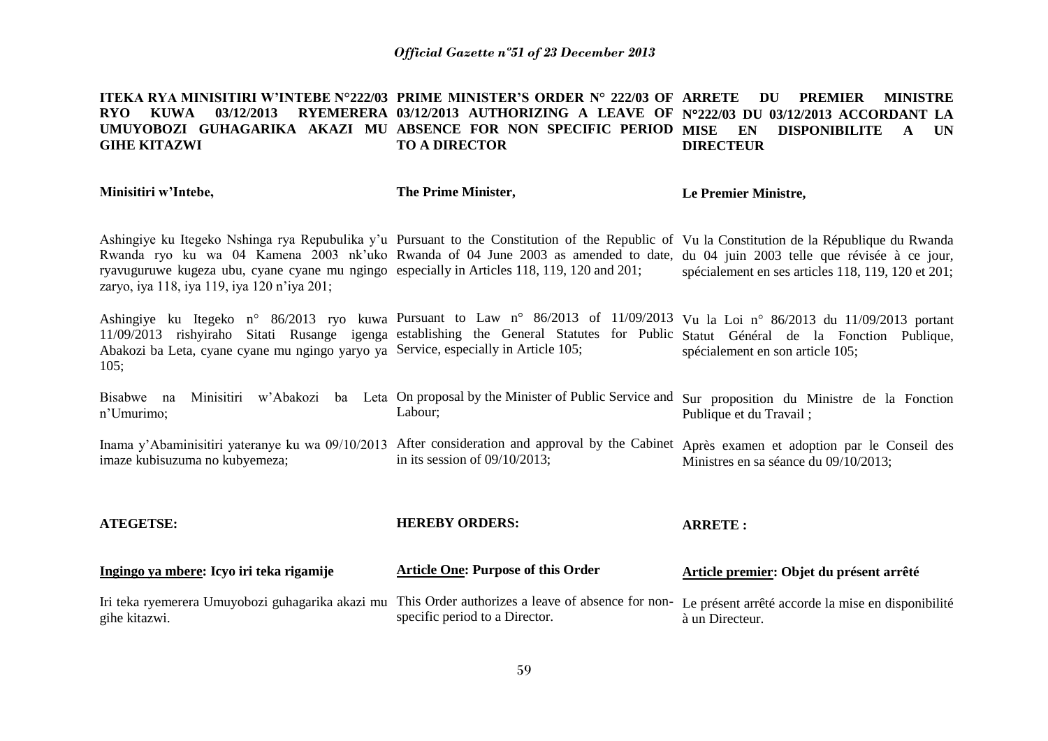**ITEKA RYA MINISITIRI W'INTEBE N°222/03 RYO KUWA 03/12/2013 RYEMERERA UMUYOBOZI GUHAGARIKA AKAZI MU GIHE KITAZWI**

Minisitiri w'Intebe,

Ashingiye ku Itegeko Nshinga rya Repubulika y'u Rwanda ryo ku wa 04 Kamena 2003 nk'uko ryavuguruwe kugeza ubu, cyane cyane mu ngingo zaryo, iya 118, iya 119, iya 120 n'iya 201;

Ashingiye ku Itegeko n° 86/2013 ryo kuwa 11/09/2013 rishyiraho Sitati Rusange igenga Abakozi ba Leta, cyane cyane mu ngingo yaryo ya 105;

Bisabwe na Minisitiri w'Abakozi ba Leta n'Umurimo;

Inama y'Abaminisitiri yateranye ku wa 09/10/2013 imaze kubisuzuma no kubyemeza;

**ATEGETSE:**

**Ingingo ya mbere: Icyo iri teka rigamije**

Iri teka ryemerera Umuyobozi guhagarika akazi mu gihe kitazwi.

**PRIME MINISTER'S ORDER N° 222/03 OF 03/12/2013 AUTHORIZING A LEAVE OF ABSENCE FOR NON SPECIFIC PERIOD TO A DIRECTOR**

**The Prime Minister,**

Pursuant to the Constitution of the Republic of Rwanda of 04 June 2003 as amended to date, especially in Articles 118, 119, 120 and 201;

Pursuant to Law n° 86/2013 of 11/09/2013 establishing the General Statutes for Public Service, especially in Article 105;

On proposal by the Minister of Public Service and Labour;

After consideration and approval by the Cabinet in its session of 09/10/2013;

**HEREBY ORDERS:**

**Article One: Purpose of this Order**

This Order authorizes a leave of absence for non-specific period to a Director.

**ARRETE DU PREMIER MINISTRE N°222/03 DU 03/12/2013 ACCORDANT LA MISE EN DISPONIBILITE A UN DIRECTEUR**

**Le Premier Ministre,**

Vu la Constitution de la République du Rwanda du 04 juin 2003 telle que révisée à ce jour, spécialement en ses articles 118, 119, 120 et 201;

Vu la Loi n° 86/2013 du 11/09/2013 portant Statut Général de la Fonction Publique, spécialement en son article 105;

Sur proposition du Ministre de la Fonction Publique et du Travail ;

Après examen et adoption par le Conseil des Ministres en sa séance du 09/10/2013;

**ARRETE :**

**Article premier: Objet du présent arrêté**

Le présent arrêté accorde la mise en disponibilité à un Directeur.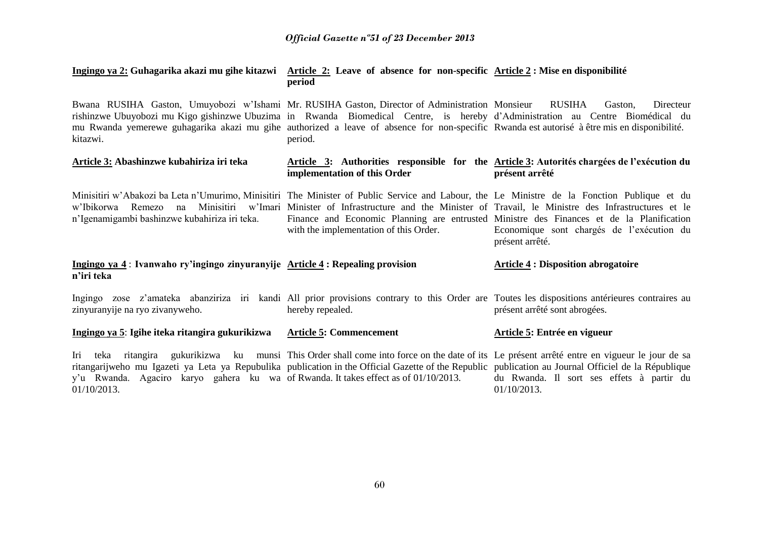**Ingingo ya 2: Guhagarika akazi mu gihe kitazwi**

Bwana RUSIHA Gaston, Umuyobozi w'Ishami rishinzwe Ubuyobozi mu Kigo gishinzwe Ubuzima mu Rwanda yemerewe guhagarika akazi mu gihe kitazwi.

**Article 3: Abashinzwe kubahiriza iri teka**

Minisitiri w'Abakozi ba Leta n'Umurimo, Minisitiri w'Ibikorwa Remezo na Minisitiri w'Imari n'Igenamigambi bashinzwe kubahiriza iri teka.

**Ingingo ya 4 : Ivanwaho ry'ingingo zinyuranyije n'iri teka**

Ingingo zose z'amateka abanziriza iri kandi zinyuranyije na ryo zivanyweho.

**Ingingo ya 5: Igihe iteka ritangira gukurikizwa**

Iri teka ritangira gukurikizwa ku munsi ritangarijweho mu Igazeti ya Leta ya Repubulika y'u Rwanda. Agaciro karyo gahera ku wa 01/10/2013.

**Article 2: Leave of absence for non-specific period**

Mr. RUSIHA Gaston, Director of Administration in Rwanda Biomedical Centre, is hereby authorized a leave of absence for non-specific period.

**Article 3: Authorities responsible for the implementation of this Order**

The Minister of Public Service and Labour, the Minister of Infrastructure and the Minister of Finance and Economic Planning are entrusted with the implementation of this Order.

**Article 4 : Repealing provision**

All prior provisions contrary to this Order are hereby repealed.

**Article 5: Commencement**

This Order shall come into force on the date of its publication in the Official Gazette of the Republic of Rwanda. It takes effect as of 01/10/2013.

**Article 2 : Mise en disponibilité**

Monsieur RUSIHA Gaston, Directeur d'Administration au Centre Biomédical du Rwanda est autorisé à être mis en disponibilité.

**Article 3: Autorités chargées de l'exécution du présent arrêté**

Le Ministre de la Fonction Publique et du Travail, le Ministre des Infrastructures et le Ministre des Finances et de la Planification Economique sont chargés de l'exécution du présent arrêté.

**Article 4 : Disposition abrogatoire**

Toutes les dispositions antérieures contraires au présent arrêté sont abrogées.

**Article 5: Entrée en vigueur**

Le présent arrêté entre en vigueur le jour de sa publication au Journal Officiel de la République du Rwanda. Il sort ses effets à partir du 01/10/2013.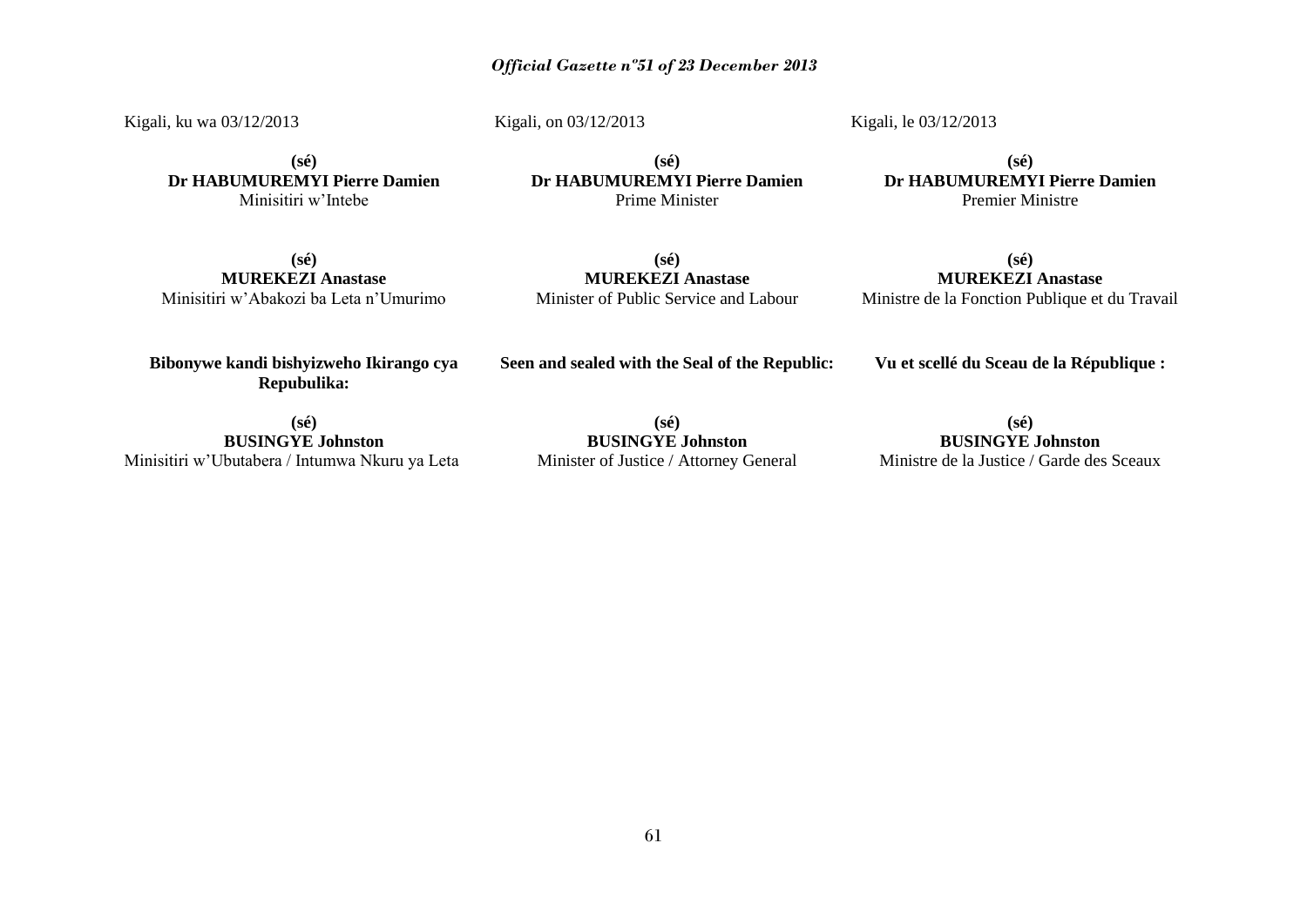Kigali, ku wa 03/12/2013

**(sé)**
**Dr HABUMUREMYI Pierre Damien**
Minisitiri w'Intebe

**(sé)**
**MUREKEZI Anastase**
Minisitiri w'Abakozi ba Leta n'Umurimo

**Bibonywe kandi bishyizweho Ikirango cya Repubulika:**

**(sé)**
**BUSINGYE Johnston**
Minisitiri w'Ubutabera / Intumwa Nkuru ya Leta

Kigali, on 03/12/2013

**(sé)**
**Dr HABUMUREMYI Pierre Damien**
Prime Minister

**(sé)**
**MUREKEZI Anastase**
Minister of Public Service and Labour

**Seen and sealed with the Seal of the Republic:**

**(sé)**
**BUSINGYE Johnston**
Minister of Justice / Attorney General

Kigali, le 03/12/2013

**(sé)**
**Dr HABUMUREMYI Pierre Damien**
Premier Ministre

**(sé)**
**MUREKEZI Anastase**
Ministre de la Fonction Publique et du Travail

**Vu et scellé du Sceau de la République :**

**(sé)**
**BUSINGYE Johnston**
Ministre de la Justice / Garde des Sceaux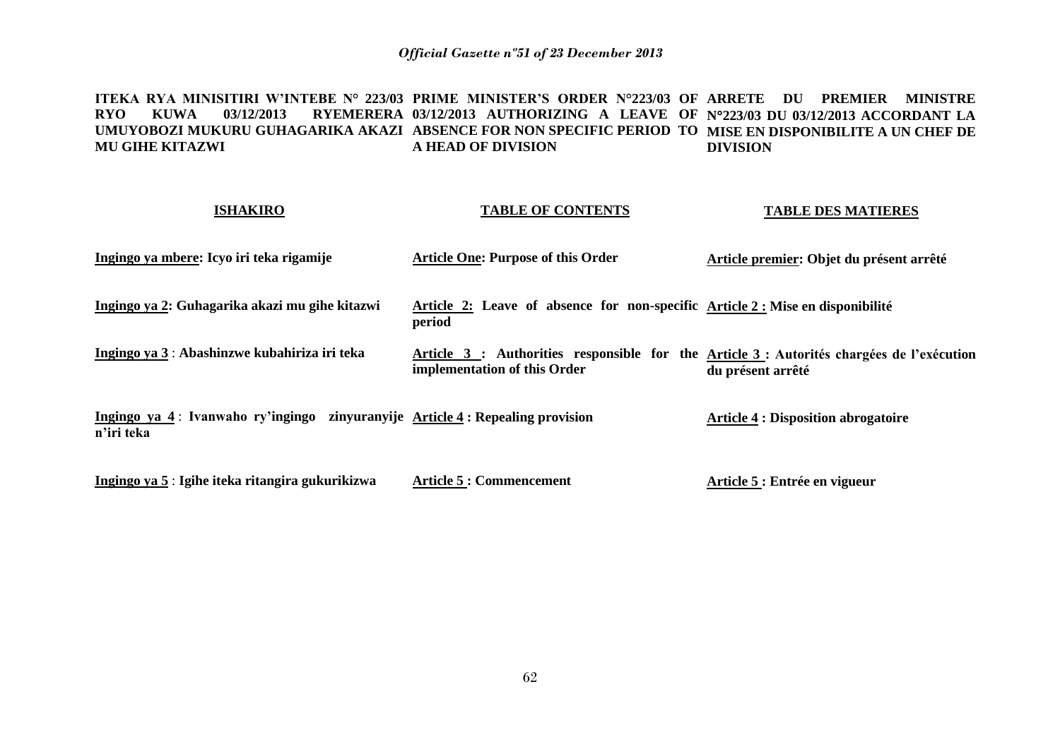**ITEKA RYA MINISITIRI W'INTEBE N° 223/03 RYO KUWA 03/12/2013 RYEMERERA UMUYOBOZI MUKURU GUHAGARIKA AKAZI MU GIHE KITAZWI**

**ISHAKIRO**

**Ingingo ya mbere: Icyo iri teka rigamije**

**Ingingo ya 2: Guhagarika akazi mu gihe kitazwi**

**Ingingo ya 3 : Abashinzwe kubahiriza iri teka**

**Ingingo ya 4 : Ivanwaho ry'ingingo zinyuranyije n'iri teka**

**Ingingo ya 5 : Igihe iteka ritangira gukurikizwa**

**PRIME MINISTER'S ORDER N°223/03 OF 03/12/2013 AUTHORIZING A LEAVE OF ABSENCE FOR NON SPECIFIC PERIOD TO A HEAD OF DIVISION**

**TABLE OF CONTENTS**

**Article One: Purpose of this Order**

**Article 2: Leave of absence for non-specific period**

**Article 3 : Authorities responsible for the implementation of this Order**

**Article 4 : Repealing provision**

**Article 5 : Commencement**

**ARRETE DU PREMIER MINISTRE N°223/03 DU 03/12/2013 ACCORDANT LA MISE EN DISPONIBILITE A UN CHEF DE DIVISION**

**TABLE DES MATIERES**

**Article premier: Objet du présent arrêté**

**Article 2 : Mise en disponibilité**

**Article 3 : Autorités chargées de l'exécution du présent arrêté**

**Article 4 : Disposition abrogatoire**

**Article 5 : Entrée en vigueur**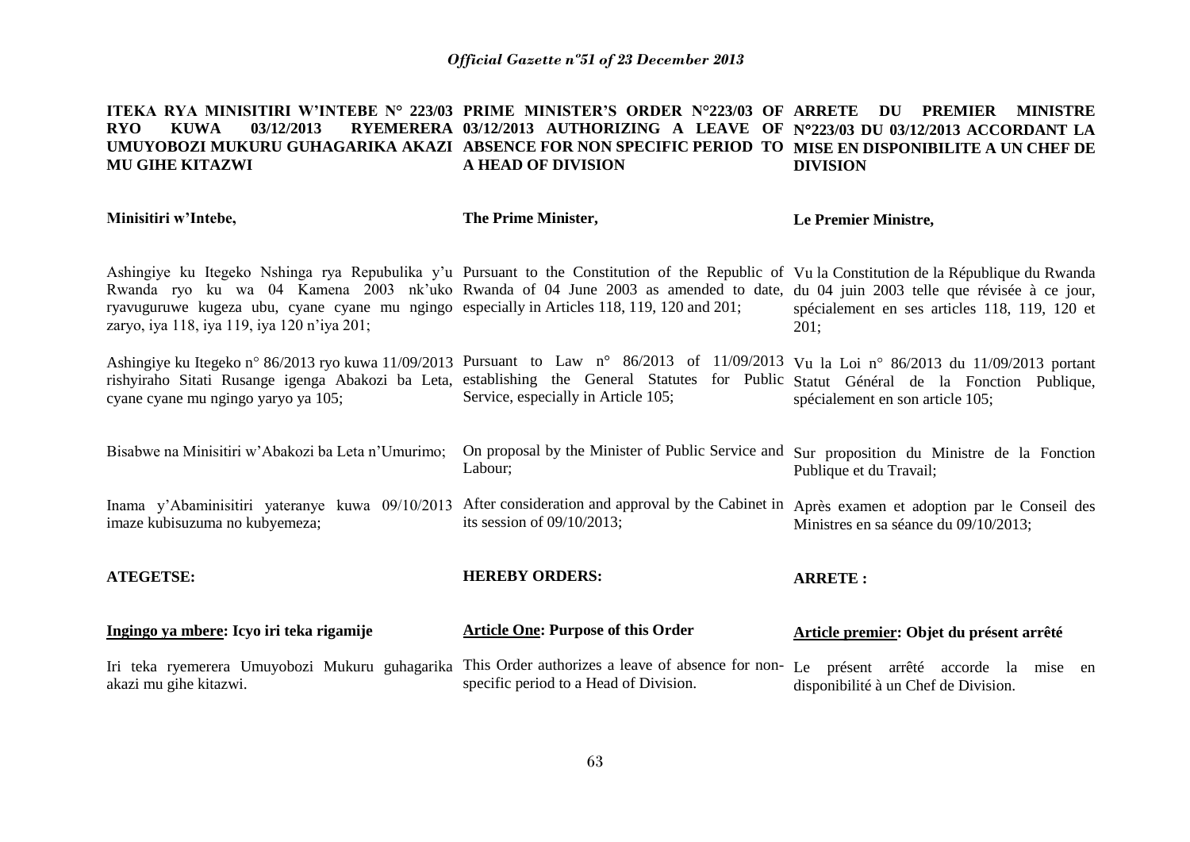**ITEKA RYA MINISITIRI W'INTEBE N° 223/03 RYO KUWA 03/12/2013 RYEMERERA UMUYOBOZI MUKURU GUHAGARIKA AKAZI MU GIHE KITAZWI**

**Minisitiri w'Intebe,**

Ashingiye ku Itegeko Nshinga rya Repubulika y'u Rwanda ryo ku wa 04 Kamena 2003 nk'uko ryavuguruwe kugeza ubu, cyane cyane mu ngingo zaryo, iya 118, iya 119, iya 120 n'iya 201;

Ashingiye ku Itegeko n° 86/2013 ryo kuwa 11/09/2013 rishyiraho Sitati Rusange igenga Abakozi ba Leta, cyane cyane mu ngingo yaryo ya 105;

Bisabwe na Minisitiri w'Abakozi ba Leta n'Umurimo;

Inama y'Abaminisitiri yateranye kuwa 09/10/2013 imaze kubisuzuma no kubyemeza;

**ATEGETSE:**

**Ingingo ya mbere: Icyo iri teka rigamije**

Iri teka ryemerera Umuyobozi Mukuru guhagarika akazi mu gihe kitazwi.

**PRIME MINISTER'S ORDER N°223/03 OF 03/12/2013 AUTHORIZING A LEAVE OF ABSENCE FOR NON SPECIFIC PERIOD TO A HEAD OF DIVISION**

**The Prime Minister,**

Pursuant to the Constitution of the Republic of Rwanda of 04 June 2003 as amended to date, especially in Articles 118, 119, 120 and 201;

Pursuant to Law n° 86/2013 of 11/09/2013 establishing the General Statutes for Public Service, especially in Article 105;

On proposal by the Minister of Public Service and Labour;

After consideration and approval by the Cabinet in its session of 09/10/2013;

**HEREBY ORDERS:**

**Article One: Purpose of this Order**

This Order authorizes a leave of absence for non-specific period to a Head of Division.

**ARRETE DU PREMIER MINISTRE N°223/03 DU 03/12/2013 ACCORDANT LA MISE EN DISPONIBILITE A UN CHEF DE DIVISION**

**Le Premier Ministre,**

Vu la Constitution de la République du Rwanda du 04 juin 2003 telle que révisée à ce jour, spécialement en ses articles 118, 119, 120 et 201;

Vu la Loi n° 86/2013 du 11/09/2013 portant Statut Général de la Fonction Publique, spécialement en son article 105;

Sur proposition du Ministre de la Fonction Publique et du Travail;

Après examen et adoption par le Conseil des Ministres en sa séance du 09/10/2013;

**ARRETE :**

**Article premier: Objet du présent arrêté**

Le présent arrêté accorde la mise en disponibilité à un Chef de Division.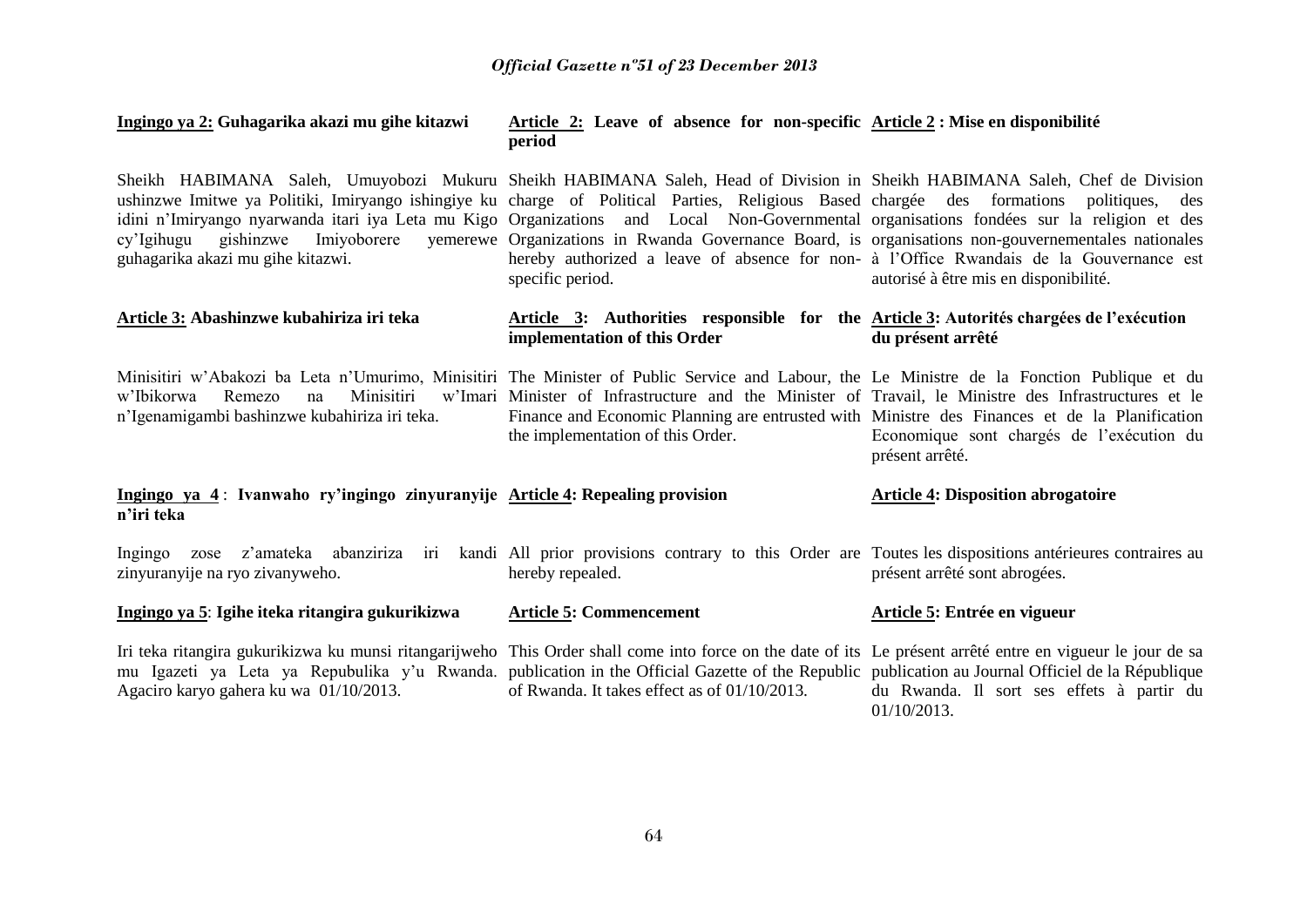**Ingingo ya 2: Guhagarika akazi mu gihe kitazwi**

Sheikh HABIMANA Saleh, Umuyobozi Mukuru ushinzwe Imitwe ya Politiki, Imiryango ishingiye ku idini n'Imiryango nyarwanda itari iya Leta mu Kigo cy'Igihugu gishinzwe Imiyoborere yemerewe guhagarika akazi mu gihe kitazwi.

**Article 3: Abashinzwe kubahiriza iri teka**

Minisitiri w'Abakozi ba Leta n'Umurimo, Minisitiri w'Ibikorwa Remezo na Minisitiri w'Imari n'Igenamigambi bashinzwe kubahiriza iri teka.

**Ingingo ya 4 : Ivanwaho ry'ingingo zinyuranyije n'iri teka**

Ingingo zose z'amateka abanziriza iri kandi zinyuranyije na ryo zivanyweho.

**Ingingo ya 5: Igihe iteka ritangira gukurikizwa**

Iri teka ritangira gukurikizwa ku munsi ritangarijweho mu Igazeti ya Leta ya Repubulika y'u Rwanda. Agaciro karyo gahera ku wa 01/10/2013.

**Article 2: Leave of absence for non-specific period**

Sheikh HABIMANA Saleh, Head of Division in charge of Political Parties, Religious Based Organizations and Local Non-Governmental Organizations in Rwanda Governance Board, is hereby authorized a leave of absence for non-specific period.

**Article 3: Authorities responsible for the implementation of this Order**

The Minister of Public Service and Labour, the Minister of Infrastructure and the Minister of Finance and Economic Planning are entrusted with the implementation of this Order.

**Article 4: Repealing provision**

All prior provisions contrary to this Order are hereby repealed.

**Article 5: Commencement**

This Order shall come into force on the date of its publication in the Official Gazette of the Republic of Rwanda. It takes effect as of 01/10/2013.

**Article 2 : Mise en disponibilité**

Sheikh HABIMANA Saleh, Chef de Division chargée des formations politiques, des organisations fondées sur la religion et des organisations non-gouvernementales nationales à l'Office Rwandais de la Gouvernance est autorisé à être mis en disponibilité.

**Article 3: Autorités chargées de l'exécution du présent arrêté**

Le Ministre de la Fonction Publique et du Travail, le Ministre des Infrastructures et le Ministre des Finances et de la Planification Economique sont chargés de l'exécution du présent arrêté.

**Article 4: Disposition abrogatoire**

Toutes les dispositions antérieures contraires au présent arrêté sont abrogées.

**Article 5: Entrée en vigueur**

Le présent arrêté entre en vigueur le jour de sa publication au Journal Officiel de la République du Rwanda. Il sort ses effets à partir du 01/10/2013.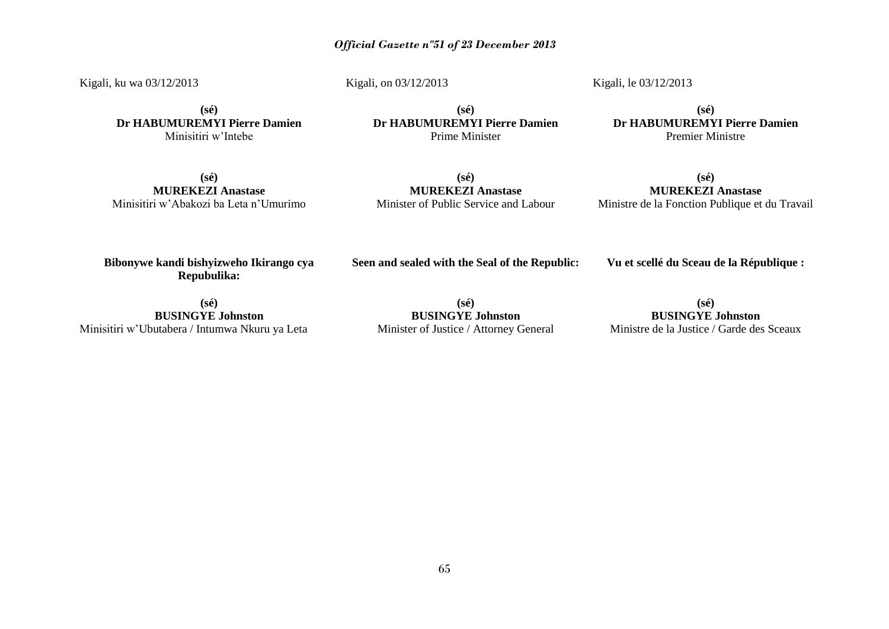Kigali, ku wa 03/12/2013

**(sé)**
**Dr HABUMUREMYI Pierre Damien**
Minisitiri w'Intebe

**(sé)**
**MUREKEZI Anastase**
Minisitiri w'Abakozi ba Leta n'Umurimo

**Bibonywe kandi bishyizweho Ikirango cya Repubulika:**

**(sé)**
**BUSINGYE Johnston**
Minisitiri w'Ubutabera / Intumwa Nkuru ya Leta

Kigali, on 03/12/2013

**(sé)**
**Dr HABUMUREMYI Pierre Damien**
Prime Minister

**(sé)**
**MUREKEZI Anastase**
Minister of Public Service and Labour

**Seen and sealed with the Seal of the Republic:**

**(sé)**
**BUSINGYE Johnston**
Minister of Justice / Attorney General

Kigali, le 03/12/2013

**(sé)**
**Dr HABUMUREMYI Pierre Damien**
Premier Ministre

**(sé)**
**MUREKEZI Anastase**
Ministre de la Fonction Publique et du Travail

**Vu et scellé du Sceau de la République :**

**(sé)**
**BUSINGYE Johnston**
Ministre de la Justice / Garde des Sceaux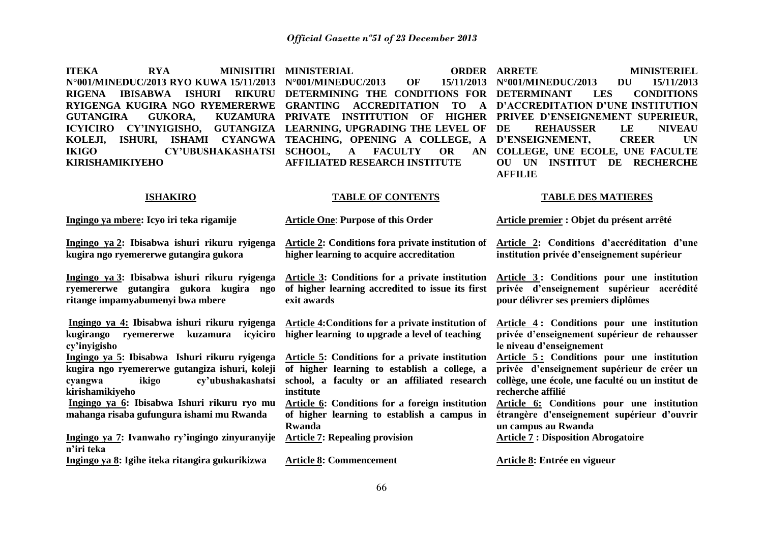**ITEKA RYA MINISITIRI N°001/MINEDUC/2013 RYO KUWA 15/11/2013 RIGENA IBISABWA ISHURI RIKURU RYIGENGA KUGIRA NGO RYEMERERWE GUTANGIRA GUKORA, KUZAMURA ICYICIRO CY'INYIGISHO, GUTANGIZA KOLEJI, ISHURI, ISHAMI CYANGWA IKIGO CY'UBUSHAKASHATSI KIRISHAMIKIYEHO**

**ISHAKIRO**

**Ingingo ya mbere: Icyo iri teka rigamije**

**Ingingo ya 2: Ibisabwa ishuri rikuru ryigenga kugira ngo ryemererwe gutangira gukora**

**Ingingo ya 3: Ibisabwa ishuri rikuru ryigenga ryemererwe gutangira gukora kugira ngo ritange impamyabumenyi bwa mbere**

**Ingingo ya 4: Ibisabwa ishuri rikuru ryigenga kugirango ryemererwe kuzamura icyiciro cy'inyigisho**

**Ingingo ya 5: Ibisabwa Ishuri rikuru ryigenga kugira ngo ryemererwe gutangiza ishuri, koleji cyangwa ikigo cy'ubushakashatsi kirishamikiyeho**

**Ingingo ya 6: Ibisabwa Ishuri rikuru ryo mu mahanga risaba gufungura ishami mu Rwanda**

**Ingingo ya 7: Ivanwaho ry'ingingo zinyuranyije n'iri teka**

**Ingingo ya 8: Igihe iteka ritangira gukurikizwa**

**MINISTERIAL ORDER N°001/MINEDUC/2013 OF 15/11/2013 DETERMINING THE CONDITIONS FOR GRANTING ACCREDITATION TO A PRIVATE INSTITUTION OF HIGHER LEARNING, UPGRADING THE LEVEL OF TEACHING, OPENING A COLLEGE, A SCHOOL, A FACULTY OR AN AFFILIATED RESEARCH INSTITUTE**

**TABLE OF CONTENTS**

**Article One: Purpose of this Order**

**Article 2: Conditions fora private institution of higher learning to acquire accreditation**

**Article 3: Conditions for a private institution of higher learning accredited to issue its first exit awards**

**Article 4: Conditions for a private institution of higher learning to upgrade a level of teaching**

**Article 5: Conditions for a private institution of higher learning to establish a college, a school, a faculty or an affiliated research institute**

**Article 6: Conditions for a foreign institution of higher learning to establish a campus in Rwanda**

**Article 7: Repealing provision**

**Article 8: Commencement**

**ARRETE MINISTERIEL N°001/MINEDUC/2013 DU 15/11/2013 DETERMINANT LES CONDITIONS D'ACCREDITATION D'UNE INSTITUTION PRIVEE D'ENSEIGNEMENT SUPERIEUR, DE REHAUSSER LE NIVEAU D'ENSEIGNEMENT, CREER UN COLLEGE, UNE ECOLE, UNE FACULTE OU UN INSTITUT DE RECHERCHE AFFILIE**

**TABLE DES MATIERES**

**Article premier : Objet du présent arrêté**

**Article 2: Conditions d'accréditation d'une institution privée d'enseignement supérieur**

**Article 3 : Conditions pour une institution privée d'enseignement supérieur accrédité pour délivrer ses premiers diplômes**

**Article 4 : Conditions pour une institution privée d'enseignement supérieur de rehausser le niveau d'enseignement**

**Article 5 : Conditions pour une institution privée d'enseignement supérieur de créer un collège, une école, une faculté ou un institut de recherche affilié**

**Article 6: Conditions pour une institution étrangère d'enseignement supérieur d'ouvrir un campus au Rwanda**

**Article 7 : Disposition Abrogatoire**

**Article 8: Entrée en vigueur**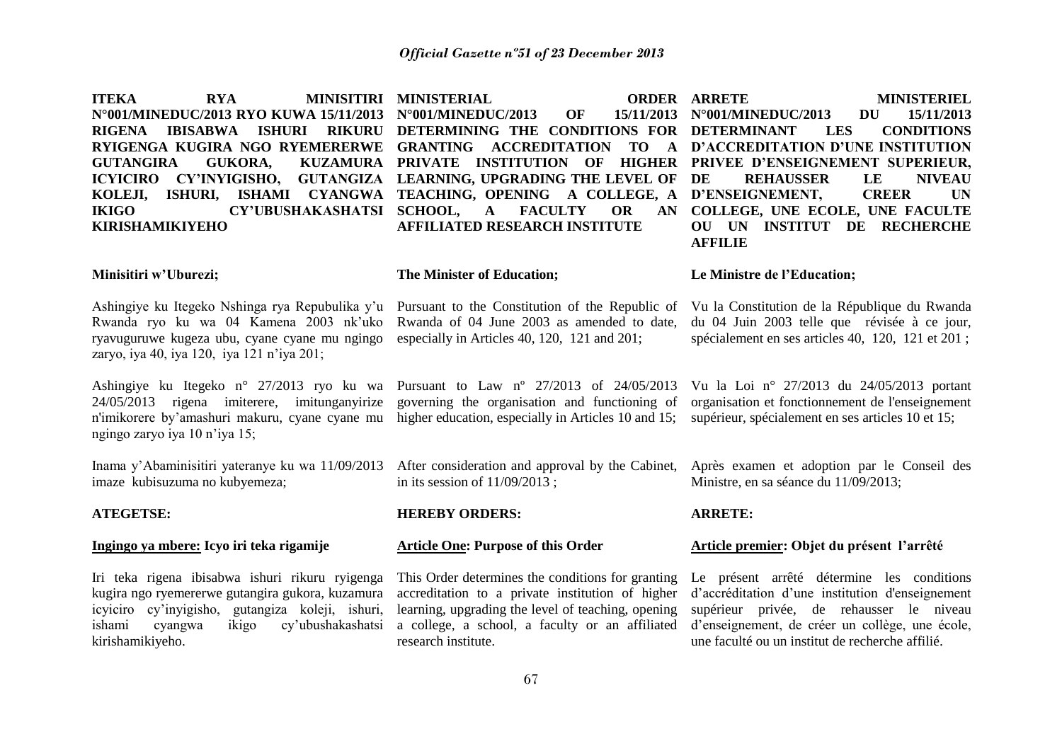**ITEKA RYA MINISITIRI N°001/MINEDUC/2013 RYO KUWA 15/11/2013 RIGENA IBISABWA ISHURI RIKURU RYIGENGA KUGIRA NGO RYEMERERWE GUTANGIRA GUKORA, KUZAMURA ICYICIRO CY'INYIGISHO, GUTANGIZA KOLEJI, ISHURI, ISHAMI CYANGWA IKIGO CY'UBUSHAKASHATSI KIRISHAMIKIYEHO**

**Minisitiri w'Uburezi;**

Ashingiye ku Itegeko Nshinga rya Repubulika y'u Rwanda ryo ku wa 04 Kamena 2003 nk'uko ryavuguruwe kugeza ubu, cyane cyane mu ngingo zaryo, iya 40, iya 120, iya 121 n'iya 201;

Ashingiye ku Itegeko n° 27/2013 ryo ku wa 24/05/2013 rigena imiterere, imitunganyirize n'imikorere by'amashuri makuru, cyane cyane mu ngingo zaryo iya 10 n'iya 15;

Inama y'Abaminisitiri yateranye ku wa 11/09/2013 imaze kubisuzuma no kubyemeza;

**ATEGETSE:**

**Ingingo ya mbere: Icyo iri teka rigamije**

Iri teka rigena ibisabwa ishuri rikuru ryigenga kugira ngo ryemererwe gutangira gukora, kuzamura icyiciro cy'inyigisho, gutangiza koleji, ishuri, ishami cyangwa ikigo cy'ubushakashatsi kirishamikiyeho.

**MINISTERIAL ORDER N°001/MINEDUC/2013 OF 15/11/2013 DETERMINING THE CONDITIONS FOR GRANTING ACCREDITATION TO A PRIVATE INSTITUTION OF HIGHER LEARNING, UPGRADING THE LEVEL OF TEACHING, OPENING A COLLEGE, A SCHOOL, A FACULTY OR AN AFFILIATED RESEARCH INSTITUTE**

**The Minister of Education;**

Pursuant to the Constitution of the Republic of Rwanda of 04 June 2003 as amended to date, especially in Articles 40, 120, 121 and 201;

Pursuant to Law nº 27/2013 of 24/05/2013 governing the organisation and functioning of higher education, especially in Articles 10 and 15;

After consideration and approval by the Cabinet, in its session of 11/09/2013 ;

**HEREBY ORDERS:**

**Article One: Purpose of this Order**

This Order determines the conditions for granting accreditation to a private institution of higher learning, upgrading the level of teaching, opening a college, a school, a faculty or an affiliated research institute.

**ARRETE MINISTERIEL N°001/MINEDUC/2013 DU 15/11/2013 DETERMINANT LES CONDITIONS D'ACCREDITATION D'UNE INSTITUTION PRIVEE D'ENSEIGNEMENT SUPERIEUR, DE REHAUSSER LE NIVEAU D'ENSEIGNEMENT, CREER UN COLLEGE, UNE ECOLE, UNE FACULTE OU UN INSTITUT DE RECHERCHE AFFILIE**

**Le Ministre de l'Education;**

Vu la Constitution de la République du Rwanda du 04 Juin 2003 telle que révisée à ce jour, spécialement en ses articles 40, 120, 121 et 201 ;

Vu la Loi n° 27/2013 du 24/05/2013 portant organisation et fonctionnement de l'enseignement supérieur, spécialement en ses articles 10 et 15;

Après examen et adoption par le Conseil des Ministre, en sa séance du 11/09/2013;

**ARRETE:**

**Article premier: Objet du présent l'arrêté**

Le présent arrêté détermine les conditions d'accréditation d'une institution d'enseignement supérieur privée, de rehausser le niveau d'enseignement, de créer un collège, une école, une faculté ou un institut de recherche affilié.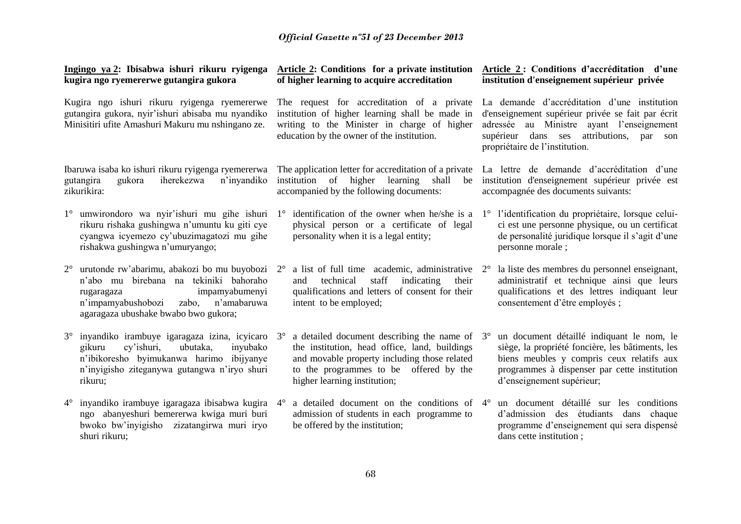**Ingingo ya 2: Ibisabwa ishuri rikuru ryigenga kugira ngo ryemererwe gutangira gukora**

Kugira ngo ishuri rikuru ryigenga ryemererwe gutangira gukora, nyir'ishuri abisaba mu nyandiko Minisitiri ufite Amashuri Makuru mu nshingano ze.

Ibaruwa isaba ko ishuri rikuru ryigenga ryemererwa gutangira gukora iherekezwa n'inyandiko zikurikira:

1° umwirondoro wa nyir'ishuri mu gihe ishuri rikuru rishaka gushingwa n'umuntu ku giti cye cyangwa icyemezo cy'ubuzimagatozi mu gihe rishakwa gushingwa n'umuryango;

2° urutonde rw'abarimu, abakozi bo mu buyobozi n'abo mu birebana na tekiniki bahoraho rugaragaza impamyabumenyi n'impamyabushobozi zabo, n'amabaruwa agaragaza ubushake bwabo bwo gukora;

3° inyandiko irambuye igaragaza izina, icyicaro gikuru cy'ishuri, ubutaka, inyubako n'ibikoresho byimukanwa harimo ibijyanye n'inyigisho ziteganywa gutangwa n'iryo shuri rikuru;

4° inyandiko irambuye igaragaza ibisabwa kugira ngo abanyeshuri bemererwa kwiga muri buri bwoko bw'inyigisho zizatangirwa muri iryo shuri rikuru;

**Article 2: Conditions for a private institution of higher learning to acquire accreditation**

The request for accreditation of a private institution of higher learning shall be made in writing to the Minister in charge of higher education by the owner of the institution.

The application letter for accreditation of a private institution of higher learning shall be accompanied by the following documents:

1° identification of the owner when he/she is a physical person or a certificate of legal personality when it is a legal entity;

2° a list of full time academic, administrative and technical staff indicating their qualifications and letters of consent for their intent to be employed;

3° a detailed document describing the name of the institution, head office, land, buildings and movable property including those related to the programmes to be offered by the higher learning institution;

4° a detailed document on the conditions of admission of students in each programme to be offered by the institution;

**Article 2 : Conditions d'accréditation d'une institution d'enseignement supérieur privée**

La demande d'accréditation d'une institution d'enseignement supérieur privée se fait par écrit adressée au Ministre ayant l'enseignement supérieur dans ses attributions, par son propriétaire de l'institution.

La lettre de demande d'accréditation d'une institution d'enseignement supérieur privée est accompagnée des documents suivants:

1° l'identification du propriétaire, lorsque celui-ci est une personne physique, ou un certificat de personalité juridique lorsque il s'agit d'une personne morale ;

2° la liste des membres du personnel enseignant, administratif et technique ainsi que leurs qualifications et des lettres indiquant leur consentement d'être employés ;

3° un document détaillé indiquant le nom, le siège, la propriété foncière, les bâtiments, les biens meubles y compris ceux relatifs aux programmes à dispenser par cette institution d'enseignement supérieur;

4° un document détaillé sur les conditions d'admission des étudiants dans chaque programme d'enseignement qui sera dispensé dans cette institution ;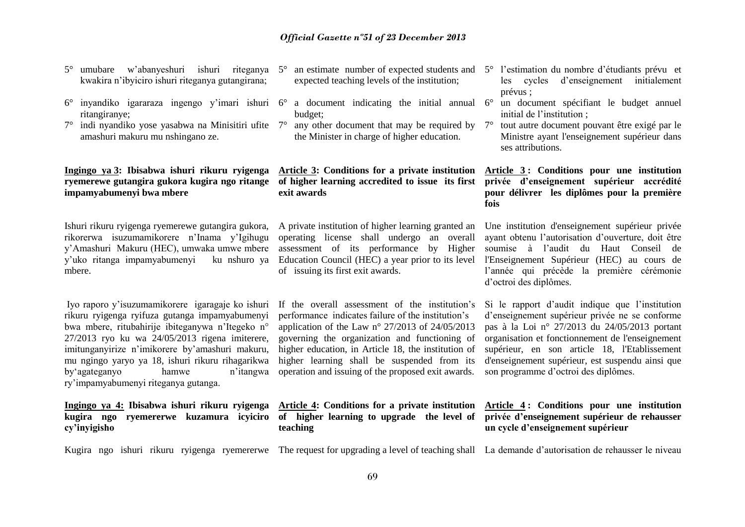5° umubare w'abanyeshuri ishuri riteganya kwakira n'ibyiciro ishuri riteganya gutangirana;

6° inyandiko igararaza ingengo y'imari ishuri ritangiranye;

7° indi nyandiko yose yasabwa na Minisitiri ufite amashuri makuru mu nshingano ze.

**Ingingo ya 3: Ibisabwa ishuri rikuru ryigenga ryemerewe gutangira gukora kugira ngo ritange impamyabumenyi bwa mbere**

Ishuri rikuru ryigenga ryemerewe gutangira gukora, rikorerwa isuzumamikorere n'Inama y'Igihugu y'Amashuri Makuru (HEC), umwaka umwe mbere y'uko ritanga impamyabumenyi ku nshuro ya mbere.

Iyo raporo y'isuzumamikorere igaragaje ko ishuri rikuru ryigenga ryifuza gutanga impamyabumenyi bwa mbere, ritubahirije ibiteganywa n'Itegeko n° 27/2013 ryo ku wa 24/05/2013 rigena imiterere, imitunganyirize n'imikorere by'amashuri makuru, mu ngingo yaryo ya 18, ishuri rikuru rihagarikwa by'agateganyo hamwe n'itangwa ry'impamyabumenyi riteganya gutanga.

**Ingingo ya 4: Ibisabwa ishuri rikuru ryigenga kugira ngo ryemererwe kuzamura icyiciro cy'inyigisho**

Kugira ngo ishuri rikuru ryigenga ryemererwe

5° an estimate number of expected students and expected teaching levels of the institution;

6° a document indicating the initial annual budget;

7° any other document that may be required by the Minister in charge of higher education.

**Article 3: Conditions for a private institution of higher learning accredited to issue its first exit awards**

A private institution of higher learning granted an operating license shall undergo an overall assessment of its performance by Higher Education Council (HEC) a year prior to its level of issuing its first exit awards.

If the overall assessment of the institution's performance indicates failure of the institution's application of the Law n° 27/2013 of 24/05/2013 governing the organization and functioning of higher education, in Article 18, the institution of higher learning shall be suspended from its operation and issuing of the proposed exit awards.

**Article 4: Conditions for a private institution of higher learning to upgrade the level of teaching**

The request for upgrading a level of teaching shall

5° l'estimation du nombre d'étudiants prévu et les cycles d'enseignement initialement prévus ;

6° un document spécifiant le budget annuel initial de l'institution ;

7° tout autre document pouvant être exigé par le Ministre ayant l'enseignement supérieur dans ses attributions.

**Article 3 : Conditions pour une institution privée d'enseignement supérieur accrédité pour délivrer les diplômes pour la première fois**

Une institution d'enseignement supérieur privée ayant obtenu l'autorisation d'ouverture, doit être soumise à l'audit du Haut Conseil de l'Enseignement Supérieur (HEC) au cours de l'année qui précède la première cérémonie d'octroi des diplômes.

Si le rapport d'audit indique que l'institution d'enseignement supérieur privée ne se conforme pas à la Loi n° 27/2013 du 24/05/2013 portant organisation et fonctionnement de l'enseignement supérieur, en son article 18, l'Etablissement d'enseignement supérieur, est suspendu ainsi que son programme d'octroi des diplômes.

**Article 4 : Conditions pour une institution privée d'enseignement supérieur de rehausser un cycle d'enseignement supérieur**

La demande d'autorisation de rehausser le niveau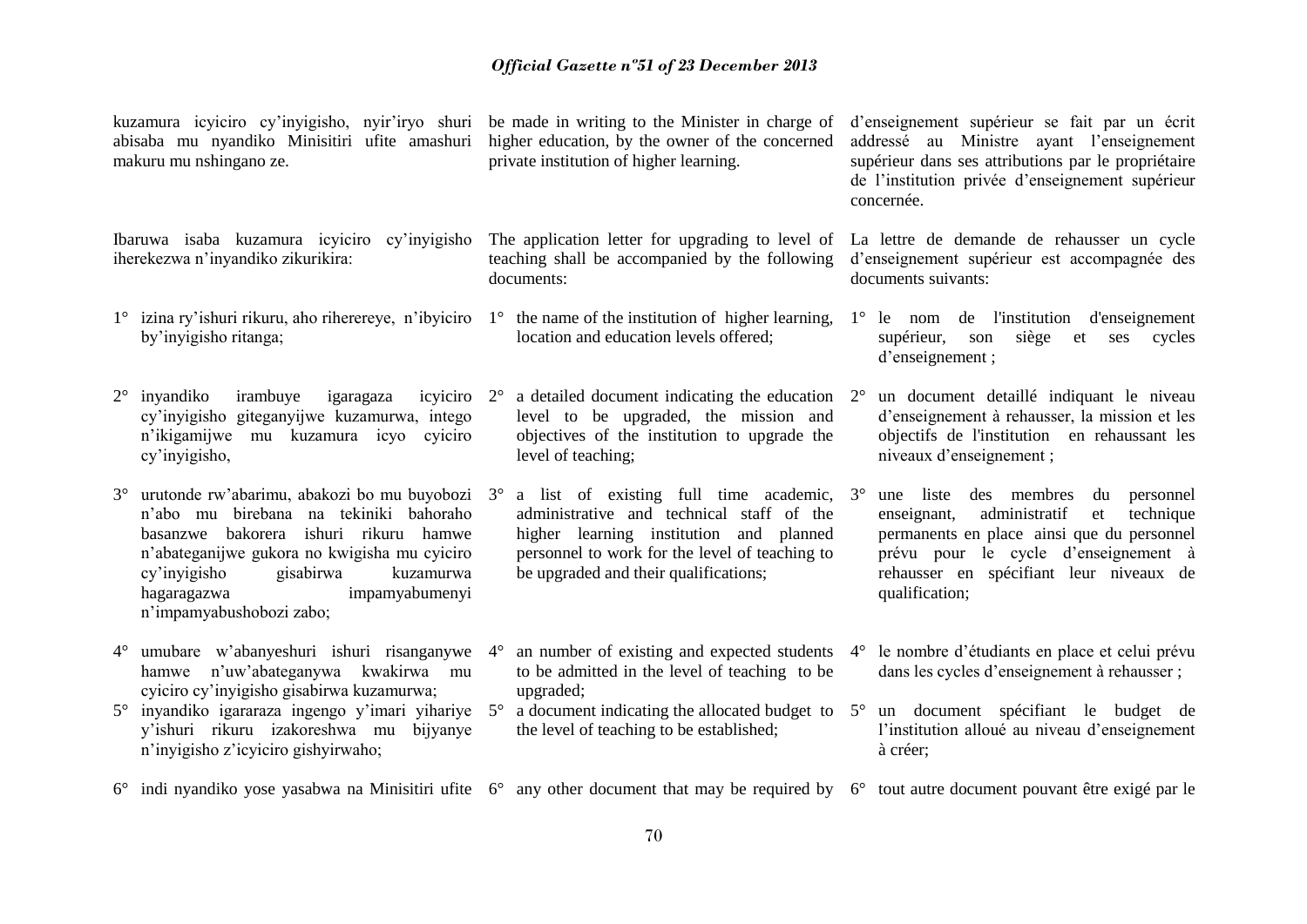kuzamura icyiciro cy'inyigisho, nyir'iryo shuri abisaba mu nyandiko Minisitiri ufite amashuri makuru mu nshingano ze.

Ibaruwa isaba kuzamura icyiciro cy'inyigisho iherekezwa n'inyandiko zikurikira:

1° izina ry'ishuri rikuru, aho riherereye, n'ibyiciro by'inyigisho ritanga;

2° inyandiko irambuye igaragaza icyiciro cy'inyigisho giteganyijwe kuzamurwa, intego n'ikigamijwe mu kuzamura icyo cyiciro cy'inyigisho,

3° urutonde rw'abarimu, abakozi bo mu buyobozi n'abo mu birebana na tekiniki bahoraho basanzwe bakorera ishuri rikuru hamwe n'abateganijwe gukora no kwigisha mu cyiciro cy'inyigisho gisabirwa kuzamurwa hagaragazwa impamyabumenyi n'impamyabushobozi zabo;

4° umubare w'abanyeshuri ishuri risanganywe hamwe n'uw'abateganywa kwakirwa mu cyiciro cy'inyigisho gisabirwa kuzamurwa;

5° inyandiko igararaza ingengo y'imari yihariye y'ishuri rikuru izakoreshwa mu bijyanye n'inyigisho z'icyiciro gishyirwaho;

6° indi nyandiko yose yasabwa na Minisitiri ufite

be made in writing to the Minister in charge of higher education, by the owner of the concerned private institution of higher learning.

The application letter for upgrading to level of teaching shall be accompanied by the following documents:

1° the name of the institution of higher learning, location and education levels offered;

2° a detailed document indicating the education level to be upgraded, the mission and objectives of the institution to upgrade the level of teaching;

3° a list of existing full time academic, administrative and technical staff of the higher learning institution and planned personnel to work for the level of teaching to be upgraded and their qualifications;

4° an number of existing and expected students to be admitted in the level of teaching to be upgraded;

5° a document indicating the allocated budget to the level of teaching to be established;

6° any other document that may be required by

d'enseignement supérieur se fait par un écrit addressé au Ministre ayant l'enseignement supérieur dans ses attributions par le propriétaire de l'institution privée d'enseignement supérieur concernée.

La lettre de demande de rehausser un cycle d'enseignement supérieur est accompagnée des documents suivants:

1° le nom de l'institution d'enseignement supérieur, son siège et ses cycles d'enseignement ;

2° un document detaillé indiquant le niveau d'enseignement à rehausser, la mission et les objectifs de l'institution en rehaussant les niveaux d'enseignement ;

3° une liste des membres du personnel enseignant, administratif et technique permanents en place ainsi que du personnel prévu pour le cycle d'enseignement à rehausser en spécifiant leur niveaux de qualification;

4° le nombre d'étudiants en place et celui prévu dans les cycles d'enseignement à rehausser ;

5° un document spécifiant le budget de l'institution alloué au niveau d'enseignement à créer;

6° tout autre document pouvant être exigé par le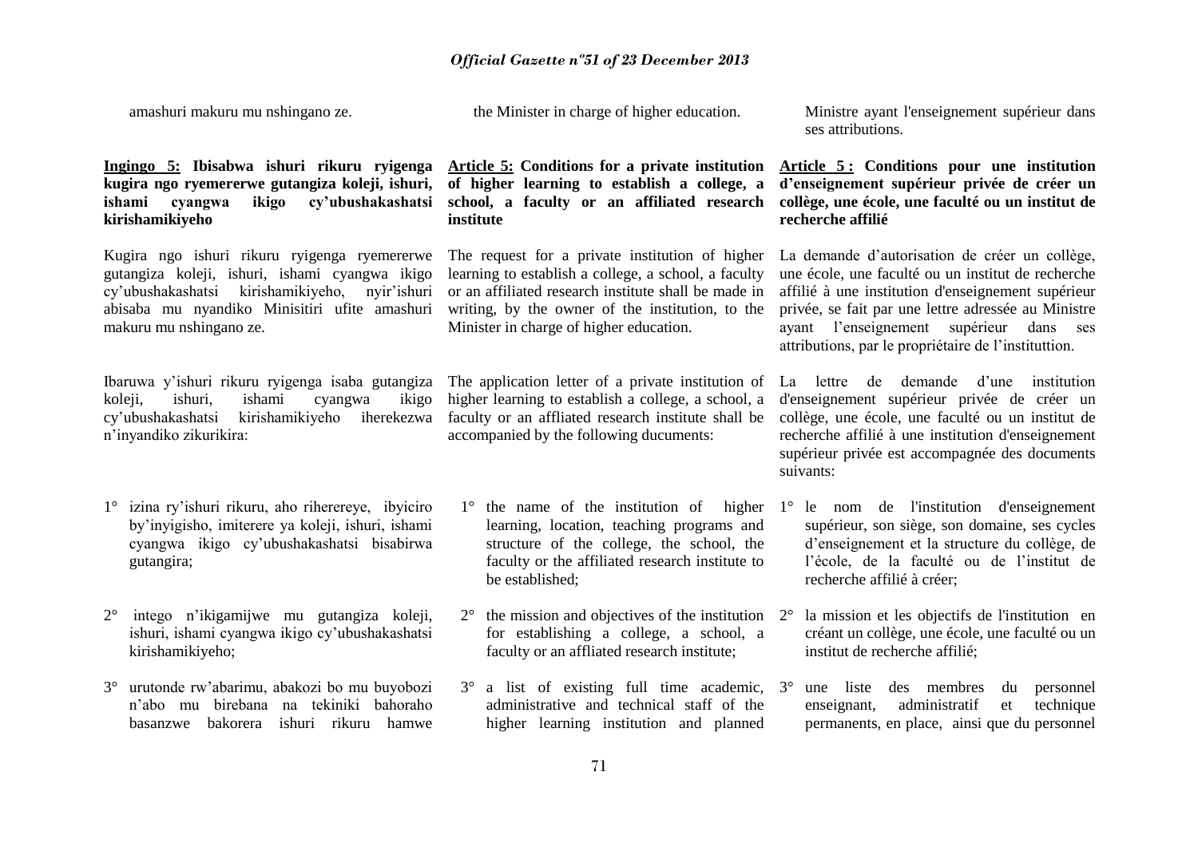amashuri makuru mu nshingano ze.

the Minister in charge of higher education.

Ministre ayant l'enseignement supérieur dans ses attributions.

**Ingingo 5: Ibisabwa ishuri rikuru ryigenga kugira ngo ryemererwe gutangiza koleji, ishuri, ishami cyangwa ikigo cy'ubushakashatsi kirishamikiyeho**

Kugira ngo ishuri rikuru ryigenga ryemererwe gutangiza koleji, ishuri, ishami cyangwa ikigo cy'ubushakashatsi kirishamikiyeho, nyir'ishuri abisaba mu nyandiko Minisitiri ufite amashuri makuru mu nshingano ze.

Ibaruwa y'ishuri rikuru ryigenga isaba gutangiza koleji, ishuri, ishami cyangwa ikigo cy'ubushakashatsi kirishamikiyeho iherekezwa n'inyandiko zikurikira:

1° izina ry'ishuri rikuru, aho riherereye, ibyiciro by'inyigisho, imiterere ya koleji, ishuri, ishami cyangwa ikigo cy'ubushakashatsi bisabirwa gutangira;

2° intego n'ikigamijwe mu gutangiza koleji, ishuri, ishami cyangwa ikigo cy'ubushakashatsi kirishamikiyeho;

3° urutonde rw'abarimu, abakozi bo mu buyobozi n'abo mu birebana na tekiniki bahoraho basanzwe bakorera ishuri rikuru hamwe

**Article 5: Conditions for a private institution of higher learning to establish a college, a school, a faculty or an affiliated research institute**

The request for a private institution of higher learning to establish a college, a school, a faculty or an affiliated research institute shall be made in writing, by the owner of the institution, to the Minister in charge of higher education.

The application letter of a private institution of higher learning to establish a college, a school, a faculty or an affliated research institute shall be accompanied by the following ducuments:

1° the name of the institution of higher learning, location, teaching programs and structure of the college, the school, the faculty or the affiliated research institute to be established;

2° the mission and objectives of the institution for establishing a college, a school, a faculty or an affliated research institute;

3° a list of existing full time academic, administrative and technical staff of the higher learning institution and planned

**Article 5 : Conditions pour une institution d'enseignement supérieur privée de créer un collège, une école, une faculté ou un institut de recherche affilié**

La demande d'autorisation de créer un collège, une école, une faculté ou un institut de recherche affilié à une institution d'enseignement supérieur privée, se fait par une lettre adressée au Ministre ayant l'enseignement supérieur dans ses attributions, par le propriétaire de l'instituttion.

La lettre de demande d'une institution d'enseignement supérieur privée de créer un collège, une école, une faculté ou un institut de recherche affilié à une institution d'enseignement supérieur privée est accompagnée des documents suivants:

1° le nom de l'institution d'enseignement supérieur, son siège, son domaine, ses cycles d'enseignement et la structure du collège, de l'école, de la faculté ou de l'institut de recherche affilié à créer;

2° la mission et les objectifs de l'institution en créant un collège, une école, une faculté ou un institut de recherche affilié;

3° une liste des membres du personnel enseignant, administratif et technique permanents, en place, ainsi que du personnel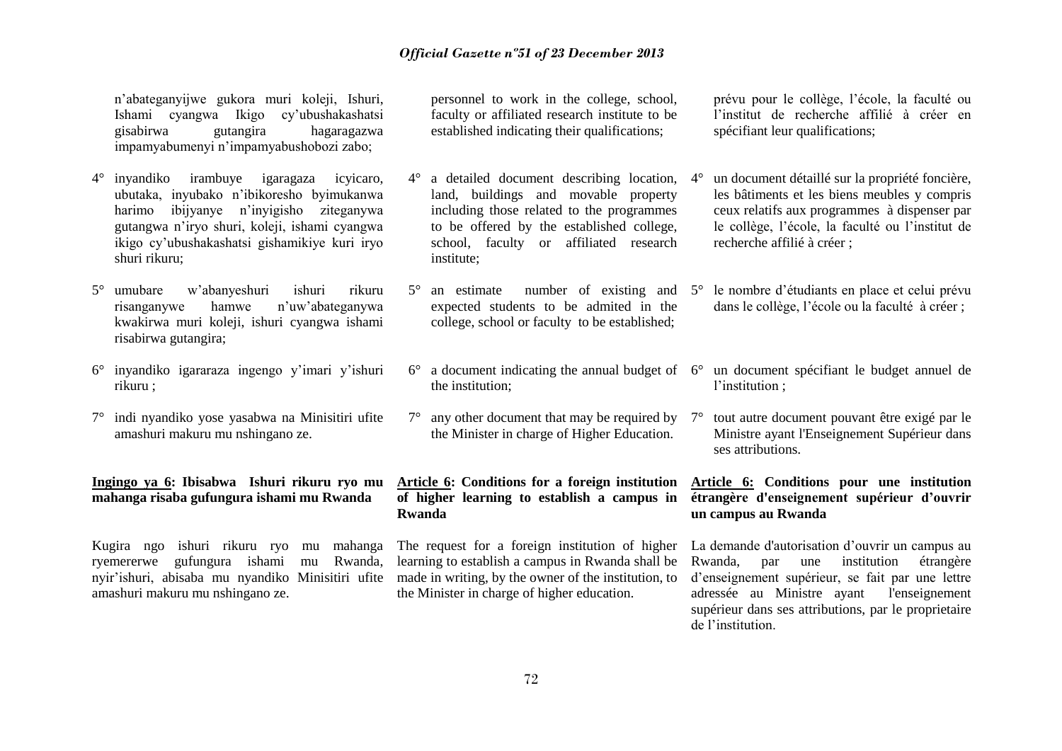n'abateganyijwe gukora muri koleji, Ishuri, Ishami cyangwa Ikigo cy'ubushakashatsi gisabirwa gutangira hagaragazwa impamyabumenyi n'impamyabushobozi zabo;

4° inyandiko irambuye igaragaza icyicaro, ubutaka, inyubako n'ibikoresho byimukanwa harimo ibijyanye n'inyigisho ziteganywa gutangwa n'iryo shuri, koleji, ishami cyangwa ikigo cy'ubushakashatsi gishamikiye kuri iryo shuri rikuru;

5° umubare w'abanyeshuri ishuri rikuru risanganywe hamwe n'uw'abateganywa kwakirwa muri koleji, ishuri cyangwa ishami risabirwa gutangira;

6° inyandiko igararaza ingengo y'imari y'ishuri rikuru ;

7° indi nyandiko yose yasabwa na Minisitiri ufite amashuri makuru mu nshingano ze.

**Ingingo ya 6: Ibisabwa Ishuri rikuru ryo mu mahanga risaba gufungura ishami mu Rwanda**

Kugira ngo ishuri rikuru ryo mu mahanga ryemererwe gufungura ishami mu Rwanda, nyir'ishuri, abisaba mu nyandiko Minisitiri ufite amashuri makuru mu nshingano ze.

personnel to work in the college, school, faculty or affiliated research institute to be established indicating their qualifications;

4° a detailed document describing location, land, buildings and movable property including those related to the programmes to be offered by the established college, school, faculty or affiliated research institute;

5° an estimate number of existing and expected students to be admited in the college, school or faculty to be established;

6° a document indicating the annual budget of the institution;

7° any other document that may be required by the Minister in charge of Higher Education.

**Article 6: Conditions for a foreign institution of higher learning to establish a campus in Rwanda**

The request for a foreign institution of higher learning to establish a campus in Rwanda shall be made in writing, by the owner of the institution, to the Minister in charge of higher education.

prévu pour le collège, l'école, la faculté ou l'institut de recherche affilié à créer en spécifiant leur qualifications;

4° un document détaillé sur la propriété foncière, les bâtiments et les biens meubles y compris ceux relatifs aux programmes à dispenser par le collège, l'école, la faculté ou l'institut de recherche affilié à créer ;

5° le nombre d'étudiants en place et celui prévu dans le collège, l'école ou la faculté à créer ;

6° un document spécifiant le budget annuel de l'institution ;

7° tout autre document pouvant être exigé par le Ministre ayant l'Enseignement Supérieur dans ses attributions.

**Article 6: Conditions pour une institution étrangère d'enseignement supérieur d'ouvrir un campus au Rwanda**

La demande d'autorisation d'ouvrir un campus au Rwanda, par une institution étrangère d'enseignement supérieur, se fait par une lettre adressée au Ministre ayant l'enseignement supérieur dans ses attributions, par le proprietaire de l'institution.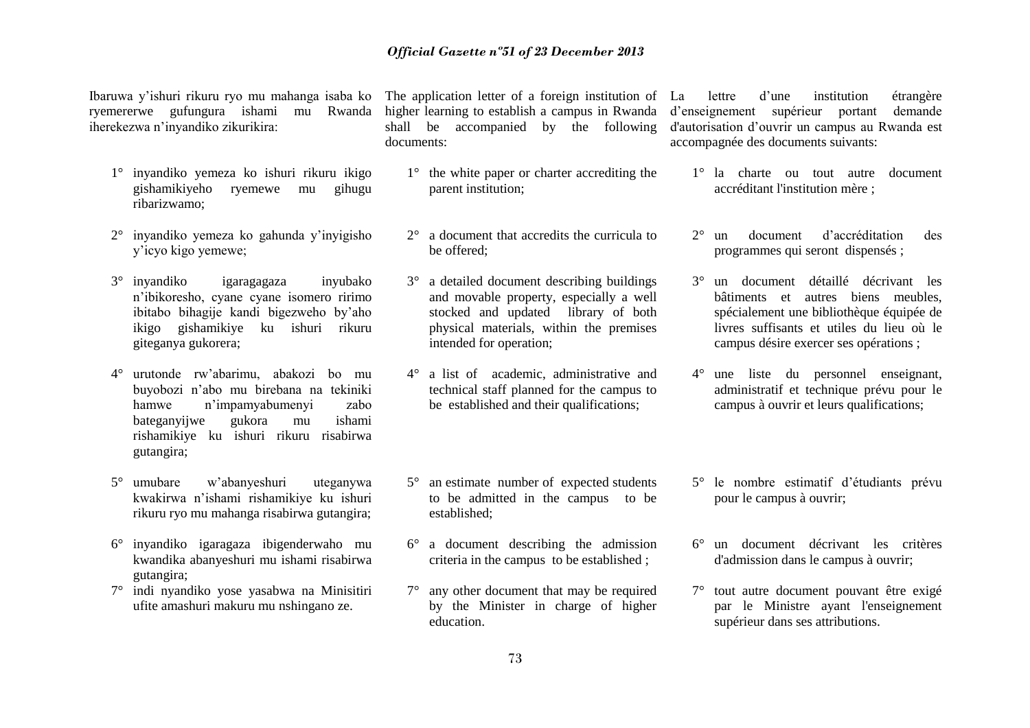Ibaruwa y'ishuri rikuru ryo mu mahanga isaba ko ryemererwe gufungura ishami mu Rwanda iherekezwa n'inyandiko zikurikira:

1° inyandiko yemeza ko ishuri rikuru ikigo gishamikiyeho ryemewe mu gihugu ribarizwamo;

2° inyandiko yemeza ko gahunda y'inyigisho y'icyo kigo yemewe;

3° inyandiko igaragagaza inyubako n'ibikoresho, cyane cyane isomero ririmo ibitabo bihagije kandi bigezweho by'aho ikigo gishamikiye ku ishuri rikuru giteganya gukorera;

4° urutonde rw'abarimu, abakozi bo mu buyobozi n'abo mu birebana na tekiniki hamwe n'impamyabumenyi zabo bateganyijwe gukora mu ishami rishamikiye ku ishuri rikuru risabirwa gutangira;

5° umubare w'abanyeshuri uteganywa kwakirwa n'ishami rishamikiye ku ishuri rikuru ryo mu mahanga risabirwa gutangira;

6° inyandiko igaragaza ibigenderwaho mu kwandika abanyeshuri mu ishami risabirwa gutangira;

7° indi nyandiko yose yasabwa na Minisitiri ufite amashuri makuru mu nshingano ze.

The application letter of a foreign institution of higher learning to establish a campus in Rwanda shall be accompanied by the following documents:

1° the white paper or charter accrediting the parent institution;

2° a document that accredits the curricula to be offered;

3° a detailed document describing buildings and movable property, especially a well stocked and updated library of both physical materials, within the premises intended for operation;

4° a list of academic, administrative and technical staff planned for the campus to be established and their qualifications;

5° an estimate number of expected students to be admitted in the campus to be established;

6° a document describing the admission criteria in the campus to be established ;

7° any other document that may be required by the Minister in charge of higher education.

La lettre d'une institution étrangère d'enseignement supérieur portant demande d'autorisation d'ouvrir un campus au Rwanda est accompagnée des documents suivants:

1° la charte ou tout autre document accréditant l'institution mère ;

2° un document d'accréditation des programmes qui seront dispensés ;

3° un document détaillé décrivant les bâtiments et autres biens meubles, spécialement une bibliothèque équipée de livres suffisants et utiles du lieu où le campus désire exercer ses opérations ;

4° une liste du personnel enseignant, administratif et technique prévu pour le campus à ouvrir et leurs qualifications;

5° le nombre estimatif d'étudiants prévu pour le campus à ouvrir;

6° un document décrivant les critères d'admission dans le campus à ouvrir;

7° tout autre document pouvant être exigé par le Ministre ayant l'enseignement supérieur dans ses attributions.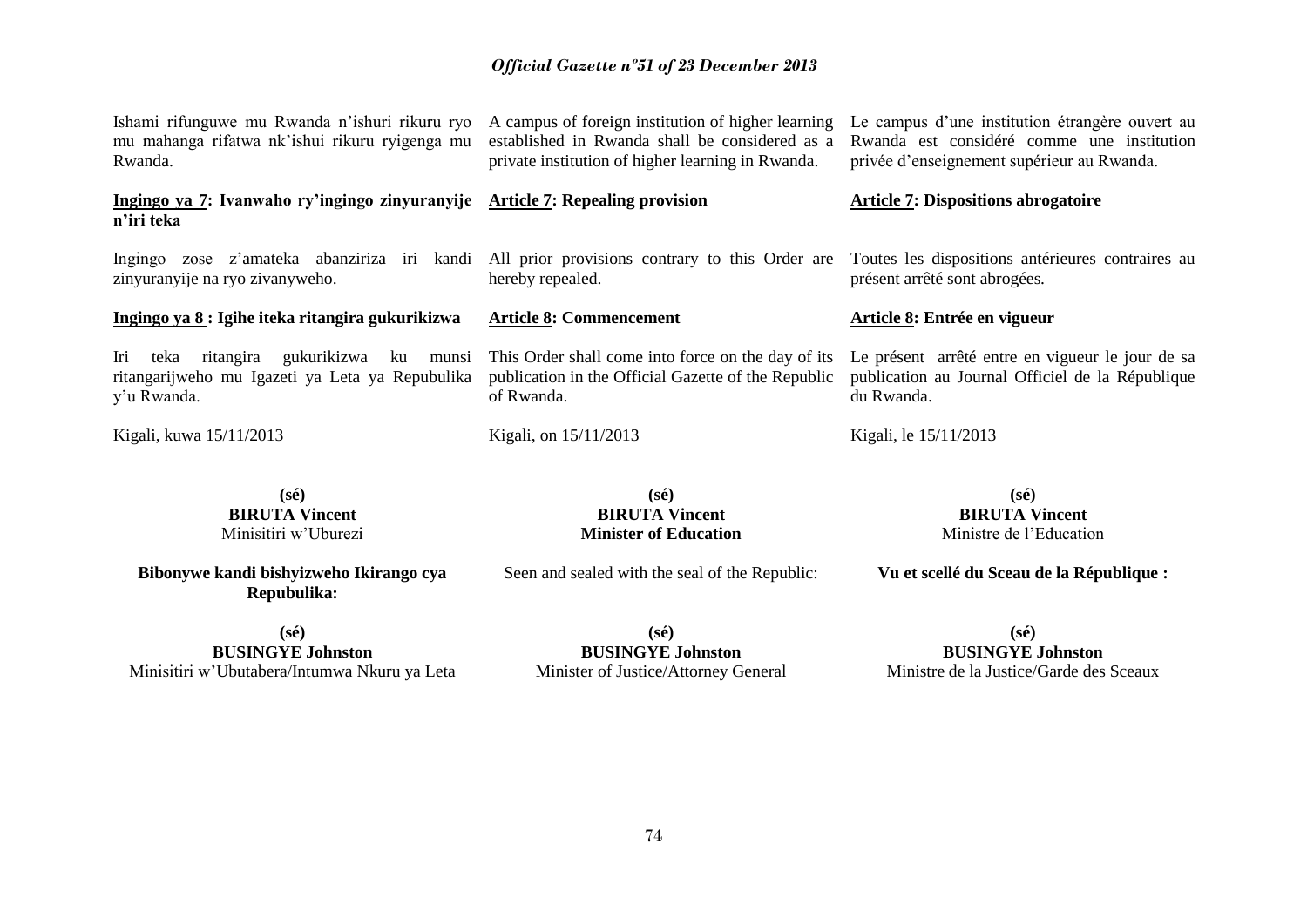Ishami rifunguwe mu Rwanda n'ishuri rikuru ryo mu mahanga rifatwa nk'ishui rikuru ryigenga mu Rwanda.

**Ingingo ya 7: Ivanwaho ry'ingingo zinyuranyije n'iri teka**

Ingingo zose z'amateka abanziriza iri kandi zinyuranyije na ryo zivanyweho.

**Ingingo ya 8 : Igihe iteka ritangira gukurikizwa**

Iri teka ritangira gukurikizwa ku munsi ritangarijweho mu Igazeti ya Leta ya Repubulika y'u Rwanda.

Kigali, kuwa 15/11/2013

**(sé)**
**BIRUTA Vincent**
Minisitiri w'Uburezi

**Bibonywe kandi bishyizweho Ikirango cya Repubulika:**

**(sé)**
**BUSINGYE Johnston**
Minisitiri w'Ubutabera/Intumwa Nkuru ya Leta

---

A campus of foreign institution of higher learning established in Rwanda shall be considered as a private institution of higher learning in Rwanda.

**Article 7: Repealing provision**

All prior provisions contrary to this Order are hereby repealed.

**Article 8: Commencement**

This Order shall come into force on the day of its publication in the Official Gazette of the Republic of Rwanda.

Kigali, on 15/11/2013

**(sé)**
**BIRUTA Vincent**
**Minister of Education**

Seen and sealed with the seal of the Republic:

**(sé)**
**BUSINGYE Johnston**
Minister of Justice/Attorney General

---

Le campus d'une institution étrangère ouvert au Rwanda est considéré comme une institution privée d'enseignement supérieur au Rwanda.

**Article 7: Dispositions abrogatoire**

Toutes les dispositions antérieures contraires au présent arrêté sont abrogées.

**Article 8: Entrée en vigueur**

Le présent arrêté entre en vigueur le jour de sa publication au Journal Officiel de la République du Rwanda.

Kigali, le 15/11/2013

**(sé)**
**BIRUTA Vincent**
Ministre de l'Education

**Vu et scellé du Sceau de la République :**

**(sé)**
**BUSINGYE Johnston**
Ministre de la Justice/Garde des Sceaux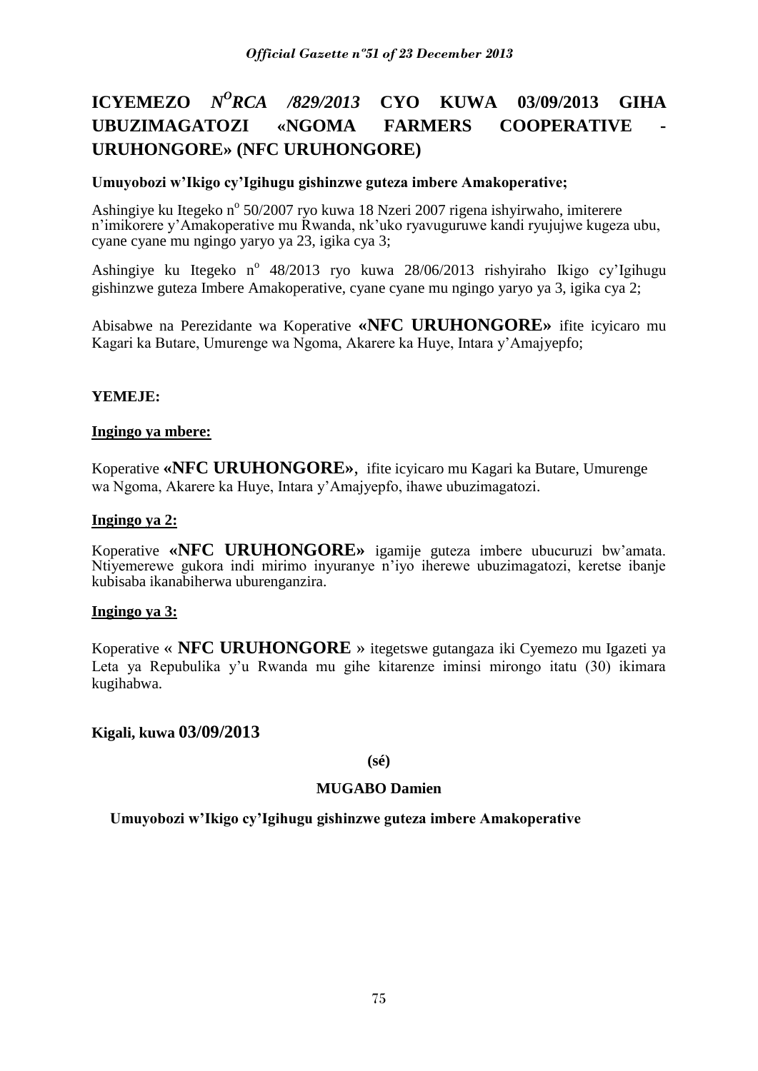# ICYEMEZO *N^O RCA /829/2013* CYO KUWA 03/09/2013 GIHA UBUZIMAGATOZI «NGOMA FARMERS COOPERATIVE - URUHONGORE» (NFC URUHONGORE)

**Umuyobozi w'Ikigo cy'Igihugu gishinzwe guteza imbere Amakoperative;**

Ashingiye ku Itegeko n° 50/2007 ryo kuwa 18 Nzeri 2007 rigena ishyirwaho, imiterere n'imikorere y'Amakoperative mu Rwanda, nk'uko ryavuguruwe kandi ryujujwe kugeza ubu, cyane cyane mu ngingo yaryo ya 23, igika cya 3;

Ashingiye ku Itegeko n° 48/2013 ryo kuwa 28/06/2013 rishyiraho Ikigo cy'Igihugu gishinzwe guteza Imbere Amakoperative, cyane cyane mu ngingo yaryo ya 3, igika cya 2;

Abisabwe na Perezidante wa Koperative **«NFC URUHONGORE»** ifite icyicaro mu Kagari ka Butare, Umurenge wa Ngoma, Akarere ka Huye, Intara y'Amajyepfo;

**YEMEJE:**

**Ingingo ya mbere:**

Koperative **«NFC URUHONGORE»**, ifite icyicaro mu Kagari ka Butare, Umurenge wa Ngoma, Akarere ka Huye, Intara y'Amajyepfo, ihawe ubuzimagatozi.

**Ingingo ya 2:**

Koperative **«NFC URUHONGORE»** igamije guteza imbere ubucuruzi bw'amata. Ntiyemerewe gukora indi mirimo inyuranye n'iyo iherewe ubuzimagatozi, keretse ibanje kubisaba ikanabiherwa uburenganzira.

**Ingingo ya 3:**

Koperative « **NFC URUHONGORE** » itegetswe gutangaza iki Cyemezo mu Igazeti ya Leta ya Repubulika y'u Rwanda mu gihe kitarenze iminsi mirongo itatu (30) ikimara kugihabwa.

**Kigali, kuwa 03/09/2013**

**(sé)**

**MUGABO Damien**

**Umuyobozi w'Ikigo cy'Igihugu gishinzwe guteza imbere Amakoperative**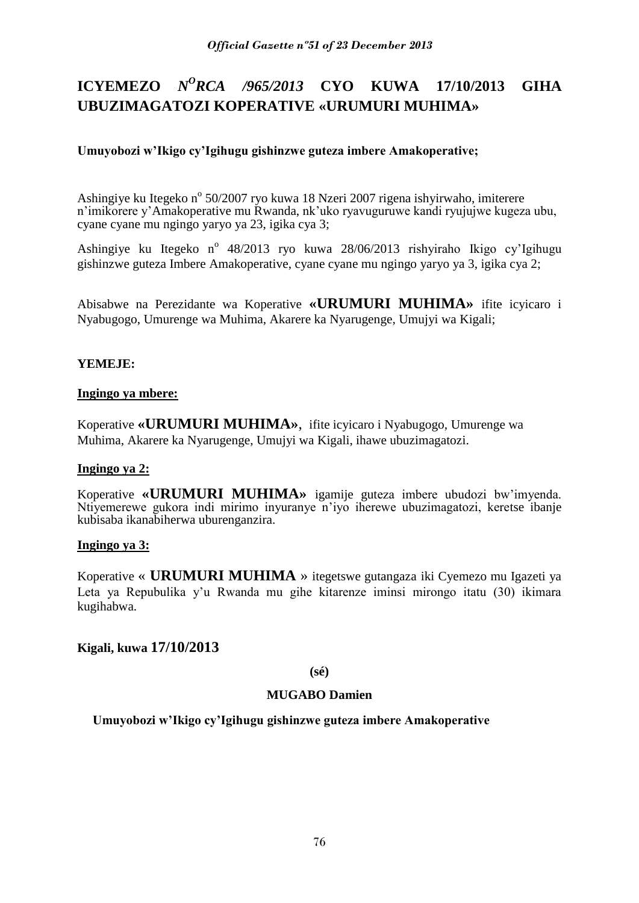# ICYEMEZO *N°RCA /965/2013* CYO KUWA 17/10/2013 GIHA UBUZIMAGATOZI KOPERATIVE «URUMURI MUHIMA»

**Umuyobozi w'Ikigo cy'Igihugu gishinzwe guteza imbere Amakoperative;**

Ashingiye ku Itegeko n° 50/2007 ryo kuwa 18 Nzeri 2007 rigena ishyirwaho, imiterere n'imikorere y'Amakoperative mu Rwanda, nk'uko ryavuguruwe kandi ryujujwe kugeza ubu, cyane cyane mu ngingo yaryo ya 23, igika cya 3;

Ashingiye ku Itegeko n° 48/2013 ryo kuwa 28/06/2013 rishyiraho Ikigo cy'Igihugu gishinzwe guteza Imbere Amakoperative, cyane cyane mu ngingo yaryo ya 3, igika cya 2;

Abisabwe na Perezidante wa Koperative **«URUMURI MUHIMA»** ifite icyicaro i Nyabugogo, Umurenge wa Muhima, Akarere ka Nyarugenge, Umujyi wa Kigali;

**YEMEJE:**

**Ingingo ya mbere:**

Koperative **«URUMURI MUHIMA»**, ifite icyicaro i Nyabugogo, Umurenge wa Muhima, Akarere ka Nyarugenge, Umujyi wa Kigali, ihawe ubuzimagatozi.

**Ingingo ya 2:**

Koperative **«URUMURI MUHIMA»** igamije guteza imbere ubudozi bw'imyenda. Ntiyemerewe gukora indi mirimo inyuranye n'iyo iherewe ubuzimagatozi, keretse ibanje kubisaba ikanabiherwa uburenganzira.

**Ingingo ya 3:**

Koperative « **URUMURI MUHIMA** » itegetswe gutangaza iki Cyemezo mu Igazeti ya Leta ya Repubulika y'u Rwanda mu gihe kitarenze iminsi mirongo itatu (30) ikimara kugihabwa.

**Kigali, kuwa 17/10/2013**

**(sé)**

**MUGABO Damien**

**Umuyobozi w'Ikigo cy'Igihugu gishinzwe guteza imbere Amakoperative**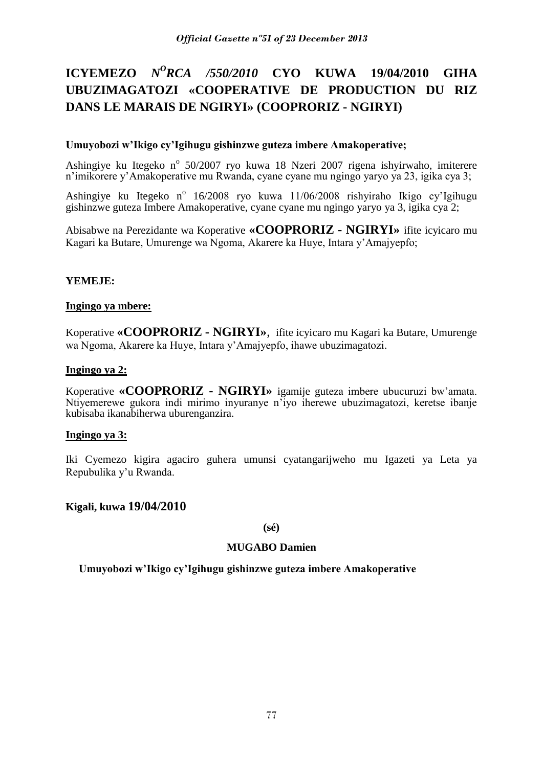## ICYEMEZO N[O]RCA /550/2010 CYO KUWA 19/04/2010 GIHA UBUZIMAGATOZI «COOPERATIVE DE PRODUCTION DU RIZ DANS LE MARAIS DE NGIRYI» (COOPRORIZ - NGIRYI)

**Umuyobozi w'Ikigo cy'Igihugu gishinzwe guteza imbere Amakoperative;**

Ashingiye ku Itegeko n° 50/2007 ryo kuwa 18 Nzeri 2007 rigena ishyirwaho, imiterere n'imikorere y'Amakoperative mu Rwanda, cyane cyane mu ngingo yaryo ya 23, igika cya 3;

Ashingiye ku Itegeko n° 16/2008 ryo kuwa 11/06/2008 rishyiraho Ikigo cy'Igihugu gishinzwe guteza Imbere Amakoperative, cyane cyane mu ngingo yaryo ya 3, igika cya 2;

Abisabwe na Perezidante wa Koperative **«COOPRORIZ - NGIRYI»** ifite icyicaro mu Kagari ka Butare, Umurenge wa Ngoma, Akarere ka Huye, Intara y'Amajyepfo;

**YEMEJE:**

**Ingingo ya mbere:**

Koperative **«COOPRORIZ - NGIRYI»**, ifite icyicaro mu Kagari ka Butare, Umurenge wa Ngoma, Akarere ka Huye, Intara y'Amajyepfo, ihawe ubuzimagatozi.

**Ingingo ya 2:**

Koperative **«COOPRORIZ - NGIRYI»** igamije guteza imbere ubucuruzi bw'amata. Ntiyemerewe gukora indi mirimo inyuranye n'iyo iherewe ubuzimagatozi, keretse ibanje kubisaba ikanabiherwa uburenganzira.

**Ingingo ya 3:**

Iki Cyemezo kigira agaciro guhera umunsi cyatangarijweho mu Igazeti ya Leta ya Repubulika y'u Rwanda.

**Kigali, kuwa 19/04/2010**

**(sé)**

**MUGABO Damien**

**Umuyobozi w'Ikigo cy'Igihugu gishinzwe guteza imbere Amakoperative**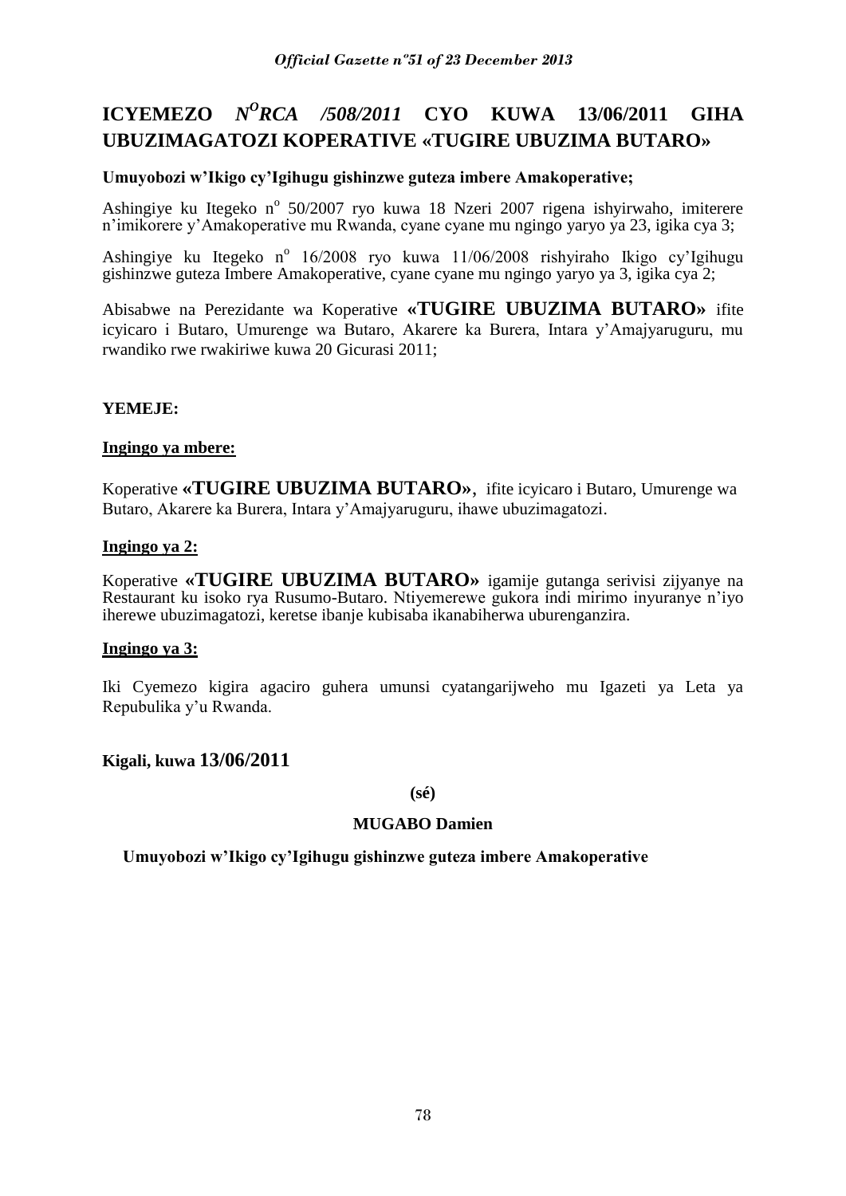# ICYEMEZO *N^O RCA /508/2011* CYO KUWA 13/06/2011 GIHA UBUZIMAGATOZI KOPERATIVE «TUGIRE UBUZIMA BUTARO»

**Umuyobozi w'Ikigo cy'Igihugu gishinzwe guteza imbere Amakoperative;**

Ashingiye ku Itegeko n° 50/2007 ryo kuwa 18 Nzeri 2007 rigena ishyirwaho, imiterere n'imikorere y'Amakoperative mu Rwanda, cyane cyane mu ngingo yaryo ya 23, igika cya 3;

Ashingiye ku Itegeko n° 16/2008 ryo kuwa 11/06/2008 rishyiraho Ikigo cy'Igihugu gishinzwe guteza Imbere Amakoperative, cyane cyane mu ngingo yaryo ya 3, igika cya 2;

Abisabwe na Perezidante wa Koperative **«TUGIRE UBUZIMA BUTARO»** ifite icyicaro i Butaro, Umurenge wa Butaro, Akarere ka Burera, Intara y'Amajyaruguru, mu rwandiko rwe rwakiriwe kuwa 20 Gicurasi 2011;

**YEMEJE:**

**Ingingo ya mbere:**

Koperative **«TUGIRE UBUZIMA BUTARO»**, ifite icyicaro i Butaro, Umurenge wa Butaro, Akarere ka Burera, Intara y'Amajyaruguru, ihawe ubuzimagatozi.

**Ingingo ya 2:**

Koperative **«TUGIRE UBUZIMA BUTARO»** igamije gutanga serivisi zijyanye na Restaurant ku isoko rya Rusumo-Butaro. Ntiyemerewe gukora indi mirimo inyuranye n'iyo iherewe ubuzimagatozi, keretse ibanje kubisaba ikanabiherwa uburenganzira.

**Ingingo ya 3:**

Iki Cyemezo kigira agaciro guhera umunsi cyatangarijweho mu Igazeti ya Leta ya Repubulika y'u Rwanda.

**Kigali, kuwa 13/06/2011**

**(sé)**

**MUGABO Damien**

**Umuyobozi w'Ikigo cy'Igihugu gishinzwe guteza imbere Amakoperative**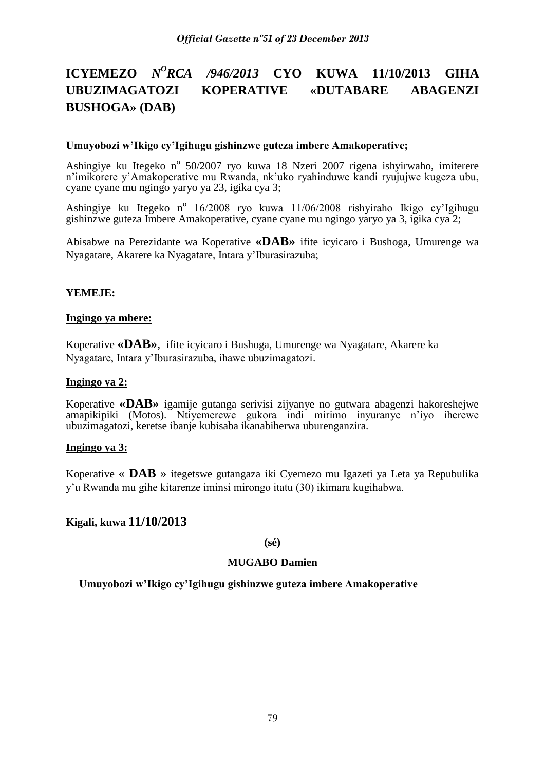# ICYEMEZO *N^O RCA /946/2013* CYO KUWA 11/10/2013 GIHA UBUZIMAGATOZI KOPERATIVE «DUTABARE ABAGENZI BUSHOGA» (DAB)

**Umuyobozi w'Ikigo cy'Igihugu gishinzwe guteza imbere Amakoperative;**

Ashingiye ku Itegeko n° 50/2007 ryo kuwa 18 Nzeri 2007 rigena ishyirwaho, imiterere n'imikorere y'Amakoperative mu Rwanda, nk'uko ryahinduwe kandi ryujujwe kugeza ubu, cyane cyane mu ngingo yaryo ya 23, igika cya 3;

Ashingiye ku Itegeko n° 16/2008 ryo kuwa 11/06/2008 rishyiraho Ikigo cy'Igihugu gishinzwe guteza Imbere Amakoperative, cyane cyane mu ngingo yaryo ya 3, igika cya 2;

Abisabwe na Perezidante wa Koperative **«DAB»** ifite icyicaro i Bushoga, Umurenge wa Nyagatare, Akarere ka Nyagatare, Intara y'Iburasirazuba;

**YEMEJE:**

**Ingingo ya mbere:**

Koperative **«DAB»**, ifite icyicaro i Bushoga, Umurenge wa Nyagatare, Akarere ka Nyagatare, Intara y'Iburasirazuba, ihawe ubuzimagatozi.

**Ingingo ya 2:**

Koperative **«DAB»** igamije gutanga serivisi zijyanye no gutwara abagenzi hakoreshejwe amapikipiki (Motos). Ntiyemerewe gukora indi mirimo inyuranye n'iyo iherewe ubuzimagatozi, keretse ibanje kubisaba ikanabiherwa uburenganzira.

**Ingingo ya 3:**

Koperative « **DAB** » itegetswe gutangaza iki Cyemezo mu Igazeti ya Leta ya Repubulika y'u Rwanda mu gihe kitarenze iminsi mirongo itatu (30) ikimara kugihabwa.

**Kigali, kuwa 11/10/2013**

**(sé)**

**MUGABO Damien**

**Umuyobozi w'Ikigo cy'Igihugu gishinzwe guteza imbere Amakoperative**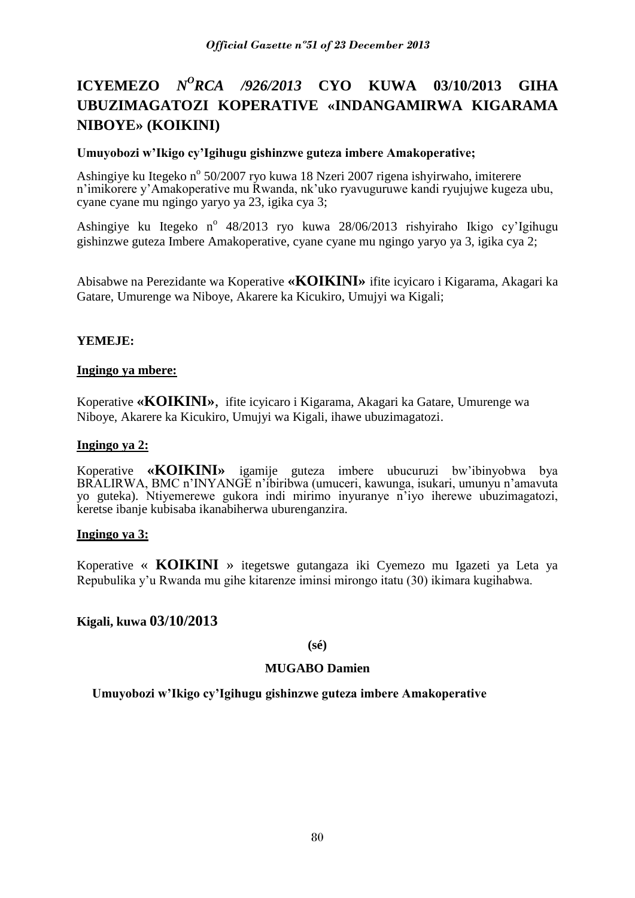# ICYEMEZO N[O]RCA /926/2013 CYO KUWA 03/10/2013 GIHA UBUZIMAGATOZI KOPERATIVE «INDANGAMIRWA KIGARAMA NIBOYE» (KOIKINI)

**Umuyobozi w'Ikigo cy'Igihugu gishinzwe guteza imbere Amakoperative;**

Ashingiye ku Itegeko n° 50/2007 ryo kuwa 18 Nzeri 2007 rigena ishyirwaho, imiterere n'imikorere y'Amakoperative mu Rwanda, nk'uko ryavuguruwe kandi ryujujwe kugeza ubu, cyane cyane mu ngingo yaryo ya 23, igika cya 3;

Ashingiye ku Itegeko n° 48/2013 ryo kuwa 28/06/2013 rishyiraho Ikigo cy'Igihugu gishinzwe guteza Imbere Amakoperative, cyane cyane mu ngingo yaryo ya 3, igika cya 2;

Abisabwe na Perezidante wa Koperative **«KOIKINI»** ifite icyicaro i Kigarama, Akagari ka Gatare, Umurenge wa Niboye, Akarere ka Kicukiro, Umujyi wa Kigali;

**YEMEJE:**

**Ingingo ya mbere:**

Koperative **«KOIKINI»**, ifite icyicaro i Kigarama, Akagari ka Gatare, Umurenge wa Niboye, Akarere ka Kicukiro, Umujyi wa Kigali, ihawe ubuzimagatozi.

**Ingingo ya 2:**

Koperative **«KOIKINI»** igamije guteza imbere ubucuruzi bw'ibinyobwa bya BRALIRWA, BMC n'INYANGE n'ibiribwa (umuceri, kawunga, isukari, umunyu n'amavuta yo guteka). Ntiyemerewe gukora indi mirimo inyuranye n'iyo iherewe ubuzimagatozi, keretse ibanje kubisaba ikanabiherwa uburenganzira.

**Ingingo ya 3:**

Koperative « **KOIKINI** » itegetswe gutangaza iki Cyemezo mu Igazeti ya Leta ya Repubulika y'u Rwanda mu gihe kitarenze iminsi mirongo itatu (30) ikimara kugihabwa.

**Kigali, kuwa 03/10/2013**

**(sé)**

**MUGABO Damien**

**Umuyobozi w'Ikigo cy'Igihugu gishinzwe guteza imbere Amakoperative**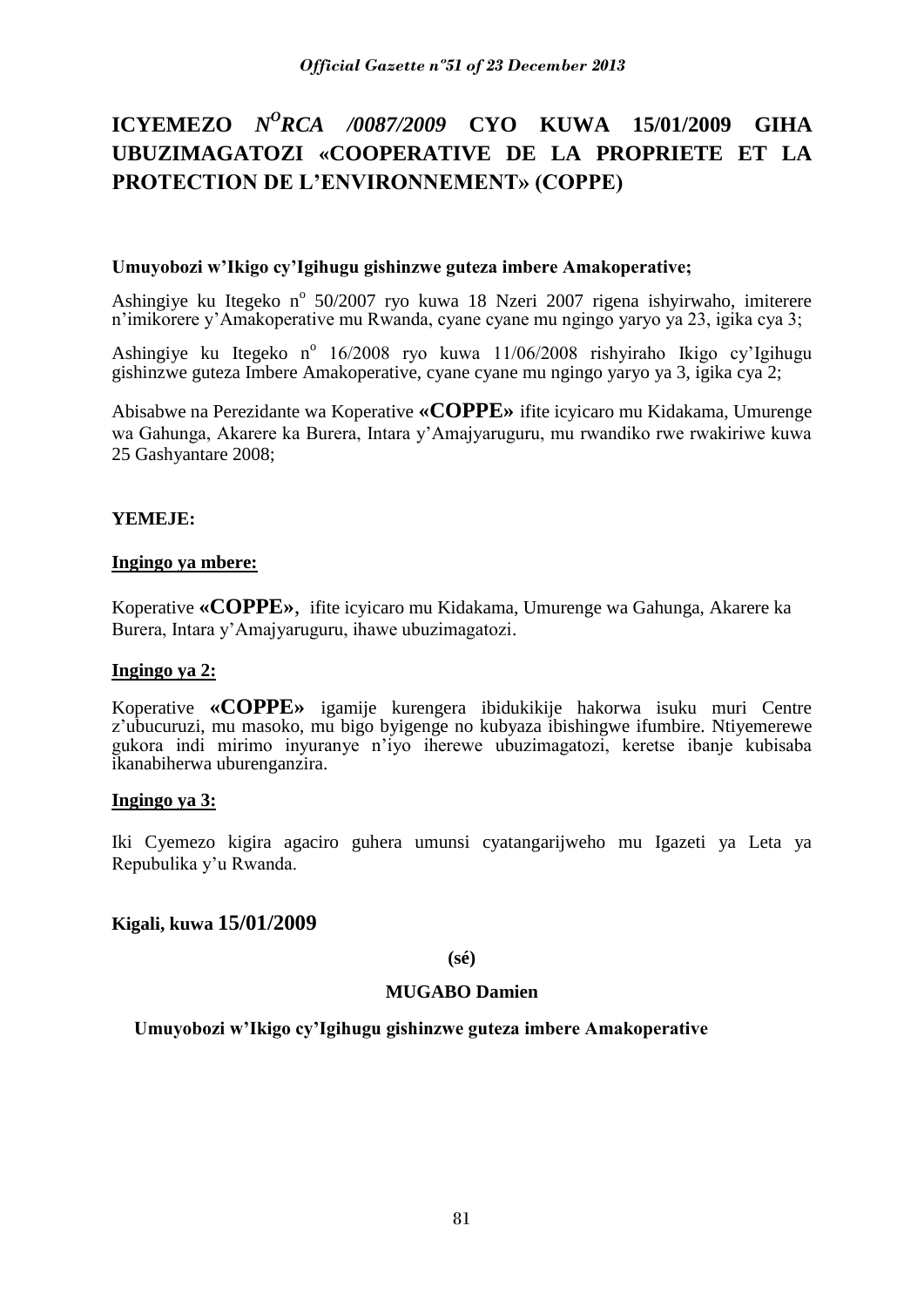# ICYEMEZO *N^O RCA /0087/2009* CYO KUWA 15/01/2009 GIHA UBUZIMAGATOZI «COOPERATIVE DE LA PROPRIETE ET LA PROTECTION DE L'ENVIRONNEMENT» (COPPE)

**Umuyobozi w'Ikigo cy'Igihugu gishinzwe guteza imbere Amakoperative;**

Ashingiye ku Itegeko n° 50/2007 ryo kuwa 18 Nzeri 2007 rigena ishyirwaho, imiterere n'imikorere y'Amakoperative mu Rwanda, cyane cyane mu ngingo yaryo ya 23, igika cya 3;

Ashingiye ku Itegeko n° 16/2008 ryo kuwa 11/06/2008 rishyiraho Ikigo cy'Igihugu gishinzwe guteza Imbere Amakoperative, cyane cyane mu ngingo yaryo ya 3, igika cya 2;

Abisabwe na Perezidante wa Koperative **«COPPE»** ifite icyicaro mu Kidakama, Umurenge wa Gahunga, Akarere ka Burera, Intara y'Amajyaruguru, mu rwandiko rwe rwakiriwe kuwa 25 Gashyantare 2008;

**YEMEJE:**

**Ingingo ya mbere:**

Koperative **«COPPE»**, ifite icyicaro mu Kidakama, Umurenge wa Gahunga, Akarere ka Burera, Intara y'Amajyaruguru, ihawe ubuzimagatozi.

**Ingingo ya 2:**

Koperative **«COPPE»** igamije kurengera ibidukikije hakorwa isuku muri Centre z'ubucuruzi, mu masoko, mu bigo byigenge no kubyaza ibishingwe ifumbire. Ntiyemerewe gukora indi mirimo inyuranye n'iyo iherewe ubuzimagatozi, keretse ibanje kubisaba ikanabiherwa uburenganzira.

**Ingingo ya 3:**

Iki Cyemezo kigira agaciro guhera umunsi cyatangarijweho mu Igazeti ya Leta ya Repubulika y'u Rwanda.

**Kigali, kuwa 15/01/2009**

**(sé)**

**MUGABO Damien**

**Umuyobozi w'Ikigo cy'Igihugu gishinzwe guteza imbere Amakoperative**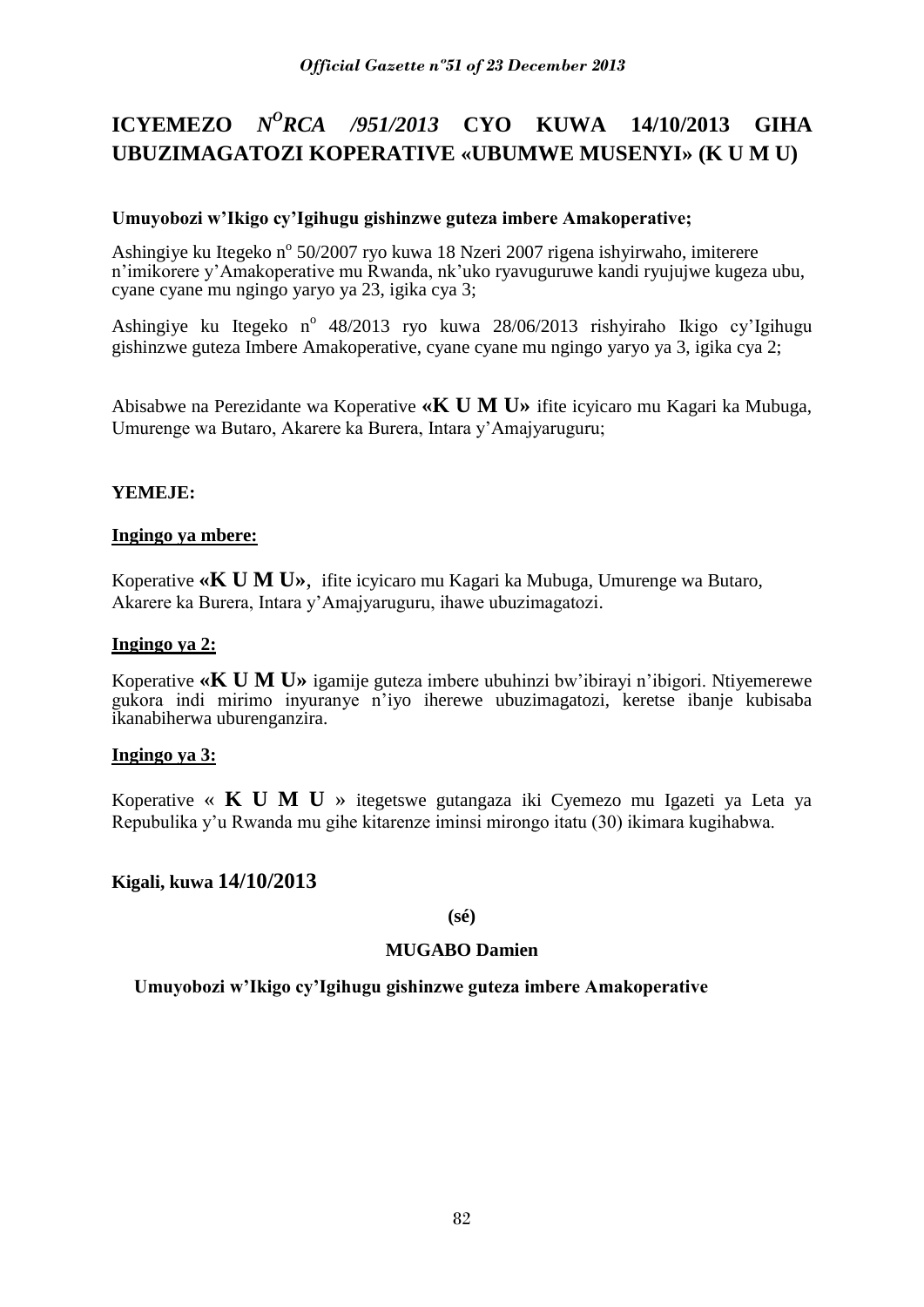# ICYEMEZO *N^O^RCA /951/2013* CYO KUWA 14/10/2013 GIHA UBUZIMAGATOZI KOPERATIVE «UBUMWE MUSENYI» (K U M U)

**Umuyobozi w'Ikigo cy'Igihugu gishinzwe guteza imbere Amakoperative;**

Ashingiye ku Itegeko nº 50/2007 ryo kuwa 18 Nzeri 2007 rigena ishyirwaho, imiterere n'imikorere y'Amakoperative mu Rwanda, nk'uko ryavuguruwe kandi ryujujwe kugeza ubu, cyane cyane mu ngingo yaryo ya 23, igika cya 3;

Ashingiye ku Itegeko nº 48/2013 ryo kuwa 28/06/2013 rishyiraho Ikigo cy'Igihugu gishinzwe guteza Imbere Amakoperative, cyane cyane mu ngingo yaryo ya 3, igika cya 2;

Abisabwe na Perezidante wa Koperative **«K U M U»** ifite icyicaro mu Kagari ka Mubuga, Umurenge wa Butaro, Akarere ka Burera, Intara y'Amajyaruguru;

**YEMEJE:**

**Ingingo ya mbere:**

Koperative **«K U M U»**, ifite icyicaro mu Kagari ka Mubuga, Umurenge wa Butaro, Akarere ka Burera, Intara y'Amajyaruguru, ihawe ubuzimagatozi.

**Ingingo ya 2:**

Koperative **«K U M U»** igamije guteza imbere ubuhinzi bw'ibirayi n'ibigori. Ntiyemerewe gukora indi mirimo inyuranye n'iyo iherewe ubuzimagatozi, keretse ibanje kubisaba ikanabiherwa uburenganzira.

**Ingingo ya 3:**

Koperative « **K U M U** » itegetswe gutangaza iki Cyemezo mu Igazeti ya Leta ya Repubulika y'u Rwanda mu gihe kitarenze iminsi mirongo itatu (30) ikimara kugihabwa.

**Kigali, kuwa 14/10/2013**

**(sé)**

**MUGABO Damien**

**Umuyobozi w'Ikigo cy'Igihugu gishinzwe guteza imbere Amakoperative**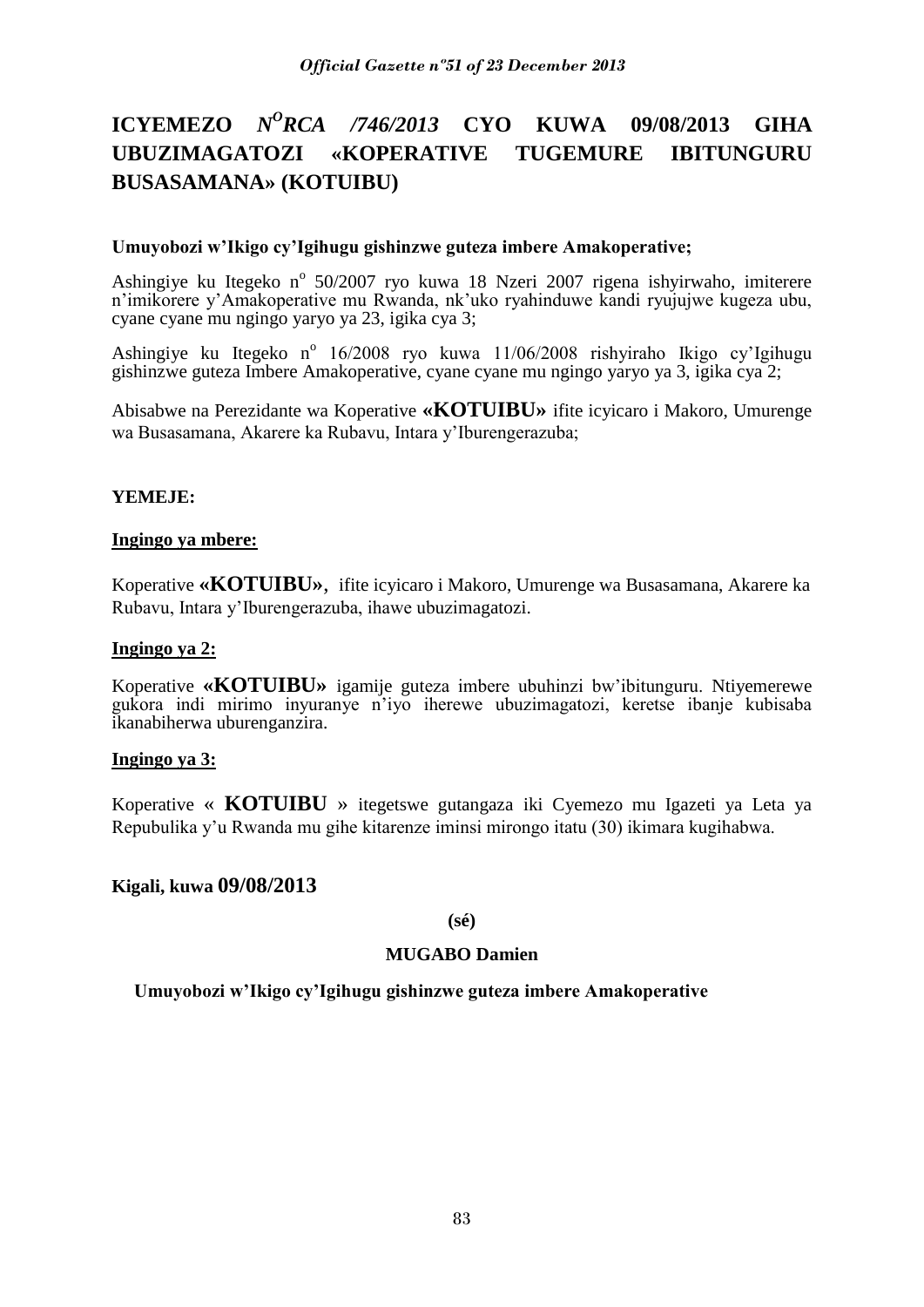# ICYEMEZO *N$^{O}$RCA /746/2013* CYO KUWA 09/08/2013 GIHA UBUZIMAGATOZI «KOPERATIVE TUGEMURE IBITUNGURU BUSASAMANA» (KOTUIBU)

**Umuyobozi w'Ikigo cy'Igihugu gishinzwe guteza imbere Amakoperative;**

Ashingiye ku Itegeko n$^{o}$ 50/2007 ryo kuwa 18 Nzeri 2007 rigena ishyirwaho, imiterere n'imikorere y'Amakoperative mu Rwanda, nk'uko ryahinduwe kandi ryujujwe kugeza ubu, cyane cyane mu ngingo yaryo ya 23, igika cya 3;

Ashingiye ku Itegeko n$^{o}$ 16/2008 ryo kuwa 11/06/2008 rishyiraho Ikigo cy'Igihugu gishinzwe guteza Imbere Amakoperative, cyane cyane mu ngingo yaryo ya 3, igika cya 2;

Abisabwe na Perezidante wa Koperative **«KOTUIBU»** ifite icyicaro i Makoro, Umurenge wa Busasamana, Akarere ka Rubavu, Intara y'Iburengerazuba;

**YEMEJE:**

**Ingingo ya mbere:**

Koperative **«KOTUIBU»**, ifite icyicaro i Makoro, Umurenge wa Busasamana, Akarere ka Rubavu, Intara y'Iburengerazuba, ihawe ubuzimagatozi.

**Ingingo ya 2:**

Koperative **«KOTUIBU»** igamije guteza imbere ubuhinzi bw'ibitunguru. Ntiyemerewe gukora indi mirimo inyuranye n'iyo iherewe ubuzimagatozi, keretse ibanje kubisaba ikanabiherwa uburenganzira.

**Ingingo ya 3:**

Koperative « **KOTUIBU** » itegetswe gutangaza iki Cyemezo mu Igazeti ya Leta ya Repubulika y'u Rwanda mu gihe kitarenze iminsi mirongo itatu (30) ikimara kugihabwa.

**Kigali, kuwa 09/08/2013**

**(sé)**

**MUGABO Damien**

**Umuyobozi w'Ikigo cy'Igihugu gishinzwe guteza imbere Amakoperative**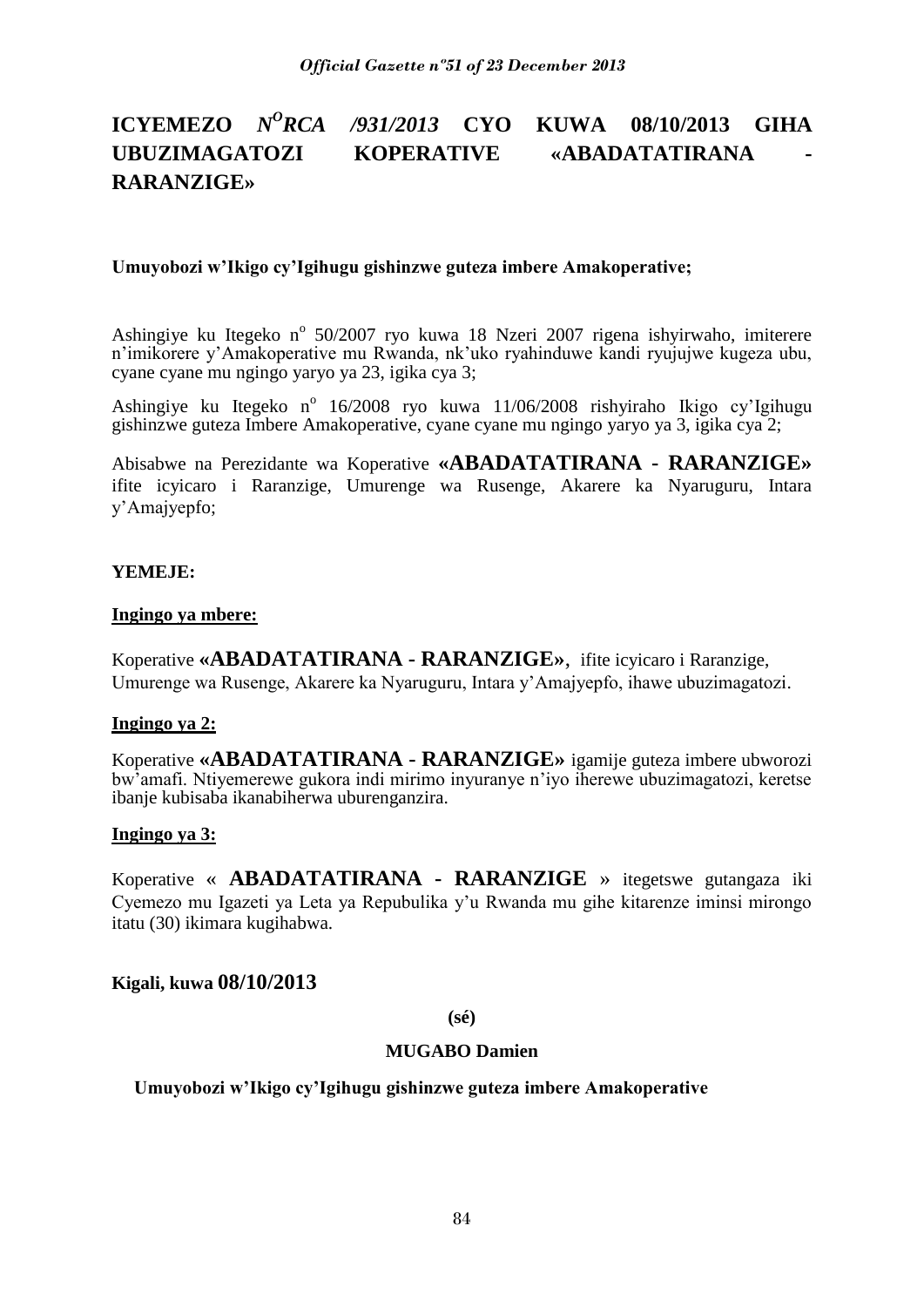# ICYEMEZO *N^O^RCA /931/2013* CYO KUWA 08/10/2013 GIHA UBUZIMAGATOZI KOPERATIVE «ABADATATIRANA - RARANZIGE»

**Umuyobozi w'Ikigo cy'Igihugu gishinzwe guteza imbere Amakoperative;**

Ashingiye ku Itegeko n° 50/2007 ryo kuwa 18 Nzeri 2007 rigena ishyirwaho, imiterere n'imikorere y'Amakoperative mu Rwanda, nk'uko ryahinduwe kandi ryujujwe kugeza ubu, cyane cyane mu ngingo yaryo ya 23, igika cya 3;

Ashingiye ku Itegeko n° 16/2008 ryo kuwa 11/06/2008 rishyiraho Ikigo cy'Igihugu gishinzwe guteza Imbere Amakoperative, cyane cyane mu ngingo yaryo ya 3, igika cya 2;

Abisabwe na Perezidante wa Koperative **«ABADATATIRANA - RARANZIGE»** ifite icyicaro i Raranzige, Umurenge wa Rusenge, Akarere ka Nyaruguru, Intara y'Amajyepfo;

**YEMEJE:**

**Ingingo ya mbere:**

Koperative **«ABADATATIRANA - RARANZIGE»**, ifite icyicaro i Raranzige, Umurenge wa Rusenge, Akarere ka Nyaruguru, Intara y'Amajyepfo, ihawe ubuzimagatozi.

**Ingingo ya 2:**

Koperative **«ABADATATIRANA - RARANZIGE»** igamije guteza imbere ubworozi bw'amafi. Ntiyemerewe gukora indi mirimo inyuranye n'iyo iherewe ubuzimagatozi, keretse ibanje kubisaba ikanabiherwa uburenganzira.

**Ingingo ya 3:**

Koperative « **ABADATATIRANA - RARANZIGE** » itegetswe gutangaza iki Cyemezo mu Igazeti ya Leta ya Repubulika y'u Rwanda mu gihe kitarenze iminsi mirongo itatu (30) ikimara kugihabwa.

**Kigali, kuwa 08/10/2013**

**(sé)**

**MUGABO Damien**

**Umuyobozi w'Ikigo cy'Igihugu gishinzwe guteza imbere Amakoperative**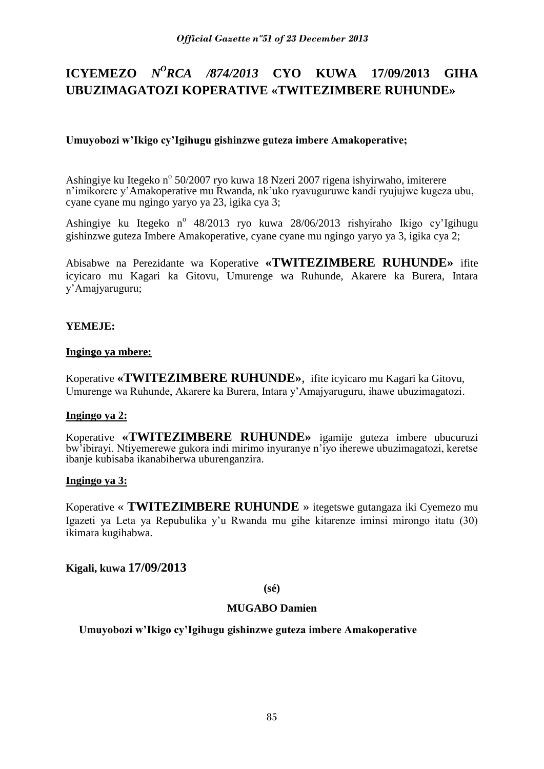# ICYEMEZO $N^O$*RCA /874/2013* CYO KUWA 17/09/2013 GIHA UBUZIMAGATOZI KOPERATIVE «TWITEZIMBERE RUHUNDE»

**Umuyobozi w'Ikigo cy'Igihugu gishinzwe guteza imbere Amakoperative;**

Ashingiye ku Itegeko n° 50/2007 ryo kuwa 18 Nzeri 2007 rigena ishyirwaho, imiterere n'imikorere y'Amakoperative mu Rwanda, nk'uko ryavuguruwe kandi ryujujwe kugeza ubu, cyane cyane mu ngingo yaryo ya 23, igika cya 3;

Ashingiye ku Itegeko n° 48/2013 ryo kuwa 28/06/2013 rishyiraho Ikigo cy'Igihugu gishinzwe guteza Imbere Amakoperative, cyane cyane mu ngingo yaryo ya 3, igika cya 2;

Abisabwe na Perezidante wa Koperative **«TWITEZIMBERE RUHUNDE»** ifite icyicaro mu Kagari ka Gitovu, Umurenge wa Ruhunde, Akarere ka Burera, Intara y'Amajyaruguru;

**YEMEJE:**

**Ingingo ya mbere:**

Koperative **«TWITEZIMBERE RUHUNDE»**, ifite icyicaro mu Kagari ka Gitovu, Umurenge wa Ruhunde, Akarere ka Burera, Intara y'Amajyaruguru, ihawe ubuzimagatozi.

**Ingingo ya 2:**

Koperative **«TWITEZIMBERE RUHUNDE»** igamije guteza imbere ubucuruzi bw'ibirayi. Ntiyemerewe gukora indi mirimo inyuranye n'iyo iherewe ubuzimagatozi, keretse ibanje kubisaba ikanabiherwa uburenganzira.

**Ingingo ya 3:**

Koperative « **TWITEZIMBERE RUHUNDE** » itegetswe gutangaza iki Cyemezo mu Igazeti ya Leta ya Repubulika y'u Rwanda mu gihe kitarenze iminsi mirongo itatu (30) ikimara kugihabwa.

**Kigali, kuwa 17/09/2013**

**(sé)**

**MUGABO Damien**

**Umuyobozi w'Ikigo cy'Igihugu gishinzwe guteza imbere Amakoperative**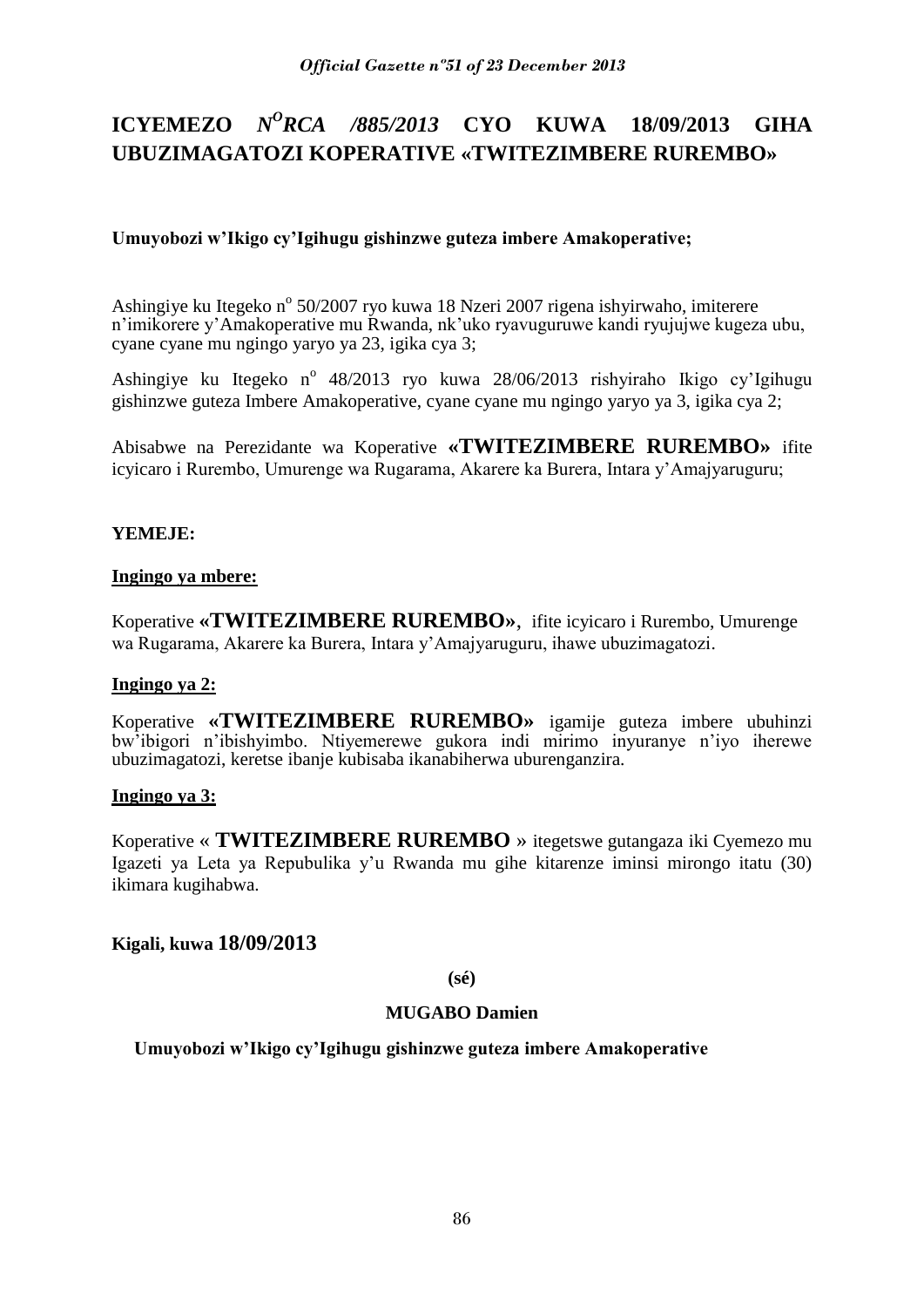# ICYEMEZO *N^O^RCA /885/2013* CYO KUWA 18/09/2013 GIHA UBUZIMAGATOZI KOPERATIVE «TWITEZIMBERE RUREMBO»

**Umuyobozi w'Ikigo cy'Igihugu gishinzwe guteza imbere Amakoperative;**

Ashingiye ku Itegeko n° 50/2007 ryo kuwa 18 Nzeri 2007 rigena ishyirwaho, imiterere n'imikorere y'Amakoperative mu Rwanda, nk'uko ryavuguruwe kandi ryujujwe kugeza ubu, cyane cyane mu ngingo yaryo ya 23, igika cya 3;

Ashingiye ku Itegeko n° 48/2013 ryo kuwa 28/06/2013 rishyiraho Ikigo cy'Igihugu gishinzwe guteza Imbere Amakoperative, cyane cyane mu ngingo yaryo ya 3, igika cya 2;

Abisabwe na Perezidante wa Koperative **«TWITEZIMBERE RUREMBO»** ifite icyicaro i Rurembo, Umurenge wa Rugarama, Akarere ka Burera, Intara y'Amajyaruguru;

**YEMEJE:**

**Ingingo ya mbere:**

Koperative **«TWITEZIMBERE RUREMBO»**, ifite icyicaro i Rurembo, Umurenge wa Rugarama, Akarere ka Burera, Intara y'Amajyaruguru, ihawe ubuzimagatozi.

**Ingingo ya 2:**

Koperative **«TWITEZIMBERE RUREMBO»** igamije guteza imbere ubuhinzi bw'ibigori n'ibishyimbo. Ntiyemerewe gukora indi mirimo inyuranye n'iyo iherewe ubuzimagatozi, keretse ibanje kubisaba ikanabiherwa uburenganzira.

**Ingingo ya 3:**

Koperative « **TWITEZIMBERE RUREMBO** » itegetswe gutangaza iki Cyemezo mu Igazeti ya Leta ya Repubulika y'u Rwanda mu gihe kitarenze iminsi mirongo itatu (30) ikimara kugihabwa.

**Kigali, kuwa 18/09/2013**

**(sé)**

**MUGABO Damien**

**Umuyobozi w'Ikigo cy'Igihugu gishinzwe guteza imbere Amakoperative**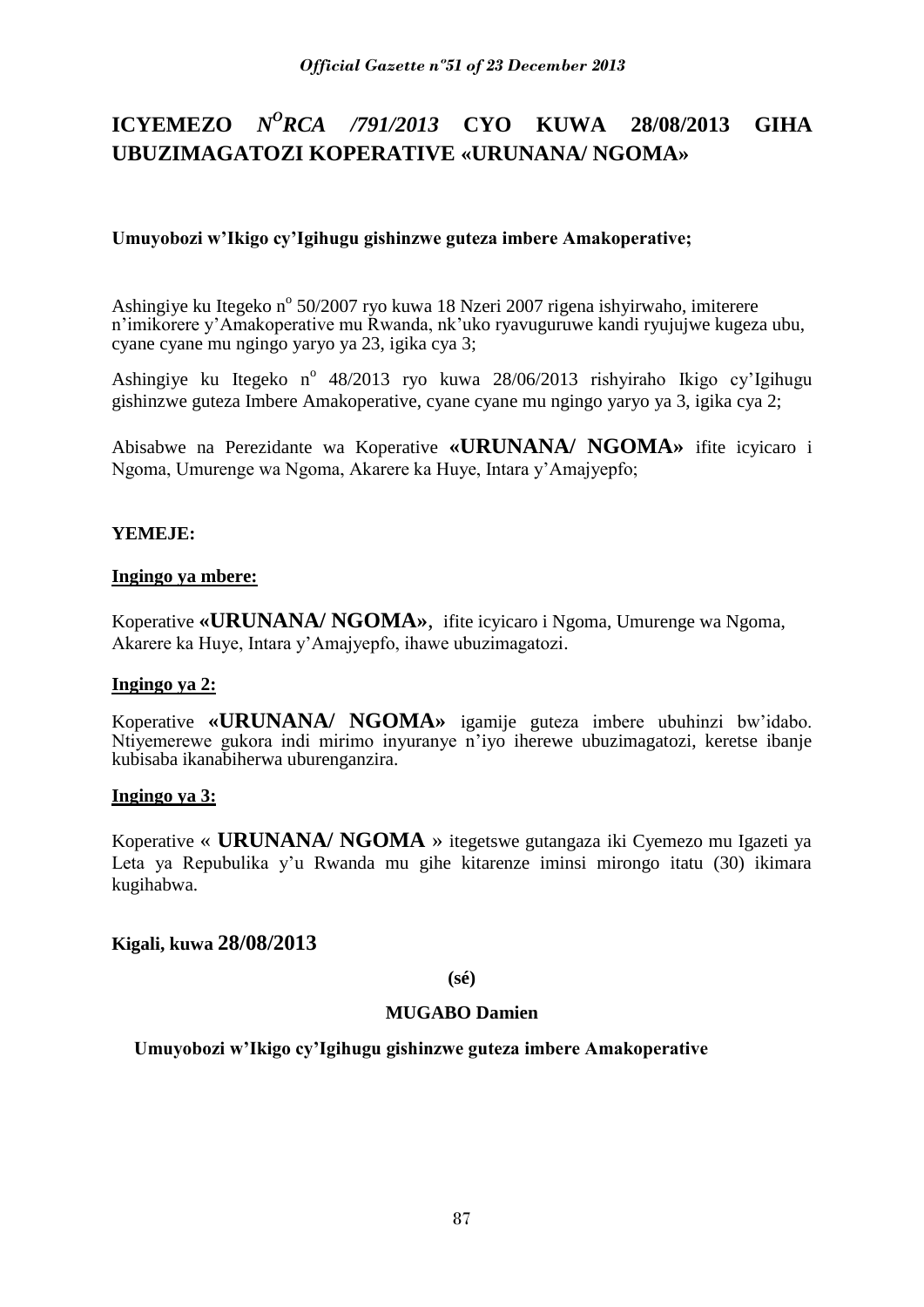# ICYEMEZO *N<sup>O</sup>RCA /791/2013* CYO KUWA 28/08/2013 GIHA UBUZIMAGATOZI KOPERATIVE «URUNANA/ NGOMA»

**Umuyobozi w'Ikigo cy'Igihugu gishinzwe guteza imbere Amakoperative;**

Ashingiye ku Itegeko n° 50/2007 ryo kuwa 18 Nzeri 2007 rigena ishyirwaho, imiterere n'imikorere y'Amakoperative mu Rwanda, nk'uko ryavuguruwe kandi ryujujwe kugeza ubu, cyane cyane mu ngingo yaryo ya 23, igika cya 3;

Ashingiye ku Itegeko n° 48/2013 ryo kuwa 28/06/2013 rishyiraho Ikigo cy'Igihugu gishinzwe guteza Imbere Amakoperative, cyane cyane mu ngingo yaryo ya 3, igika cya 2;

Abisabwe na Perezidante wa Koperative **«URUNANA/ NGOMA»** ifite icyicaro i Ngoma, Umurenge wa Ngoma, Akarere ka Huye, Intara y'Amajyepfo;

**YEMEJE:**

**Ingingo ya mbere:**

Koperative **«URUNANA/ NGOMA»**, ifite icyicaro i Ngoma, Umurenge wa Ngoma, Akarere ka Huye, Intara y'Amajyepfo, ihawe ubuzimagatozi.

**Ingingo ya 2:**

Koperative **«URUNANA/ NGOMA»** igamije guteza imbere ubuhinzi bw'idabo. Ntiyemerewe gukora indi mirimo inyuranye n'iyo iherewe ubuzimagatozi, keretse ibanje kubisaba ikanabiherwa uburenganzira.

**Ingingo ya 3:**

Koperative « **URUNANA/ NGOMA** » itegetswe gutangaza iki Cyemezo mu Igazeti ya Leta ya Repubulika y'u Rwanda mu gihe kitarenze iminsi mirongo itatu (30) ikimara kugihabwa.

**Kigali, kuwa 28/08/2013**

**(sé)**

**MUGABO Damien**

**Umuyobozi w'Ikigo cy'Igihugu gishinzwe guteza imbere Amakoperative**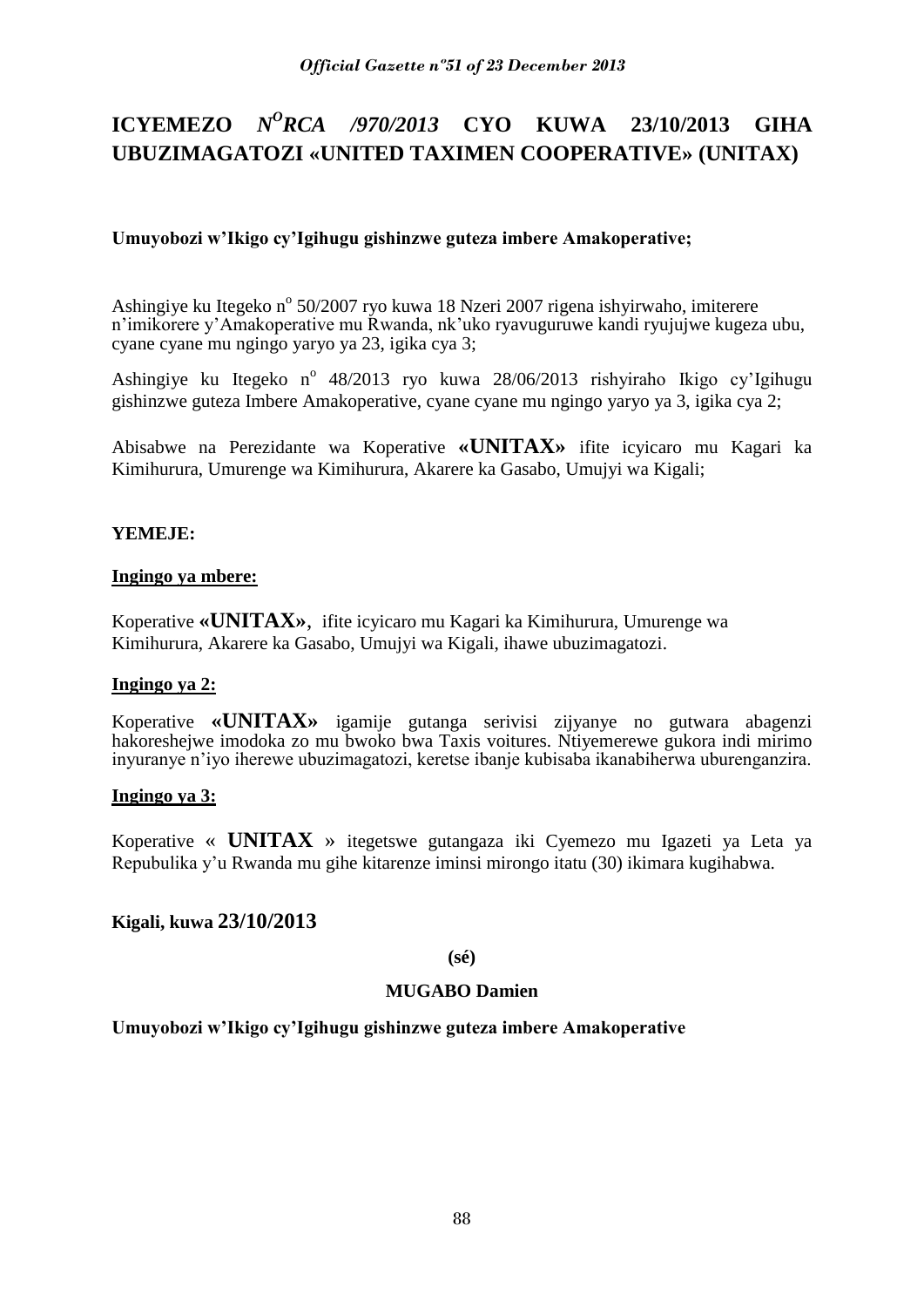# ICYEMEZO N°RCA /970/2013 CYO KUWA 23/10/2013 GIHA UBUZIMAGATOZI «UNITED TAXIMEN COOPERATIVE» (UNITAX)

**Umuyobozi w'Ikigo cy'Igihugu gishinzwe guteza imbere Amakoperative;**

Ashingiye ku Itegeko n° 50/2007 ryo kuwa 18 Nzeri 2007 rigena ishyirwaho, imiterere n'imikorere y'Amakoperative mu Rwanda, nk'uko ryavuguruwe kandi ryujujwe kugeza ubu, cyane cyane mu ngingo yaryo ya 23, igika cya 3;

Ashingiye ku Itegeko n° 48/2013 ryo kuwa 28/06/2013 rishyiraho Ikigo cy'Igihugu gishinzwe guteza Imbere Amakoperative, cyane cyane mu ngingo yaryo ya 3, igika cya 2;

Abisabwe na Perezidante wa Koperative **«UNITAX»** ifite icyicaro mu Kagari ka Kimihurura, Umurenge wa Kimihurura, Akarere ka Gasabo, Umujyi wa Kigali;

**YEMEJE:**

**Ingingo ya mbere:**

Koperative **«UNITAX»**, ifite icyicaro mu Kagari ka Kimihurura, Umurenge wa Kimihurura, Akarere ka Gasabo, Umujyi wa Kigali, ihawe ubuzimagatozi.

**Ingingo ya 2:**

Koperative **«UNITAX»** igamije gutanga serivisi zijyanye no gutwara abagenzi hakoreshejwe imodoka zo mu bwoko bwa Taxis voitures. Ntiyemerewe gukora indi mirimo inyuranye n'iyo iherewe ubuzimagatozi, keretse ibanje kubisaba ikanabiherwa uburenganzira.

**Ingingo ya 3:**

Koperative « **UNITAX** » itegetswe gutangaza iki Cyemezo mu Igazeti ya Leta ya Repubulika y'u Rwanda mu gihe kitarenze iminsi mirongo itatu (30) ikimara kugihabwa.

**Kigali, kuwa 23/10/2013**

**(sé)**

**MUGABO Damien**

**Umuyobozi w'Ikigo cy'Igihugu gishinzwe guteza imbere Amakoperative**